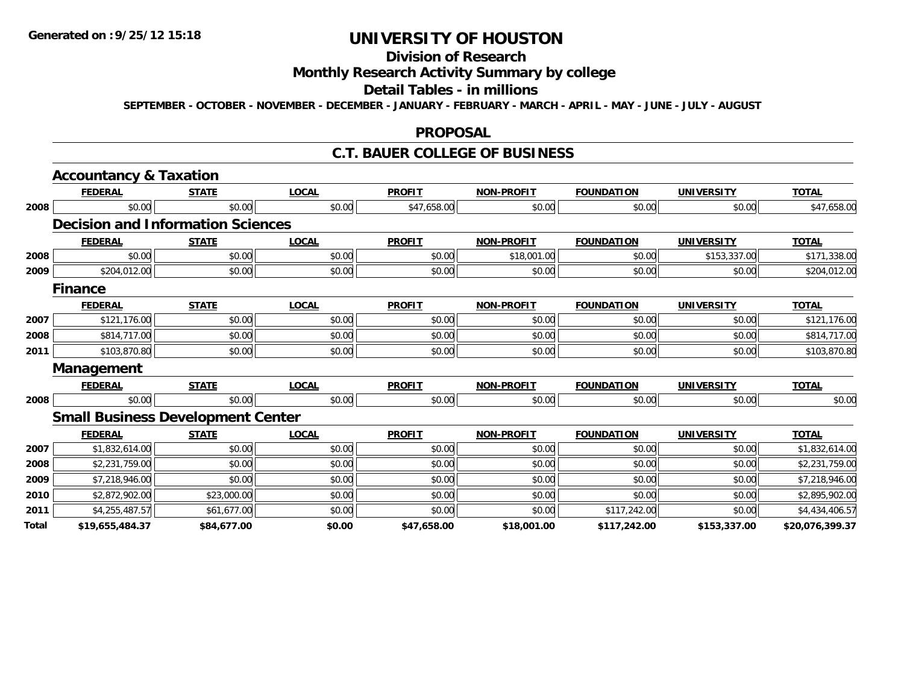# UNIVERSITY OF HOUSTON

## Division of Research

## Monthly Research Activity Summary by college

## Detail Tables - in millions

**SEPTEMBER - OCTOBER - NOVEMBER - DECEMBER - JANUARY - FEBRUARY - MARCH - APRIL - MAY - JUNE - JULY - AUGUST**

## PROPOSAL

## C.T. BAUER COLLEGE OF BUSINESS

### Accountancy & Taxation

| | FEDERAL | STATE | LOCAL | PROFIT | NON-PROFIT | FOUNDATION | UNIVERSITY | TOTAL |
|---|---|---|---|---|---|---|---|---|
| 2008 | $0.00 | $0.00 | $0.00 | $47,658.00 | $0.00 | $0.00 | $0.00 | $47,658.00 |

### Decision and Information Sciences

| | FEDERAL | STATE | LOCAL | PROFIT | NON-PROFIT | FOUNDATION | UNIVERSITY | TOTAL |
|---|---|---|---|---|---|---|---|---|
| 2008 | $0.00 | $0.00 | $0.00 | $0.00 | $18,001.00 | $0.00 | $153,337.00 | $171,338.00 |
| 2009 | $204,012.00 | $0.00 | $0.00 | $0.00 | $0.00 | $0.00 | $0.00 | $204,012.00 |

### Finance

| | FEDERAL | STATE | LOCAL | PROFIT | NON-PROFIT | FOUNDATION | UNIVERSITY | TOTAL |
|---|---|---|---|---|---|---|---|---|
| 2007 | $121,176.00 | $0.00 | $0.00 | $0.00 | $0.00 | $0.00 | $0.00 | $121,176.00 |
| 2008 | $814,717.00 | $0.00 | $0.00 | $0.00 | $0.00 | $0.00 | $0.00 | $814,717.00 |
| 2011 | $103,870.80 | $0.00 | $0.00 | $0.00 | $0.00 | $0.00 | $0.00 | $103,870.80 |

### Management

| | FEDERAL | STATE | LOCAL | PROFIT | NON-PROFIT | FOUNDATION | UNIVERSITY | TOTAL |
|---|---|---|---|---|---|---|---|---|
| 2008 | $0.00 | $0.00 | $0.00 | $0.00 | $0.00 | $0.00 | $0.00 | $0.00 |

### Small Business Development Center

| | FEDERAL | STATE | LOCAL | PROFIT | NON-PROFIT | FOUNDATION | UNIVERSITY | TOTAL |
|---|---|---|---|---|---|---|---|---|
| 2007 | $1,832,614.00 | $0.00 | $0.00 | $0.00 | $0.00 | $0.00 | $0.00 | $1,832,614.00 |
| 2008 | $2,231,759.00 | $0.00 | $0.00 | $0.00 | $0.00 | $0.00 | $0.00 | $2,231,759.00 |
| 2009 | $7,218,946.00 | $0.00 | $0.00 | $0.00 | $0.00 | $0.00 | $0.00 | $7,218,946.00 |
| 2010 | $2,872,902.00 | $23,000.00 | $0.00 | $0.00 | $0.00 | $0.00 | $0.00 | $2,895,902.00 |
| 2011 | $4,255,487.57 | $61,677.00 | $0.00 | $0.00 | $0.00 | $117,242.00 | $0.00 | $4,434,406.57 |
| **Total** | **$19,655,484.37** | **$84,677.00** | **$0.00** | **$47,658.00** | **$18,001.00** | **$117,242.00** | **$153,337.00** | **$20,076,399.37** |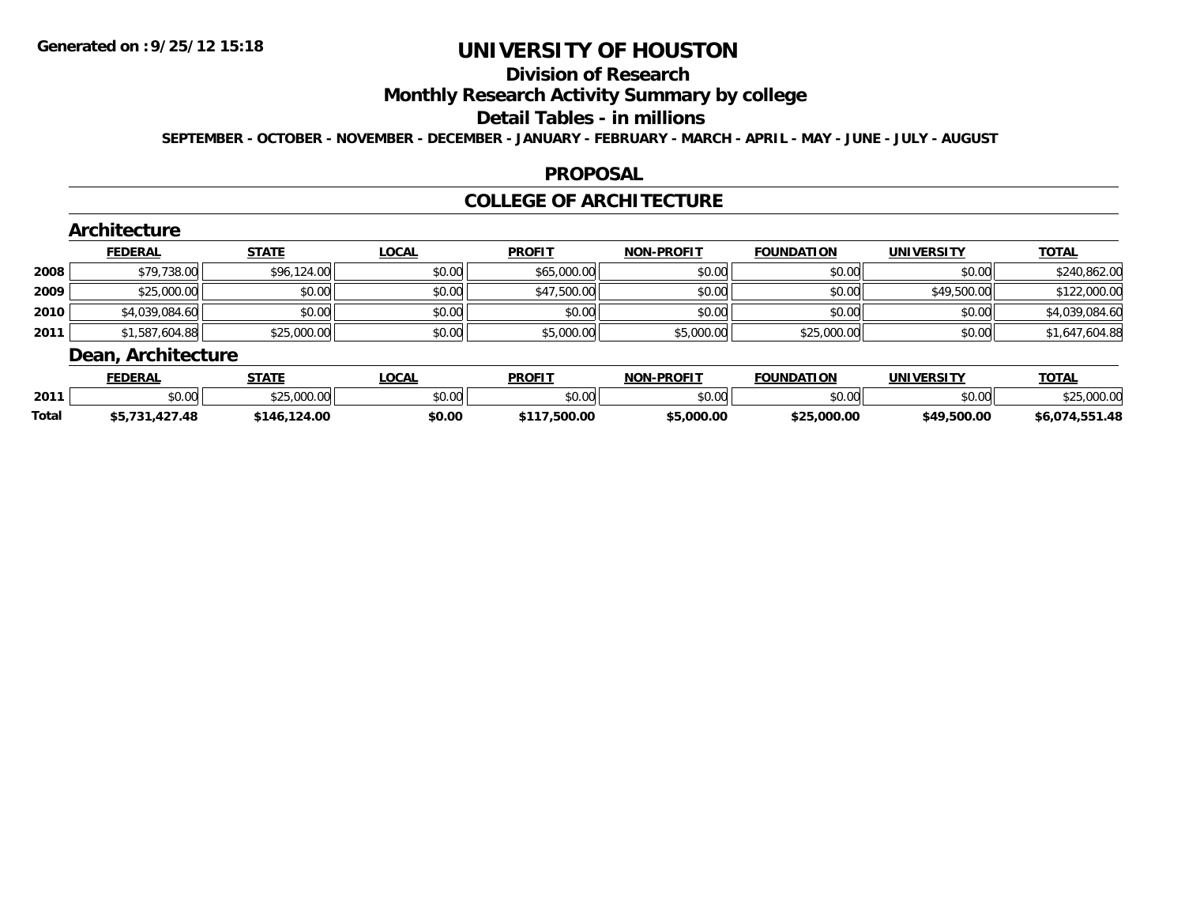# UNIVERSITY OF HOUSTON

## Division of Research

## Monthly Research Activity Summary by college

## Detail Tables - in millions

**SEPTEMBER - OCTOBER - NOVEMBER - DECEMBER - JANUARY - FEBRUARY - MARCH - APRIL - MAY - JUNE - JULY - AUGUST**

## PROPOSAL

## COLLEGE OF ARCHITECTURE

### Architecture

| | FEDERAL | STATE | LOCAL | PROFIT | NON-PROFIT | FOUNDATION | UNIVERSITY | TOTAL |
|---|---|---|---|---|---|---|---|---|
| 2008 | $79,738.00 | $96,124.00 | $0.00 | $65,000.00 | $0.00 | $0.00 | $0.00 | $240,862.00 |
| 2009 | $25,000.00 | $0.00 | $0.00 | $47,500.00 | $0.00 | $0.00 | $49,500.00 | $122,000.00 |
| 2010 | $4,039,084.60 | $0.00 | $0.00 | $0.00 | $0.00 | $0.00 | $0.00 | $4,039,084.60 |
| 2011 | $1,587,604.88 | $25,000.00 | $0.00 | $5,000.00 | $5,000.00 | $25,000.00 | $0.00 | $1,647,604.88 |

### Dean, Architecture

| | FEDERAL | STATE | LOCAL | PROFIT | NON-PROFIT | FOUNDATION | UNIVERSITY | TOTAL |
|---|---|---|---|---|---|---|---|---|
| 2011 | $0.00 | $25,000.00 | $0.00 | $0.00 | $0.00 | $0.00 | $0.00 | $25,000.00 |
| **Total** | **$5,731,427.48** | **$146,124.00** | **$0.00** | **$117,500.00** | **$5,000.00** | **$25,000.00** | **$49,500.00** | **$6,074,551.48** |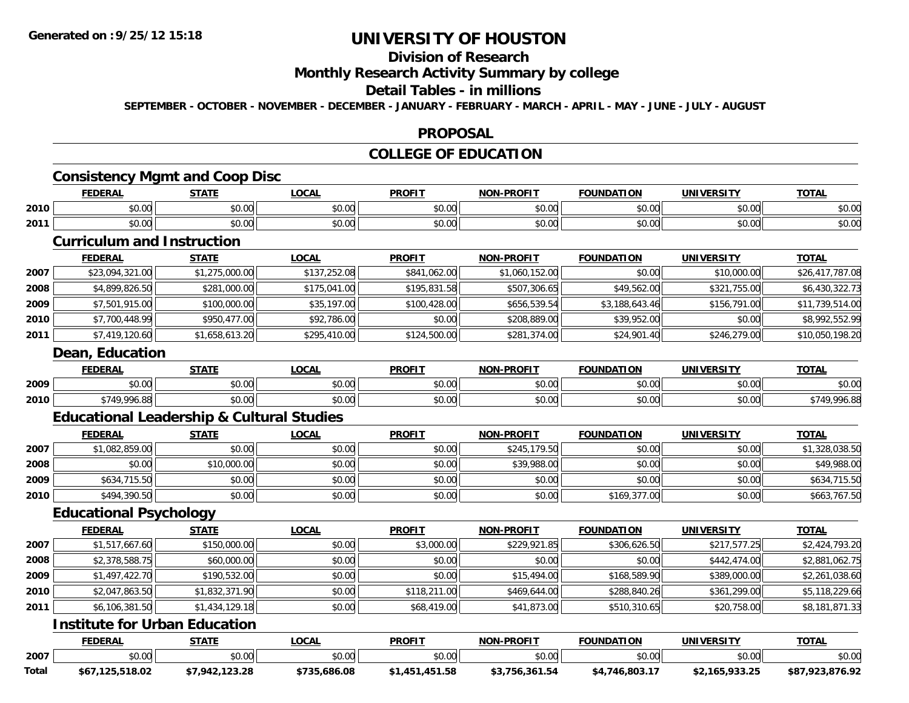# UNIVERSITY OF HOUSTON

## Division of Research

## Monthly Research Activity Summary by college

## Detail Tables - in millions

**SEPTEMBER - OCTOBER - NOVEMBER - DECEMBER - JANUARY - FEBRUARY - MARCH - APRIL - MAY - JUNE - JULY - AUGUST**

## PROPOSAL

## COLLEGE OF EDUCATION

### Consistency Mgmt and Coop Disc

| | FEDERAL | STATE | LOCAL | PROFIT | NON-PROFIT | FOUNDATION | UNIVERSITY | TOTAL |
|---|---|---|---|---|---|---|---|---|
| 2010 | $0.00 | $0.00 | $0.00 | $0.00 | $0.00 | $0.00 | $0.00 | $0.00 |
| 2011 | $0.00 | $0.00 | $0.00 | $0.00 | $0.00 | $0.00 | $0.00 | $0.00 |

### Curriculum and Instruction

| | FEDERAL | STATE | LOCAL | PROFIT | NON-PROFIT | FOUNDATION | UNIVERSITY | TOTAL |
|---|---|---|---|---|---|---|---|---|
| 2007 | $23,094,321.00 | $1,275,000.00 | $137,252.08 | $841,062.00 | $1,060,152.00 | $0.00 | $10,000.00 | $26,417,787.08 |
| 2008 | $4,899,826.50 | $281,000.00 | $175,041.00 | $195,831.58 | $507,306.65 | $49,562.00 | $321,755.00 | $6,430,322.73 |
| 2009 | $7,501,915.00 | $100,000.00 | $35,197.00 | $100,428.00 | $656,539.54 | $3,188,643.46 | $156,791.00 | $11,739,514.00 |
| 2010 | $7,700,448.99 | $950,477.00 | $92,786.00 | $0.00 | $208,889.00 | $39,952.00 | $0.00 | $8,992,552.99 |
| 2011 | $7,419,120.60 | $1,658,613.20 | $295,410.00 | $124,500.00 | $281,374.00 | $24,901.40 | $246,279.00 | $10,050,198.20 |

### Dean, Education

| | FEDERAL | STATE | LOCAL | PROFIT | NON-PROFIT | FOUNDATION | UNIVERSITY | TOTAL |
|---|---|---|---|---|---|---|---|---|
| 2009 | $0.00 | $0.00 | $0.00 | $0.00 | $0.00 | $0.00 | $0.00 | $0.00 |
| 2010 | $749,996.88 | $0.00 | $0.00 | $0.00 | $0.00 | $0.00 | $0.00 | $749,996.88 |

### Educational Leadership & Cultural Studies

| | FEDERAL | STATE | LOCAL | PROFIT | NON-PROFIT | FOUNDATION | UNIVERSITY | TOTAL |
|---|---|---|---|---|---|---|---|---|
| 2007 | $1,082,859.00 | $0.00 | $0.00 | $0.00 | $245,179.50 | $0.00 | $0.00 | $1,328,038.50 |
| 2008 | $0.00 | $10,000.00 | $0.00 | $0.00 | $39,988.00 | $0.00 | $0.00 | $49,988.00 |
| 2009 | $634,715.50 | $0.00 | $0.00 | $0.00 | $0.00 | $0.00 | $0.00 | $634,715.50 |
| 2010 | $494,390.50 | $0.00 | $0.00 | $0.00 | $0.00 | $169,377.00 | $0.00 | $663,767.50 |

### Educational Psychology

| | FEDERAL | STATE | LOCAL | PROFIT | NON-PROFIT | FOUNDATION | UNIVERSITY | TOTAL |
|---|---|---|---|---|---|---|---|---|
| 2007 | $1,517,667.60 | $150,000.00 | $0.00 | $3,000.00 | $229,921.85 | $306,626.50 | $217,577.25 | $2,424,793.20 |
| 2008 | $2,378,588.75 | $60,000.00 | $0.00 | $0.00 | $0.00 | $0.00 | $442,474.00 | $2,881,062.75 |
| 2009 | $1,497,422.70 | $190,532.00 | $0.00 | $0.00 | $15,494.00 | $168,589.90 | $389,000.00 | $2,261,038.60 |
| 2010 | $2,047,863.50 | $1,832,371.90 | $0.00 | $118,211.00 | $469,644.00 | $288,840.26 | $361,299.00 | $5,118,229.66 |
| 2011 | $6,106,381.50 | $1,434,129.18 | $0.00 | $68,419.00 | $41,873.00 | $510,310.65 | $20,758.00 | $8,181,871.33 |

### Institute for Urban Education

| | FEDERAL | STATE | LOCAL | PROFIT | NON-PROFIT | FOUNDATION | UNIVERSITY | TOTAL |
|---|---|---|---|---|---|---|---|---|
| 2007 | $0.00 | $0.00 | $0.00 | $0.00 | $0.00 | $0.00 | $0.00 | $0.00 |
| **Total** | **$67,125,518.02** | **$7,942,123.28** | **$735,686.08** | **$1,451,451.58** | **$3,756,361.54** | **$4,746,803.17** | **$2,165,933.25** | **$87,923,876.92** |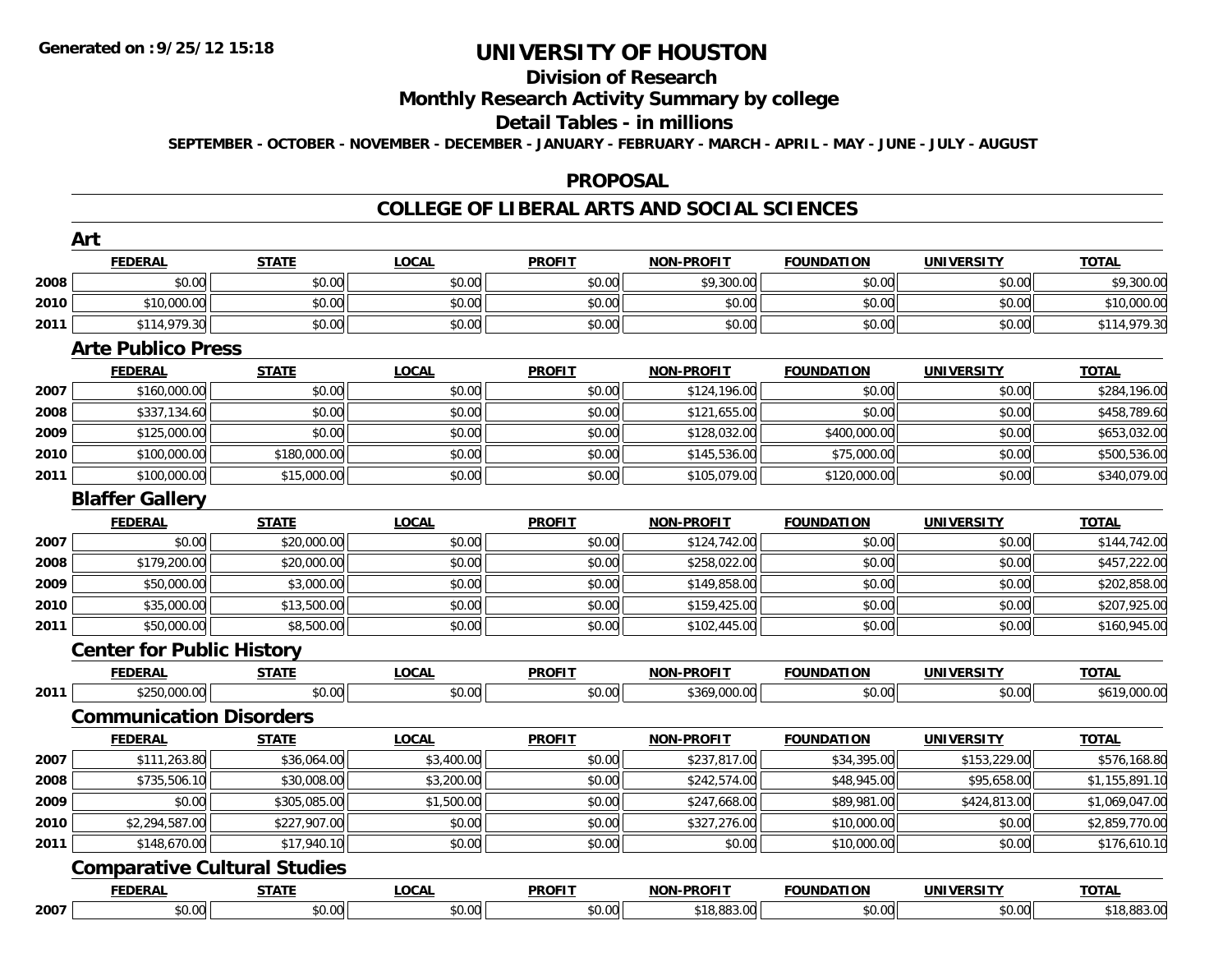**Generated on :9/25/12 15:18**

# UNIVERSITY OF HOUSTON

## Division of Research

## Monthly Research Activity Summary by college

## Detail Tables - in millions

**SEPTEMBER - OCTOBER - NOVEMBER - DECEMBER - JANUARY - FEBRUARY - MARCH - APRIL - MAY - JUNE - JULY - AUGUST**

## PROPOSAL

## COLLEGE OF LIBERAL ARTS AND SOCIAL SCIENCES

### Art

| | FEDERAL | STATE | LOCAL | PROFIT | NON-PROFIT | FOUNDATION | UNIVERSITY | TOTAL |
|---|---|---|---|---|---|---|---|---|
| 2008 | $0.00 | $0.00 | $0.00 | $0.00 | $9,300.00 | $0.00 | $0.00 | $9,300.00 |
| 2010 | $10,000.00 | $0.00 | $0.00 | $0.00 | $0.00 | $0.00 | $0.00 | $10,000.00 |
| 2011 | $114,979.30 | $0.00 | $0.00 | $0.00 | $0.00 | $0.00 | $0.00 | $114,979.30 |

### Arte Publico Press

| | FEDERAL | STATE | LOCAL | PROFIT | NON-PROFIT | FOUNDATION | UNIVERSITY | TOTAL |
|---|---|---|---|---|---|---|---|---|
| 2007 | $160,000.00 | $0.00 | $0.00 | $0.00 | $124,196.00 | $0.00 | $0.00 | $284,196.00 |
| 2008 | $337,134.60 | $0.00 | $0.00 | $0.00 | $121,655.00 | $0.00 | $0.00 | $458,789.60 |
| 2009 | $125,000.00 | $0.00 | $0.00 | $0.00 | $128,032.00 | $400,000.00 | $0.00 | $653,032.00 |
| 2010 | $100,000.00 | $180,000.00 | $0.00 | $0.00 | $145,536.00 | $75,000.00 | $0.00 | $500,536.00 |
| 2011 | $100,000.00 | $15,000.00 | $0.00 | $0.00 | $105,079.00 | $120,000.00 | $0.00 | $340,079.00 |

### Blaffer Gallery

| | FEDERAL | STATE | LOCAL | PROFIT | NON-PROFIT | FOUNDATION | UNIVERSITY | TOTAL |
|---|---|---|---|---|---|---|---|---|
| 2007 | $0.00 | $20,000.00 | $0.00 | $0.00 | $124,742.00 | $0.00 | $0.00 | $144,742.00 |
| 2008 | $179,200.00 | $20,000.00 | $0.00 | $0.00 | $258,022.00 | $0.00 | $0.00 | $457,222.00 |
| 2009 | $50,000.00 | $3,000.00 | $0.00 | $0.00 | $149,858.00 | $0.00 | $0.00 | $202,858.00 |
| 2010 | $35,000.00 | $13,500.00 | $0.00 | $0.00 | $159,425.00 | $0.00 | $0.00 | $207,925.00 |
| 2011 | $50,000.00 | $8,500.00 | $0.00 | $0.00 | $102,445.00 | $0.00 | $0.00 | $160,945.00 |

### Center for Public History

| | FEDERAL | STATE | LOCAL | PROFIT | NON-PROFIT | FOUNDATION | UNIVERSITY | TOTAL |
|---|---|---|---|---|---|---|---|---|
| 2011 | $250,000.00 | $0.00 | $0.00 | $0.00 | $369,000.00 | $0.00 | $0.00 | $619,000.00 |

### Communication Disorders

| | FEDERAL | STATE | LOCAL | PROFIT | NON-PROFIT | FOUNDATION | UNIVERSITY | TOTAL |
|---|---|---|---|---|---|---|---|---|
| 2007 | $111,263.80 | $36,064.00 | $3,400.00 | $0.00 | $237,817.00 | $34,395.00 | $153,229.00 | $576,168.80 |
| 2008 | $735,506.10 | $30,008.00 | $3,200.00 | $0.00 | $242,574.00 | $48,945.00 | $95,658.00 | $1,155,891.10 |
| 2009 | $0.00 | $305,085.00 | $1,500.00 | $0.00 | $247,668.00 | $89,981.00 | $424,813.00 | $1,069,047.00 |
| 2010 | $2,294,587.00 | $227,907.00 | $0.00 | $0.00 | $327,276.00 | $10,000.00 | $0.00 | $2,859,770.00 |
| 2011 | $148,670.00 | $17,940.10 | $0.00 | $0.00 | $0.00 | $10,000.00 | $0.00 | $176,610.10 |

### Comparative Cultural Studies

| | FEDERAL | STATE | LOCAL | PROFIT | NON-PROFIT | FOUNDATION | UNIVERSITY | TOTAL |
|---|---|---|---|---|---|---|---|---|
| 2007 | $0.00 | $0.00 | $0.00 | $0.00 | $18,883.00 | $0.00 | $0.00 | $18,883.00 |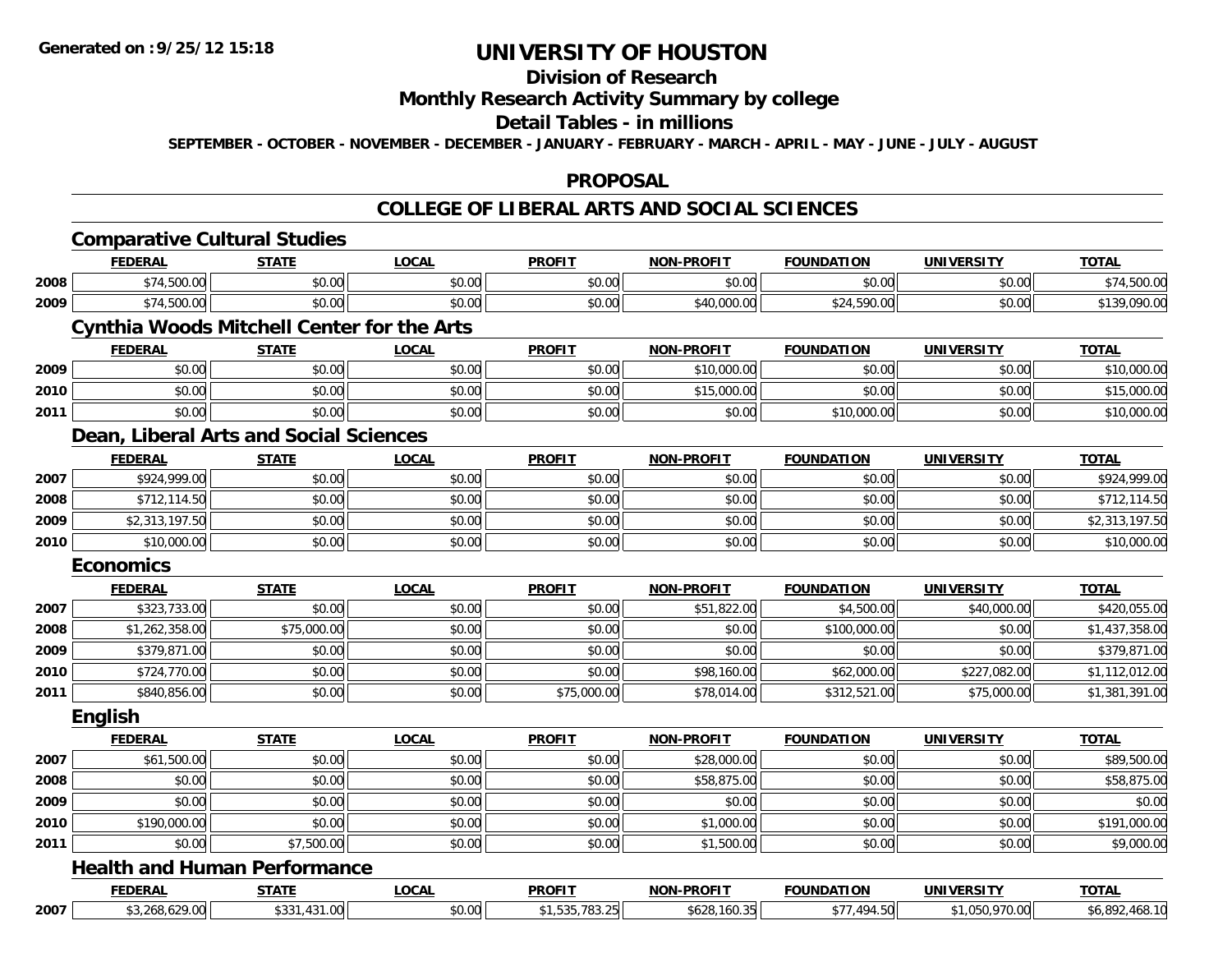Generated on :9/25/12 15:18

# UNIVERSITY OF HOUSTON

## Division of Research

## Monthly Research Activity Summary by college

## Detail Tables - in millions

SEPTEMBER - OCTOBER - NOVEMBER - DECEMBER - JANUARY - FEBRUARY - MARCH - APRIL - MAY - JUNE - JULY - AUGUST

## PROPOSAL

## COLLEGE OF LIBERAL ARTS AND SOCIAL SCIENCES

### Comparative Cultural Studies

| | FEDERAL | STATE | LOCAL | PROFIT | NON-PROFIT | FOUNDATION | UNIVERSITY | TOTAL |
|---|---|---|---|---|---|---|---|---|
| 2008 | $74,500.00 | $0.00 | $0.00 | $0.00 | $0.00 | $0.00 | $0.00 | $74,500.00 |
| 2009 | $74,500.00 | $0.00 | $0.00 | $0.00 | $40,000.00 | $24,590.00 | $0.00 | $139,090.00 |

### Cynthia Woods Mitchell Center for the Arts

| | FEDERAL | STATE | LOCAL | PROFIT | NON-PROFIT | FOUNDATION | UNIVERSITY | TOTAL |
|---|---|---|---|---|---|---|---|---|
| 2009 | $0.00 | $0.00 | $0.00 | $0.00 | $10,000.00 | $0.00 | $0.00 | $10,000.00 |
| 2010 | $0.00 | $0.00 | $0.00 | $0.00 | $15,000.00 | $0.00 | $0.00 | $15,000.00 |
| 2011 | $0.00 | $0.00 | $0.00 | $0.00 | $0.00 | $10,000.00 | $0.00 | $10,000.00 |

### Dean, Liberal Arts and Social Sciences

| | FEDERAL | STATE | LOCAL | PROFIT | NON-PROFIT | FOUNDATION | UNIVERSITY | TOTAL |
|---|---|---|---|---|---|---|---|---|
| 2007 | $924,999.00 | $0.00 | $0.00 | $0.00 | $0.00 | $0.00 | $0.00 | $924,999.00 |
| 2008 | $712,114.50 | $0.00 | $0.00 | $0.00 | $0.00 | $0.00 | $0.00 | $712,114.50 |
| 2009 | $2,313,197.50 | $0.00 | $0.00 | $0.00 | $0.00 | $0.00 | $0.00 | $2,313,197.50 |
| 2010 | $10,000.00 | $0.00 | $0.00 | $0.00 | $0.00 | $0.00 | $0.00 | $10,000.00 |

### Economics

| | FEDERAL | STATE | LOCAL | PROFIT | NON-PROFIT | FOUNDATION | UNIVERSITY | TOTAL |
|---|---|---|---|---|---|---|---|---|
| 2007 | $323,733.00 | $0.00 | $0.00 | $0.00 | $51,822.00 | $4,500.00 | $40,000.00 | $420,055.00 |
| 2008 | $1,262,358.00 | $75,000.00 | $0.00 | $0.00 | $0.00 | $100,000.00 | $0.00 | $1,437,358.00 |
| 2009 | $379,871.00 | $0.00 | $0.00 | $0.00 | $0.00 | $0.00 | $0.00 | $379,871.00 |
| 2010 | $724,770.00 | $0.00 | $0.00 | $0.00 | $98,160.00 | $62,000.00 | $227,082.00 | $1,112,012.00 |
| 2011 | $840,856.00 | $0.00 | $0.00 | $75,000.00 | $78,014.00 | $312,521.00 | $75,000.00 | $1,381,391.00 |

### English

| | FEDERAL | STATE | LOCAL | PROFIT | NON-PROFIT | FOUNDATION | UNIVERSITY | TOTAL |
|---|---|---|---|---|---|---|---|---|
| 2007 | $61,500.00 | $0.00 | $0.00 | $0.00 | $28,000.00 | $0.00 | $0.00 | $89,500.00 |
| 2008 | $0.00 | $0.00 | $0.00 | $0.00 | $58,875.00 | $0.00 | $0.00 | $58,875.00 |
| 2009 | $0.00 | $0.00 | $0.00 | $0.00 | $0.00 | $0.00 | $0.00 | $0.00 |
| 2010 | $190,000.00 | $0.00 | $0.00 | $0.00 | $1,000.00 | $0.00 | $0.00 | $191,000.00 |
| 2011 | $0.00 | $7,500.00 | $0.00 | $0.00 | $1,500.00 | $0.00 | $0.00 | $9,000.00 |

### Health and Human Performance

| | FEDERAL | STATE | LOCAL | PROFIT | NON-PROFIT | FOUNDATION | UNIVERSITY | TOTAL |
|---|---|---|---|---|---|---|---|---|
| 2007 | $3,268,629.00 | $331,431.00 | $0.00 | $1,535,783.25 | $628,160.35 | $77,494.50 | $1,050,970.00 | $6,892,468.10 |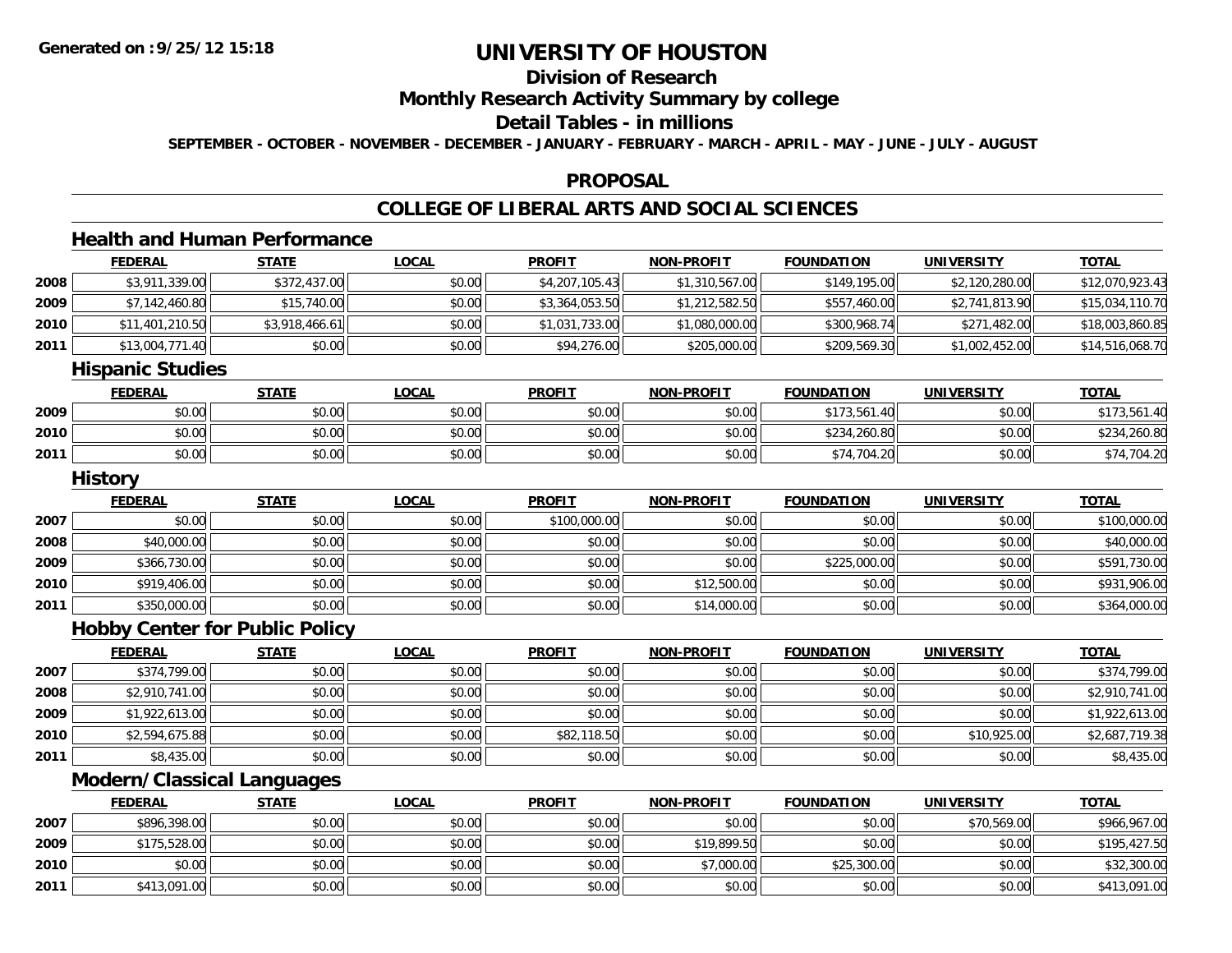# UNIVERSITY OF HOUSTON

## Division of Research

## Monthly Research Activity Summary by college

## Detail Tables - in millions

**SEPTEMBER - OCTOBER - NOVEMBER - DECEMBER - JANUARY - FEBRUARY - MARCH - APRIL - MAY - JUNE - JULY - AUGUST**

## PROPOSAL

## COLLEGE OF LIBERAL ARTS AND SOCIAL SCIENCES

### Health and Human Performance

| | FEDERAL | STATE | LOCAL | PROFIT | NON-PROFIT | FOUNDATION | UNIVERSITY | TOTAL |
|---|---|---|---|---|---|---|---|---|
| 2008 | $3,911,339.00 | $372,437.00 | $0.00 | $4,207,105.43 | $1,310,567.00 | $149,195.00 | $2,120,280.00 | $12,070,923.43 |
| 2009 | $7,142,460.80 | $15,740.00 | $0.00 | $3,364,053.50 | $1,212,582.50 | $557,460.00 | $2,741,813.90 | $15,034,110.70 |
| 2010 | $11,401,210.50 | $3,918,466.61 | $0.00 | $1,031,733.00 | $1,080,000.00 | $300,968.74 | $271,482.00 | $18,003,860.85 |
| 2011 | $13,004,771.40 | $0.00 | $0.00 | $94,276.00 | $205,000.00 | $209,569.30 | $1,002,452.00 | $14,516,068.70 |

### Hispanic Studies

| | FEDERAL | STATE | LOCAL | PROFIT | NON-PROFIT | FOUNDATION | UNIVERSITY | TOTAL |
|---|---|---|---|---|---|---|---|---|
| 2009 | $0.00 | $0.00 | $0.00 | $0.00 | $0.00 | $173,561.40 | $0.00 | $173,561.40 |
| 2010 | $0.00 | $0.00 | $0.00 | $0.00 | $0.00 | $234,260.80 | $0.00 | $234,260.80 |
| 2011 | $0.00 | $0.00 | $0.00 | $0.00 | $0.00 | $74,704.20 | $0.00 | $74,704.20 |

### History

| | FEDERAL | STATE | LOCAL | PROFIT | NON-PROFIT | FOUNDATION | UNIVERSITY | TOTAL |
|---|---|---|---|---|---|---|---|---|
| 2007 | $0.00 | $0.00 | $0.00 | $100,000.00 | $0.00 | $0.00 | $0.00 | $100,000.00 |
| 2008 | $40,000.00 | $0.00 | $0.00 | $0.00 | $0.00 | $0.00 | $0.00 | $40,000.00 |
| 2009 | $366,730.00 | $0.00 | $0.00 | $0.00 | $0.00 | $225,000.00 | $0.00 | $591,730.00 |
| 2010 | $919,406.00 | $0.00 | $0.00 | $0.00 | $12,500.00 | $0.00 | $0.00 | $931,906.00 |
| 2011 | $350,000.00 | $0.00 | $0.00 | $0.00 | $14,000.00 | $0.00 | $0.00 | $364,000.00 |

### Hobby Center for Public Policy

| | FEDERAL | STATE | LOCAL | PROFIT | NON-PROFIT | FOUNDATION | UNIVERSITY | TOTAL |
|---|---|---|---|---|---|---|---|---|
| 2007 | $374,799.00 | $0.00 | $0.00 | $0.00 | $0.00 | $0.00 | $0.00 | $374,799.00 |
| 2008 | $2,910,741.00 | $0.00 | $0.00 | $0.00 | $0.00 | $0.00 | $0.00 | $2,910,741.00 |
| 2009 | $1,922,613.00 | $0.00 | $0.00 | $0.00 | $0.00 | $0.00 | $0.00 | $1,922,613.00 |
| 2010 | $2,594,675.88 | $0.00 | $0.00 | $82,118.50 | $0.00 | $0.00 | $10,925.00 | $2,687,719.38 |
| 2011 | $8,435.00 | $0.00 | $0.00 | $0.00 | $0.00 | $0.00 | $0.00 | $8,435.00 |

### Modern/Classical Languages

| | FEDERAL | STATE | LOCAL | PROFIT | NON-PROFIT | FOUNDATION | UNIVERSITY | TOTAL |
|---|---|---|---|---|---|---|---|---|
| 2007 | $896,398.00 | $0.00 | $0.00 | $0.00 | $0.00 | $0.00 | $70,569.00 | $966,967.00 |
| 2009 | $175,528.00 | $0.00 | $0.00 | $0.00 | $19,899.50 | $0.00 | $0.00 | $195,427.50 |
| 2010 | $0.00 | $0.00 | $0.00 | $0.00 | $7,000.00 | $25,300.00 | $0.00 | $32,300.00 |
| 2011 | $413,091.00 | $0.00 | $0.00 | $0.00 | $0.00 | $0.00 | $0.00 | $413,091.00 |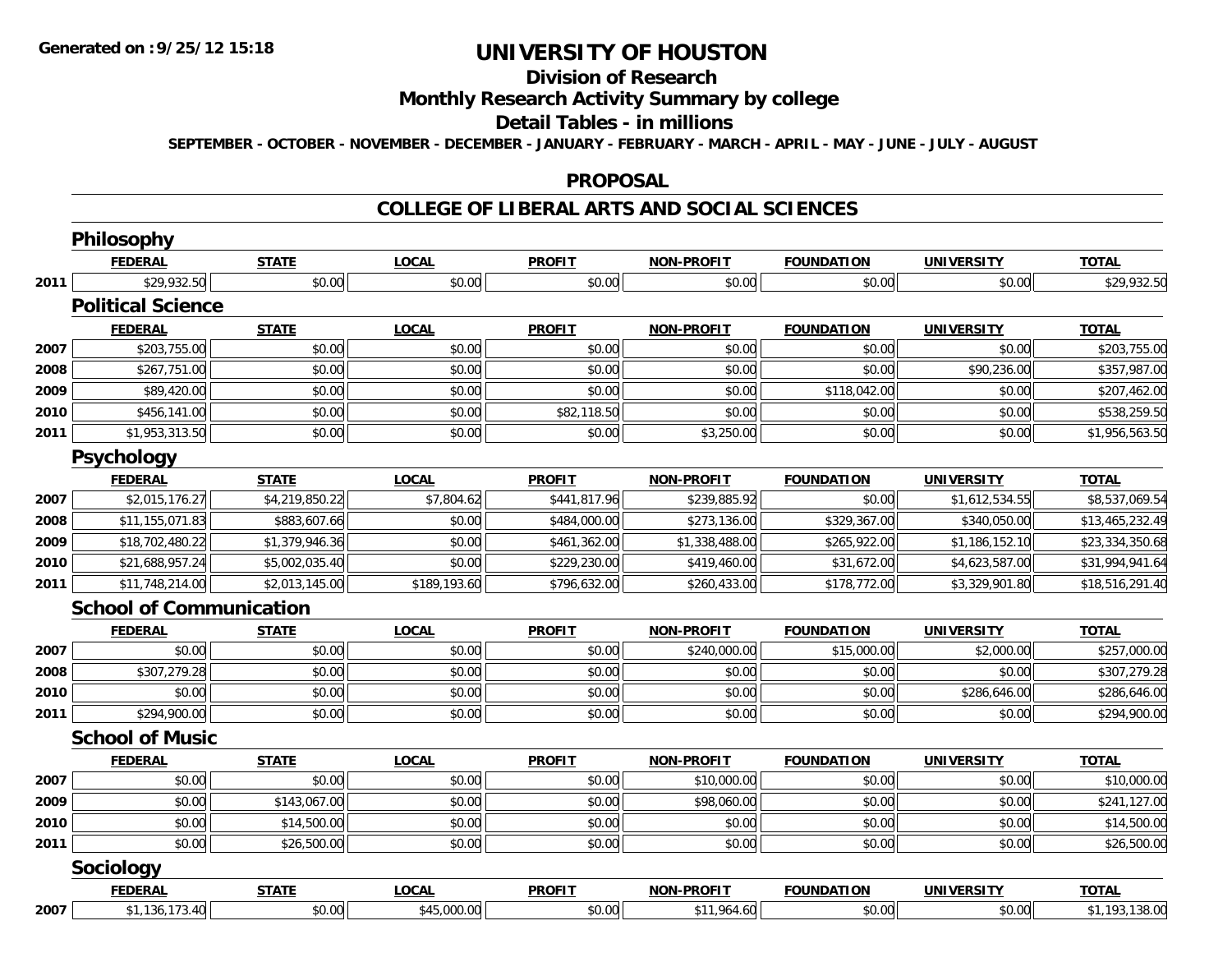**Generated on :9/25/12 15:18**

# UNIVERSITY OF HOUSTON

## Division of Research

## Monthly Research Activity Summary by college

## Detail Tables - in millions

**SEPTEMBER - OCTOBER - NOVEMBER - DECEMBER - JANUARY - FEBRUARY - MARCH - APRIL - MAY - JUNE - JULY - AUGUST**

## PROPOSAL

## COLLEGE OF LIBERAL ARTS AND SOCIAL SCIENCES

### Philosophy

| | FEDERAL | STATE | LOCAL | PROFIT | NON-PROFIT | FOUNDATION | UNIVERSITY | TOTAL |
|---|---|---|---|---|---|---|---|---|
| 2011 | $29,932.50 | $0.00 | $0.00 | $0.00 | $0.00 | $0.00 | $0.00 | $29,932.50 |

### Political Science

| | FEDERAL | STATE | LOCAL | PROFIT | NON-PROFIT | FOUNDATION | UNIVERSITY | TOTAL |
|---|---|---|---|---|---|---|---|---|
| 2007 | $203,755.00 | $0.00 | $0.00 | $0.00 | $0.00 | $0.00 | $0.00 | $203,755.00 |
| 2008 | $267,751.00 | $0.00 | $0.00 | $0.00 | $0.00 | $0.00 | $90,236.00 | $357,987.00 |
| 2009 | $89,420.00 | $0.00 | $0.00 | $0.00 | $0.00 | $118,042.00 | $0.00 | $207,462.00 |
| 2010 | $456,141.00 | $0.00 | $0.00 | $82,118.50 | $0.00 | $0.00 | $0.00 | $538,259.50 |
| 2011 | $1,953,313.50 | $0.00 | $0.00 | $0.00 | $3,250.00 | $0.00 | $0.00 | $1,956,563.50 |

### Psychology

| | FEDERAL | STATE | LOCAL | PROFIT | NON-PROFIT | FOUNDATION | UNIVERSITY | TOTAL |
|---|---|---|---|---|---|---|---|---|
| 2007 | $2,015,176.27 | $4,219,850.22 | $7,804.62 | $441,817.96 | $239,885.92 | $0.00 | $1,612,534.55 | $8,537,069.54 |
| 2008 | $11,155,071.83 | $883,607.66 | $0.00 | $484,000.00 | $273,136.00 | $329,367.00 | $340,050.00 | $13,465,232.49 |
| 2009 | $18,702,480.22 | $1,379,946.36 | $0.00 | $461,362.00 | $1,338,488.00 | $265,922.00 | $1,186,152.10 | $23,334,350.68 |
| 2010 | $21,688,957.24 | $5,002,035.40 | $0.00 | $229,230.00 | $419,460.00 | $31,672.00 | $4,623,587.00 | $31,994,941.64 |
| 2011 | $11,748,214.00 | $2,013,145.00 | $189,193.60 | $796,632.00 | $260,433.00 | $178,772.00 | $3,329,901.80 | $18,516,291.40 |

### School of Communication

| | FEDERAL | STATE | LOCAL | PROFIT | NON-PROFIT | FOUNDATION | UNIVERSITY | TOTAL |
|---|---|---|---|---|---|---|---|---|
| 2007 | $0.00 | $0.00 | $0.00 | $0.00 | $240,000.00 | $15,000.00 | $2,000.00 | $257,000.00 |
| 2008 | $307,279.28 | $0.00 | $0.00 | $0.00 | $0.00 | $0.00 | $0.00 | $307,279.28 |
| 2010 | $0.00 | $0.00 | $0.00 | $0.00 | $0.00 | $0.00 | $286,646.00 | $286,646.00 |
| 2011 | $294,900.00 | $0.00 | $0.00 | $0.00 | $0.00 | $0.00 | $0.00 | $294,900.00 |

### School of Music

| | FEDERAL | STATE | LOCAL | PROFIT | NON-PROFIT | FOUNDATION | UNIVERSITY | TOTAL |
|---|---|---|---|---|---|---|---|---|
| 2007 | $0.00 | $0.00 | $0.00 | $0.00 | $10,000.00 | $0.00 | $0.00 | $10,000.00 |
| 2009 | $0.00 | $143,067.00 | $0.00 | $0.00 | $98,060.00 | $0.00 | $0.00 | $241,127.00 |
| 2010 | $0.00 | $14,500.00 | $0.00 | $0.00 | $0.00 | $0.00 | $0.00 | $14,500.00 |
| 2011 | $0.00 | $26,500.00 | $0.00 | $0.00 | $0.00 | $0.00 | $0.00 | $26,500.00 |

### Sociology

| | FEDERAL | STATE | LOCAL | PROFIT | NON-PROFIT | FOUNDATION | UNIVERSITY | TOTAL |
|---|---|---|---|---|---|---|---|---|
| 2007 | $1,136,173.40 | $0.00 | $45,000.00 | $0.00 | $11,964.60 | $0.00 | $0.00 | $1,193,138.00 |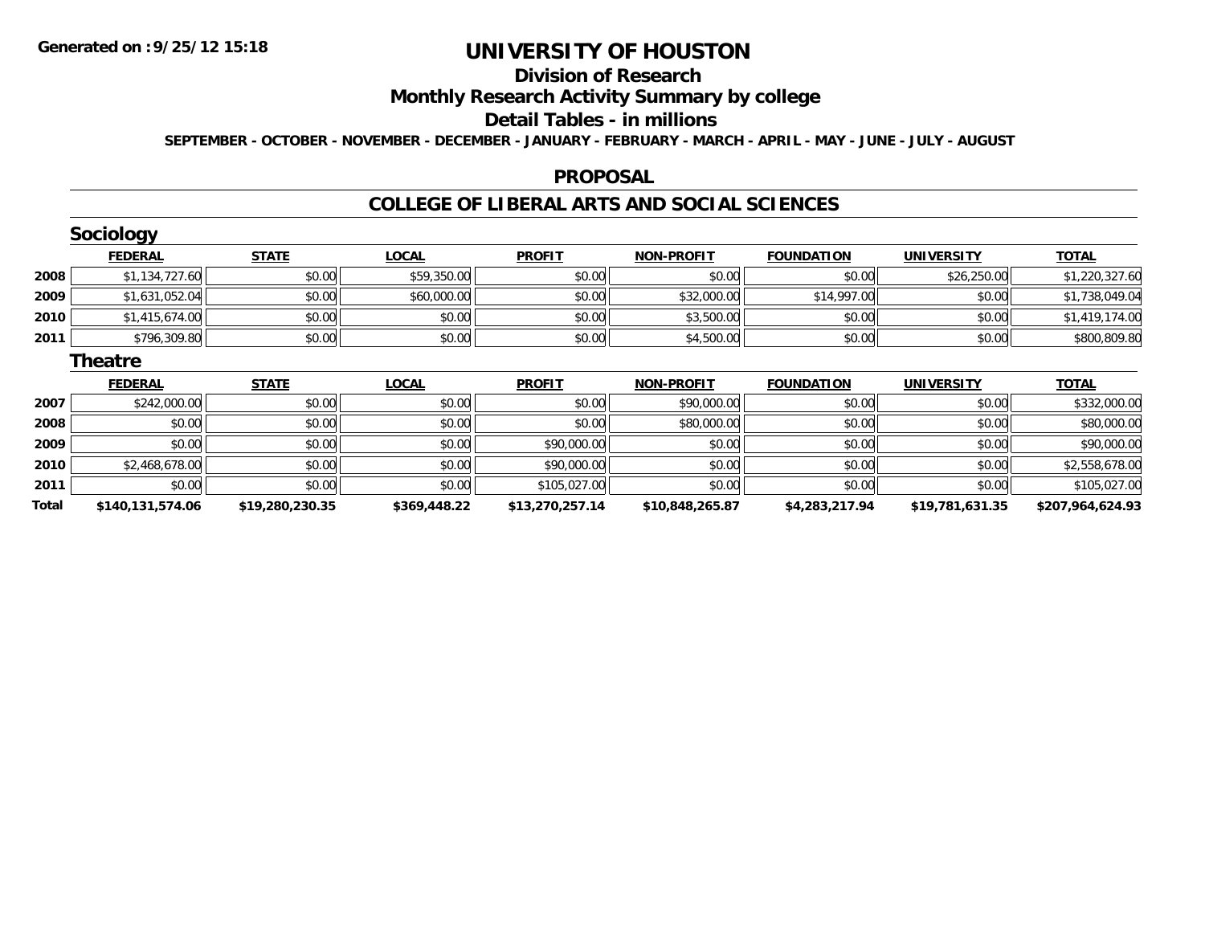# UNIVERSITY OF HOUSTON

## Division of Research

## Monthly Research Activity Summary by college

## Detail Tables - in millions

SEPTEMBER - OCTOBER - NOVEMBER - DECEMBER - JANUARY - FEBRUARY - MARCH - APRIL - MAY - JUNE - JULY - AUGUST

## PROPOSAL

## COLLEGE OF LIBERAL ARTS AND SOCIAL SCIENCES

### Sociology

| | FEDERAL | STATE | LOCAL | PROFIT | NON-PROFIT | FOUNDATION | UNIVERSITY | TOTAL |
|---|---|---|---|---|---|---|---|---|
| 2008 | $1,134,727.60 | $0.00 | $59,350.00 | $0.00 | $0.00 | $0.00 | $26,250.00 | $1,220,327.60 |
| 2009 | $1,631,052.04 | $0.00 | $60,000.00 | $0.00 | $32,000.00 | $14,997.00 | $0.00 | $1,738,049.04 |
| 2010 | $1,415,674.00 | $0.00 | $0.00 | $0.00 | $3,500.00 | $0.00 | $0.00 | $1,419,174.00 |
| 2011 | $796,309.80 | $0.00 | $0.00 | $0.00 | $4,500.00 | $0.00 | $0.00 | $800,809.80 |

### Theatre

| | FEDERAL | STATE | LOCAL | PROFIT | NON-PROFIT | FOUNDATION | UNIVERSITY | TOTAL |
|---|---|---|---|---|---|---|---|---|
| 2007 | $242,000.00 | $0.00 | $0.00 | $0.00 | $90,000.00 | $0.00 | $0.00 | $332,000.00 |
| 2008 | $0.00 | $0.00 | $0.00 | $0.00 | $80,000.00 | $0.00 | $0.00 | $80,000.00 |
| 2009 | $0.00 | $0.00 | $0.00 | $90,000.00 | $0.00 | $0.00 | $0.00 | $90,000.00 |
| 2010 | $2,468,678.00 | $0.00 | $0.00 | $90,000.00 | $0.00 | $0.00 | $0.00 | $2,558,678.00 |
| 2011 | $0.00 | $0.00 | $0.00 | $105,027.00 | $0.00 | $0.00 | $0.00 | $105,027.00 |
| **Total** | **$140,131,574.06** | **$19,280,230.35** | **$369,448.22** | **$13,270,257.14** | **$10,848,265.87** | **$4,283,217.94** | **$19,781,631.35** | **$207,964,624.93** |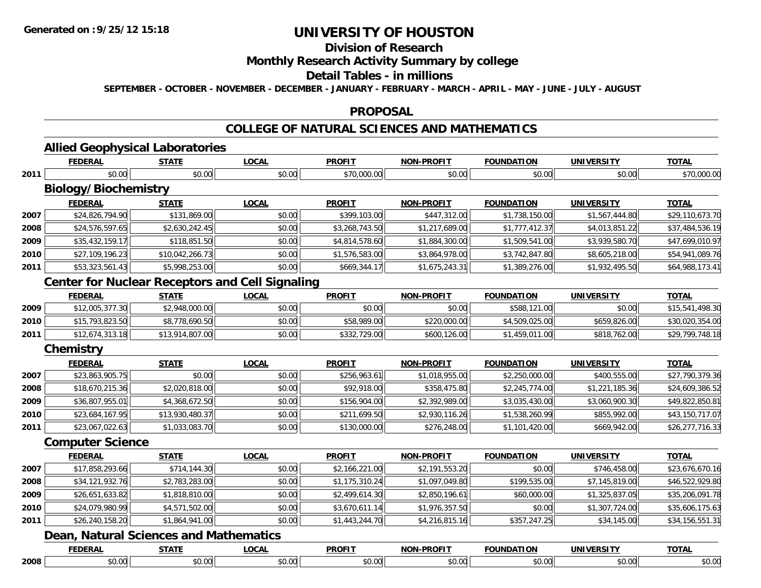Generated on :9/25/12 15:18

# UNIVERSITY OF HOUSTON

## Division of Research

## Monthly Research Activity Summary by college

## Detail Tables - in millions

SEPTEMBER - OCTOBER - NOVEMBER - DECEMBER - JANUARY - FEBRUARY - MARCH - APRIL - MAY - JUNE - JULY - AUGUST

## PROPOSAL

## COLLEGE OF NATURAL SCIENCES AND MATHEMATICS

### Allied Geophysical Laboratories

| | FEDERAL | STATE | LOCAL | PROFIT | NON-PROFIT | FOUNDATION | UNIVERSITY | TOTAL |
|---|---|---|---|---|---|---|---|---|
| 2011 | $0.00 | $0.00 | $0.00 | $70,000.00 | $0.00 | $0.00 | $0.00 | $70,000.00 |

### Biology/Biochemistry

| | FEDERAL | STATE | LOCAL | PROFIT | NON-PROFIT | FOUNDATION | UNIVERSITY | TOTAL |
|---|---|---|---|---|---|---|---|---|
| 2007 | $24,826,794.90 | $131,869.00 | $0.00 | $399,103.00 | $447,312.00 | $1,738,150.00 | $1,567,444.80 | $29,110,673.70 |
| 2008 | $24,576,597.65 | $2,630,242.45 | $0.00 | $3,268,743.50 | $1,217,689.00 | $1,777,412.37 | $4,013,851.22 | $37,484,536.19 |
| 2009 | $35,432,159.17 | $118,851.50 | $0.00 | $4,814,578.60 | $1,884,300.00 | $1,509,541.00 | $3,939,580.70 | $47,699,010.97 |
| 2010 | $27,109,196.23 | $10,042,266.73 | $0.00 | $1,576,583.00 | $3,864,978.00 | $3,742,847.80 | $8,605,218.00 | $54,941,089.76 |
| 2011 | $53,323,561.43 | $5,998,253.00 | $0.00 | $669,344.17 | $1,675,243.31 | $1,389,276.00 | $1,932,495.50 | $64,988,173.41 |

### Center for Nuclear Receptors and Cell Signaling

| | FEDERAL | STATE | LOCAL | PROFIT | NON-PROFIT | FOUNDATION | UNIVERSITY | TOTAL |
|---|---|---|---|---|---|---|---|---|
| 2009 | $12,005,377.30 | $2,948,000.00 | $0.00 | $0.00 | $0.00 | $588,121.00 | $0.00 | $15,541,498.30 |
| 2010 | $15,793,823.50 | $8,778,690.50 | $0.00 | $58,989.00 | $220,000.00 | $4,509,025.00 | $659,826.00 | $30,020,354.00 |
| 2011 | $12,674,313.18 | $13,914,807.00 | $0.00 | $332,729.00 | $600,126.00 | $1,459,011.00 | $818,762.00 | $29,799,748.18 |

### Chemistry

| | FEDERAL | STATE | LOCAL | PROFIT | NON-PROFIT | FOUNDATION | UNIVERSITY | TOTAL |
|---|---|---|---|---|---|---|---|---|
| 2007 | $23,863,905.75 | $0.00 | $0.00 | $256,963.61 | $1,018,955.00 | $2,250,000.00 | $400,555.00 | $27,790,379.36 |
| 2008 | $18,670,215.36 | $2,020,818.00 | $0.00 | $92,918.00 | $358,475.80 | $2,245,774.00 | $1,221,185.36 | $24,609,386.52 |
| 2009 | $36,807,955.01 | $4,368,672.50 | $0.00 | $156,904.00 | $2,392,989.00 | $3,035,430.00 | $3,060,900.30 | $49,822,850.81 |
| 2010 | $23,684,167.95 | $13,930,480.37 | $0.00 | $211,699.50 | $2,930,116.26 | $1,538,260.99 | $855,992.00 | $43,150,717.07 |
| 2011 | $23,067,022.63 | $1,033,083.70 | $0.00 | $130,000.00 | $276,248.00 | $1,101,420.00 | $669,942.00 | $26,277,716.33 |

### Computer Science

| | FEDERAL | STATE | LOCAL | PROFIT | NON-PROFIT | FOUNDATION | UNIVERSITY | TOTAL |
|---|---|---|---|---|---|---|---|---|
| 2007 | $17,858,293.66 | $714,144.30 | $0.00 | $2,166,221.00 | $2,191,553.20 | $0.00 | $746,458.00 | $23,676,670.16 |
| 2008 | $34,121,932.76 | $2,783,283.00 | $0.00 | $1,175,310.24 | $1,097,049.80 | $199,535.00 | $7,145,819.00 | $46,522,929.80 |
| 2009 | $26,651,633.82 | $1,818,810.00 | $0.00 | $2,499,614.30 | $2,850,196.61 | $60,000.00 | $1,325,837.05 | $35,206,091.78 |
| 2010 | $24,079,980.99 | $4,571,502.00 | $0.00 | $3,670,611.14 | $1,976,357.50 | $0.00 | $1,307,724.00 | $35,606,175.63 |
| 2011 | $26,240,158.20 | $1,864,941.00 | $0.00 | $1,443,244.70 | $4,216,815.16 | $357,247.25 | $34,145.00 | $34,156,551.31 |

### Dean, Natural Sciences and Mathematics

| | FEDERAL | STATE | LOCAL | PROFIT | NON-PROFIT | FOUNDATION | UNIVERSITY | TOTAL |
|---|---|---|---|---|---|---|---|---|
| 2008 | $0.00 | $0.00 | $0.00 | $0.00 | $0.00 | $0.00 | $0.00 | $0.00 |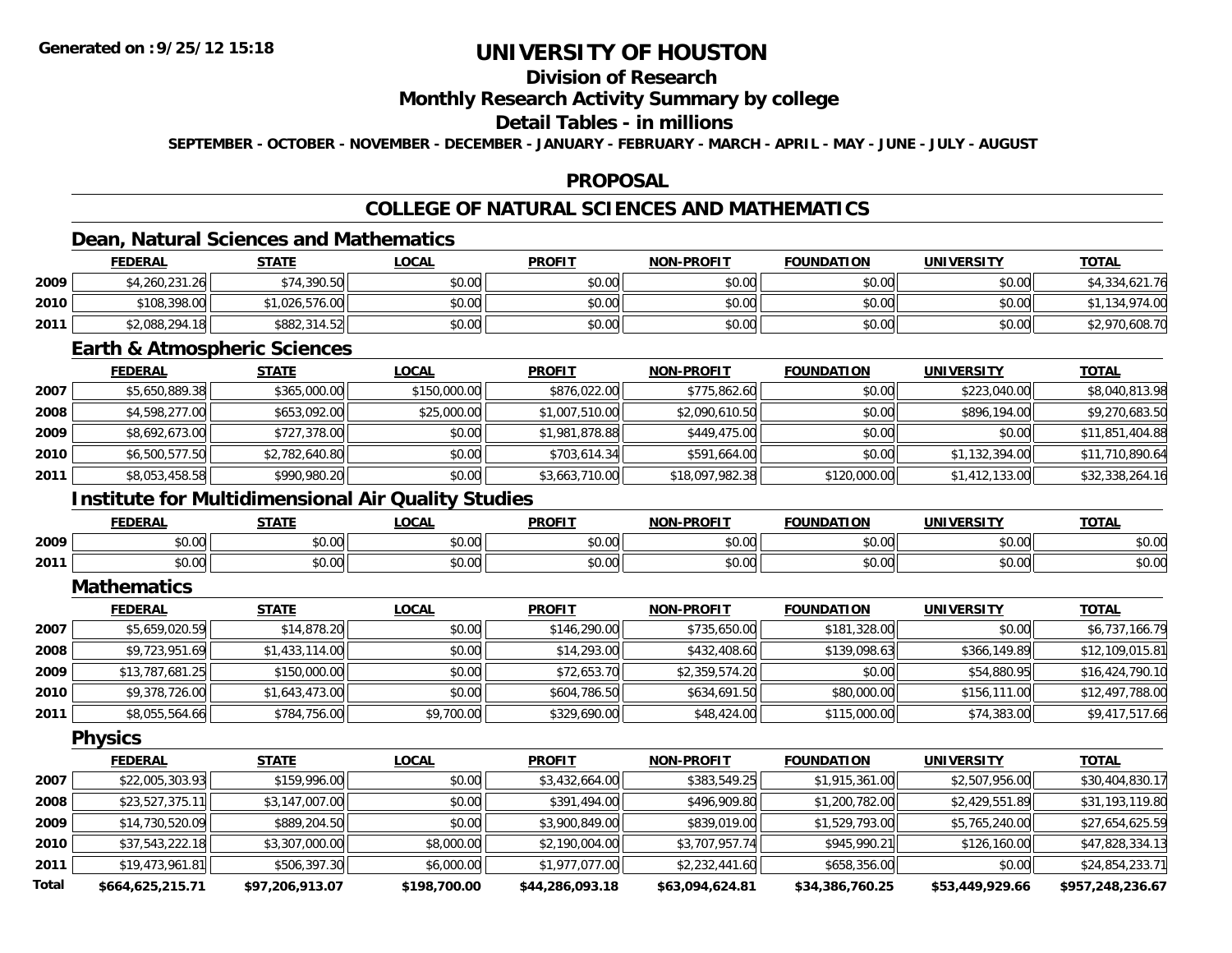# UNIVERSITY OF HOUSTON

## Division of Research

## Monthly Research Activity Summary by college

## Detail Tables - in millions

**SEPTEMBER - OCTOBER - NOVEMBER - DECEMBER - JANUARY - FEBRUARY - MARCH - APRIL - MAY - JUNE - JULY - AUGUST**

## PROPOSAL

## COLLEGE OF NATURAL SCIENCES AND MATHEMATICS

### Dean, Natural Sciences and Mathematics

| | FEDERAL | STATE | LOCAL | PROFIT | NON-PROFIT | FOUNDATION | UNIVERSITY | TOTAL |
|---|---|---|---|---|---|---|---|---|
| 2009 | $4,260,231.26 | $74,390.50 | $0.00 | $0.00 | $0.00 | $0.00 | $0.00 | $4,334,621.76 |
| 2010 | $108,398.00 | $1,026,576.00 | $0.00 | $0.00 | $0.00 | $0.00 | $0.00 | $1,134,974.00 |
| 2011 | $2,088,294.18 | $882,314.52 | $0.00 | $0.00 | $0.00 | $0.00 | $0.00 | $2,970,608.70 |

### Earth & Atmospheric Sciences

| | FEDERAL | STATE | LOCAL | PROFIT | NON-PROFIT | FOUNDATION | UNIVERSITY | TOTAL |
|---|---|---|---|---|---|---|---|---|
| 2007 | $5,650,889.38 | $365,000.00 | $150,000.00 | $876,022.00 | $775,862.60 | $0.00 | $223,040.00 | $8,040,813.98 |
| 2008 | $4,598,277.00 | $653,092.00 | $25,000.00 | $1,007,510.00 | $2,090,610.50 | $0.00 | $896,194.00 | $9,270,683.50 |
| 2009 | $8,692,673.00 | $727,378.00 | $0.00 | $1,981,878.88 | $449,475.00 | $0.00 | $0.00 | $11,851,404.88 |
| 2010 | $6,500,577.50 | $2,782,640.80 | $0.00 | $703,614.34 | $591,664.00 | $0.00 | $1,132,394.00 | $11,710,890.64 |
| 2011 | $8,053,458.58 | $990,980.20 | $0.00 | $3,663,710.00 | $18,097,982.38 | $120,000.00 | $1,412,133.00 | $32,338,264.16 |

### Institute for Multidimensional Air Quality Studies

| | FEDERAL | STATE | LOCAL | PROFIT | NON-PROFIT | FOUNDATION | UNIVERSITY | TOTAL |
|---|---|---|---|---|---|---|---|---|
| 2009 | $0.00 | $0.00 | $0.00 | $0.00 | $0.00 | $0.00 | $0.00 | $0.00 |
| 2011 | $0.00 | $0.00 | $0.00 | $0.00 | $0.00 | $0.00 | $0.00 | $0.00 |

### Mathematics

| | FEDERAL | STATE | LOCAL | PROFIT | NON-PROFIT | FOUNDATION | UNIVERSITY | TOTAL |
|---|---|---|---|---|---|---|---|---|
| 2007 | $5,659,020.59 | $14,878.20 | $0.00 | $146,290.00 | $735,650.00 | $181,328.00 | $0.00 | $6,737,166.79 |
| 2008 | $9,723,951.69 | $1,433,114.00 | $0.00 | $14,293.00 | $432,408.60 | $139,098.63 | $366,149.89 | $12,109,015.81 |
| 2009 | $13,787,681.25 | $150,000.00 | $0.00 | $72,653.70 | $2,359,574.20 | $0.00 | $54,880.95 | $16,424,790.10 |
| 2010 | $9,378,726.00 | $1,643,473.00 | $0.00 | $604,786.50 | $634,691.50 | $80,000.00 | $156,111.00 | $12,497,788.00 |
| 2011 | $8,055,564.66 | $784,756.00 | $9,700.00 | $329,690.00 | $48,424.00 | $115,000.00 | $74,383.00 | $9,417,517.66 |

### Physics

| | FEDERAL | STATE | LOCAL | PROFIT | NON-PROFIT | FOUNDATION | UNIVERSITY | TOTAL |
|---|---|---|---|---|---|---|---|---|
| 2007 | $22,005,303.93 | $159,996.00 | $0.00 | $3,432,664.00 | $383,549.25 | $1,915,361.00 | $2,507,956.00 | $30,404,830.17 |
| 2008 | $23,527,375.11 | $3,147,007.00 | $0.00 | $391,494.00 | $496,909.80 | $1,200,782.00 | $2,429,551.89 | $31,193,119.80 |
| 2009 | $14,730,520.09 | $889,204.50 | $0.00 | $3,900,849.00 | $839,019.00 | $1,529,793.00 | $5,765,240.00 | $27,654,625.59 |
| 2010 | $37,543,222.18 | $3,307,000.00 | $8,000.00 | $2,190,004.00 | $3,707,957.74 | $945,990.21 | $126,160.00 | $47,828,334.13 |
| 2011 | $19,473,961.81 | $506,397.30 | $6,000.00 | $1,977,077.00 | $2,232,441.60 | $658,356.00 | $0.00 | $24,854,233.71 |
| **Total** | **$664,625,215.71** | **$97,206,913.07** | **$198,700.00** | **$44,286,093.18** | **$63,094,624.81** | **$34,386,760.25** | **$53,449,929.66** | **$957,248,236.67** |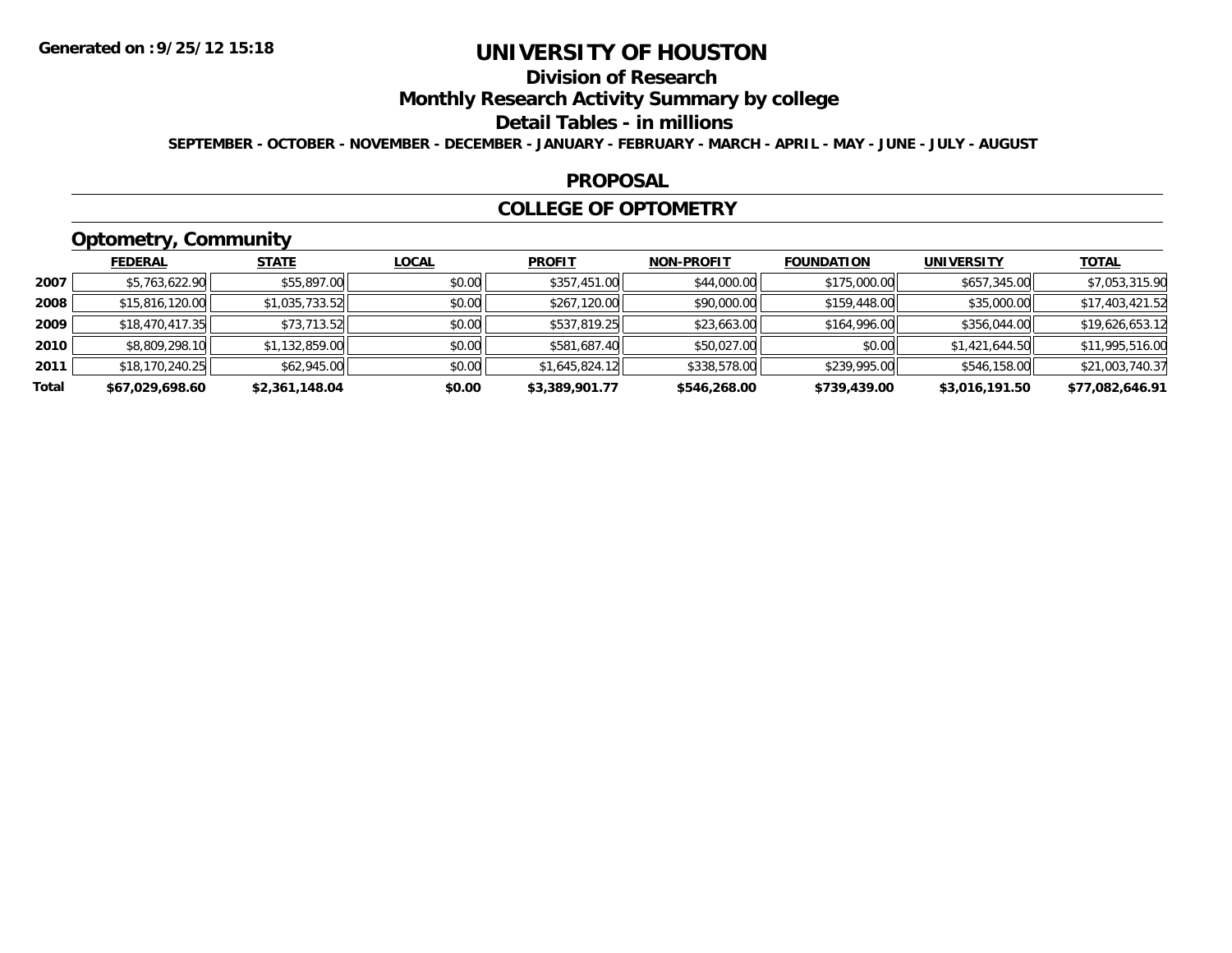**Generated on :9/25/12 15:18**

# UNIVERSITY OF HOUSTON

## Division of Research

## Monthly Research Activity Summary by college

## Detail Tables - in millions

**SEPTEMBER - OCTOBER - NOVEMBER - DECEMBER - JANUARY - FEBRUARY - MARCH - APRIL - MAY - JUNE - JULY - AUGUST**

### PROPOSAL

### COLLEGE OF OPTOMETRY

### Optometry, Community

| | FEDERAL | STATE | LOCAL | PROFIT | NON-PROFIT | FOUNDATION | UNIVERSITY | TOTAL |
|---|---|---|---|---|---|---|---|---|
| 2007 | $5,763,622.90 | $55,897.00 | $0.00 | $357,451.00 | $44,000.00 | $175,000.00 | $657,345.00 | $7,053,315.90 |
| 2008 | $15,816,120.00 | $1,035,733.52 | $0.00 | $267,120.00 | $90,000.00 | $159,448.00 | $35,000.00 | $17,403,421.52 |
| 2009 | $18,470,417.35 | $73,713.52 | $0.00 | $537,819.25 | $23,663.00 | $164,996.00 | $356,044.00 | $19,626,653.12 |
| 2010 | $8,809,298.10 | $1,132,859.00 | $0.00 | $581,687.40 | $50,027.00 | $0.00 | $1,421,644.50 | $11,995,516.00 |
| 2011 | $18,170,240.25 | $62,945.00 | $0.00 | $1,645,824.12 | $338,578.00 | $239,995.00 | $546,158.00 | $21,003,740.37 |
| **Total** | **$67,029,698.60** | **$2,361,148.04** | **$0.00** | **$3,389,901.77** | **$546,268.00** | **$739,439.00** | **$3,016,191.50** | **$77,082,646.91** |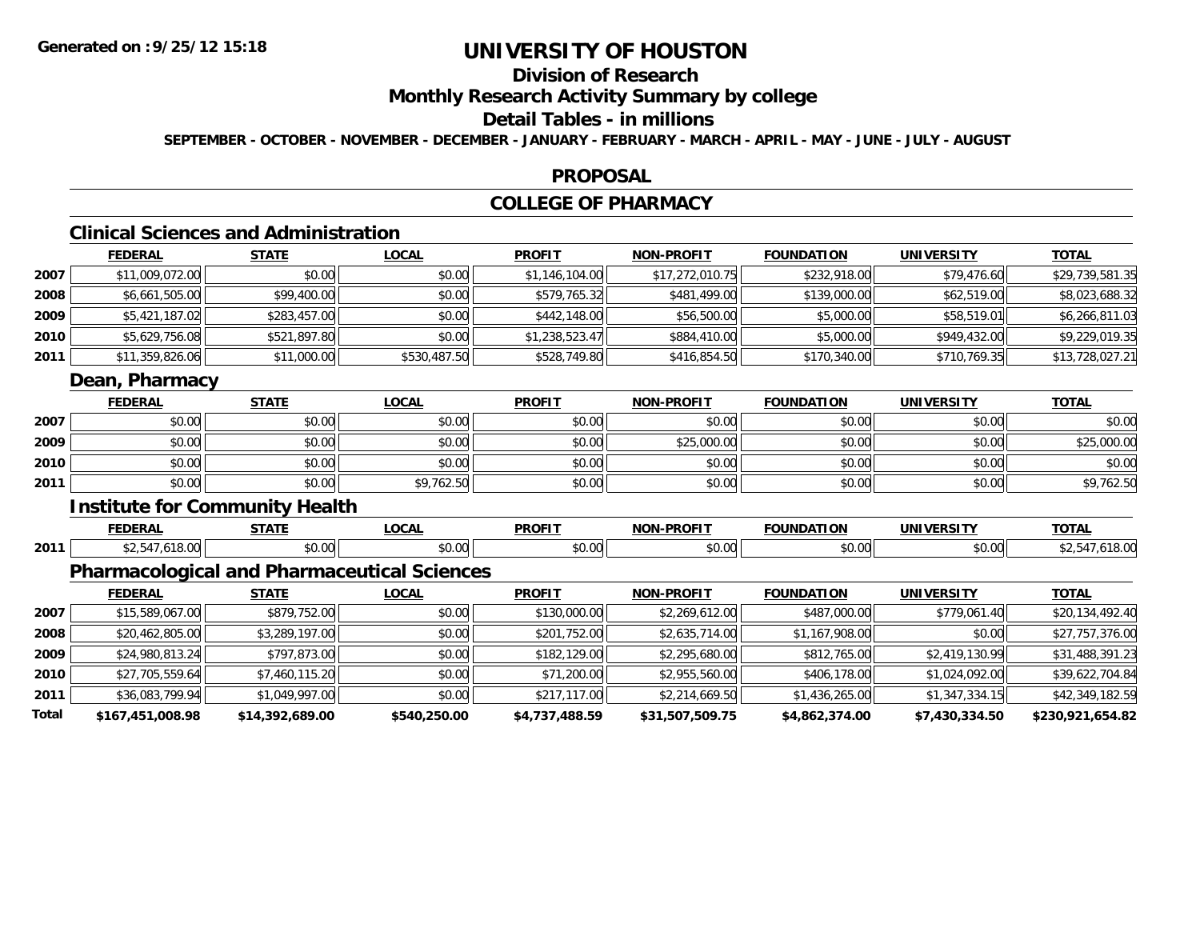**Generated on :9/25/12 15:18**

# UNIVERSITY OF HOUSTON

## Division of Research

## Monthly Research Activity Summary by college

## Detail Tables - in millions

**SEPTEMBER - OCTOBER - NOVEMBER - DECEMBER - JANUARY - FEBRUARY - MARCH - APRIL - MAY - JUNE - JULY - AUGUST**

## PROPOSAL

## COLLEGE OF PHARMACY

### Clinical Sciences and Administration

| | FEDERAL | STATE | LOCAL | PROFIT | NON-PROFIT | FOUNDATION | UNIVERSITY | TOTAL |
|---|---|---|---|---|---|---|---|---|
| 2007 | $11,009,072.00 | $0.00 | $0.00 | $1,146,104.00 | $17,272,010.75 | $232,918.00 | $79,476.60 | $29,739,581.35 |
| 2008 | $6,661,505.00 | $99,400.00 | $0.00 | $579,765.32 | $481,499.00 | $139,000.00 | $62,519.00 | $8,023,688.32 |
| 2009 | $5,421,187.02 | $283,457.00 | $0.00 | $442,148.00 | $56,500.00 | $5,000.00 | $58,519.01 | $6,266,811.03 |
| 2010 | $5,629,756.08 | $521,897.80 | $0.00 | $1,238,523.47 | $884,410.00 | $5,000.00 | $949,432.00 | $9,229,019.35 |
| 2011 | $11,359,826.06 | $11,000.00 | $530,487.50 | $528,749.80 | $416,854.50 | $170,340.00 | $710,769.35 | $13,728,027.21 |

### Dean, Pharmacy

| | FEDERAL | STATE | LOCAL | PROFIT | NON-PROFIT | FOUNDATION | UNIVERSITY | TOTAL |
|---|---|---|---|---|---|---|---|---|
| 2007 | $0.00 | $0.00 | $0.00 | $0.00 | $0.00 | $0.00 | $0.00 | $0.00 |
| 2009 | $0.00 | $0.00 | $0.00 | $0.00 | $25,000.00 | $0.00 | $0.00 | $25,000.00 |
| 2010 | $0.00 | $0.00 | $0.00 | $0.00 | $0.00 | $0.00 | $0.00 | $0.00 |
| 2011 | $0.00 | $0.00 | $9,762.50 | $0.00 | $0.00 | $0.00 | $0.00 | $9,762.50 |

### Institute for Community Health

| | FEDERAL | STATE | LOCAL | PROFIT | NON-PROFIT | FOUNDATION | UNIVERSITY | TOTAL |
|---|---|---|---|---|---|---|---|---|
| 2011 | $2,547,618.00 | $0.00 | $0.00 | $0.00 | $0.00 | $0.00 | $0.00 | $2,547,618.00 |

### Pharmacological and Pharmaceutical Sciences

| | FEDERAL | STATE | LOCAL | PROFIT | NON-PROFIT | FOUNDATION | UNIVERSITY | TOTAL |
|---|---|---|---|---|---|---|---|---|
| 2007 | $15,589,067.00 | $879,752.00 | $0.00 | $130,000.00 | $2,269,612.00 | $487,000.00 | $779,061.40 | $20,134,492.40 |
| 2008 | $20,462,805.00 | $3,289,197.00 | $0.00 | $201,752.00 | $2,635,714.00 | $1,167,908.00 | $0.00 | $27,757,376.00 |
| 2009 | $24,980,813.24 | $797,873.00 | $0.00 | $182,129.00 | $2,295,680.00 | $812,765.00 | $2,419,130.99 | $31,488,391.23 |
| 2010 | $27,705,559.64 | $7,460,115.20 | $0.00 | $71,200.00 | $2,955,560.00 | $406,178.00 | $1,024,092.00 | $39,622,704.84 |
| 2011 | $36,083,799.94 | $1,049,997.00 | $0.00 | $217,117.00 | $2,214,669.50 | $1,436,265.00 | $1,347,334.15 | $42,349,182.59 |
| **Total** | **$167,451,008.98** | **$14,392,689.00** | **$540,250.00** | **$4,737,488.59** | **$31,507,509.75** | **$4,862,374.00** | **$7,430,334.50** | **$230,921,654.82** |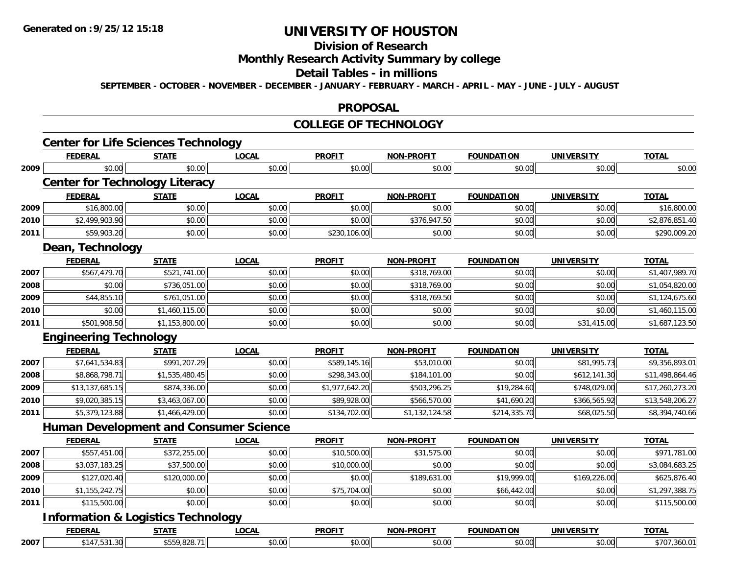# UNIVERSITY OF HOUSTON

## Division of Research

## Monthly Research Activity Summary by college

## Detail Tables - in millions

SEPTEMBER - OCTOBER - NOVEMBER - DECEMBER - JANUARY - FEBRUARY - MARCH - APRIL - MAY - JUNE - JULY - AUGUST

## PROPOSAL

## COLLEGE OF TECHNOLOGY

### Center for Life Sciences Technology

| | FEDERAL | STATE | LOCAL | PROFIT | NON-PROFIT | FOUNDATION | UNIVERSITY | TOTAL |
|---|---|---|---|---|---|---|---|---|
| 2009 | $0.00 | $0.00 | $0.00 | $0.00 | $0.00 | $0.00 | $0.00 | $0.00 |

### Center for Technology Literacy

| | FEDERAL | STATE | LOCAL | PROFIT | NON-PROFIT | FOUNDATION | UNIVERSITY | TOTAL |
|---|---|---|---|---|---|---|---|---|
| 2009 | $16,800.00 | $0.00 | $0.00 | $0.00 | $0.00 | $0.00 | $0.00 | $16,800.00 |
| 2010 | $2,499,903.90 | $0.00 | $0.00 | $0.00 | $376,947.50 | $0.00 | $0.00 | $2,876,851.40 |
| 2011 | $59,903.20 | $0.00 | $0.00 | $230,106.00 | $0.00 | $0.00 | $0.00 | $290,009.20 |

### Dean, Technology

| | FEDERAL | STATE | LOCAL | PROFIT | NON-PROFIT | FOUNDATION | UNIVERSITY | TOTAL |
|---|---|---|---|---|---|---|---|---|
| 2007 | $567,479.70 | $521,741.00 | $0.00 | $0.00 | $318,769.00 | $0.00 | $0.00 | $1,407,989.70 |
| 2008 | $0.00 | $736,051.00 | $0.00 | $0.00 | $318,769.00 | $0.00 | $0.00 | $1,054,820.00 |
| 2009 | $44,855.10 | $761,051.00 | $0.00 | $0.00 | $318,769.50 | $0.00 | $0.00 | $1,124,675.60 |
| 2010 | $0.00 | $1,460,115.00 | $0.00 | $0.00 | $0.00 | $0.00 | $0.00 | $1,460,115.00 |
| 2011 | $501,908.50 | $1,153,800.00 | $0.00 | $0.00 | $0.00 | $0.00 | $31,415.00 | $1,687,123.50 |

### Engineering Technology

| | FEDERAL | STATE | LOCAL | PROFIT | NON-PROFIT | FOUNDATION | UNIVERSITY | TOTAL |
|---|---|---|---|---|---|---|---|---|
| 2007 | $7,641,534.83 | $991,207.29 | $0.00 | $589,145.16 | $53,010.00 | $0.00 | $81,995.73 | $9,356,893.01 |
| 2008 | $8,868,798.71 | $1,535,480.45 | $0.00 | $298,343.00 | $184,101.00 | $0.00 | $612,141.30 | $11,498,864.46 |
| 2009 | $13,137,685.15 | $874,336.00 | $0.00 | $1,977,642.20 | $503,296.25 | $19,284.60 | $748,029.00 | $17,260,273.20 |
| 2010 | $9,020,385.15 | $3,463,067.00 | $0.00 | $89,928.00 | $566,570.00 | $41,690.20 | $366,565.92 | $13,548,206.27 |
| 2011 | $5,379,123.88 | $1,466,429.00 | $0.00 | $134,702.00 | $1,132,124.58 | $214,335.70 | $68,025.50 | $8,394,740.66 |

### Human Development and Consumer Science

| | FEDERAL | STATE | LOCAL | PROFIT | NON-PROFIT | FOUNDATION | UNIVERSITY | TOTAL |
|---|---|---|---|---|---|---|---|---|
| 2007 | $557,451.00 | $372,255.00 | $0.00 | $10,500.00 | $31,575.00 | $0.00 | $0.00 | $971,781.00 |
| 2008 | $3,037,183.25 | $37,500.00 | $0.00 | $10,000.00 | $0.00 | $0.00 | $0.00 | $3,084,683.25 |
| 2009 | $127,020.40 | $120,000.00 | $0.00 | $0.00 | $189,631.00 | $19,999.00 | $169,226.00 | $625,876.40 |
| 2010 | $1,155,242.75 | $0.00 | $0.00 | $75,704.00 | $0.00 | $66,442.00 | $0.00 | $1,297,388.75 |
| 2011 | $115,500.00 | $0.00 | $0.00 | $0.00 | $0.00 | $0.00 | $0.00 | $115,500.00 |

### Information & Logistics Technology

| | FEDERAL | STATE | LOCAL | PROFIT | NON-PROFIT | FOUNDATION | UNIVERSITY | TOTAL |
|---|---|---|---|---|---|---|---|---|
| 2007 | $147,531.30 | $559,828.71 | $0.00 | $0.00 | $0.00 | $0.00 | $0.00 | $707,360.01 |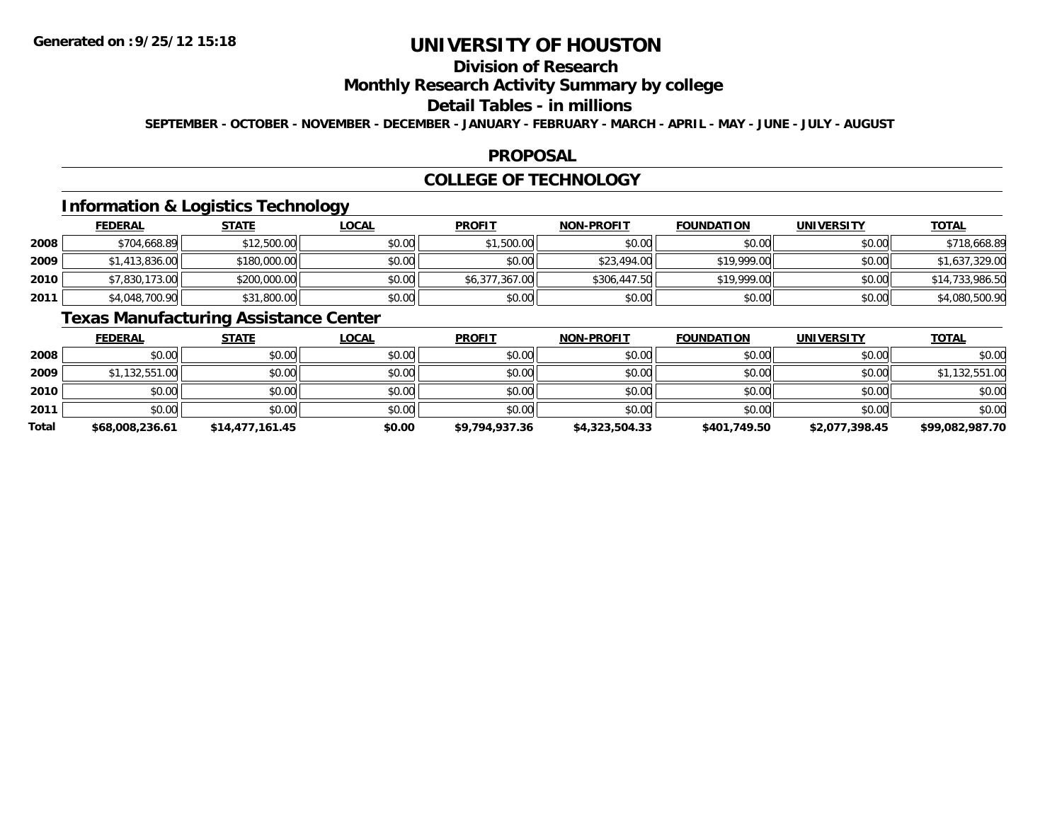**Generated on :9/25/12 15:18**

# UNIVERSITY OF HOUSTON

## Division of Research

## Monthly Research Activity Summary by college

## Detail Tables - in millions

**SEPTEMBER - OCTOBER - NOVEMBER - DECEMBER - JANUARY - FEBRUARY - MARCH - APRIL - MAY - JUNE - JULY - AUGUST**

## PROPOSAL

## COLLEGE OF TECHNOLOGY

### Information & Logistics Technology

| | FEDERAL | STATE | LOCAL | PROFIT | NON-PROFIT | FOUNDATION | UNIVERSITY | TOTAL |
|---|---|---|---|---|---|---|---|---|
| 2008 | $704,668.89 | $12,500.00 | $0.00 | $1,500.00 | $0.00 | $0.00 | $0.00 | $718,668.89 |
| 2009 | $1,413,836.00 | $180,000.00 | $0.00 | $0.00 | $23,494.00 | $19,999.00 | $0.00 | $1,637,329.00 |
| 2010 | $7,830,173.00 | $200,000.00 | $0.00 | $6,377,367.00 | $306,447.50 | $19,999.00 | $0.00 | $14,733,986.50 |
| 2011 | $4,048,700.90 | $31,800.00 | $0.00 | $0.00 | $0.00 | $0.00 | $0.00 | $4,080,500.90 |

### Texas Manufacturing Assistance Center

| | FEDERAL | STATE | LOCAL | PROFIT | NON-PROFIT | FOUNDATION | UNIVERSITY | TOTAL |
|---|---|---|---|---|---|---|---|---|
| 2008 | $0.00 | $0.00 | $0.00 | $0.00 | $0.00 | $0.00 | $0.00 | $0.00 |
| 2009 | $1,132,551.00 | $0.00 | $0.00 | $0.00 | $0.00 | $0.00 | $0.00 | $1,132,551.00 |
| 2010 | $0.00 | $0.00 | $0.00 | $0.00 | $0.00 | $0.00 | $0.00 | $0.00 |
| 2011 | $0.00 | $0.00 | $0.00 | $0.00 | $0.00 | $0.00 | $0.00 | $0.00 |
| **Total** | **$68,008,236.61** | **$14,477,161.45** | **$0.00** | **$9,794,937.36** | **$4,323,504.33** | **$401,749.50** | **$2,077,398.45** | **$99,082,987.70** |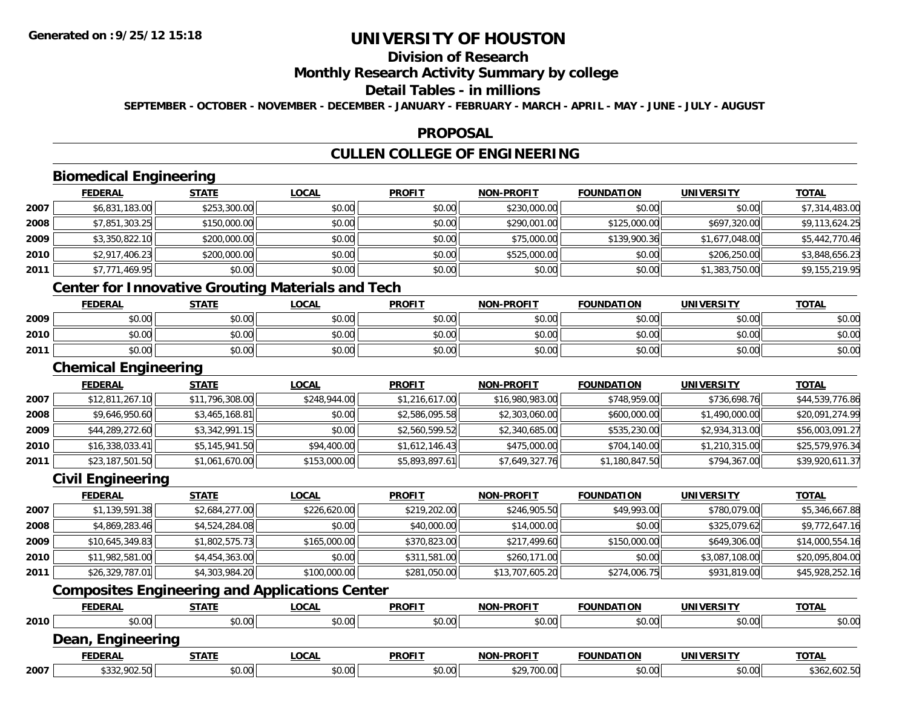# UNIVERSITY OF HOUSTON

## Division of Research

## Monthly Research Activity Summary by college

## Detail Tables - in millions

**SEPTEMBER - OCTOBER - NOVEMBER - DECEMBER - JANUARY - FEBRUARY - MARCH - APRIL - MAY - JUNE - JULY - AUGUST**

## PROPOSAL

## CULLEN COLLEGE OF ENGINEERING

### Biomedical Engineering

| | FEDERAL | STATE | LOCAL | PROFIT | NON-PROFIT | FOUNDATION | UNIVERSITY | TOTAL |
|---|---|---|---|---|---|---|---|---|
| 2007 | $6,831,183.00 | $253,300.00 | $0.00 | $0.00 | $230,000.00 | $0.00 | $0.00 | $7,314,483.00 |
| 2008 | $7,851,303.25 | $150,000.00 | $0.00 | $0.00 | $290,001.00 | $125,000.00 | $697,320.00 | $9,113,624.25 |
| 2009 | $3,350,822.10 | $200,000.00 | $0.00 | $0.00 | $75,000.00 | $139,900.36 | $1,677,048.00 | $5,442,770.46 |
| 2010 | $2,917,406.23 | $200,000.00 | $0.00 | $0.00 | $525,000.00 | $0.00 | $206,250.00 | $3,848,656.23 |
| 2011 | $7,771,469.95 | $0.00 | $0.00 | $0.00 | $0.00 | $0.00 | $1,383,750.00 | $9,155,219.95 |

### Center for Innovative Grouting Materials and Tech

| | FEDERAL | STATE | LOCAL | PROFIT | NON-PROFIT | FOUNDATION | UNIVERSITY | TOTAL |
|---|---|---|---|---|---|---|---|---|
| 2009 | $0.00 | $0.00 | $0.00 | $0.00 | $0.00 | $0.00 | $0.00 | $0.00 |
| 2010 | $0.00 | $0.00 | $0.00 | $0.00 | $0.00 | $0.00 | $0.00 | $0.00 |
| 2011 | $0.00 | $0.00 | $0.00 | $0.00 | $0.00 | $0.00 | $0.00 | $0.00 |

### Chemical Engineering

| | FEDERAL | STATE | LOCAL | PROFIT | NON-PROFIT | FOUNDATION | UNIVERSITY | TOTAL |
|---|---|---|---|---|---|---|---|---|
| 2007 | $12,811,267.10 | $11,796,308.00 | $248,944.00 | $1,216,617.00 | $16,980,983.00 | $748,959.00 | $736,698.76 | $44,539,776.86 |
| 2008 | $9,646,950.60 | $3,465,168.81 | $0.00 | $2,586,095.58 | $2,303,060.00 | $600,000.00 | $1,490,000.00 | $20,091,274.99 |
| 2009 | $44,289,272.60 | $3,342,991.15 | $0.00 | $2,560,599.52 | $2,340,685.00 | $535,230.00 | $2,934,313.00 | $56,003,091.27 |
| 2010 | $16,338,033.41 | $5,145,941.50 | $94,400.00 | $1,612,146.43 | $475,000.00 | $704,140.00 | $1,210,315.00 | $25,579,976.34 |
| 2011 | $23,187,501.50 | $1,061,670.00 | $153,000.00 | $5,893,897.61 | $7,649,327.76 | $1,180,847.50 | $794,367.00 | $39,920,611.37 |

### Civil Engineering

| | FEDERAL | STATE | LOCAL | PROFIT | NON-PROFIT | FOUNDATION | UNIVERSITY | TOTAL |
|---|---|---|---|---|---|---|---|---|
| 2007 | $1,139,591.38 | $2,684,277.00 | $226,620.00 | $219,202.00 | $246,905.50 | $49,993.00 | $780,079.00 | $5,346,667.88 |
| 2008 | $4,869,283.46 | $4,524,284.08 | $0.00 | $40,000.00 | $14,000.00 | $0.00 | $325,079.62 | $9,772,647.16 |
| 2009 | $10,645,349.83 | $1,802,575.73 | $165,000.00 | $370,823.00 | $217,499.60 | $150,000.00 | $649,306.00 | $14,000,554.16 |
| 2010 | $11,982,581.00 | $4,454,363.00 | $0.00 | $311,581.00 | $260,171.00 | $0.00 | $3,087,108.00 | $20,095,804.00 |
| 2011 | $26,329,787.01 | $4,303,984.20 | $100,000.00 | $281,050.00 | $13,707,605.20 | $274,006.75 | $931,819.00 | $45,928,252.16 |

### Composites Engineering and Applications Center

| | FEDERAL | STATE | LOCAL | PROFIT | NON-PROFIT | FOUNDATION | UNIVERSITY | TOTAL |
|---|---|---|---|---|---|---|---|---|
| 2010 | $0.00 | $0.00 | $0.00 | $0.00 | $0.00 | $0.00 | $0.00 | $0.00 |

### Dean, Engineering

| | FEDERAL | STATE | LOCAL | PROFIT | NON-PROFIT | FOUNDATION | UNIVERSITY | TOTAL |
|---|---|---|---|---|---|---|---|---|
| 2007 | $332,902.50 | $0.00 | $0.00 | $0.00 | $29,700.00 | $0.00 | $0.00 | $362,602.50 |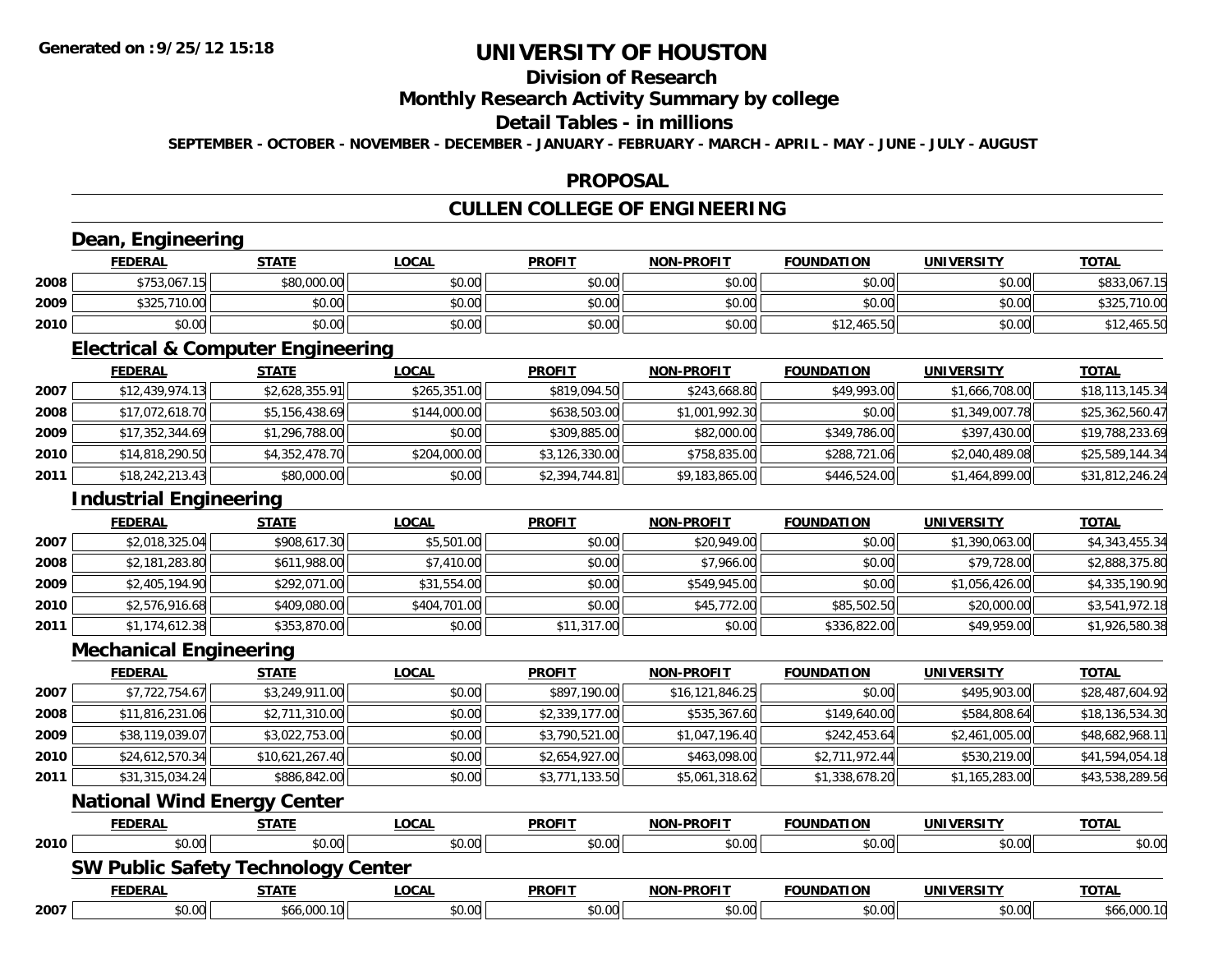# UNIVERSITY OF HOUSTON

## Division of Research

## Monthly Research Activity Summary by college

## Detail Tables - in millions

**SEPTEMBER - OCTOBER - NOVEMBER - DECEMBER - JANUARY - FEBRUARY - MARCH - APRIL - MAY - JUNE - JULY - AUGUST**

## PROPOSAL

## CULLEN COLLEGE OF ENGINEERING

### Dean, Engineering

| | FEDERAL | STATE | LOCAL | PROFIT | NON-PROFIT | FOUNDATION | UNIVERSITY | TOTAL |
|---|---|---|---|---|---|---|---|---|
| 2008 | $753,067.15 | $80,000.00 | $0.00 | $0.00 | $0.00 | $0.00 | $0.00 | $833,067.15 |
| 2009 | $325,710.00 | $0.00 | $0.00 | $0.00 | $0.00 | $0.00 | $0.00 | $325,710.00 |
| 2010 | $0.00 | $0.00 | $0.00 | $0.00 | $0.00 | $12,465.50 | $0.00 | $12,465.50 |

### Electrical & Computer Engineering

| | FEDERAL | STATE | LOCAL | PROFIT | NON-PROFIT | FOUNDATION | UNIVERSITY | TOTAL |
|---|---|---|---|---|---|---|---|---|
| 2007 | $12,439,974.13 | $2,628,355.91 | $265,351.00 | $819,094.50 | $243,668.80 | $49,993.00 | $1,666,708.00 | $18,113,145.34 |
| 2008 | $17,072,618.70 | $5,156,438.69 | $144,000.00 | $638,503.00 | $1,001,992.30 | $0.00 | $1,349,007.78 | $25,362,560.47 |
| 2009 | $17,352,344.69 | $1,296,788.00 | $0.00 | $309,885.00 | $82,000.00 | $349,786.00 | $397,430.00 | $19,788,233.69 |
| 2010 | $14,818,290.50 | $4,352,478.70 | $204,000.00 | $3,126,330.00 | $758,835.00 | $288,721.06 | $2,040,489.08 | $25,589,144.34 |
| 2011 | $18,242,213.43 | $80,000.00 | $0.00 | $2,394,744.81 | $9,183,865.00 | $446,524.00 | $1,464,899.00 | $31,812,246.24 |

### Industrial Engineering

| | FEDERAL | STATE | LOCAL | PROFIT | NON-PROFIT | FOUNDATION | UNIVERSITY | TOTAL |
|---|---|---|---|---|---|---|---|---|
| 2007 | $2,018,325.04 | $908,617.30 | $5,501.00 | $0.00 | $20,949.00 | $0.00 | $1,390,063.00 | $4,343,455.34 |
| 2008 | $2,181,283.80 | $611,988.00 | $7,410.00 | $0.00 | $7,966.00 | $0.00 | $79,728.00 | $2,888,375.80 |
| 2009 | $2,405,194.90 | $292,071.00 | $31,554.00 | $0.00 | $549,945.00 | $0.00 | $1,056,426.00 | $4,335,190.90 |
| 2010 | $2,576,916.68 | $409,080.00 | $404,701.00 | $0.00 | $45,772.00 | $85,502.50 | $20,000.00 | $3,541,972.18 |
| 2011 | $1,174,612.38 | $353,870.00 | $0.00 | $11,317.00 | $0.00 | $336,822.00 | $49,959.00 | $1,926,580.38 |

### Mechanical Engineering

| | FEDERAL | STATE | LOCAL | PROFIT | NON-PROFIT | FOUNDATION | UNIVERSITY | TOTAL |
|---|---|---|---|---|---|---|---|---|
| 2007 | $7,722,754.67 | $3,249,911.00 | $0.00 | $897,190.00 | $16,121,846.25 | $0.00 | $495,903.00 | $28,487,604.92 |
| 2008 | $11,816,231.06 | $2,711,310.00 | $0.00 | $2,339,177.00 | $535,367.60 | $149,640.00 | $584,808.64 | $18,136,534.30 |
| 2009 | $38,119,039.07 | $3,022,753.00 | $0.00 | $3,790,521.00 | $1,047,196.40 | $242,453.64 | $2,461,005.00 | $48,682,968.11 |
| 2010 | $24,612,570.34 | $10,621,267.40 | $0.00 | $2,654,927.00 | $463,098.00 | $2,711,972.44 | $530,219.00 | $41,594,054.18 |
| 2011 | $31,315,034.24 | $886,842.00 | $0.00 | $3,771,133.50 | $5,061,318.62 | $1,338,678.20 | $1,165,283.00 | $43,538,289.56 |

### National Wind Energy Center

| | FEDERAL | STATE | LOCAL | PROFIT | NON-PROFIT | FOUNDATION | UNIVERSITY | TOTAL |
|---|---|---|---|---|---|---|---|---|
| 2010 | $0.00 | $0.00 | $0.00 | $0.00 | $0.00 | $0.00 | $0.00 | $0.00 |

### SW Public Safety Technology Center

| | FEDERAL | STATE | LOCAL | PROFIT | NON-PROFIT | FOUNDATION | UNIVERSITY | TOTAL |
|---|---|---|---|---|---|---|---|---|
| 2007 | $0.00 | $66,000.10 | $0.00 | $0.00 | $0.00 | $0.00 | $0.00 | $66,000.10 |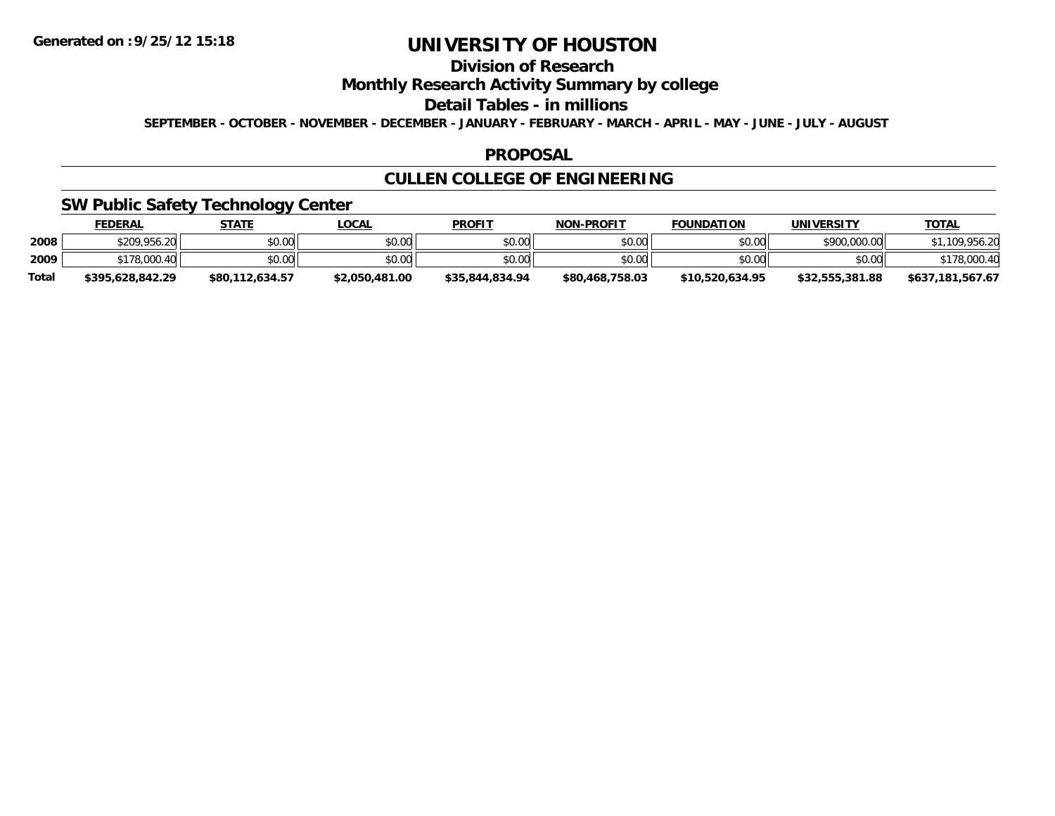# UNIVERSITY OF HOUSTON

## Division of Research

## Monthly Research Activity Summary by college

## Detail Tables - in millions

**SEPTEMBER - OCTOBER - NOVEMBER - DECEMBER - JANUARY - FEBRUARY - MARCH - APRIL - MAY - JUNE - JULY - AUGUST**

## PROPOSAL

## CULLEN COLLEGE OF ENGINEERING

### SW Public Safety Technology Center

| | FEDERAL | STATE | LOCAL | PROFIT | NON-PROFIT | FOUNDATION | UNIVERSITY | TOTAL |
|---|---|---|---|---|---|---|---|---|
| 2008 | $209,956.20 | $0.00 | $0.00 | $0.00 | $0.00 | $0.00 | $900,000.00 | $1,109,956.20 |
| 2009 | $178,000.40 | $0.00 | $0.00 | $0.00 | $0.00 | $0.00 | $0.00 | $178,000.40 |
| **Total** | **$395,628,842.29** | **$80,112,634.57** | **$2,050,481.00** | **$35,844,834.94** | **$80,468,758.03** | **$10,520,634.95** | **$32,555,381.88** | **$637,181,567.67** |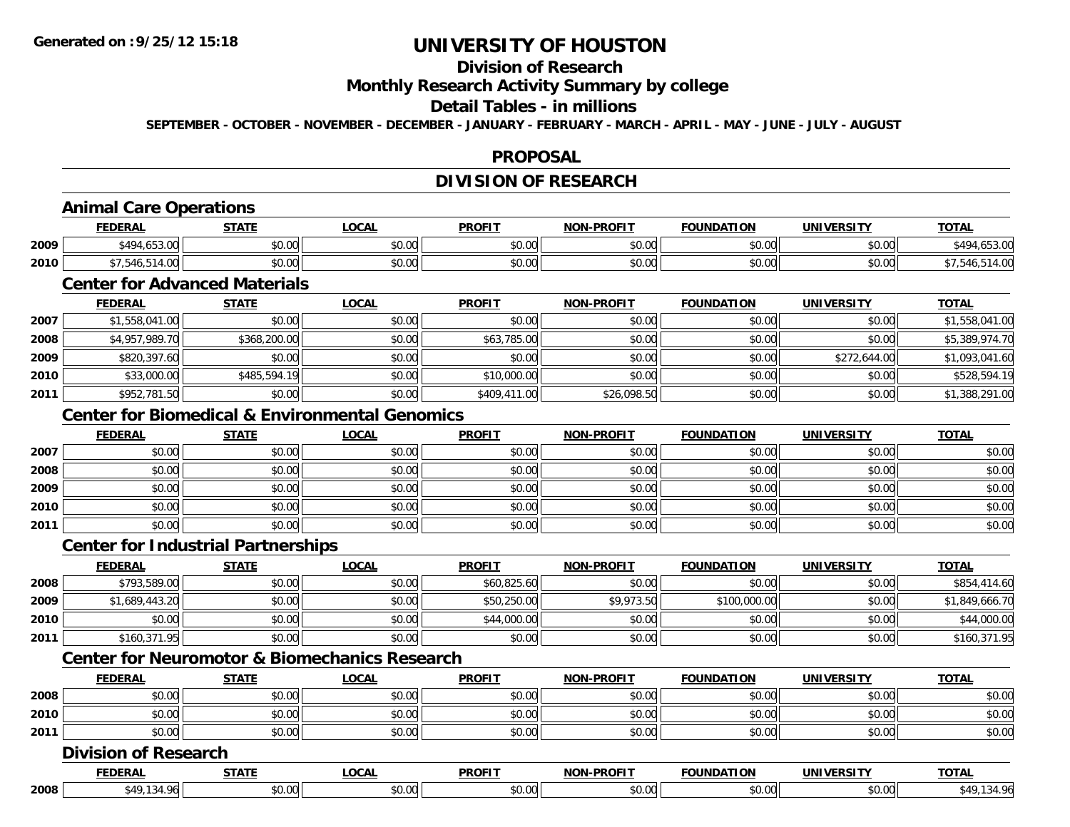**Generated on :9/25/12 15:18**

# UNIVERSITY OF HOUSTON

## Division of Research

## Monthly Research Activity Summary by college

## Detail Tables - in millions

**SEPTEMBER - OCTOBER - NOVEMBER - DECEMBER - JANUARY - FEBRUARY - MARCH - APRIL - MAY - JUNE - JULY - AUGUST**

## PROPOSAL

## DIVISION OF RESEARCH

### Animal Care Operations

| | FEDERAL | STATE | LOCAL | PROFIT | NON-PROFIT | FOUNDATION | UNIVERSITY | TOTAL |
|---|---|---|---|---|---|---|---|---|
| 2009 | $494,653.00 | $0.00 | $0.00 | $0.00 | $0.00 | $0.00 | $0.00 | $494,653.00 |
| 2010 | $7,546,514.00 | $0.00 | $0.00 | $0.00 | $0.00 | $0.00 | $0.00 | $7,546,514.00 |

### Center for Advanced Materials

| | FEDERAL | STATE | LOCAL | PROFIT | NON-PROFIT | FOUNDATION | UNIVERSITY | TOTAL |
|---|---|---|---|---|---|---|---|---|
| 2007 | $1,558,041.00 | $0.00 | $0.00 | $0.00 | $0.00 | $0.00 | $0.00 | $1,558,041.00 |
| 2008 | $4,957,989.70 | $368,200.00 | $0.00 | $63,785.00 | $0.00 | $0.00 | $0.00 | $5,389,974.70 |
| 2009 | $820,397.60 | $0.00 | $0.00 | $0.00 | $0.00 | $0.00 | $272,644.00 | $1,093,041.60 |
| 2010 | $33,000.00 | $485,594.19 | $0.00 | $10,000.00 | $0.00 | $0.00 | $0.00 | $528,594.19 |
| 2011 | $952,781.50 | $0.00 | $0.00 | $409,411.00 | $26,098.50 | $0.00 | $0.00 | $1,388,291.00 |

### Center for Biomedical & Environmental Genomics

| | FEDERAL | STATE | LOCAL | PROFIT | NON-PROFIT | FOUNDATION | UNIVERSITY | TOTAL |
|---|---|---|---|---|---|---|---|---|
| 2007 | $0.00 | $0.00 | $0.00 | $0.00 | $0.00 | $0.00 | $0.00 | $0.00 |
| 2008 | $0.00 | $0.00 | $0.00 | $0.00 | $0.00 | $0.00 | $0.00 | $0.00 |
| 2009 | $0.00 | $0.00 | $0.00 | $0.00 | $0.00 | $0.00 | $0.00 | $0.00 |
| 2010 | $0.00 | $0.00 | $0.00 | $0.00 | $0.00 | $0.00 | $0.00 | $0.00 |
| 2011 | $0.00 | $0.00 | $0.00 | $0.00 | $0.00 | $0.00 | $0.00 | $0.00 |

### Center for Industrial Partnerships

| | FEDERAL | STATE | LOCAL | PROFIT | NON-PROFIT | FOUNDATION | UNIVERSITY | TOTAL |
|---|---|---|---|---|---|---|---|---|
| 2008 | $793,589.00 | $0.00 | $0.00 | $60,825.60 | $0.00 | $0.00 | $0.00 | $854,414.60 |
| 2009 | $1,689,443.20 | $0.00 | $0.00 | $50,250.00 | $9,973.50 | $100,000.00 | $0.00 | $1,849,666.70 |
| 2010 | $0.00 | $0.00 | $0.00 | $44,000.00 | $0.00 | $0.00 | $0.00 | $44,000.00 |
| 2011 | $160,371.95 | $0.00 | $0.00 | $0.00 | $0.00 | $0.00 | $0.00 | $160,371.95 |

### Center for Neuromotor & Biomechanics Research

| | FEDERAL | STATE | LOCAL | PROFIT | NON-PROFIT | FOUNDATION | UNIVERSITY | TOTAL |
|---|---|---|---|---|---|---|---|---|
| 2008 | $0.00 | $0.00 | $0.00 | $0.00 | $0.00 | $0.00 | $0.00 | $0.00 |
| 2010 | $0.00 | $0.00 | $0.00 | $0.00 | $0.00 | $0.00 | $0.00 | $0.00 |
| 2011 | $0.00 | $0.00 | $0.00 | $0.00 | $0.00 | $0.00 | $0.00 | $0.00 |

### Division of Research

| | FEDERAL | STATE | LOCAL | PROFIT | NON-PROFIT | FOUNDATION | UNIVERSITY | TOTAL |
|---|---|---|---|---|---|---|---|---|
| 2008 | $49,134.96 | $0.00 | $0.00 | $0.00 | $0.00 | $0.00 | $0.00 | $49,134.96 |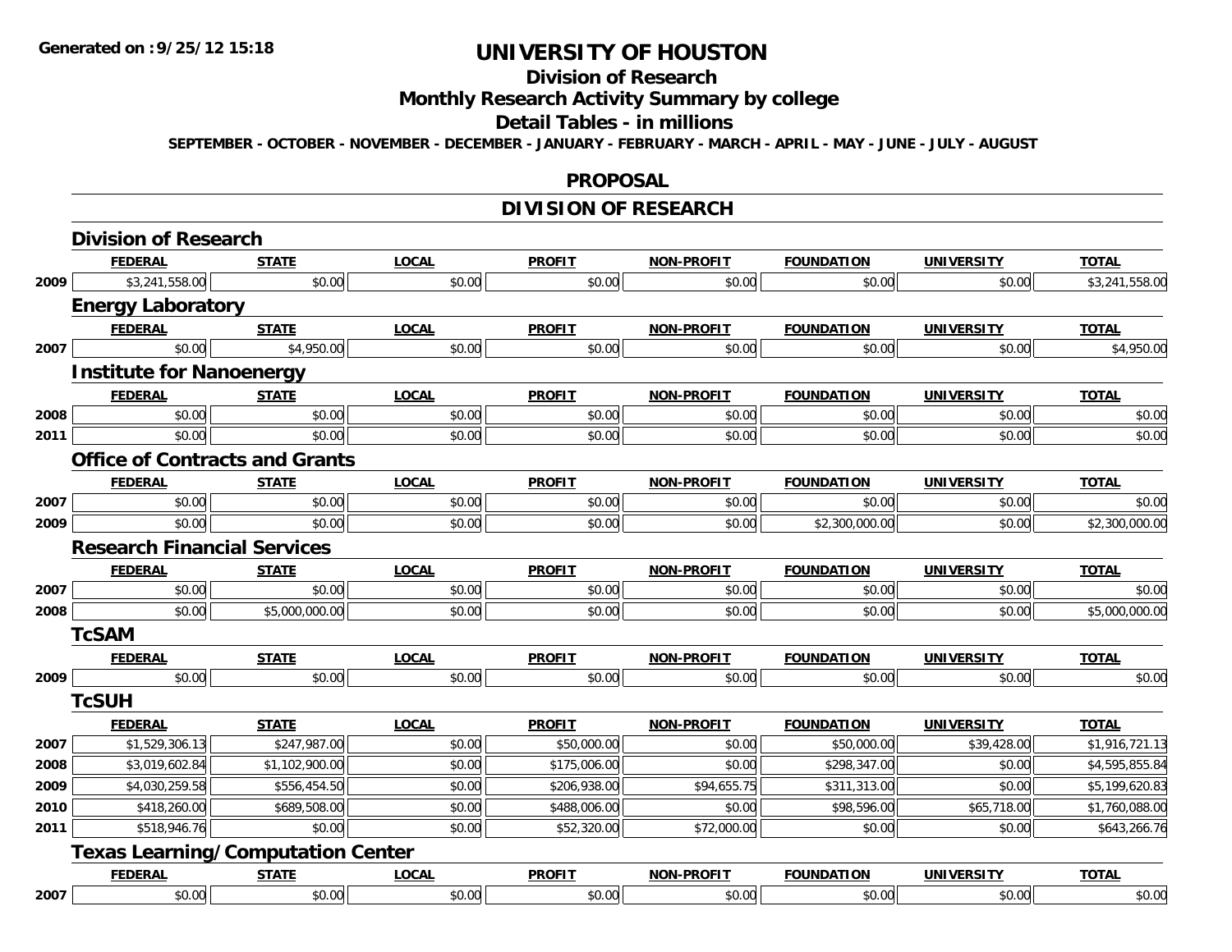**Generated on :9/25/12 15:18**

# UNIVERSITY OF HOUSTON

## Division of Research

## Monthly Research Activity Summary by college

## Detail Tables - in millions

**SEPTEMBER - OCTOBER - NOVEMBER - DECEMBER - JANUARY - FEBRUARY - MARCH - APRIL - MAY - JUNE - JULY - AUGUST**

## PROPOSAL

## DIVISION OF RESEARCH

### Division of Research

| | FEDERAL | STATE | LOCAL | PROFIT | NON-PROFIT | FOUNDATION | UNIVERSITY | TOTAL |
|---|---|---|---|---|---|---|---|---|
| 2009 | $3,241,558.00 | $0.00 | $0.00 | $0.00 | $0.00 | $0.00 | $0.00 | $3,241,558.00 |

### Energy Laboratory

| | FEDERAL | STATE | LOCAL | PROFIT | NON-PROFIT | FOUNDATION | UNIVERSITY | TOTAL |
|---|---|---|---|---|---|---|---|---|
| 2007 | $0.00 | $4,950.00 | $0.00 | $0.00 | $0.00 | $0.00 | $0.00 | $4,950.00 |

### Institute for Nanoenergy

| | FEDERAL | STATE | LOCAL | PROFIT | NON-PROFIT | FOUNDATION | UNIVERSITY | TOTAL |
|---|---|---|---|---|---|---|---|---|
| 2008 | $0.00 | $0.00 | $0.00 | $0.00 | $0.00 | $0.00 | $0.00 | $0.00 |
| 2011 | $0.00 | $0.00 | $0.00 | $0.00 | $0.00 | $0.00 | $0.00 | $0.00 |

### Office of Contracts and Grants

| | FEDERAL | STATE | LOCAL | PROFIT | NON-PROFIT | FOUNDATION | UNIVERSITY | TOTAL |
|---|---|---|---|---|---|---|---|---|
| 2007 | $0.00 | $0.00 | $0.00 | $0.00 | $0.00 | $0.00 | $0.00 | $0.00 |
| 2009 | $0.00 | $0.00 | $0.00 | $0.00 | $0.00 | $2,300,000.00 | $0.00 | $2,300,000.00 |

### Research Financial Services

| | FEDERAL | STATE | LOCAL | PROFIT | NON-PROFIT | FOUNDATION | UNIVERSITY | TOTAL |
|---|---|---|---|---|---|---|---|---|
| 2007 | $0.00 | $0.00 | $0.00 | $0.00 | $0.00 | $0.00 | $0.00 | $0.00 |
| 2008 | $0.00 | $5,000,000.00 | $0.00 | $0.00 | $0.00 | $0.00 | $0.00 | $5,000,000.00 |

### TcSAM

| | FEDERAL | STATE | LOCAL | PROFIT | NON-PROFIT | FOUNDATION | UNIVERSITY | TOTAL |
|---|---|---|---|---|---|---|---|---|
| 2009 | $0.00 | $0.00 | $0.00 | $0.00 | $0.00 | $0.00 | $0.00 | $0.00 |

### TcSUH

| | FEDERAL | STATE | LOCAL | PROFIT | NON-PROFIT | FOUNDATION | UNIVERSITY | TOTAL |
|---|---|---|---|---|---|---|---|---|
| 2007 | $1,529,306.13 | $247,987.00 | $0.00 | $50,000.00 | $0.00 | $50,000.00 | $39,428.00 | $1,916,721.13 |
| 2008 | $3,019,602.84 | $1,102,900.00 | $0.00 | $175,006.00 | $0.00 | $298,347.00 | $0.00 | $4,595,855.84 |
| 2009 | $4,030,259.58 | $556,454.50 | $0.00 | $206,938.00 | $94,655.75 | $311,313.00 | $0.00 | $5,199,620.83 |
| 2010 | $418,260.00 | $689,508.00 | $0.00 | $488,006.00 | $0.00 | $98,596.00 | $65,718.00 | $1,760,088.00 |
| 2011 | $518,946.76 | $0.00 | $0.00 | $52,320.00 | $72,000.00 | $0.00 | $0.00 | $643,266.76 |

### Texas Learning/Computation Center

| | FEDERAL | STATE | LOCAL | PROFIT | NON-PROFIT | FOUNDATION | UNIVERSITY | TOTAL |
|---|---|---|---|---|---|---|---|---|
| 2007 | $0.00 | $0.00 | $0.00 | $0.00 | $0.00 | $0.00 | $0.00 | $0.00 |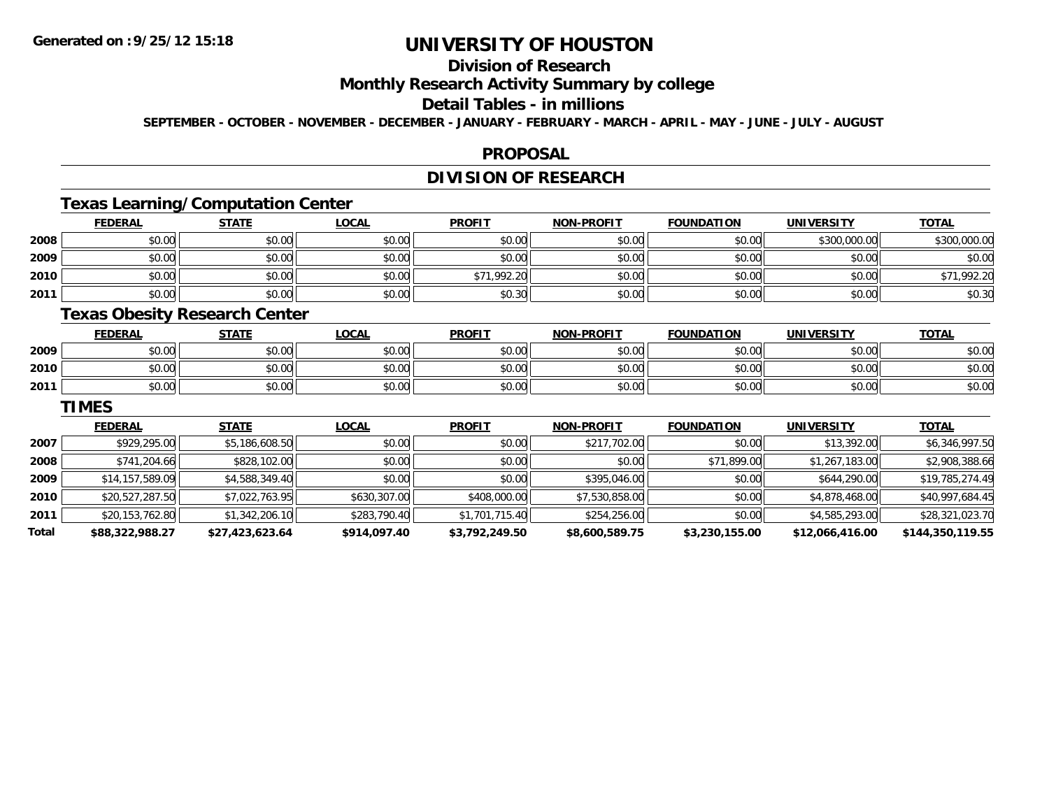# UNIVERSITY OF HOUSTON

## Division of Research

## Monthly Research Activity Summary by college

## Detail Tables - in millions

**SEPTEMBER - OCTOBER - NOVEMBER - DECEMBER - JANUARY - FEBRUARY - MARCH - APRIL - MAY - JUNE - JULY - AUGUST**

## PROPOSAL

## DIVISION OF RESEARCH

### Texas Learning/Computation Center

| | FEDERAL | STATE | LOCAL | PROFIT | NON-PROFIT | FOUNDATION | UNIVERSITY | TOTAL |
|---|---|---|---|---|---|---|---|---|
| 2008 | $0.00 | $0.00 | $0.00 | $0.00 | $0.00 | $0.00 | $300,000.00 | $300,000.00 |
| 2009 | $0.00 | $0.00 | $0.00 | $0.00 | $0.00 | $0.00 | $0.00 | $0.00 |
| 2010 | $0.00 | $0.00 | $0.00 | $71,992.20 | $0.00 | $0.00 | $0.00 | $71,992.20 |
| 2011 | $0.00 | $0.00 | $0.00 | $0.30 | $0.00 | $0.00 | $0.00 | $0.30 |

### Texas Obesity Research Center

| | FEDERAL | STATE | LOCAL | PROFIT | NON-PROFIT | FOUNDATION | UNIVERSITY | TOTAL |
|---|---|---|---|---|---|---|---|---|
| 2009 | $0.00 | $0.00 | $0.00 | $0.00 | $0.00 | $0.00 | $0.00 | $0.00 |
| 2010 | $0.00 | $0.00 | $0.00 | $0.00 | $0.00 | $0.00 | $0.00 | $0.00 |
| 2011 | $0.00 | $0.00 | $0.00 | $0.00 | $0.00 | $0.00 | $0.00 | $0.00 |

### TIMES

| | FEDERAL | STATE | LOCAL | PROFIT | NON-PROFIT | FOUNDATION | UNIVERSITY | TOTAL |
|---|---|---|---|---|---|---|---|---|
| 2007 | $929,295.00 | $5,186,608.50 | $0.00 | $0.00 | $217,702.00 | $0.00 | $13,392.00 | $6,346,997.50 |
| 2008 | $741,204.66 | $828,102.00 | $0.00 | $0.00 | $0.00 | $71,899.00 | $1,267,183.00 | $2,908,388.66 |
| 2009 | $14,157,589.09 | $4,588,349.40 | $0.00 | $0.00 | $395,046.00 | $0.00 | $644,290.00 | $19,785,274.49 |
| 2010 | $20,527,287.50 | $7,022,763.95 | $630,307.00 | $408,000.00 | $7,530,858.00 | $0.00 | $4,878,468.00 | $40,997,684.45 |
| 2011 | $20,153,762.80 | $1,342,206.10 | $283,790.40 | $1,701,715.40 | $254,256.00 | $0.00 | $4,585,293.00 | $28,321,023.70 |
| **Total** | **$88,322,988.27** | **$27,423,623.64** | **$914,097.40** | **$3,792,249.50** | **$8,600,589.75** | **$3,230,155.00** | **$12,066,416.00** | **$144,350,119.55** |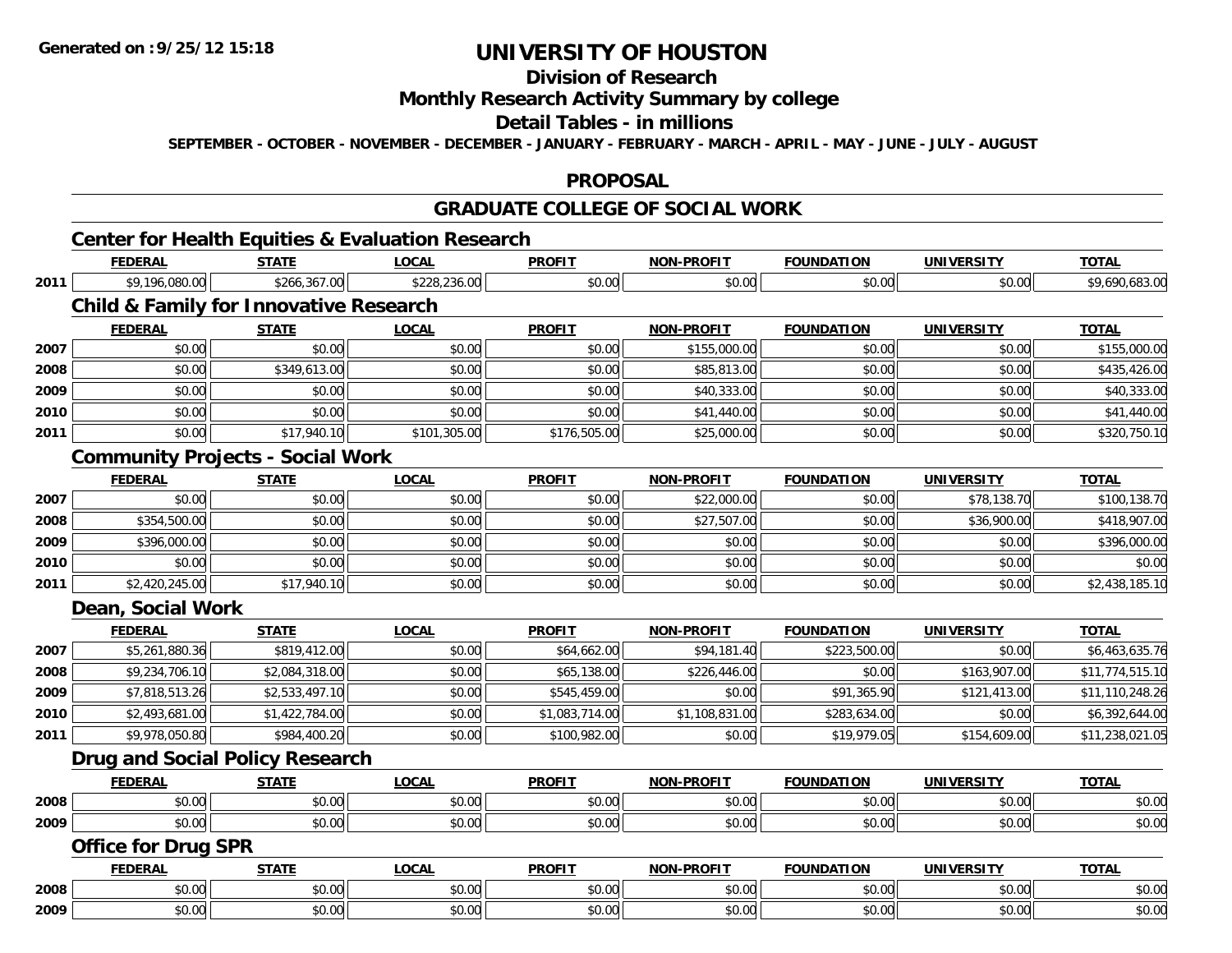**Generated on :9/25/12 15:18**

# UNIVERSITY OF HOUSTON

## Division of Research

## Monthly Research Activity Summary by college

## Detail Tables - in millions

**SEPTEMBER - OCTOBER - NOVEMBER - DECEMBER - JANUARY - FEBRUARY - MARCH - APRIL - MAY - JUNE - JULY - AUGUST**

## PROPOSAL

## GRADUATE COLLEGE OF SOCIAL WORK

### Center for Health Equities & Evaluation Research

| | FEDERAL | STATE | LOCAL | PROFIT | NON-PROFIT | FOUNDATION | UNIVERSITY | TOTAL |
|---|---|---|---|---|---|---|---|---|
| 2011 | $9,196,080.00 | $266,367.00 | $228,236.00 | $0.00 | $0.00 | $0.00 | $0.00 | $9,690,683.00 |

### Child & Family for Innovative Research

| | FEDERAL | STATE | LOCAL | PROFIT | NON-PROFIT | FOUNDATION | UNIVERSITY | TOTAL |
|---|---|---|---|---|---|---|---|---|
| 2007 | $0.00 | $0.00 | $0.00 | $0.00 | $155,000.00 | $0.00 | $0.00 | $155,000.00 |
| 2008 | $0.00 | $349,613.00 | $0.00 | $0.00 | $85,813.00 | $0.00 | $0.00 | $435,426.00 |
| 2009 | $0.00 | $0.00 | $0.00 | $0.00 | $40,333.00 | $0.00 | $0.00 | $40,333.00 |
| 2010 | $0.00 | $0.00 | $0.00 | $0.00 | $41,440.00 | $0.00 | $0.00 | $41,440.00 |
| 2011 | $0.00 | $17,940.10 | $101,305.00 | $176,505.00 | $25,000.00 | $0.00 | $0.00 | $320,750.10 |

### Community Projects - Social Work

| | FEDERAL | STATE | LOCAL | PROFIT | NON-PROFIT | FOUNDATION | UNIVERSITY | TOTAL |
|---|---|---|---|---|---|---|---|---|
| 2007 | $0.00 | $0.00 | $0.00 | $0.00 | $22,000.00 | $0.00 | $78,138.70 | $100,138.70 |
| 2008 | $354,500.00 | $0.00 | $0.00 | $0.00 | $27,507.00 | $0.00 | $36,900.00 | $418,907.00 |
| 2009 | $396,000.00 | $0.00 | $0.00 | $0.00 | $0.00 | $0.00 | $0.00 | $396,000.00 |
| 2010 | $0.00 | $0.00 | $0.00 | $0.00 | $0.00 | $0.00 | $0.00 | $0.00 |
| 2011 | $2,420,245.00 | $17,940.10 | $0.00 | $0.00 | $0.00 | $0.00 | $0.00 | $2,438,185.10 |

### Dean, Social Work

| | FEDERAL | STATE | LOCAL | PROFIT | NON-PROFIT | FOUNDATION | UNIVERSITY | TOTAL |
|---|---|---|---|---|---|---|---|---|
| 2007 | $5,261,880.36 | $819,412.00 | $0.00 | $64,662.00 | $94,181.40 | $223,500.00 | $0.00 | $6,463,635.76 |
| 2008 | $9,234,706.10 | $2,084,318.00 | $0.00 | $65,138.00 | $226,446.00 | $0.00 | $163,907.00 | $11,774,515.10 |
| 2009 | $7,818,513.26 | $2,533,497.10 | $0.00 | $545,459.00 | $0.00 | $91,365.90 | $121,413.00 | $11,110,248.26 |
| 2010 | $2,493,681.00 | $1,422,784.00 | $0.00 | $1,083,714.00 | $1,108,831.00 | $283,634.00 | $0.00 | $6,392,644.00 |
| 2011 | $9,978,050.80 | $984,400.20 | $0.00 | $100,982.00 | $0.00 | $19,979.05 | $154,609.00 | $11,238,021.05 |

### Drug and Social Policy Research

| | FEDERAL | STATE | LOCAL | PROFIT | NON-PROFIT | FOUNDATION | UNIVERSITY | TOTAL |
|---|---|---|---|---|---|---|---|---|
| 2008 | $0.00 | $0.00 | $0.00 | $0.00 | $0.00 | $0.00 | $0.00 | $0.00 |
| 2009 | $0.00 | $0.00 | $0.00 | $0.00 | $0.00 | $0.00 | $0.00 | $0.00 |

### Office for Drug SPR

| | FEDERAL | STATE | LOCAL | PROFIT | NON-PROFIT | FOUNDATION | UNIVERSITY | TOTAL |
|---|---|---|---|---|---|---|---|---|
| 2008 | $0.00 | $0.00 | $0.00 | $0.00 | $0.00 | $0.00 | $0.00 | $0.00 |
| 2009 | $0.00 | $0.00 | $0.00 | $0.00 | $0.00 | $0.00 | $0.00 | $0.00 |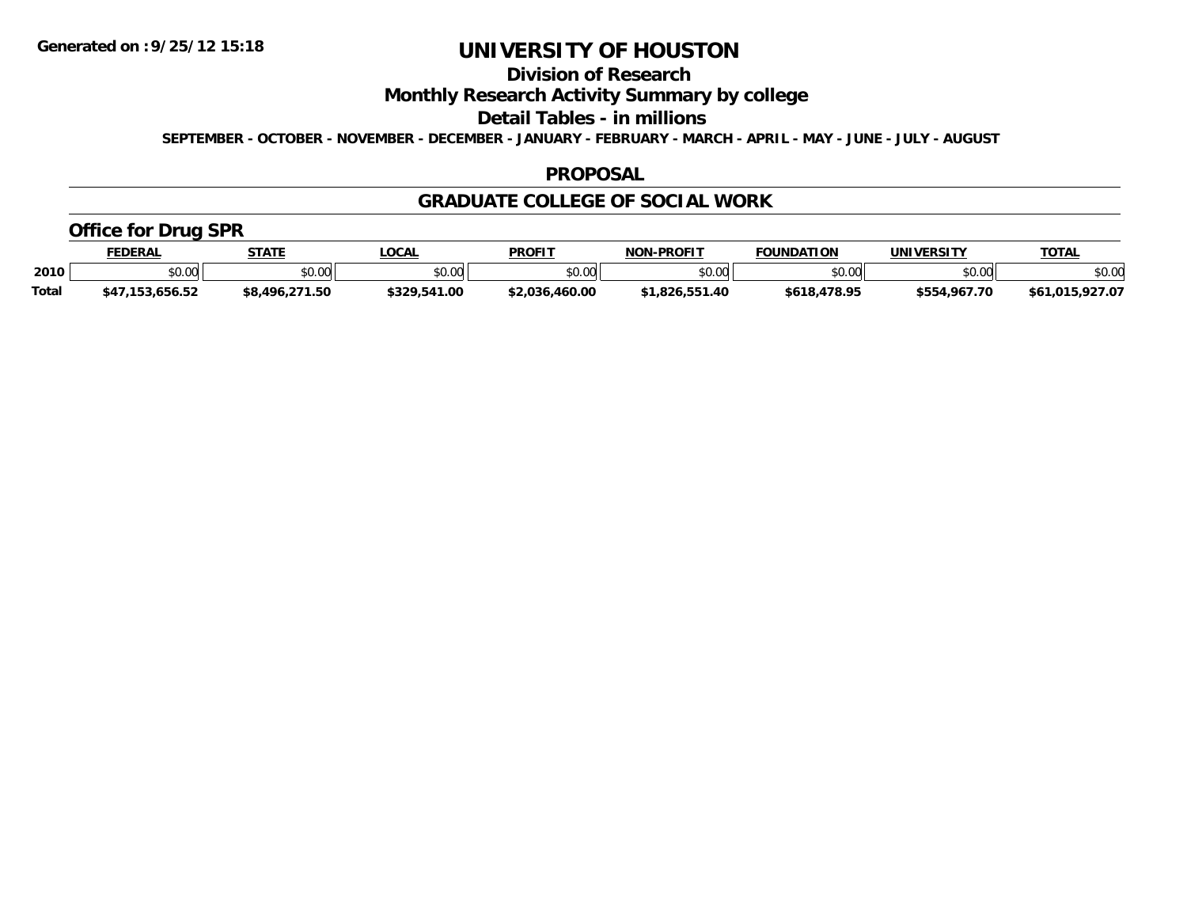# UNIVERSITY OF HOUSTON

## Division of Research

## Monthly Research Activity Summary by college

## Detail Tables - in millions

**SEPTEMBER - OCTOBER - NOVEMBER - DECEMBER - JANUARY - FEBRUARY - MARCH - APRIL - MAY - JUNE - JULY - AUGUST**

## PROPOSAL

## GRADUATE COLLEGE OF SOCIAL WORK

### Office for Drug SPR

| | FEDERAL | STATE | LOCAL | PROFIT | NON-PROFIT | FOUNDATION | UNIVERSITY | TOTAL |
|---|---|---|---|---|---|---|---|---|
| **2010** | $0.00 | $0.00 | $0.00 | $0.00 | $0.00 | $0.00 | $0.00 | $0.00 |
| **Total** | **$47,153,656.52** | **$8,496,271.50** | **$329,541.00** | **$2,036,460.00** | **$1,826,551.40** | **$618,478.95** | **$554,967.70** | **$61,015,927.07** |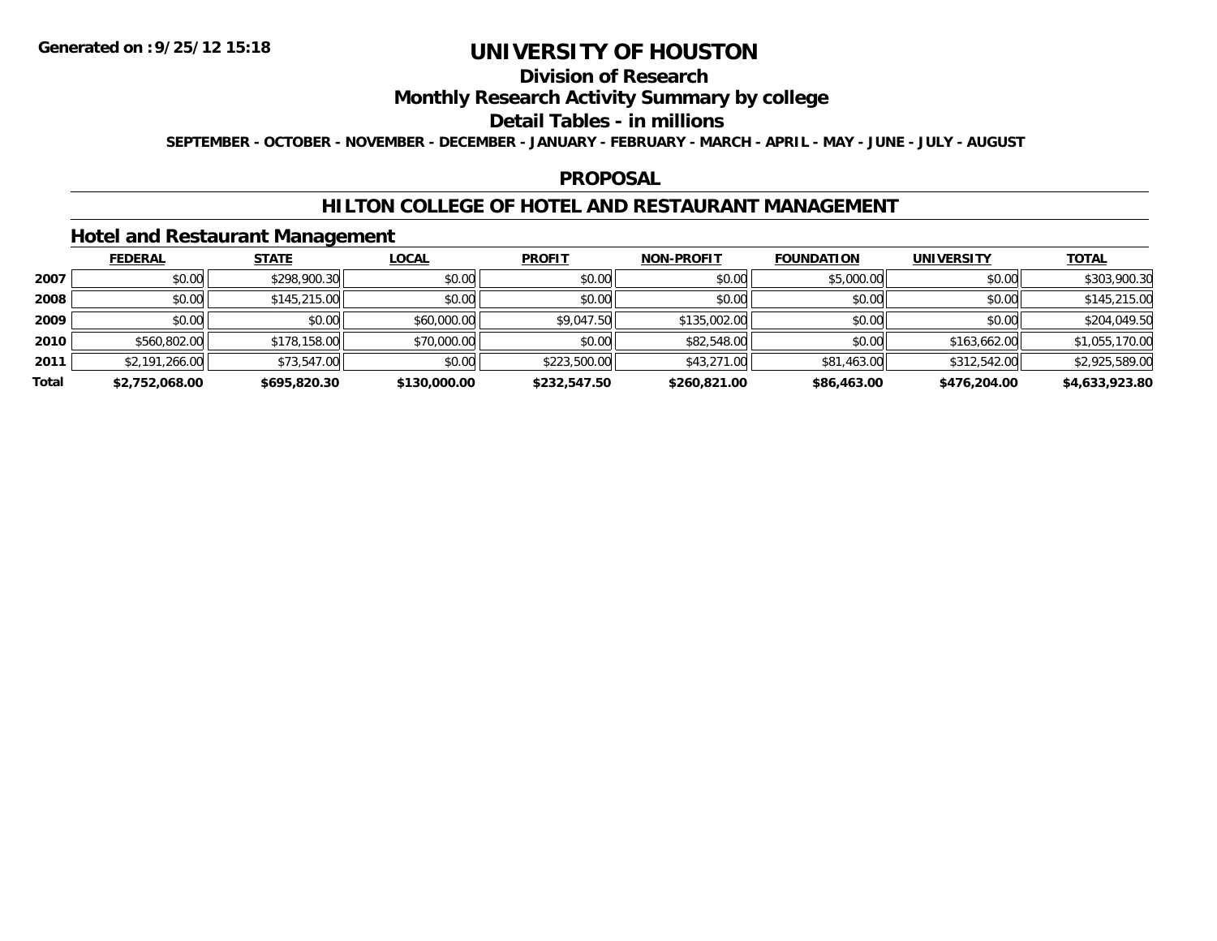Generated on :9/25/12 15:18

# UNIVERSITY OF HOUSTON

## Division of Research

## Monthly Research Activity Summary by college

## Detail Tables - in millions

SEPTEMBER - OCTOBER - NOVEMBER - DECEMBER - JANUARY - FEBRUARY - MARCH - APRIL - MAY - JUNE - JULY - AUGUST

## PROPOSAL

## HILTON COLLEGE OF HOTEL AND RESTAURANT MANAGEMENT

### Hotel and Restaurant Management

| | FEDERAL | STATE | LOCAL | PROFIT | NON-PROFIT | FOUNDATION | UNIVERSITY | TOTAL |
|---|---|---|---|---|---|---|---|---|
| 2007 | $0.00 | $298,900.30 | $0.00 | $0.00 | $0.00 | $5,000.00 | $0.00 | $303,900.30 |
| 2008 | $0.00 | $145,215.00 | $0.00 | $0.00 | $0.00 | $0.00 | $0.00 | $145,215.00 |
| 2009 | $0.00 | $0.00 | $60,000.00 | $9,047.50 | $135,002.00 | $0.00 | $0.00 | $204,049.50 |
| 2010 | $560,802.00 | $178,158.00 | $70,000.00 | $0.00 | $82,548.00 | $0.00 | $163,662.00 | $1,055,170.00 |
| 2011 | $2,191,266.00 | $73,547.00 | $0.00 | $223,500.00 | $43,271.00 | $81,463.00 | $312,542.00 | $2,925,589.00 |
| **Total** | **$2,752,068.00** | **$695,820.30** | **$130,000.00** | **$232,547.50** | **$260,821.00** | **$86,463.00** | **$476,204.00** | **$4,633,923.80** |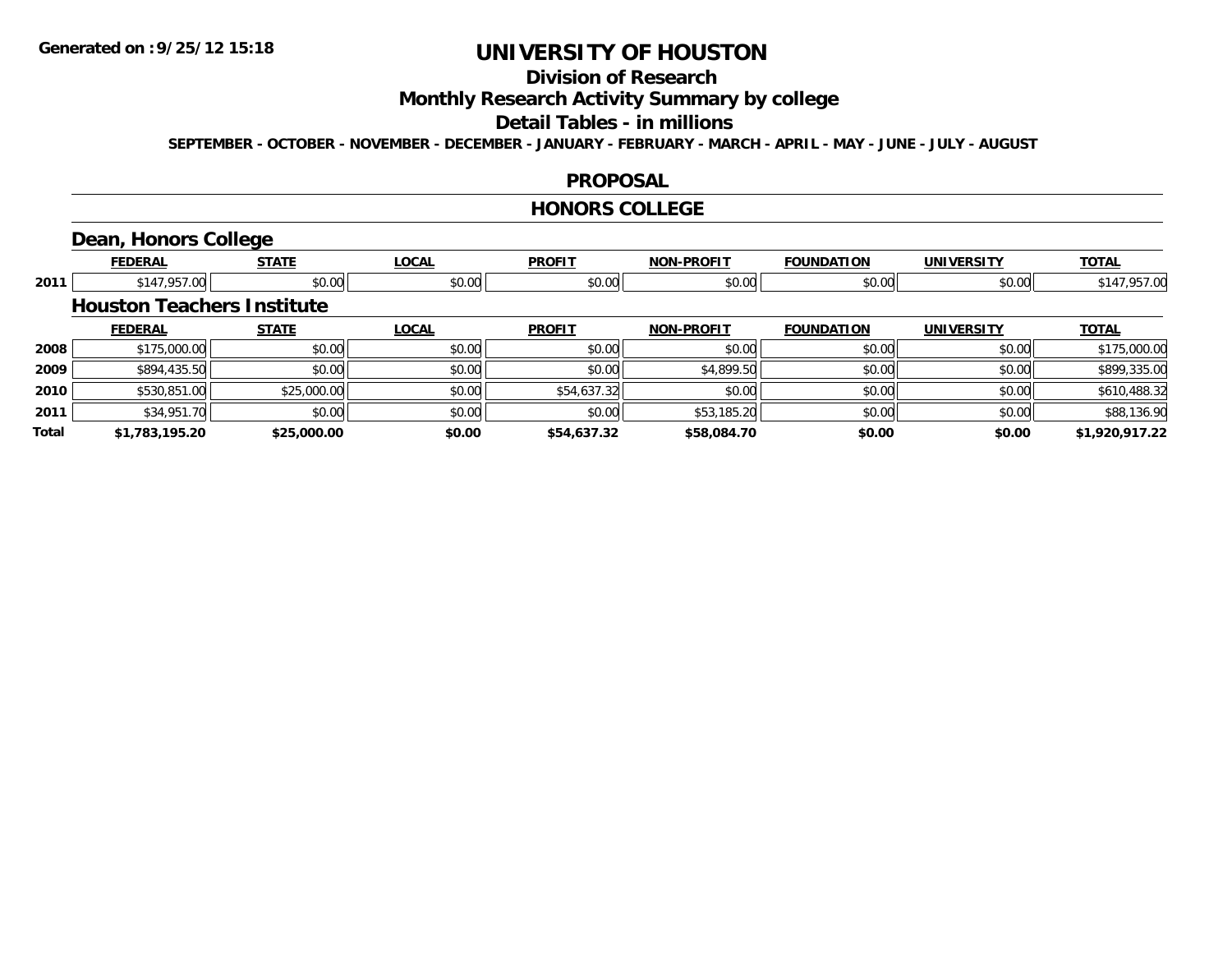**Generated on :9/25/12 15:18**

# UNIVERSITY OF HOUSTON

## Division of Research

## Monthly Research Activity Summary by college

## Detail Tables - in millions

**SEPTEMBER - OCTOBER - NOVEMBER - DECEMBER - JANUARY - FEBRUARY - MARCH - APRIL - MAY - JUNE - JULY - AUGUST**

## PROPOSAL

## HONORS COLLEGE

### Dean, Honors College

| | FEDERAL | STATE | LOCAL | PROFIT | NON-PROFIT | FOUNDATION | UNIVERSITY | TOTAL |
|---|---|---|---|---|---|---|---|---|
| 2011 | $147,957.00 | $0.00 | $0.00 | $0.00 | $0.00 | $0.00 | $0.00 | $147,957.00 |

### Houston Teachers Institute

| | FEDERAL | STATE | LOCAL | PROFIT | NON-PROFIT | FOUNDATION | UNIVERSITY | TOTAL |
|---|---|---|---|---|---|---|---|---|
| 2008 | $175,000.00 | $0.00 | $0.00 | $0.00 | $0.00 | $0.00 | $0.00 | $175,000.00 |
| 2009 | $894,435.50 | $0.00 | $0.00 | $0.00 | $4,899.50 | $0.00 | $0.00 | $899,335.00 |
| 2010 | $530,851.00 | $25,000.00 | $0.00 | $54,637.32 | $0.00 | $0.00 | $0.00 | $610,488.32 |
| 2011 | $34,951.70 | $0.00 | $0.00 | $0.00 | $53,185.20 | $0.00 | $0.00 | $88,136.90 |
| **Total** | **$1,783,195.20** | **$25,000.00** | **$0.00** | **$54,637.32** | **$58,084.70** | **$0.00** | **$0.00** | **$1,920,917.22** |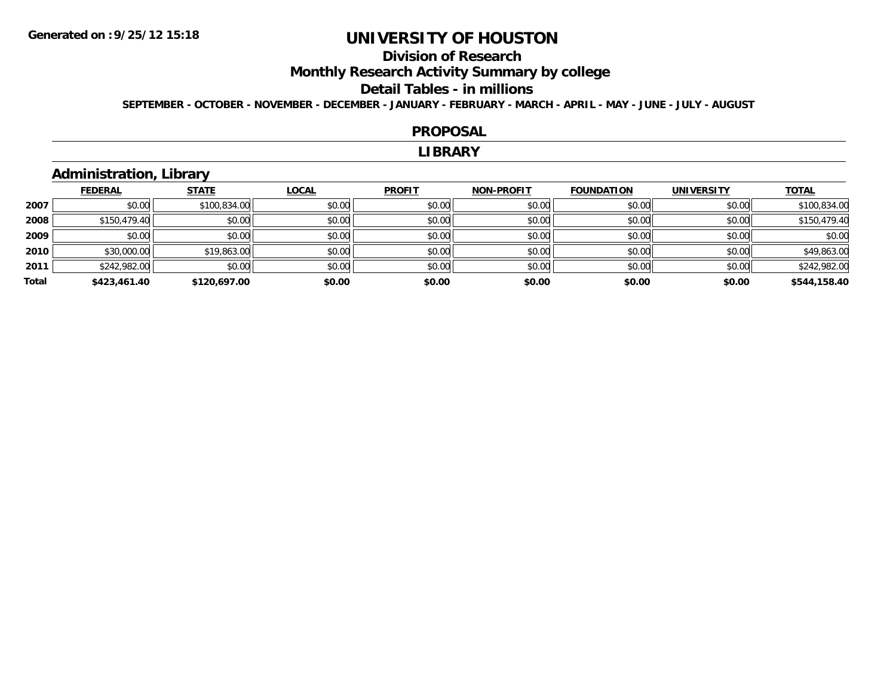# UNIVERSITY OF HOUSTON

## Division of Research

## Monthly Research Activity Summary by college

## Detail Tables - in millions

SEPTEMBER - OCTOBER - NOVEMBER - DECEMBER - JANUARY - FEBRUARY - MARCH - APRIL - MAY - JUNE - JULY - AUGUST

### PROPOSAL

### LIBRARY

### Administration, Library

| | FEDERAL | STATE | LOCAL | PROFIT | NON-PROFIT | FOUNDATION | UNIVERSITY | TOTAL |
|---|---|---|---|---|---|---|---|---|
| 2007 | $0.00 | $100,834.00 | $0.00 | $0.00 | $0.00 | $0.00 | $0.00 | $100,834.00 |
| 2008 | $150,479.40 | $0.00 | $0.00 | $0.00 | $0.00 | $0.00 | $0.00 | $150,479.40 |
| 2009 | $0.00 | $0.00 | $0.00 | $0.00 | $0.00 | $0.00 | $0.00 | $0.00 |
| 2010 | $30,000.00 | $19,863.00 | $0.00 | $0.00 | $0.00 | $0.00 | $0.00 | $49,863.00 |
| 2011 | $242,982.00 | $0.00 | $0.00 | $0.00 | $0.00 | $0.00 | $0.00 | $242,982.00 |
| **Total** | **$423,461.40** | **$120,697.00** | **$0.00** | **$0.00** | **$0.00** | **$0.00** | **$0.00** | **$544,158.40** |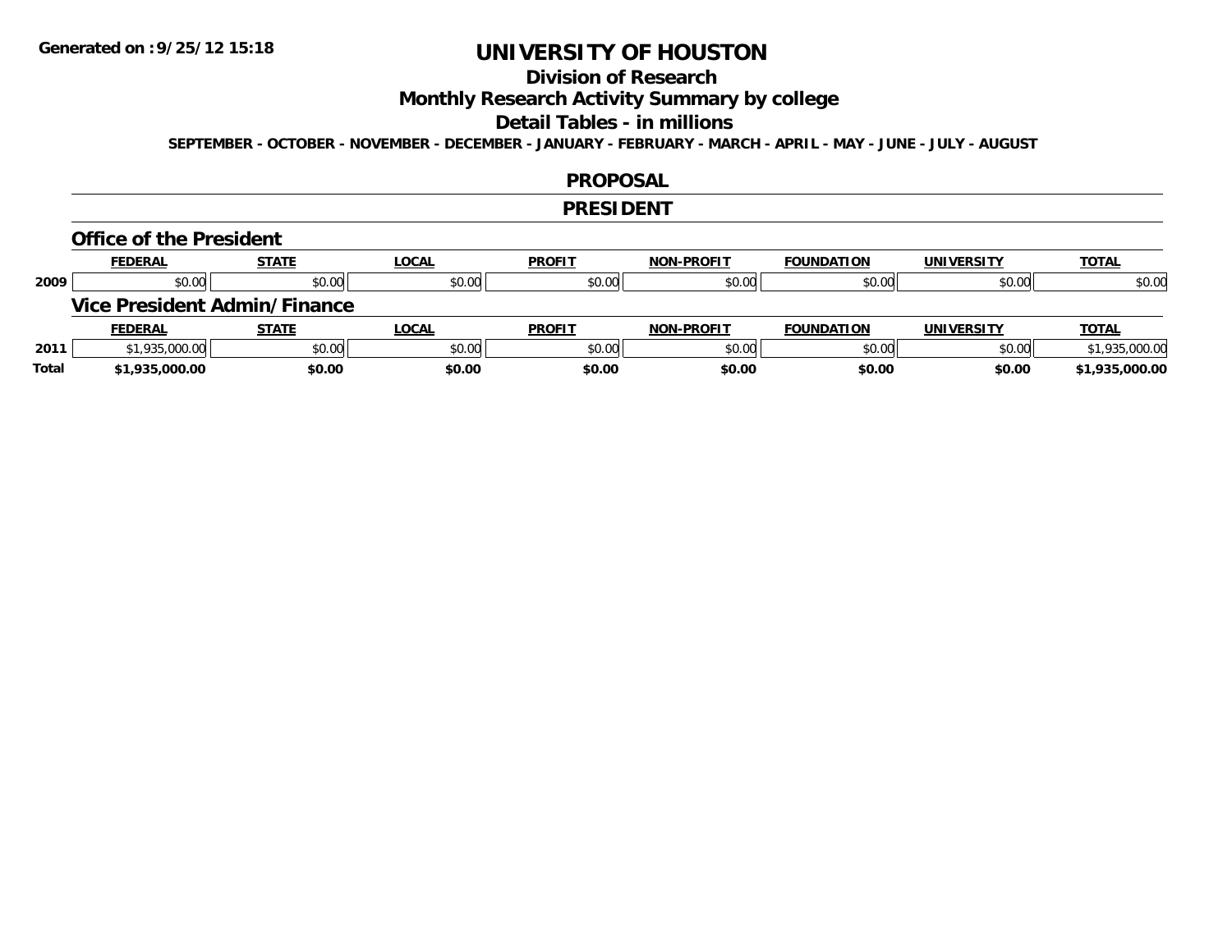**Generated on :9/25/12 15:18**

# UNIVERSITY OF HOUSTON

## Division of Research

## Monthly Research Activity Summary by college

## Detail Tables - in millions

**SEPTEMBER - OCTOBER - NOVEMBER - DECEMBER - JANUARY - FEBRUARY - MARCH - APRIL - MAY - JUNE - JULY - AUGUST**

## PROPOSAL

## PRESIDENT

### Office of the President

| | FEDERAL | STATE | LOCAL | PROFIT | NON-PROFIT | FOUNDATION | UNIVERSITY | TOTAL |
|---|---|---|---|---|---|---|---|---|
| 2009 | $0.00 | $0.00 | $0.00 | $0.00 | $0.00 | $0.00 | $0.00 | $0.00 |

### Vice President Admin/Finance

| | FEDERAL | STATE | LOCAL | PROFIT | NON-PROFIT | FOUNDATION | UNIVERSITY | TOTAL |
|---|---|---|---|---|---|---|---|---|
| 2011 | $1,935,000.00 | $0.00 | $0.00 | $0.00 | $0.00 | $0.00 | $0.00 | $1,935,000.00 |
| **Total** | **$1,935,000.00** | **$0.00** | **$0.00** | **$0.00** | **$0.00** | **$0.00** | **$0.00** | **$1,935,000.00** |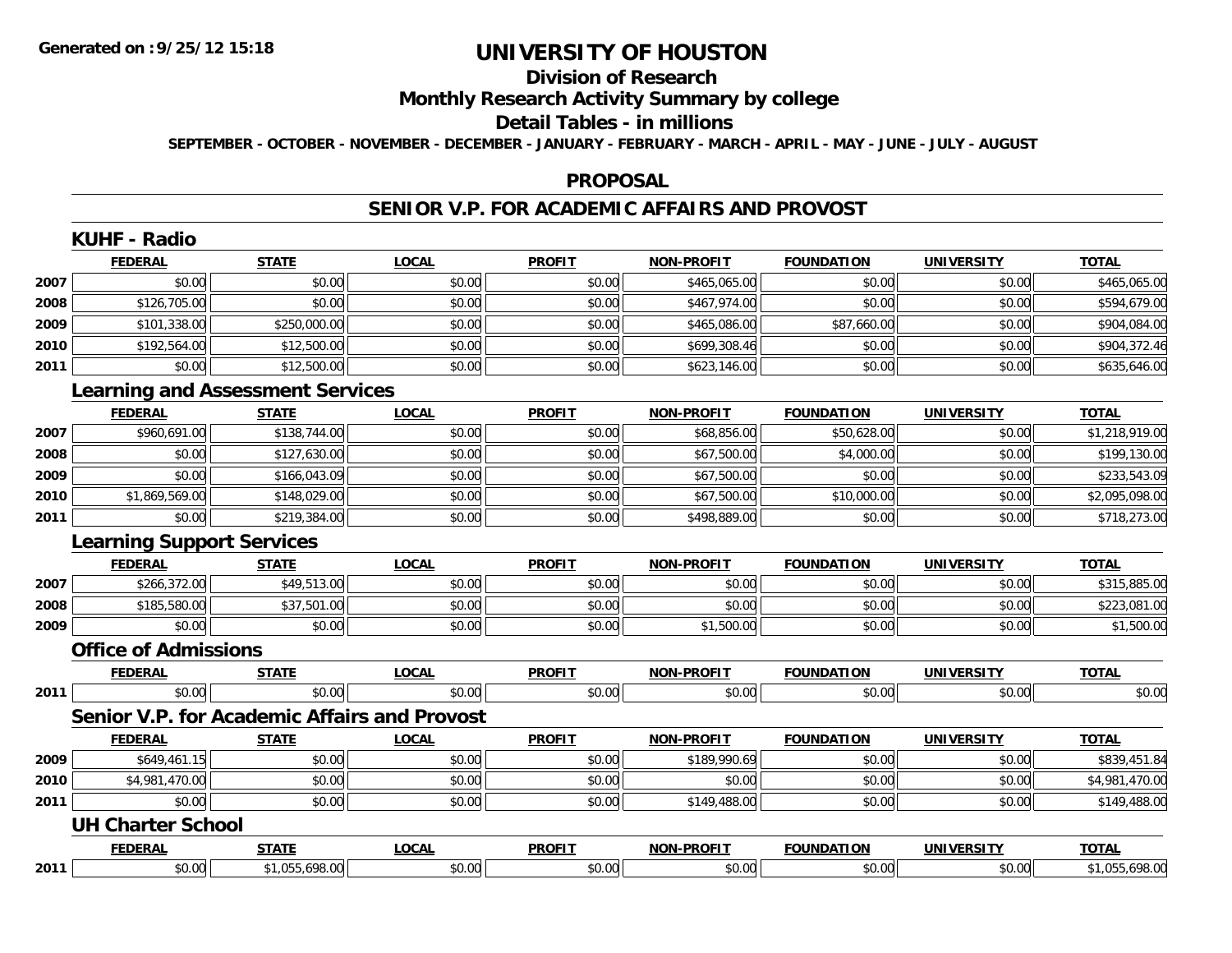**Generated on :9/25/12 15:18**

# UNIVERSITY OF HOUSTON

## Division of Research

## Monthly Research Activity Summary by college

## Detail Tables - in millions

**SEPTEMBER - OCTOBER - NOVEMBER - DECEMBER - JANUARY - FEBRUARY - MARCH - APRIL - MAY - JUNE - JULY - AUGUST**

## PROPOSAL

## SENIOR V.P. FOR ACADEMIC AFFAIRS AND PROVOST

### KUHF - Radio

| | FEDERAL | STATE | LOCAL | PROFIT | NON-PROFIT | FOUNDATION | UNIVERSITY | TOTAL |
|---|---|---|---|---|---|---|---|---|
| 2007 | $0.00 | $0.00 | $0.00 | $0.00 | $465,065.00 | $0.00 | $0.00 | $465,065.00 |
| 2008 | $126,705.00 | $0.00 | $0.00 | $0.00 | $467,974.00 | $0.00 | $0.00 | $594,679.00 |
| 2009 | $101,338.00 | $250,000.00 | $0.00 | $0.00 | $465,086.00 | $87,660.00 | $0.00 | $904,084.00 |
| 2010 | $192,564.00 | $12,500.00 | $0.00 | $0.00 | $699,308.46 | $0.00 | $0.00 | $904,372.46 |
| 2011 | $0.00 | $12,500.00 | $0.00 | $0.00 | $623,146.00 | $0.00 | $0.00 | $635,646.00 |

### Learning and Assessment Services

| | FEDERAL | STATE | LOCAL | PROFIT | NON-PROFIT | FOUNDATION | UNIVERSITY | TOTAL |
|---|---|---|---|---|---|---|---|---|
| 2007 | $960,691.00 | $138,744.00 | $0.00 | $0.00 | $68,856.00 | $50,628.00 | $0.00 | $1,218,919.00 |
| 2008 | $0.00 | $127,630.00 | $0.00 | $0.00 | $67,500.00 | $4,000.00 | $0.00 | $199,130.00 |
| 2009 | $0.00 | $166,043.09 | $0.00 | $0.00 | $67,500.00 | $0.00 | $0.00 | $233,543.09 |
| 2010 | $1,869,569.00 | $148,029.00 | $0.00 | $0.00 | $67,500.00 | $10,000.00 | $0.00 | $2,095,098.00 |
| 2011 | $0.00 | $219,384.00 | $0.00 | $0.00 | $498,889.00 | $0.00 | $0.00 | $718,273.00 |

### Learning Support Services

| | FEDERAL | STATE | LOCAL | PROFIT | NON-PROFIT | FOUNDATION | UNIVERSITY | TOTAL |
|---|---|---|---|---|---|---|---|---|
| 2007 | $266,372.00 | $49,513.00 | $0.00 | $0.00 | $0.00 | $0.00 | $0.00 | $315,885.00 |
| 2008 | $185,580.00 | $37,501.00 | $0.00 | $0.00 | $0.00 | $0.00 | $0.00 | $223,081.00 |
| 2009 | $0.00 | $0.00 | $0.00 | $0.00 | $1,500.00 | $0.00 | $0.00 | $1,500.00 |

### Office of Admissions

| | FEDERAL | STATE | LOCAL | PROFIT | NON-PROFIT | FOUNDATION | UNIVERSITY | TOTAL |
|---|---|---|---|---|---|---|---|---|
| 2011 | $0.00 | $0.00 | $0.00 | $0.00 | $0.00 | $0.00 | $0.00 | $0.00 |

### Senior V.P. for Academic Affairs and Provost

| | FEDERAL | STATE | LOCAL | PROFIT | NON-PROFIT | FOUNDATION | UNIVERSITY | TOTAL |
|---|---|---|---|---|---|---|---|---|
| 2009 | $649,461.15 | $0.00 | $0.00 | $0.00 | $189,990.69 | $0.00 | $0.00 | $839,451.84 |
| 2010 | $4,981,470.00 | $0.00 | $0.00 | $0.00 | $0.00 | $0.00 | $0.00 | $4,981,470.00 |
| 2011 | $0.00 | $0.00 | $0.00 | $0.00 | $149,488.00 | $0.00 | $0.00 | $149,488.00 |

### UH Charter School

| | FEDERAL | STATE | LOCAL | PROFIT | NON-PROFIT | FOUNDATION | UNIVERSITY | TOTAL |
|---|---|---|---|---|---|---|---|---|
| 2011 | $0.00 | $1,055,698.00 | $0.00 | $0.00 | $0.00 | $0.00 | $0.00 | $1,055,698.00 |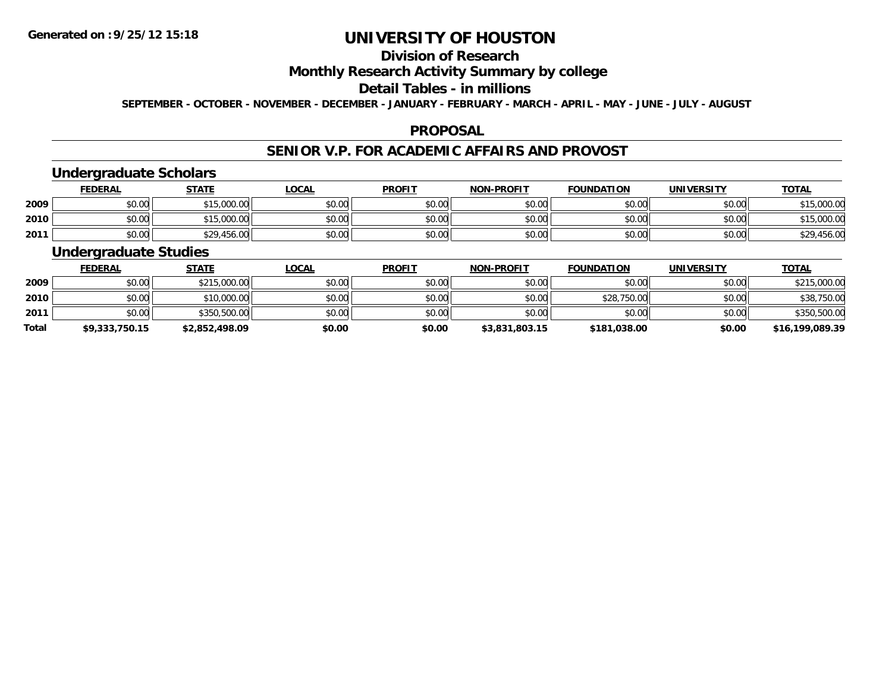**Generated on :9/25/12 15:18**

# UNIVERSITY OF HOUSTON

## Division of Research

## Monthly Research Activity Summary by college

## Detail Tables - in millions

**SEPTEMBER - OCTOBER - NOVEMBER - DECEMBER - JANUARY - FEBRUARY - MARCH - APRIL - MAY - JUNE - JULY - AUGUST**

### PROPOSAL

### SENIOR V.P. FOR ACADEMIC AFFAIRS AND PROVOST

#### Undergraduate Scholars

| | FEDERAL | STATE | LOCAL | PROFIT | NON-PROFIT | FOUNDATION | UNIVERSITY | TOTAL |
|---|---|---|---|---|---|---|---|---|
| 2009 | $0.00 | $15,000.00 | $0.00 | $0.00 | $0.00 | $0.00 | $0.00 | $15,000.00 |
| 2010 | $0.00 | $15,000.00 | $0.00 | $0.00 | $0.00 | $0.00 | $0.00 | $15,000.00 |
| 2011 | $0.00 | $29,456.00 | $0.00 | $0.00 | $0.00 | $0.00 | $0.00 | $29,456.00 |

#### Undergraduate Studies

| | FEDERAL | STATE | LOCAL | PROFIT | NON-PROFIT | FOUNDATION | UNIVERSITY | TOTAL |
|---|---|---|---|---|---|---|---|---|
| 2009 | $0.00 | $215,000.00 | $0.00 | $0.00 | $0.00 | $0.00 | $0.00 | $215,000.00 |
| 2010 | $0.00 | $10,000.00 | $0.00 | $0.00 | $0.00 | $28,750.00 | $0.00 | $38,750.00 |
| 2011 | $0.00 | $350,500.00 | $0.00 | $0.00 | $0.00 | $0.00 | $0.00 | $350,500.00 |
| **Total** | **$9,333,750.15** | **$2,852,498.09** | **$0.00** | **$0.00** | **$3,831,803.15** | **$181,038.00** | **$0.00** | **$16,199,089.39** |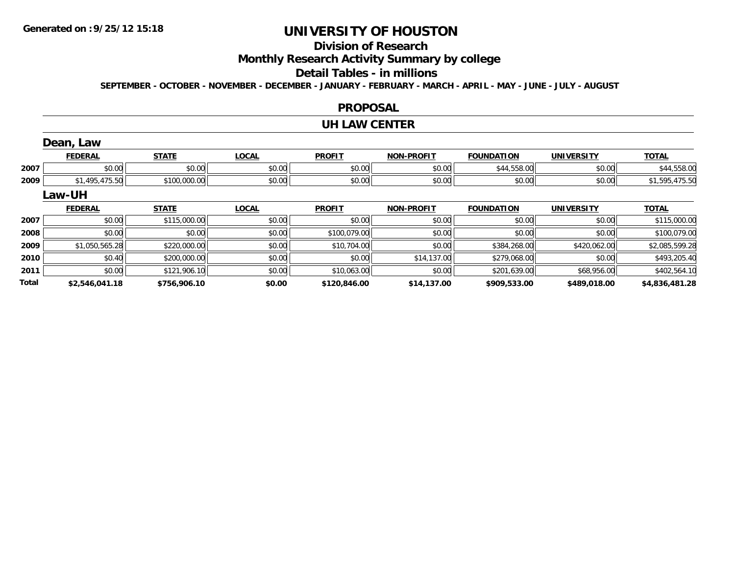# UNIVERSITY OF HOUSTON

## Division of Research

## Monthly Research Activity Summary by college

## Detail Tables - in millions

SEPTEMBER - OCTOBER - NOVEMBER - DECEMBER - JANUARY - FEBRUARY - MARCH - APRIL - MAY - JUNE - JULY - AUGUST

### PROPOSAL

### UH LAW CENTER

#### Dean, Law

| | FEDERAL | STATE | LOCAL | PROFIT | NON-PROFIT | FOUNDATION | UNIVERSITY | TOTAL |
|---|---|---|---|---|---|---|---|---|
| 2007 | $0.00 | $0.00 | $0.00 | $0.00 | $0.00 | $44,558.00 | $0.00 | $44,558.00 |
| 2009 | $1,495,475.50 | $100,000.00 | $0.00 | $0.00 | $0.00 | $0.00 | $0.00 | $1,595,475.50 |

#### Law-UH

| | FEDERAL | STATE | LOCAL | PROFIT | NON-PROFIT | FOUNDATION | UNIVERSITY | TOTAL |
|---|---|---|---|---|---|---|---|---|
| 2007 | $0.00 | $115,000.00 | $0.00 | $0.00 | $0.00 | $0.00 | $0.00 | $115,000.00 |
| 2008 | $0.00 | $0.00 | $0.00 | $100,079.00 | $0.00 | $0.00 | $0.00 | $100,079.00 |
| 2009 | $1,050,565.28 | $220,000.00 | $0.00 | $10,704.00 | $0.00 | $384,268.00 | $420,062.00 | $2,085,599.28 |
| 2010 | $0.40 | $200,000.00 | $0.00 | $0.00 | $14,137.00 | $279,068.00 | $0.00 | $493,205.40 |
| 2011 | $0.00 | $121,906.10 | $0.00 | $10,063.00 | $0.00 | $201,639.00 | $68,956.00 | $402,564.10 |
| **Total** | **$2,546,041.18** | **$756,906.10** | **$0.00** | **$120,846.00** | **$14,137.00** | **$909,533.00** | **$489,018.00** | **$4,836,481.28** |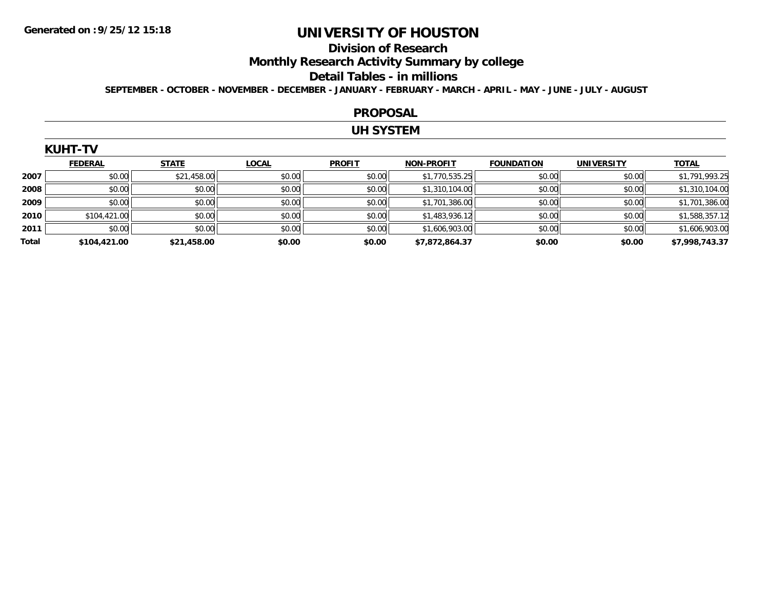Generated on :9/25/12 15:18

# UNIVERSITY OF HOUSTON

## Division of Research

## Monthly Research Activity Summary by college

## Detail Tables - in millions

**SEPTEMBER - OCTOBER - NOVEMBER - DECEMBER - JANUARY - FEBRUARY - MARCH - APRIL - MAY - JUNE - JULY - AUGUST**

## PROPOSAL

## UH SYSTEM

### KUHT-TV

| | FEDERAL | STATE | LOCAL | PROFIT | NON-PROFIT | FOUNDATION | UNIVERSITY | TOTAL |
|---|---|---|---|---|---|---|---|---|
| **2007** | $0.00 | $21,458.00 | $0.00 | $0.00 | $1,770,535.25 | $0.00 | $0.00 | $1,791,993.25 |
| **2008** | $0.00 | $0.00 | $0.00 | $0.00 | $1,310,104.00 | $0.00 | $0.00 | $1,310,104.00 |
| **2009** | $0.00 | $0.00 | $0.00 | $0.00 | $1,701,386.00 | $0.00 | $0.00 | $1,701,386.00 |
| **2010** | $104,421.00 | $0.00 | $0.00 | $0.00 | $1,483,936.12 | $0.00 | $0.00 | $1,588,357.12 |
| **2011** | $0.00 | $0.00 | $0.00 | $0.00 | $1,606,903.00 | $0.00 | $0.00 | $1,606,903.00 |
| **Total** | **$104,421.00** | **$21,458.00** | **$0.00** | **$0.00** | **$7,872,864.37** | **$0.00** | **$0.00** | **$7,998,743.37** |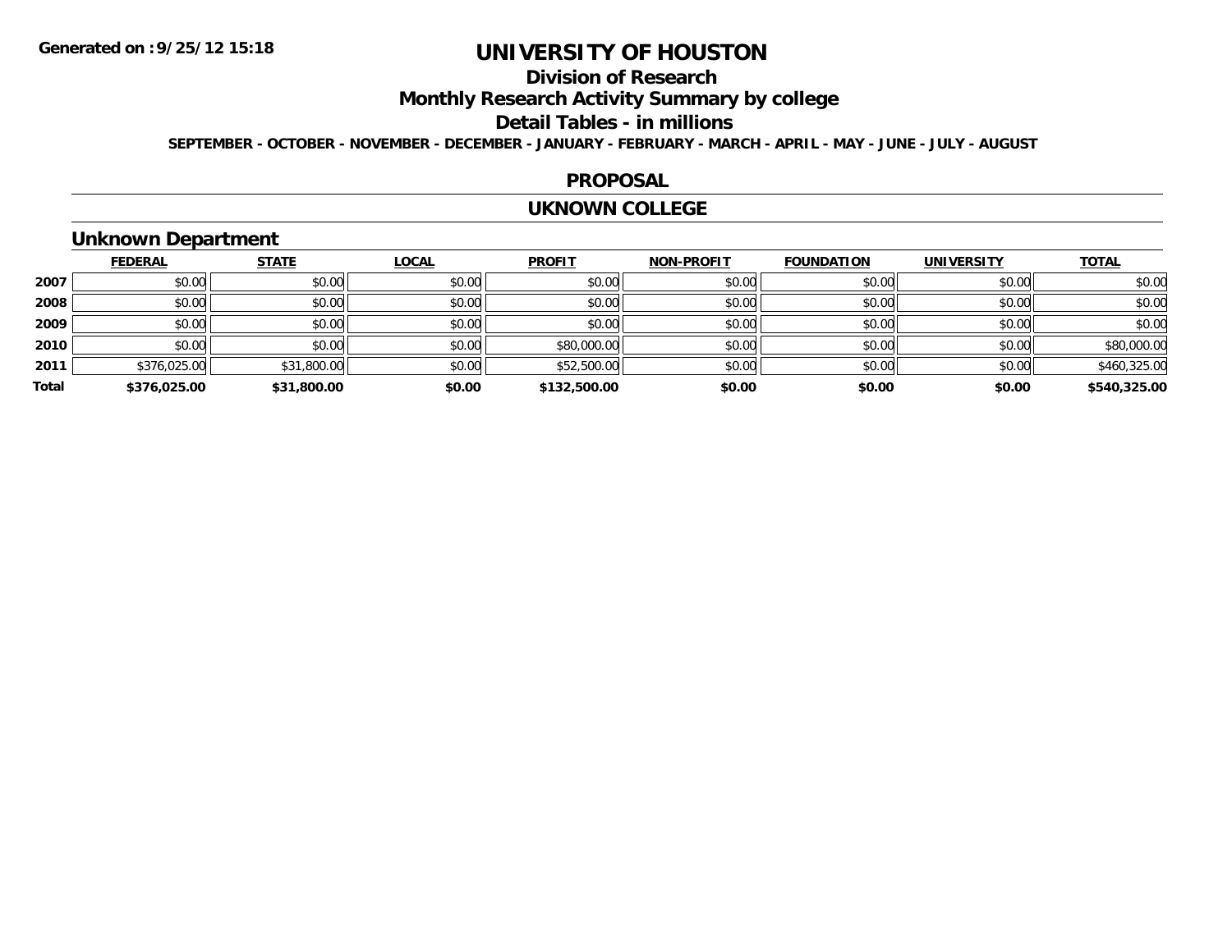# UNIVERSITY OF HOUSTON

## Division of Research

## Monthly Research Activity Summary by college

## Detail Tables - in millions

**SEPTEMBER - OCTOBER - NOVEMBER - DECEMBER - JANUARY - FEBRUARY - MARCH - APRIL - MAY - JUNE - JULY - AUGUST**

## PROPOSAL

## UKNOWN COLLEGE

### Unknown Department

| | FEDERAL | STATE | LOCAL | PROFIT | NON-PROFIT | FOUNDATION | UNIVERSITY | TOTAL |
|---|---|---|---|---|---|---|---|---|
| 2007 | $0.00 | $0.00 | $0.00 | $0.00 | $0.00 | $0.00 | $0.00 | $0.00 |
| 2008 | $0.00 | $0.00 | $0.00 | $0.00 | $0.00 | $0.00 | $0.00 | $0.00 |
| 2009 | $0.00 | $0.00 | $0.00 | $0.00 | $0.00 | $0.00 | $0.00 | $0.00 |
| 2010 | $0.00 | $0.00 | $0.00 | $80,000.00 | $0.00 | $0.00 | $0.00 | $80,000.00 |
| 2011 | $376,025.00 | $31,800.00 | $0.00 | $52,500.00 | $0.00 | $0.00 | $0.00 | $460,325.00 |
| **Total** | **$376,025.00** | **$31,800.00** | **$0.00** | **$132,500.00** | **$0.00** | **$0.00** | **$0.00** | **$540,325.00** |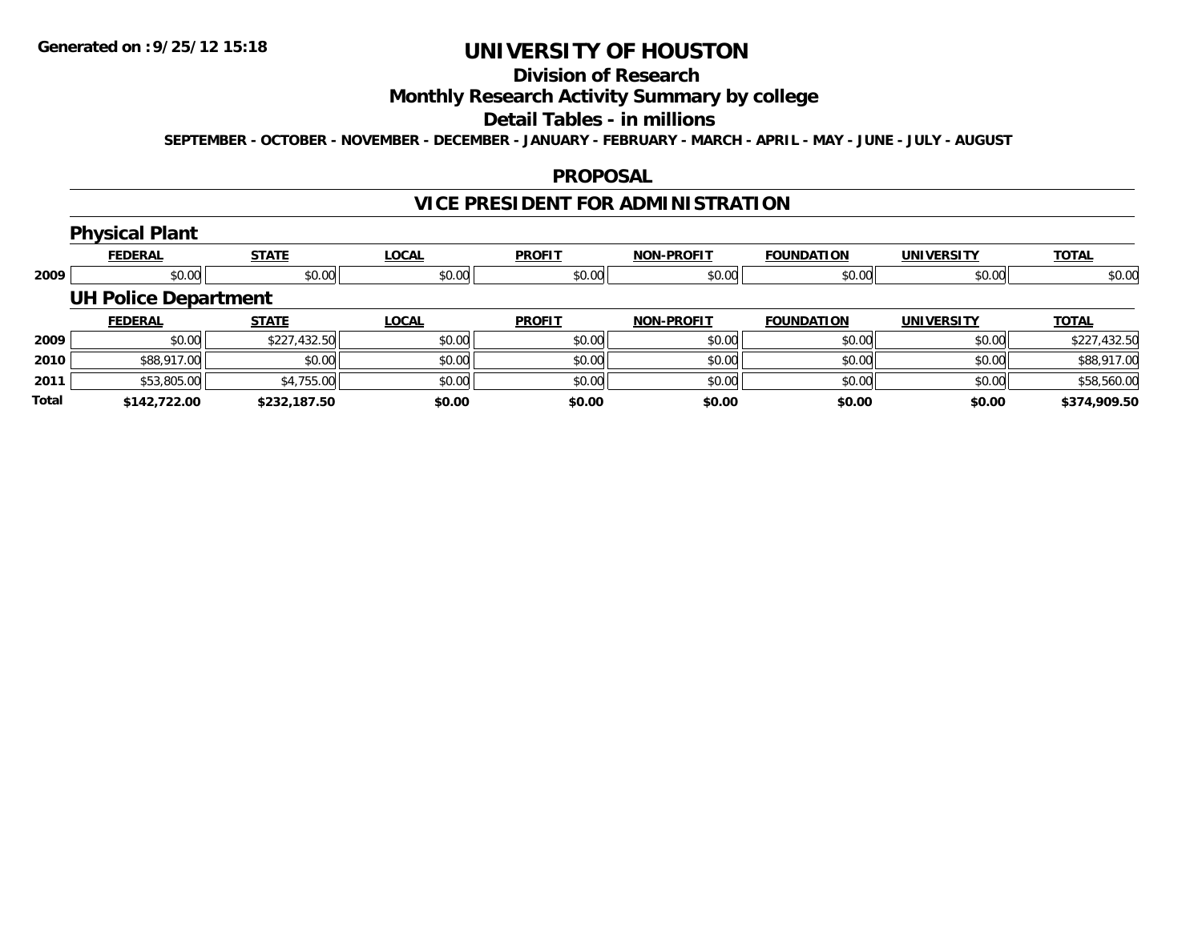# UNIVERSITY OF HOUSTON

## Division of Research

## Monthly Research Activity Summary by college

## Detail Tables - in millions

SEPTEMBER - OCTOBER - NOVEMBER - DECEMBER - JANUARY - FEBRUARY - MARCH - APRIL - MAY - JUNE - JULY - AUGUST

## PROPOSAL

## VICE PRESIDENT FOR ADMINISTRATION

### Physical Plant

| | FEDERAL | STATE | LOCAL | PROFIT | NON-PROFIT | FOUNDATION | UNIVERSITY | TOTAL |
|---|---|---|---|---|---|---|---|---|
| 2009 | $0.00 | $0.00 | $0.00 | $0.00 | $0.00 | $0.00 | $0.00 | $0.00 |

### UH Police Department

| | FEDERAL | STATE | LOCAL | PROFIT | NON-PROFIT | FOUNDATION | UNIVERSITY | TOTAL |
|---|---|---|---|---|---|---|---|---|
| 2009 | $0.00 | $227,432.50 | $0.00 | $0.00 | $0.00 | $0.00 | $0.00 | $227,432.50 |
| 2010 | $88,917.00 | $0.00 | $0.00 | $0.00 | $0.00 | $0.00 | $0.00 | $88,917.00 |
| 2011 | $53,805.00 | $4,755.00 | $0.00 | $0.00 | $0.00 | $0.00 | $0.00 | $58,560.00 |
| **Total** | **$142,722.00** | **$232,187.50** | **$0.00** | **$0.00** | **$0.00** | **$0.00** | **$0.00** | **$374,909.50** |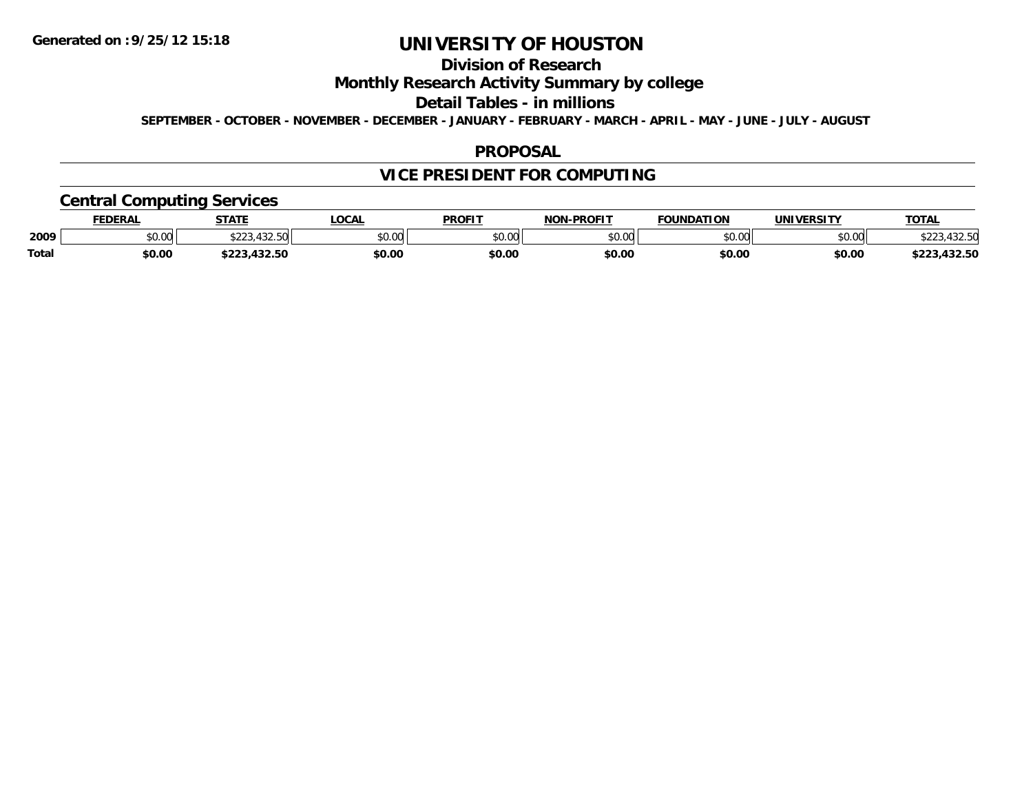**Generated on :9/25/12 15:18**

# UNIVERSITY OF HOUSTON

## Division of Research

## Monthly Research Activity Summary by college

## Detail Tables - in millions

**SEPTEMBER - OCTOBER - NOVEMBER - DECEMBER - JANUARY - FEBRUARY - MARCH - APRIL - MAY - JUNE - JULY - AUGUST**

## PROPOSAL

## VICE PRESIDENT FOR COMPUTING

### Central Computing Services

| | FEDERAL | STATE | LOCAL | PROFIT | NON-PROFIT | FOUNDATION | UNIVERSITY | TOTAL |
|---|---|---|---|---|---|---|---|---|
| 2009 | $0.00 | $223,432.50 | $0.00 | $0.00 | $0.00 | $0.00 | $0.00 | $223,432.50 |
| **Total** | **$0.00** | **$223,432.50** | **$0.00** | **$0.00** | **$0.00** | **$0.00** | **$0.00** | **$223,432.50** |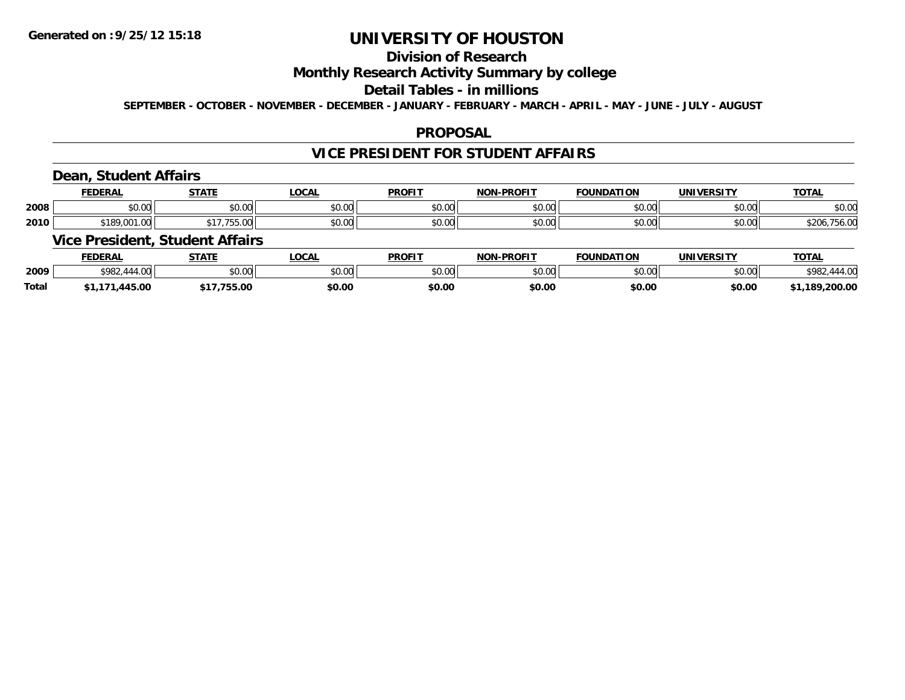**Generated on :9/25/12 15:18**

# UNIVERSITY OF HOUSTON

## Division of Research

## Monthly Research Activity Summary by college

## Detail Tables - in millions

**SEPTEMBER - OCTOBER - NOVEMBER - DECEMBER - JANUARY - FEBRUARY - MARCH - APRIL - MAY - JUNE - JULY - AUGUST**

## PROPOSAL

## VICE PRESIDENT FOR STUDENT AFFAIRS

### Dean, Student Affairs

| | FEDERAL | STATE | LOCAL | PROFIT | NON-PROFIT | FOUNDATION | UNIVERSITY | TOTAL |
|---|---|---|---|---|---|---|---|---|
| 2008 | $0.00 | $0.00 | $0.00 | $0.00 | $0.00 | $0.00 | $0.00 | $0.00 |
| 2010 | $189,001.00 | $17,755.00 | $0.00 | $0.00 | $0.00 | $0.00 | $0.00 | $206,756.00 |

### Vice President, Student Affairs

| | FEDERAL | STATE | LOCAL | PROFIT | NON-PROFIT | FOUNDATION | UNIVERSITY | TOTAL |
|---|---|---|---|---|---|---|---|---|
| 2009 | $982,444.00 | $0.00 | $0.00 | $0.00 | $0.00 | $0.00 | $0.00 | $982,444.00 |
| **Total** | **$1,171,445.00** | **$17,755.00** | **$0.00** | **$0.00** | **$0.00** | **$0.00** | **$0.00** | **$1,189,200.00** |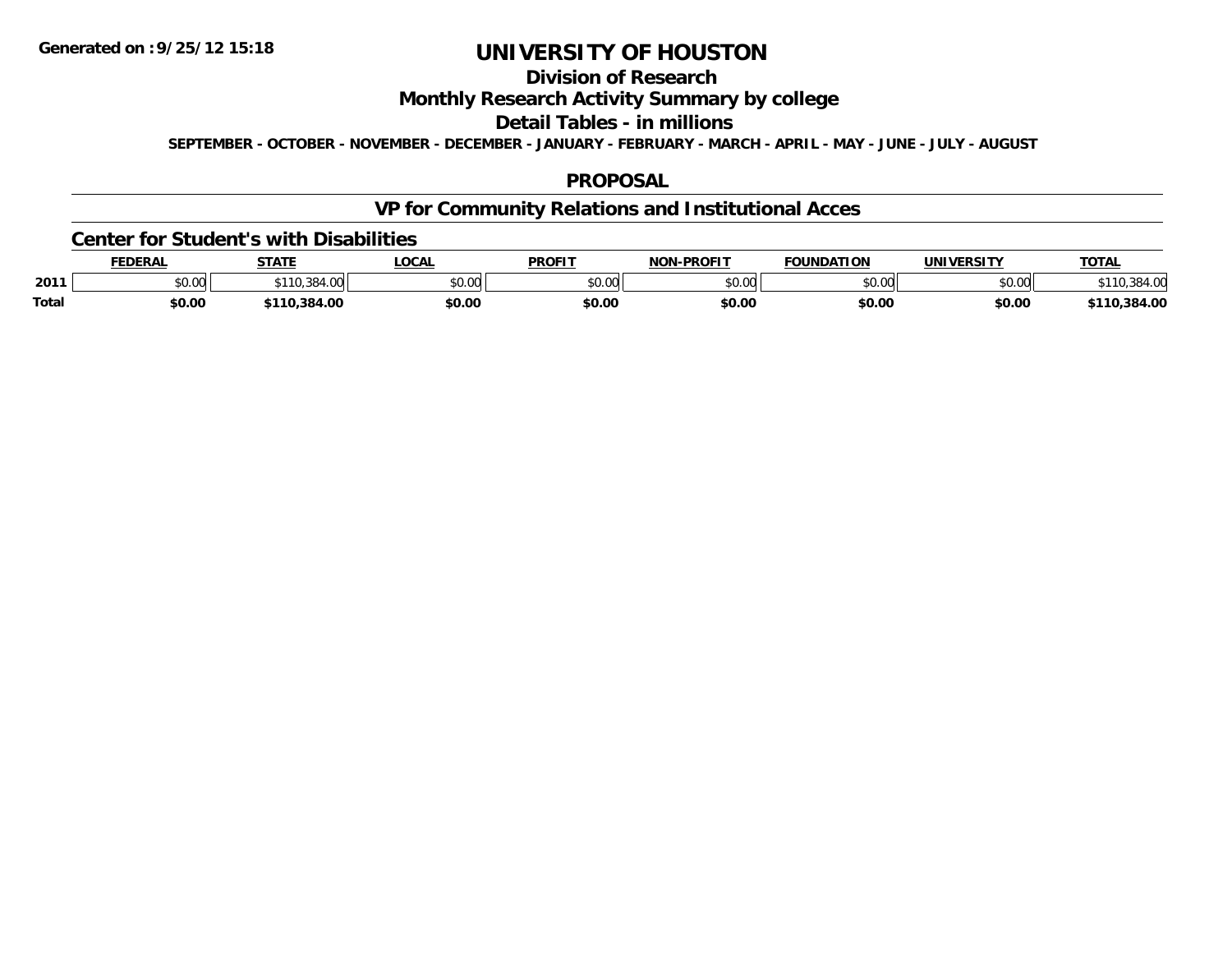Generated on :9/25/12 15:18

# UNIVERSITY OF HOUSTON

## Division of Research

## Monthly Research Activity Summary by college

## Detail Tables - in millions

**SEPTEMBER - OCTOBER - NOVEMBER - DECEMBER - JANUARY - FEBRUARY - MARCH - APRIL - MAY - JUNE - JULY - AUGUST**

## PROPOSAL

## VP for Community Relations and Institutional Acces

### Center for Student's with Disabilities

| | FEDERAL | STATE | LOCAL | PROFIT | NON-PROFIT | FOUNDATION | UNIVERSITY | TOTAL |
|---|---|---|---|---|---|---|---|---|
| 2011 | $0.00 | $110,384.00 | $0.00 | $0.00 | $0.00 | $0.00 | $0.00 | $110,384.00 |
| **Total** | **$0.00** | **$110,384.00** | **$0.00** | **$0.00** | **$0.00** | **$0.00** | **$0.00** | **$110,384.00** |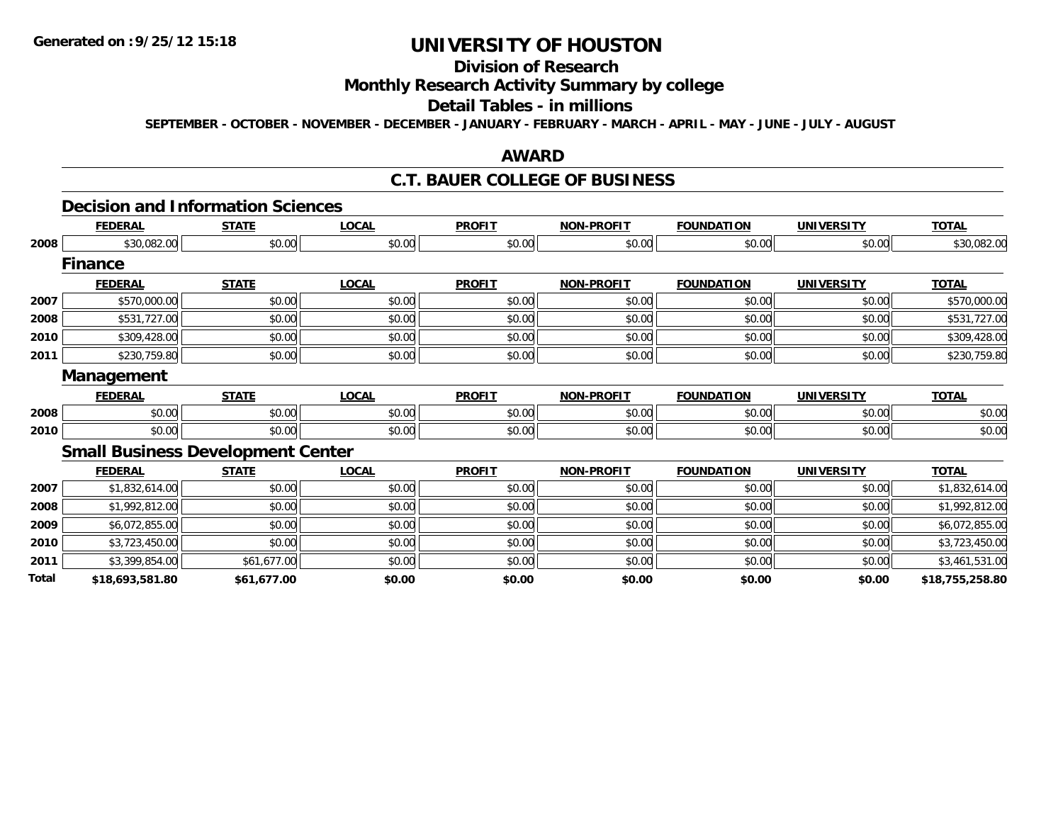# UNIVERSITY OF HOUSTON

## Division of Research

## Monthly Research Activity Summary by college

## Detail Tables - in millions

**SEPTEMBER - OCTOBER - NOVEMBER - DECEMBER - JANUARY - FEBRUARY - MARCH - APRIL - MAY - JUNE - JULY - AUGUST**

## AWARD

## C.T. BAUER COLLEGE OF BUSINESS

### Decision and Information Sciences

| | FEDERAL | STATE | LOCAL | PROFIT | NON-PROFIT | FOUNDATION | UNIVERSITY | TOTAL |
|---|---|---|---|---|---|---|---|---|
| 2008 | $30,082.00 | $0.00 | $0.00 | $0.00 | $0.00 | $0.00 | $0.00 | $30,082.00 |

### Finance

| | FEDERAL | STATE | LOCAL | PROFIT | NON-PROFIT | FOUNDATION | UNIVERSITY | TOTAL |
|---|---|---|---|---|---|---|---|---|
| 2007 | $570,000.00 | $0.00 | $0.00 | $0.00 | $0.00 | $0.00 | $0.00 | $570,000.00 |
| 2008 | $531,727.00 | $0.00 | $0.00 | $0.00 | $0.00 | $0.00 | $0.00 | $531,727.00 |
| 2010 | $309,428.00 | $0.00 | $0.00 | $0.00 | $0.00 | $0.00 | $0.00 | $309,428.00 |
| 2011 | $230,759.80 | $0.00 | $0.00 | $0.00 | $0.00 | $0.00 | $0.00 | $230,759.80 |

### Management

| | FEDERAL | STATE | LOCAL | PROFIT | NON-PROFIT | FOUNDATION | UNIVERSITY | TOTAL |
|---|---|---|---|---|---|---|---|---|
| 2008 | $0.00 | $0.00 | $0.00 | $0.00 | $0.00 | $0.00 | $0.00 | $0.00 |
| 2010 | $0.00 | $0.00 | $0.00 | $0.00 | $0.00 | $0.00 | $0.00 | $0.00 |

### Small Business Development Center

| | FEDERAL | STATE | LOCAL | PROFIT | NON-PROFIT | FOUNDATION | UNIVERSITY | TOTAL |
|---|---|---|---|---|---|---|---|---|
| 2007 | $1,832,614.00 | $0.00 | $0.00 | $0.00 | $0.00 | $0.00 | $0.00 | $1,832,614.00 |
| 2008 | $1,992,812.00 | $0.00 | $0.00 | $0.00 | $0.00 | $0.00 | $0.00 | $1,992,812.00 |
| 2009 | $6,072,855.00 | $0.00 | $0.00 | $0.00 | $0.00 | $0.00 | $0.00 | $6,072,855.00 |
| 2010 | $3,723,450.00 | $0.00 | $0.00 | $0.00 | $0.00 | $0.00 | $0.00 | $3,723,450.00 |
| 2011 | $3,399,854.00 | $61,677.00 | $0.00 | $0.00 | $0.00 | $0.00 | $0.00 | $3,461,531.00 |
| **Total** | **$18,693,581.80** | **$61,677.00** | **$0.00** | **$0.00** | **$0.00** | **$0.00** | **$0.00** | **$18,755,258.80** |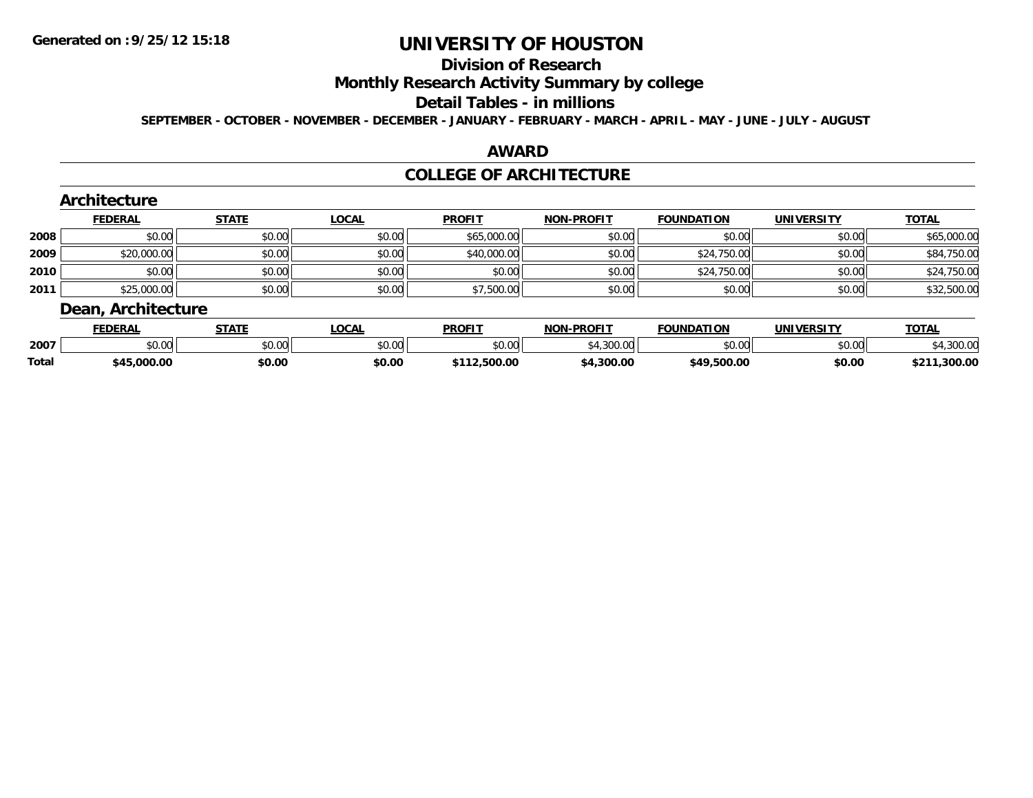Generated on :9/25/12 15:18

# UNIVERSITY OF HOUSTON

## Division of Research

## Monthly Research Activity Summary by college

## Detail Tables - in millions

SEPTEMBER - OCTOBER - NOVEMBER - DECEMBER - JANUARY - FEBRUARY - MARCH - APRIL - MAY - JUNE - JULY - AUGUST

## AWARD

## COLLEGE OF ARCHITECTURE

### Architecture

| | FEDERAL | STATE | LOCAL | PROFIT | NON-PROFIT | FOUNDATION | UNIVERSITY | TOTAL |
|---|---|---|---|---|---|---|---|---|
| 2008 | $0.00 | $0.00 | $0.00 | $65,000.00 | $0.00 | $0.00 | $0.00 | $65,000.00 |
| 2009 | $20,000.00 | $0.00 | $0.00 | $40,000.00 | $0.00 | $24,750.00 | $0.00 | $84,750.00 |
| 2010 | $0.00 | $0.00 | $0.00 | $0.00 | $0.00 | $24,750.00 | $0.00 | $24,750.00 |
| 2011 | $25,000.00 | $0.00 | $0.00 | $7,500.00 | $0.00 | $0.00 | $0.00 | $32,500.00 |

### Dean, Architecture

| | FEDERAL | STATE | LOCAL | PROFIT | NON-PROFIT | FOUNDATION | UNIVERSITY | TOTAL |
|---|---|---|---|---|---|---|---|---|
| 2007 | $0.00 | $0.00 | $0.00 | $0.00 | $4,300.00 | $0.00 | $0.00 | $4,300.00 |
| **Total** | **$45,000.00** | **$0.00** | **$0.00** | **$112,500.00** | **$4,300.00** | **$49,500.00** | **$0.00** | **$211,300.00** |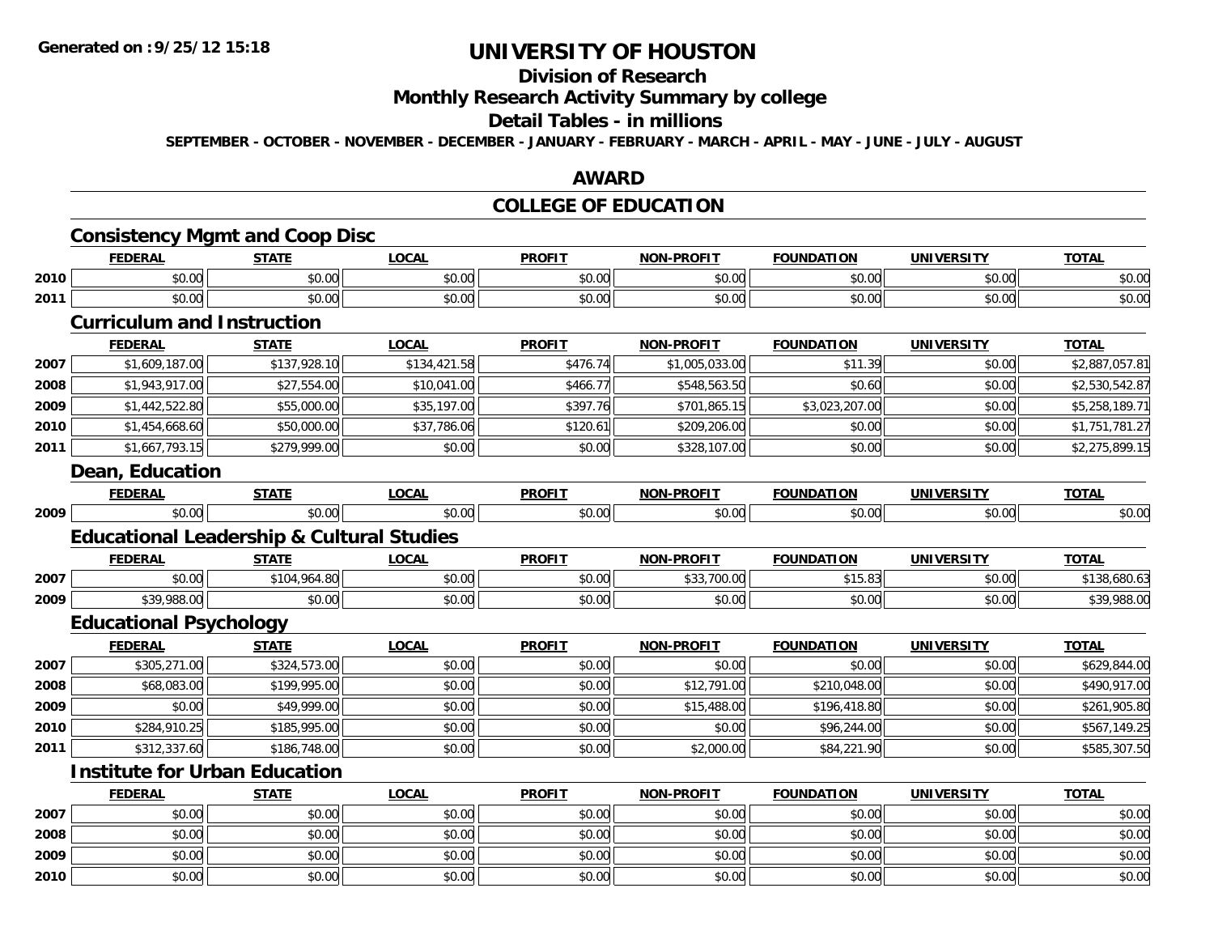# UNIVERSITY OF HOUSTON

## Division of Research

## Monthly Research Activity Summary by college

## Detail Tables - in millions

**SEPTEMBER - OCTOBER - NOVEMBER - DECEMBER - JANUARY - FEBRUARY - MARCH - APRIL - MAY - JUNE - JULY - AUGUST**

## AWARD

## COLLEGE OF EDUCATION

### Consistency Mgmt and Coop Disc

| | FEDERAL | STATE | LOCAL | PROFIT | NON-PROFIT | FOUNDATION | UNIVERSITY | TOTAL |
|---|---|---|---|---|---|---|---|---|
| 2010 | $0.00 | $0.00 | $0.00 | $0.00 | $0.00 | $0.00 | $0.00 | $0.00 |
| 2011 | $0.00 | $0.00 | $0.00 | $0.00 | $0.00 | $0.00 | $0.00 | $0.00 |

### Curriculum and Instruction

| | FEDERAL | STATE | LOCAL | PROFIT | NON-PROFIT | FOUNDATION | UNIVERSITY | TOTAL |
|---|---|---|---|---|---|---|---|---|
| 2007 | $1,609,187.00 | $137,928.10 | $134,421.58 | $476.74 | $1,005,033.00 | $11.39 | $0.00 | $2,887,057.81 |
| 2008 | $1,943,917.00 | $27,554.00 | $10,041.00 | $466.77 | $548,563.50 | $0.60 | $0.00 | $2,530,542.87 |
| 2009 | $1,442,522.80 | $55,000.00 | $35,197.00 | $397.76 | $701,865.15 | $3,023,207.00 | $0.00 | $5,258,189.71 |
| 2010 | $1,454,668.60 | $50,000.00 | $37,786.06 | $120.61 | $209,206.00 | $0.00 | $0.00 | $1,751,781.27 |
| 2011 | $1,667,793.15 | $279,999.00 | $0.00 | $0.00 | $328,107.00 | $0.00 | $0.00 | $2,275,899.15 |

### Dean, Education

| | FEDERAL | STATE | LOCAL | PROFIT | NON-PROFIT | FOUNDATION | UNIVERSITY | TOTAL |
|---|---|---|---|---|---|---|---|---|
| 2009 | $0.00 | $0.00 | $0.00 | $0.00 | $0.00 | $0.00 | $0.00 | $0.00 |

### Educational Leadership & Cultural Studies

| | FEDERAL | STATE | LOCAL | PROFIT | NON-PROFIT | FOUNDATION | UNIVERSITY | TOTAL |
|---|---|---|---|---|---|---|---|---|
| 2007 | $0.00 | $104,964.80 | $0.00 | $0.00 | $33,700.00 | $15.83 | $0.00 | $138,680.63 |
| 2009 | $39,988.00 | $0.00 | $0.00 | $0.00 | $0.00 | $0.00 | $0.00 | $39,988.00 |

### Educational Psychology

| | FEDERAL | STATE | LOCAL | PROFIT | NON-PROFIT | FOUNDATION | UNIVERSITY | TOTAL |
|---|---|---|---|---|---|---|---|---|
| 2007 | $305,271.00 | $324,573.00 | $0.00 | $0.00 | $0.00 | $0.00 | $0.00 | $629,844.00 |
| 2008 | $68,083.00 | $199,995.00 | $0.00 | $0.00 | $12,791.00 | $210,048.00 | $0.00 | $490,917.00 |
| 2009 | $0.00 | $49,999.00 | $0.00 | $0.00 | $15,488.00 | $196,418.80 | $0.00 | $261,905.80 |
| 2010 | $284,910.25 | $185,995.00 | $0.00 | $0.00 | $0.00 | $96,244.00 | $0.00 | $567,149.25 |
| 2011 | $312,337.60 | $186,748.00 | $0.00 | $0.00 | $2,000.00 | $84,221.90 | $0.00 | $585,307.50 |

### Institute for Urban Education

| | FEDERAL | STATE | LOCAL | PROFIT | NON-PROFIT | FOUNDATION | UNIVERSITY | TOTAL |
|---|---|---|---|---|---|---|---|---|
| 2007 | $0.00 | $0.00 | $0.00 | $0.00 | $0.00 | $0.00 | $0.00 | $0.00 |
| 2008 | $0.00 | $0.00 | $0.00 | $0.00 | $0.00 | $0.00 | $0.00 | $0.00 |
| 2009 | $0.00 | $0.00 | $0.00 | $0.00 | $0.00 | $0.00 | $0.00 | $0.00 |
| 2010 | $0.00 | $0.00 | $0.00 | $0.00 | $0.00 | $0.00 | $0.00 | $0.00 |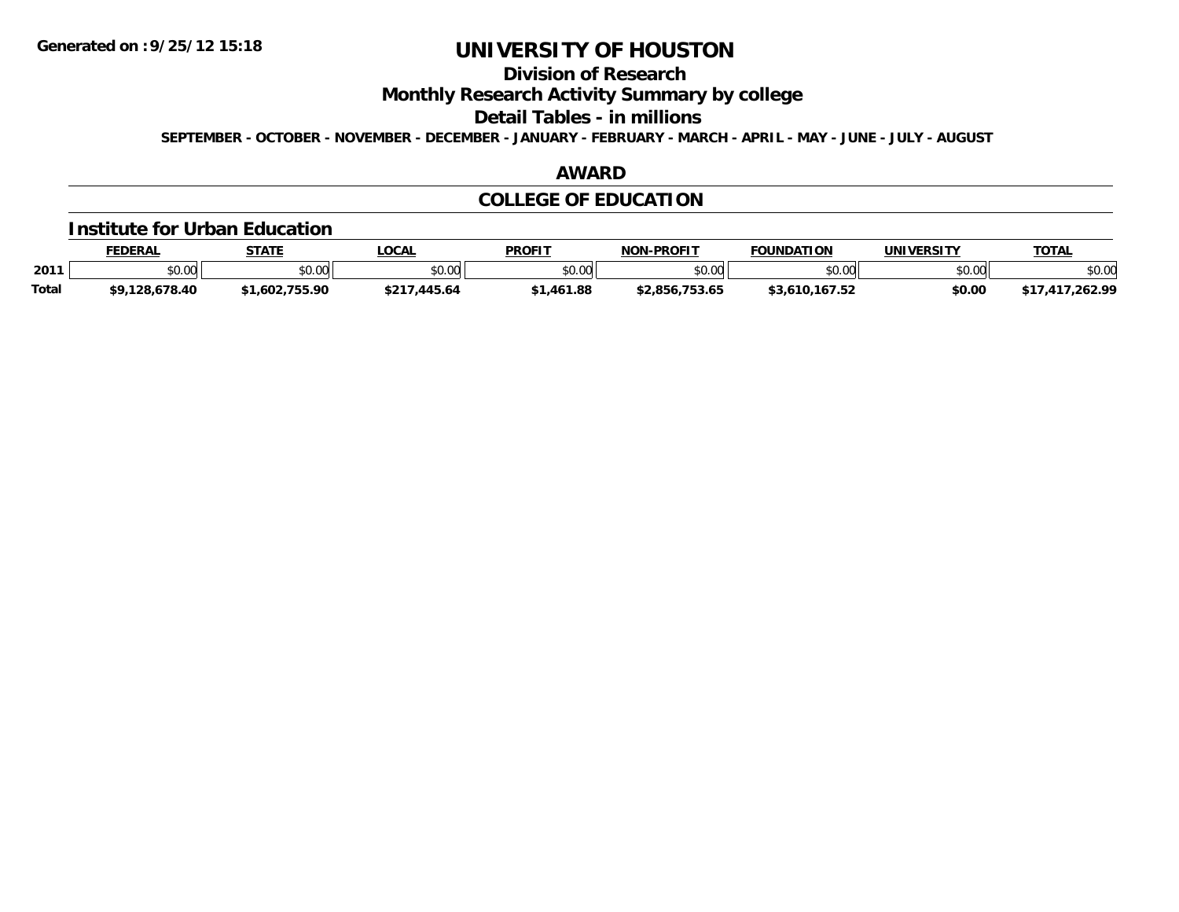**Generated on :9/25/12 15:18**

# UNIVERSITY OF HOUSTON

## Division of Research

## Monthly Research Activity Summary by college

## Detail Tables - in millions

**SEPTEMBER - OCTOBER - NOVEMBER - DECEMBER - JANUARY - FEBRUARY - MARCH - APRIL - MAY - JUNE - JULY - AUGUST**

## AWARD

## COLLEGE OF EDUCATION

### Institute for Urban Education

| | FEDERAL | STATE | LOCAL | PROFIT | NON-PROFIT | FOUNDATION | UNIVERSITY | TOTAL |
|---|---|---|---|---|---|---|---|---|
| **2011** | $0.00 | $0.00 | $0.00 | $0.00 | $0.00 | $0.00 | $0.00 | $0.00 |
| **Total** | **$9,128,678.40** | **$1,602,755.90** | **$217,445.64** | **$1,461.88** | **$2,856,753.65** | **$3,610,167.52** | **$0.00** | **$17,417,262.99** |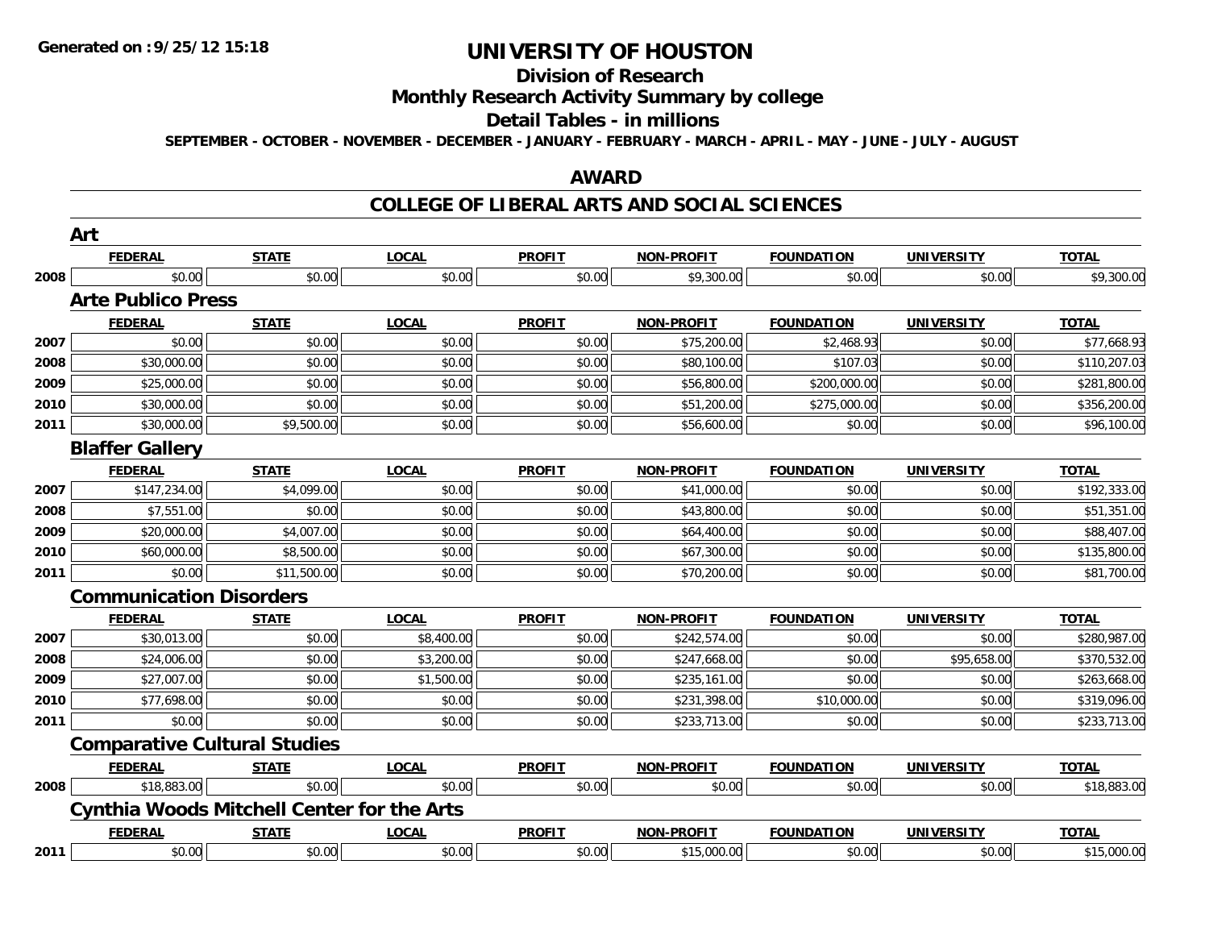**Generated on :9/25/12 15:18**

# UNIVERSITY OF HOUSTON

## Division of Research

## Monthly Research Activity Summary by college

## Detail Tables - in millions

**SEPTEMBER - OCTOBER - NOVEMBER - DECEMBER - JANUARY - FEBRUARY - MARCH - APRIL - MAY - JUNE - JULY - AUGUST**

## AWARD

## COLLEGE OF LIBERAL ARTS AND SOCIAL SCIENCES

### Art

| | FEDERAL | STATE | LOCAL | PROFIT | NON-PROFIT | FOUNDATION | UNIVERSITY | TOTAL |
|---|---|---|---|---|---|---|---|---|
| 2008 | $0.00 | $0.00 | $0.00 | $0.00 | $9,300.00 | $0.00 | $0.00 | $9,300.00 |

### Arte Publico Press

| | FEDERAL | STATE | LOCAL | PROFIT | NON-PROFIT | FOUNDATION | UNIVERSITY | TOTAL |
|---|---|---|---|---|---|---|---|---|
| 2007 | $0.00 | $0.00 | $0.00 | $0.00 | $75,200.00 | $2,468.93 | $0.00 | $77,668.93 |
| 2008 | $30,000.00 | $0.00 | $0.00 | $0.00 | $80,100.00 | $107.03 | $0.00 | $110,207.03 |
| 2009 | $25,000.00 | $0.00 | $0.00 | $0.00 | $56,800.00 | $200,000.00 | $0.00 | $281,800.00 |
| 2010 | $30,000.00 | $0.00 | $0.00 | $0.00 | $51,200.00 | $275,000.00 | $0.00 | $356,200.00 |
| 2011 | $30,000.00 | $9,500.00 | $0.00 | $0.00 | $56,600.00 | $0.00 | $0.00 | $96,100.00 |

### Blaffer Gallery

| | FEDERAL | STATE | LOCAL | PROFIT | NON-PROFIT | FOUNDATION | UNIVERSITY | TOTAL |
|---|---|---|---|---|---|---|---|---|
| 2007 | $147,234.00 | $4,099.00 | $0.00 | $0.00 | $41,000.00 | $0.00 | $0.00 | $192,333.00 |
| 2008 | $7,551.00 | $0.00 | $0.00 | $0.00 | $43,800.00 | $0.00 | $0.00 | $51,351.00 |
| 2009 | $20,000.00 | $4,007.00 | $0.00 | $0.00 | $64,400.00 | $0.00 | $0.00 | $88,407.00 |
| 2010 | $60,000.00 | $8,500.00 | $0.00 | $0.00 | $67,300.00 | $0.00 | $0.00 | $135,800.00 |
| 2011 | $0.00 | $11,500.00 | $0.00 | $0.00 | $70,200.00 | $0.00 | $0.00 | $81,700.00 |

### Communication Disorders

| | FEDERAL | STATE | LOCAL | PROFIT | NON-PROFIT | FOUNDATION | UNIVERSITY | TOTAL |
|---|---|---|---|---|---|---|---|---|
| 2007 | $30,013.00 | $0.00 | $8,400.00 | $0.00 | $242,574.00 | $0.00 | $0.00 | $280,987.00 |
| 2008 | $24,006.00 | $0.00 | $3,200.00 | $0.00 | $247,668.00 | $0.00 | $95,658.00 | $370,532.00 |
| 2009 | $27,007.00 | $0.00 | $1,500.00 | $0.00 | $235,161.00 | $0.00 | $0.00 | $263,668.00 |
| 2010 | $77,698.00 | $0.00 | $0.00 | $0.00 | $231,398.00 | $10,000.00 | $0.00 | $319,096.00 |
| 2011 | $0.00 | $0.00 | $0.00 | $0.00 | $233,713.00 | $0.00 | $0.00 | $233,713.00 |

### Comparative Cultural Studies

| | FEDERAL | STATE | LOCAL | PROFIT | NON-PROFIT | FOUNDATION | UNIVERSITY | TOTAL |
|---|---|---|---|---|---|---|---|---|
| 2008 | $18,883.00 | $0.00 | $0.00 | $0.00 | $0.00 | $0.00 | $0.00 | $18,883.00 |

### Cynthia Woods Mitchell Center for the Arts

| | FEDERAL | STATE | LOCAL | PROFIT | NON-PROFIT | FOUNDATION | UNIVERSITY | TOTAL |
|---|---|---|---|---|---|---|---|---|
| 2011 | $0.00 | $0.00 | $0.00 | $0.00 | $15,000.00 | $0.00 | $0.00 | $15,000.00 |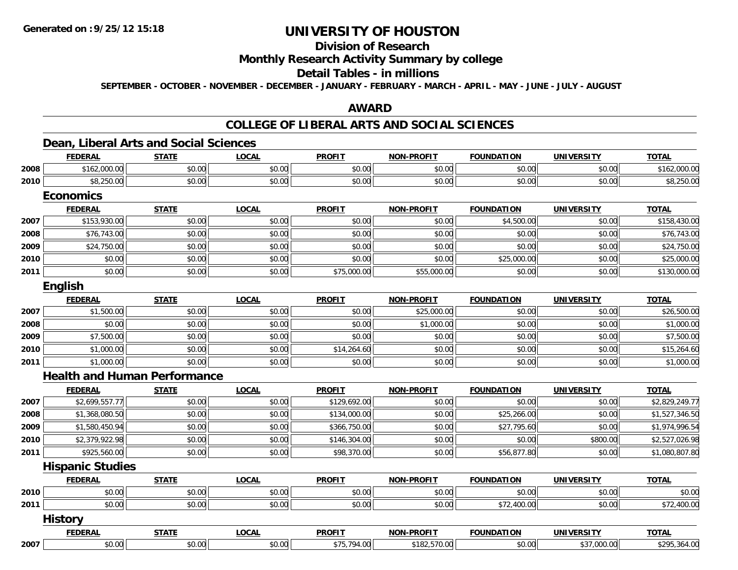**Generated on :9/25/12 15:18**

# UNIVERSITY OF HOUSTON

## Division of Research

## Monthly Research Activity Summary by college

## Detail Tables - in millions

**SEPTEMBER - OCTOBER - NOVEMBER - DECEMBER - JANUARY - FEBRUARY - MARCH - APRIL - MAY - JUNE - JULY - AUGUST**

## AWARD

## COLLEGE OF LIBERAL ARTS AND SOCIAL SCIENCES

### Dean, Liberal Arts and Social Sciences

| | FEDERAL | STATE | LOCAL | PROFIT | NON-PROFIT | FOUNDATION | UNIVERSITY | TOTAL |
|---|---|---|---|---|---|---|---|---|
| 2008 | $162,000.00 | $0.00 | $0.00 | $0.00 | $0.00 | $0.00 | $0.00 | $162,000.00 |
| 2010 | $8,250.00 | $0.00 | $0.00 | $0.00 | $0.00 | $0.00 | $0.00 | $8,250.00 |

### Economics

| | FEDERAL | STATE | LOCAL | PROFIT | NON-PROFIT | FOUNDATION | UNIVERSITY | TOTAL |
|---|---|---|---|---|---|---|---|---|
| 2007 | $153,930.00 | $0.00 | $0.00 | $0.00 | $0.00 | $4,500.00 | $0.00 | $158,430.00 |
| 2008 | $76,743.00 | $0.00 | $0.00 | $0.00 | $0.00 | $0.00 | $0.00 | $76,743.00 |
| 2009 | $24,750.00 | $0.00 | $0.00 | $0.00 | $0.00 | $0.00 | $0.00 | $24,750.00 |
| 2010 | $0.00 | $0.00 | $0.00 | $0.00 | $0.00 | $25,000.00 | $0.00 | $25,000.00 |
| 2011 | $0.00 | $0.00 | $0.00 | $75,000.00 | $55,000.00 | $0.00 | $0.00 | $130,000.00 |

### English

| | FEDERAL | STATE | LOCAL | PROFIT | NON-PROFIT | FOUNDATION | UNIVERSITY | TOTAL |
|---|---|---|---|---|---|---|---|---|
| 2007 | $1,500.00 | $0.00 | $0.00 | $0.00 | $25,000.00 | $0.00 | $0.00 | $26,500.00 |
| 2008 | $0.00 | $0.00 | $0.00 | $0.00 | $1,000.00 | $0.00 | $0.00 | $1,000.00 |
| 2009 | $7,500.00 | $0.00 | $0.00 | $0.00 | $0.00 | $0.00 | $0.00 | $7,500.00 |
| 2010 | $1,000.00 | $0.00 | $0.00 | $14,264.60 | $0.00 | $0.00 | $0.00 | $15,264.60 |
| 2011 | $1,000.00 | $0.00 | $0.00 | $0.00 | $0.00 | $0.00 | $0.00 | $1,000.00 |

### Health and Human Performance

| | FEDERAL | STATE | LOCAL | PROFIT | NON-PROFIT | FOUNDATION | UNIVERSITY | TOTAL |
|---|---|---|---|---|---|---|---|---|
| 2007 | $2,699,557.77 | $0.00 | $0.00 | $129,692.00 | $0.00 | $0.00 | $0.00 | $2,829,249.77 |
| 2008 | $1,368,080.50 | $0.00 | $0.00 | $134,000.00 | $0.00 | $25,266.00 | $0.00 | $1,527,346.50 |
| 2009 | $1,580,450.94 | $0.00 | $0.00 | $366,750.00 | $0.00 | $27,795.60 | $0.00 | $1,974,996.54 |
| 2010 | $2,379,922.98 | $0.00 | $0.00 | $146,304.00 | $0.00 | $0.00 | $800.00 | $2,527,026.98 |
| 2011 | $925,560.00 | $0.00 | $0.00 | $98,370.00 | $0.00 | $56,877.80 | $0.00 | $1,080,807.80 |

### Hispanic Studies

| | FEDERAL | STATE | LOCAL | PROFIT | NON-PROFIT | FOUNDATION | UNIVERSITY | TOTAL |
|---|---|---|---|---|---|---|---|---|
| 2010 | $0.00 | $0.00 | $0.00 | $0.00 | $0.00 | $0.00 | $0.00 | $0.00 |
| 2011 | $0.00 | $0.00 | $0.00 | $0.00 | $0.00 | $72,400.00 | $0.00 | $72,400.00 |

### History

| | FEDERAL | STATE | LOCAL | PROFIT | NON-PROFIT | FOUNDATION | UNIVERSITY | TOTAL |
|---|---|---|---|---|---|---|---|---|
| 2007 | $0.00 | $0.00 | $0.00 | $75,794.00 | $182,570.00 | $0.00 | $37,000.00 | $295,364.00 |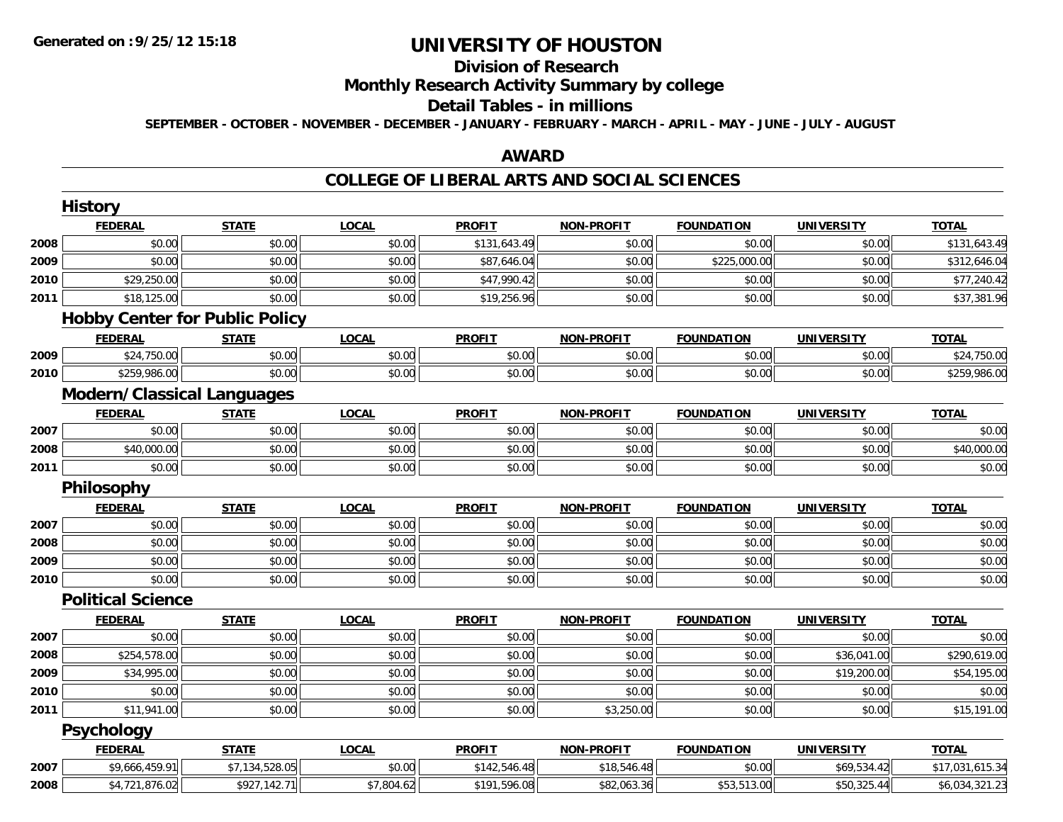**Generated on :9/25/12 15:18**

# UNIVERSITY OF HOUSTON

## Division of Research

## Monthly Research Activity Summary by college

## Detail Tables - in millions

**SEPTEMBER - OCTOBER - NOVEMBER - DECEMBER - JANUARY - FEBRUARY - MARCH - APRIL - MAY - JUNE - JULY - AUGUST**

## AWARD

## COLLEGE OF LIBERAL ARTS AND SOCIAL SCIENCES

### History

| | FEDERAL | STATE | LOCAL | PROFIT | NON-PROFIT | FOUNDATION | UNIVERSITY | TOTAL |
|---|---|---|---|---|---|---|---|---|
| 2008 | $0.00 | $0.00 | $0.00 | $131,643.49 | $0.00 | $0.00 | $0.00 | $131,643.49 |
| 2009 | $0.00 | $0.00 | $0.00 | $87,646.04 | $0.00 | $225,000.00 | $0.00 | $312,646.04 |
| 2010 | $29,250.00 | $0.00 | $0.00 | $47,990.42 | $0.00 | $0.00 | $0.00 | $77,240.42 |
| 2011 | $18,125.00 | $0.00 | $0.00 | $19,256.96 | $0.00 | $0.00 | $0.00 | $37,381.96 |

### Hobby Center for Public Policy

| | FEDERAL | STATE | LOCAL | PROFIT | NON-PROFIT | FOUNDATION | UNIVERSITY | TOTAL |
|---|---|---|---|---|---|---|---|---|
| 2009 | $24,750.00 | $0.00 | $0.00 | $0.00 | $0.00 | $0.00 | $0.00 | $24,750.00 |
| 2010 | $259,986.00 | $0.00 | $0.00 | $0.00 | $0.00 | $0.00 | $0.00 | $259,986.00 |

### Modern/Classical Languages

| | FEDERAL | STATE | LOCAL | PROFIT | NON-PROFIT | FOUNDATION | UNIVERSITY | TOTAL |
|---|---|---|---|---|---|---|---|---|
| 2007 | $0.00 | $0.00 | $0.00 | $0.00 | $0.00 | $0.00 | $0.00 | $0.00 |
| 2008 | $40,000.00 | $0.00 | $0.00 | $0.00 | $0.00 | $0.00 | $0.00 | $40,000.00 |
| 2011 | $0.00 | $0.00 | $0.00 | $0.00 | $0.00 | $0.00 | $0.00 | $0.00 |

### Philosophy

| | FEDERAL | STATE | LOCAL | PROFIT | NON-PROFIT | FOUNDATION | UNIVERSITY | TOTAL |
|---|---|---|---|---|---|---|---|---|
| 2007 | $0.00 | $0.00 | $0.00 | $0.00 | $0.00 | $0.00 | $0.00 | $0.00 |
| 2008 | $0.00 | $0.00 | $0.00 | $0.00 | $0.00 | $0.00 | $0.00 | $0.00 |
| 2009 | $0.00 | $0.00 | $0.00 | $0.00 | $0.00 | $0.00 | $0.00 | $0.00 |
| 2010 | $0.00 | $0.00 | $0.00 | $0.00 | $0.00 | $0.00 | $0.00 | $0.00 |

### Political Science

| | FEDERAL | STATE | LOCAL | PROFIT | NON-PROFIT | FOUNDATION | UNIVERSITY | TOTAL |
|---|---|---|---|---|---|---|---|---|
| 2007 | $0.00 | $0.00 | $0.00 | $0.00 | $0.00 | $0.00 | $0.00 | $0.00 |
| 2008 | $254,578.00 | $0.00 | $0.00 | $0.00 | $0.00 | $0.00 | $36,041.00 | $290,619.00 |
| 2009 | $34,995.00 | $0.00 | $0.00 | $0.00 | $0.00 | $0.00 | $19,200.00 | $54,195.00 |
| 2010 | $0.00 | $0.00 | $0.00 | $0.00 | $0.00 | $0.00 | $0.00 | $0.00 |
| 2011 | $11,941.00 | $0.00 | $0.00 | $0.00 | $3,250.00 | $0.00 | $0.00 | $15,191.00 |

### Psychology

| | FEDERAL | STATE | LOCAL | PROFIT | NON-PROFIT | FOUNDATION | UNIVERSITY | TOTAL |
|---|---|---|---|---|---|---|---|---|
| 2007 | $9,666,459.91 | $7,134,528.05 | $0.00 | $142,546.48 | $18,546.48 | $0.00 | $69,534.42 | $17,031,615.34 |
| 2008 | $4,721,876.02 | $927,142.71 | $7,804.62 | $191,596.08 | $82,063.36 | $53,513.00 | $50,325.44 | $6,034,321.23 |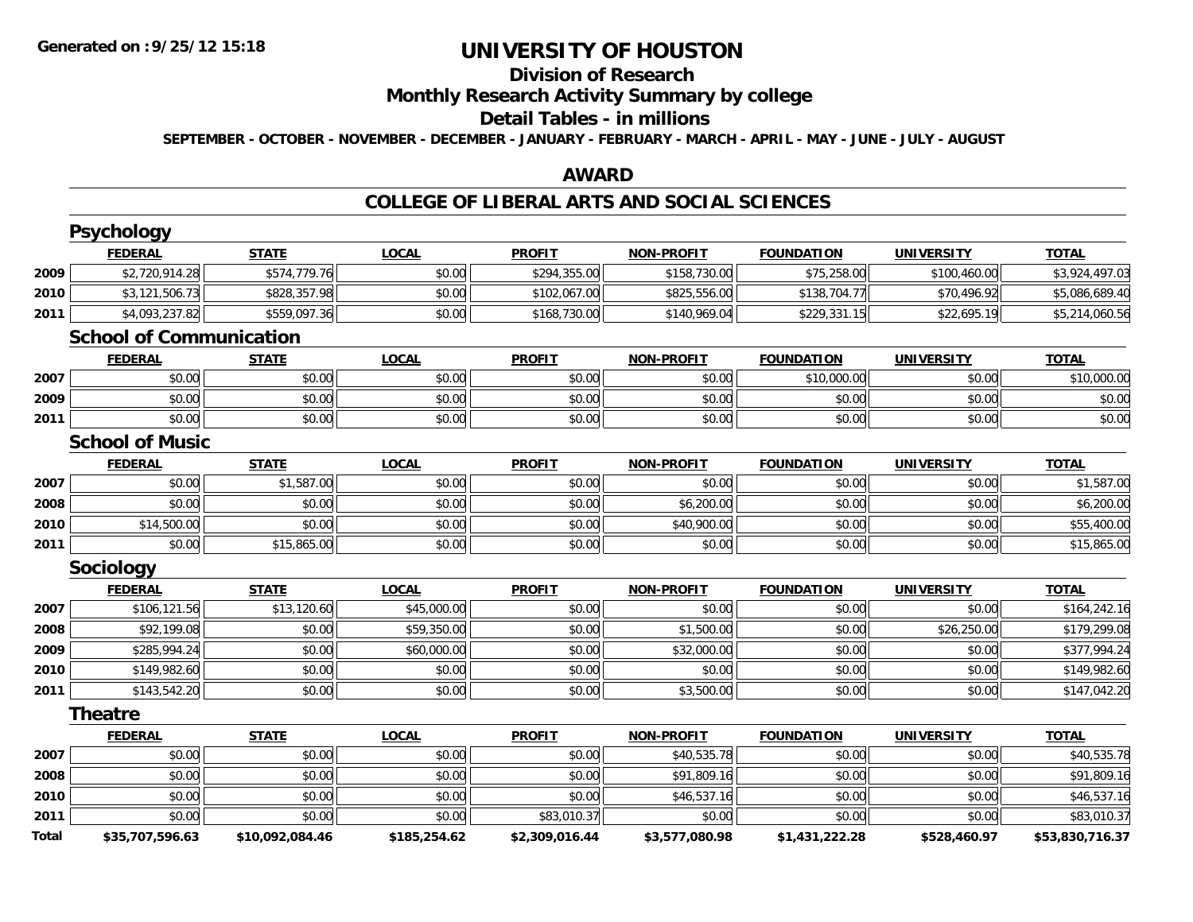**Generated on :9/25/12 15:18**

# UNIVERSITY OF HOUSTON

## Division of Research

## Monthly Research Activity Summary by college

## Detail Tables - in millions

**SEPTEMBER - OCTOBER - NOVEMBER - DECEMBER - JANUARY - FEBRUARY - MARCH - APRIL - MAY - JUNE - JULY - AUGUST**

## AWARD

## COLLEGE OF LIBERAL ARTS AND SOCIAL SCIENCES

### Psychology

| | FEDERAL | STATE | LOCAL | PROFIT | NON-PROFIT | FOUNDATION | UNIVERSITY | TOTAL |
|---|---|---|---|---|---|---|---|---|
| 2009 | $2,720,914.28 | $574,779.76 | $0.00 | $294,355.00 | $158,730.00 | $75,258.00 | $100,460.00 | $3,924,497.03 |
| 2010 | $3,121,506.73 | $828,357.98 | $0.00 | $102,067.00 | $825,556.00 | $138,704.77 | $70,496.92 | $5,086,689.40 |
| 2011 | $4,093,237.82 | $559,097.36 | $0.00 | $168,730.00 | $140,969.04 | $229,331.15 | $22,695.19 | $5,214,060.56 |

### School of Communication

| | FEDERAL | STATE | LOCAL | PROFIT | NON-PROFIT | FOUNDATION | UNIVERSITY | TOTAL |
|---|---|---|---|---|---|---|---|---|
| 2007 | $0.00 | $0.00 | $0.00 | $0.00 | $0.00 | $10,000.00 | $0.00 | $10,000.00 |
| 2009 | $0.00 | $0.00 | $0.00 | $0.00 | $0.00 | $0.00 | $0.00 | $0.00 |
| 2011 | $0.00 | $0.00 | $0.00 | $0.00 | $0.00 | $0.00 | $0.00 | $0.00 |

### School of Music

| | FEDERAL | STATE | LOCAL | PROFIT | NON-PROFIT | FOUNDATION | UNIVERSITY | TOTAL |
|---|---|---|---|---|---|---|---|---|
| 2007 | $0.00 | $1,587.00 | $0.00 | $0.00 | $0.00 | $0.00 | $0.00 | $1,587.00 |
| 2008 | $0.00 | $0.00 | $0.00 | $0.00 | $6,200.00 | $0.00 | $0.00 | $6,200.00 |
| 2010 | $14,500.00 | $0.00 | $0.00 | $0.00 | $40,900.00 | $0.00 | $0.00 | $55,400.00 |
| 2011 | $0.00 | $15,865.00 | $0.00 | $0.00 | $0.00 | $0.00 | $0.00 | $15,865.00 |

### Sociology

| | FEDERAL | STATE | LOCAL | PROFIT | NON-PROFIT | FOUNDATION | UNIVERSITY | TOTAL |
|---|---|---|---|---|---|---|---|---|
| 2007 | $106,121.56 | $13,120.60 | $45,000.00 | $0.00 | $0.00 | $0.00 | $0.00 | $164,242.16 |
| 2008 | $92,199.08 | $0.00 | $59,350.00 | $0.00 | $1,500.00 | $0.00 | $26,250.00 | $179,299.08 |
| 2009 | $285,994.24 | $0.00 | $60,000.00 | $0.00 | $32,000.00 | $0.00 | $0.00 | $377,994.24 |
| 2010 | $149,982.60 | $0.00 | $0.00 | $0.00 | $0.00 | $0.00 | $0.00 | $149,982.60 |
| 2011 | $143,542.20 | $0.00 | $0.00 | $0.00 | $3,500.00 | $0.00 | $0.00 | $147,042.20 |

### Theatre

| | FEDERAL | STATE | LOCAL | PROFIT | NON-PROFIT | FOUNDATION | UNIVERSITY | TOTAL |
|---|---|---|---|---|---|---|---|---|
| 2007 | $0.00 | $0.00 | $0.00 | $0.00 | $40,535.78 | $0.00 | $0.00 | $40,535.78 |
| 2008 | $0.00 | $0.00 | $0.00 | $0.00 | $91,809.16 | $0.00 | $0.00 | $91,809.16 |
| 2010 | $0.00 | $0.00 | $0.00 | $0.00 | $46,537.16 | $0.00 | $0.00 | $46,537.16 |
| 2011 | $0.00 | $0.00 | $0.00 | $83,010.37 | $0.00 | $0.00 | $0.00 | $83,010.37 |
| **Total** | **$35,707,596.63** | **$10,092,084.46** | **$185,254.62** | **$2,309,016.44** | **$3,577,080.98** | **$1,431,222.28** | **$528,460.97** | **$53,830,716.37** |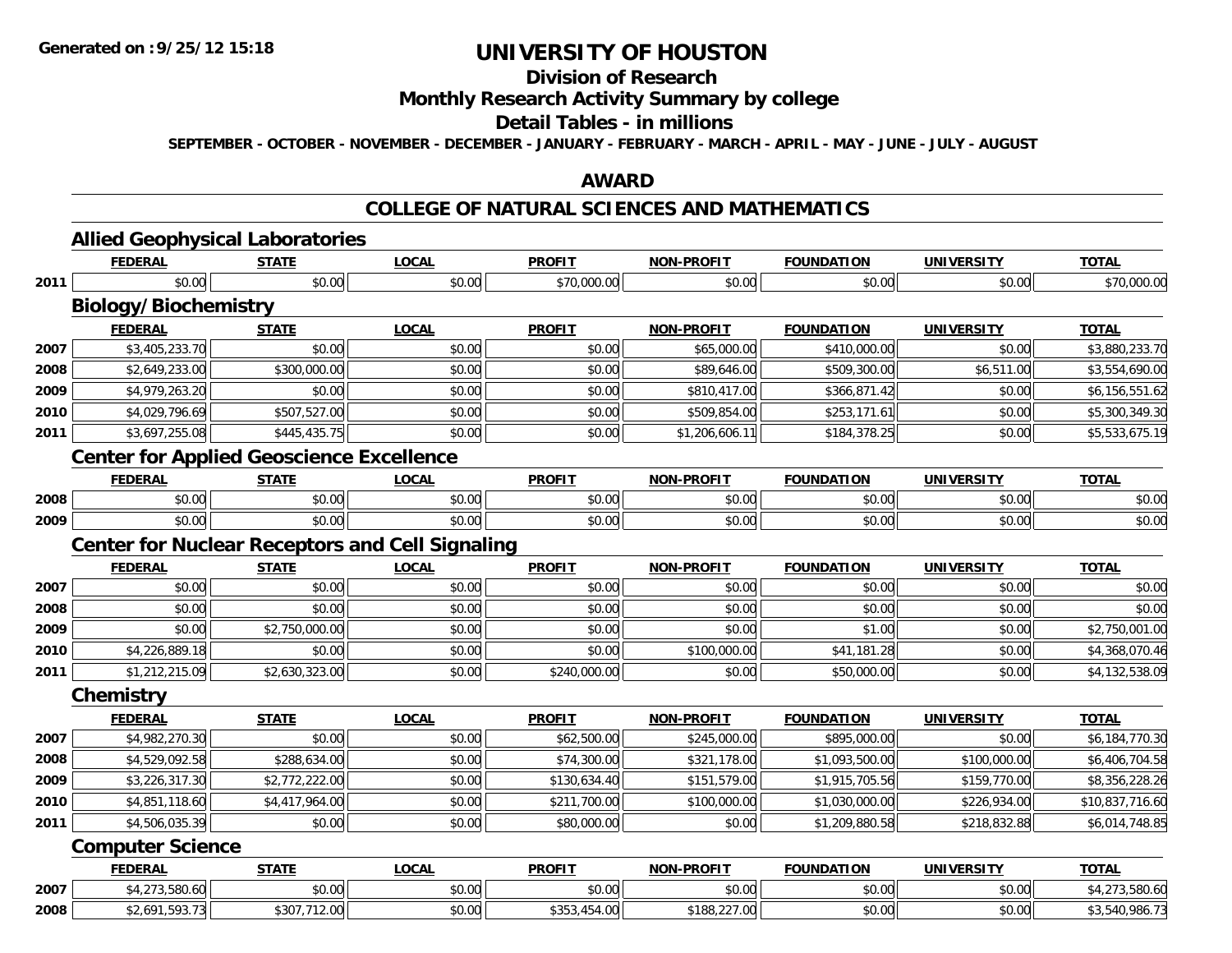Generated on :9/25/12 15:18

# UNIVERSITY OF HOUSTON

## Division of Research

## Monthly Research Activity Summary by college

## Detail Tables - in millions

SEPTEMBER - OCTOBER - NOVEMBER - DECEMBER - JANUARY - FEBRUARY - MARCH - APRIL - MAY - JUNE - JULY - AUGUST

## AWARD

## COLLEGE OF NATURAL SCIENCES AND MATHEMATICS

### Allied Geophysical Laboratories

| | FEDERAL | STATE | LOCAL | PROFIT | NON-PROFIT | FOUNDATION | UNIVERSITY | TOTAL |
|---|---|---|---|---|---|---|---|---|
| 2011 | $0.00 | $0.00 | $0.00 | $70,000.00 | $0.00 | $0.00 | $0.00 | $70,000.00 |

### Biology/Biochemistry

| | FEDERAL | STATE | LOCAL | PROFIT | NON-PROFIT | FOUNDATION | UNIVERSITY | TOTAL |
|---|---|---|---|---|---|---|---|---|
| 2007 | $3,405,233.70 | $0.00 | $0.00 | $0.00 | $65,000.00 | $410,000.00 | $0.00 | $3,880,233.70 |
| 2008 | $2,649,233.00 | $300,000.00 | $0.00 | $0.00 | $89,646.00 | $509,300.00 | $6,511.00 | $3,554,690.00 |
| 2009 | $4,979,263.20 | $0.00 | $0.00 | $0.00 | $810,417.00 | $366,871.42 | $0.00 | $6,156,551.62 |
| 2010 | $4,029,796.69 | $507,527.00 | $0.00 | $0.00 | $509,854.00 | $253,171.61 | $0.00 | $5,300,349.30 |
| 2011 | $3,697,255.08 | $445,435.75 | $0.00 | $0.00 | $1,206,606.11 | $184,378.25 | $0.00 | $5,533,675.19 |

### Center for Applied Geoscience Excellence

| | FEDERAL | STATE | LOCAL | PROFIT | NON-PROFIT | FOUNDATION | UNIVERSITY | TOTAL |
|---|---|---|---|---|---|---|---|---|
| 2008 | $0.00 | $0.00 | $0.00 | $0.00 | $0.00 | $0.00 | $0.00 | $0.00 |
| 2009 | $0.00 | $0.00 | $0.00 | $0.00 | $0.00 | $0.00 | $0.00 | $0.00 |

### Center for Nuclear Receptors and Cell Signaling

| | FEDERAL | STATE | LOCAL | PROFIT | NON-PROFIT | FOUNDATION | UNIVERSITY | TOTAL |
|---|---|---|---|---|---|---|---|---|
| 2007 | $0.00 | $0.00 | $0.00 | $0.00 | $0.00 | $0.00 | $0.00 | $0.00 |
| 2008 | $0.00 | $0.00 | $0.00 | $0.00 | $0.00 | $0.00 | $0.00 | $0.00 |
| 2009 | $0.00 | $2,750,000.00 | $0.00 | $0.00 | $0.00 | $1.00 | $0.00 | $2,750,001.00 |
| 2010 | $4,226,889.18 | $0.00 | $0.00 | $0.00 | $100,000.00 | $41,181.28 | $0.00 | $4,368,070.46 |
| 2011 | $1,212,215.09 | $2,630,323.00 | $0.00 | $240,000.00 | $0.00 | $50,000.00 | $0.00 | $4,132,538.09 |

### Chemistry

| | FEDERAL | STATE | LOCAL | PROFIT | NON-PROFIT | FOUNDATION | UNIVERSITY | TOTAL |
|---|---|---|---|---|---|---|---|---|
| 2007 | $4,982,270.30 | $0.00 | $0.00 | $62,500.00 | $245,000.00 | $895,000.00 | $0.00 | $6,184,770.30 |
| 2008 | $4,529,092.58 | $288,634.00 | $0.00 | $74,300.00 | $321,178.00 | $1,093,500.00 | $100,000.00 | $6,406,704.58 |
| 2009 | $3,226,317.30 | $2,772,222.00 | $0.00 | $130,634.40 | $151,579.00 | $1,915,705.56 | $159,770.00 | $8,356,228.26 |
| 2010 | $4,851,118.60 | $4,417,964.00 | $0.00 | $211,700.00 | $100,000.00 | $1,030,000.00 | $226,934.00 | $10,837,716.60 |
| 2011 | $4,506,035.39 | $0.00 | $0.00 | $80,000.00 | $0.00 | $1,209,880.58 | $218,832.88 | $6,014,748.85 |

### Computer Science

| | FEDERAL | STATE | LOCAL | PROFIT | NON-PROFIT | FOUNDATION | UNIVERSITY | TOTAL |
|---|---|---|---|---|---|---|---|---|
| 2007 | $4,273,580.60 | $0.00 | $0.00 | $0.00 | $0.00 | $0.00 | $0.00 | $4,273,580.60 |
| 2008 | $2,691,593.73 | $307,712.00 | $0.00 | $353,454.00 | $188,227.00 | $0.00 | $0.00 | $3,540,986.73 |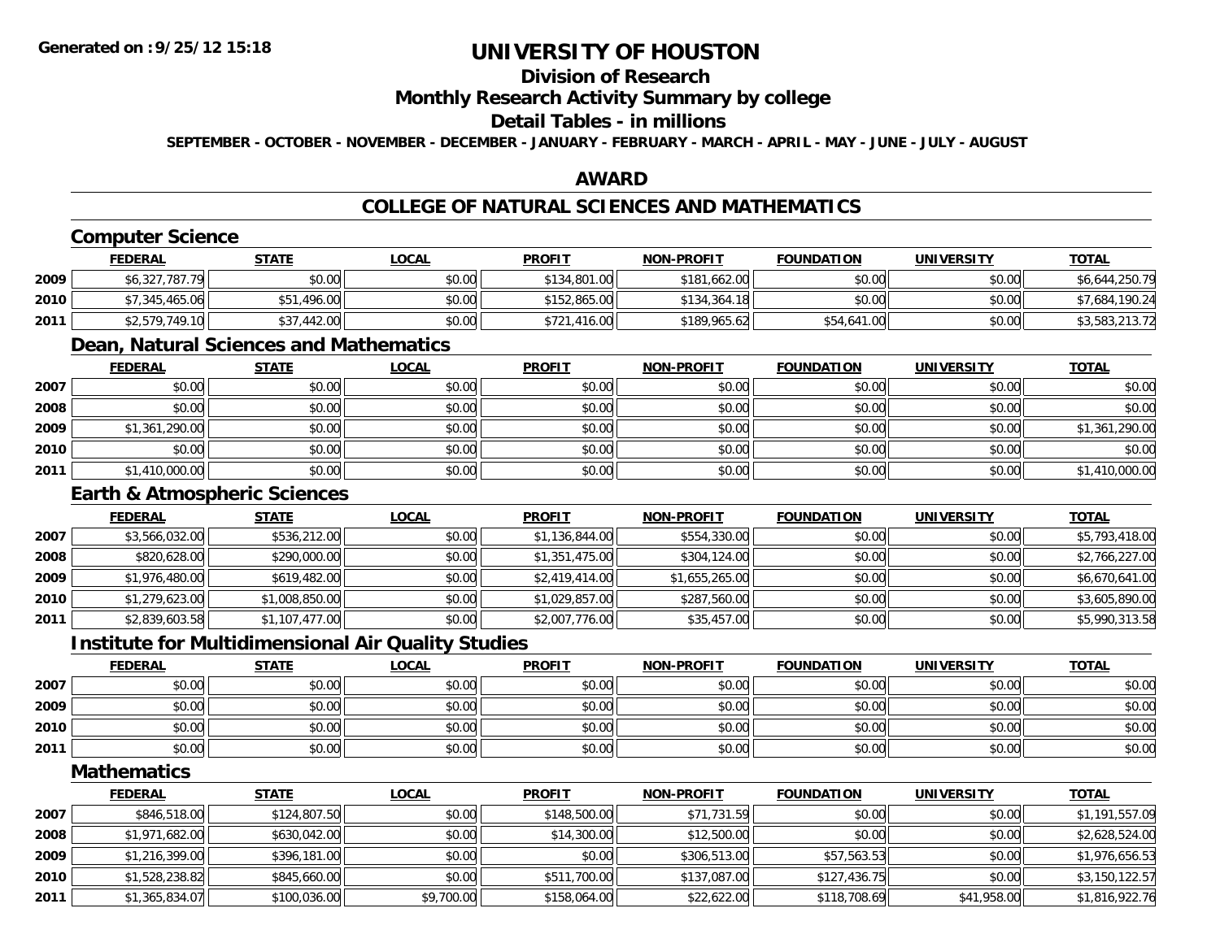**Generated on :9/25/12 15:18**

# UNIVERSITY OF HOUSTON

## Division of Research

## Monthly Research Activity Summary by college

## Detail Tables - in millions

**SEPTEMBER - OCTOBER - NOVEMBER - DECEMBER - JANUARY - FEBRUARY - MARCH - APRIL - MAY - JUNE - JULY - AUGUST**

## AWARD

## COLLEGE OF NATURAL SCIENCES AND MATHEMATICS

### Computer Science

| | FEDERAL | STATE | LOCAL | PROFIT | NON-PROFIT | FOUNDATION | UNIVERSITY | TOTAL |
|---|---|---|---|---|---|---|---|---|
| 2009 | $6,327,787.79 | $0.00 | $0.00 | $134,801.00 | $181,662.00 | $0.00 | $0.00 | $6,644,250.79 |
| 2010 | $7,345,465.06 | $51,496.00 | $0.00 | $152,865.00 | $134,364.18 | $0.00 | $0.00 | $7,684,190.24 |
| 2011 | $2,579,749.10 | $37,442.00 | $0.00 | $721,416.00 | $189,965.62 | $54,641.00 | $0.00 | $3,583,213.72 |

### Dean, Natural Sciences and Mathematics

| | FEDERAL | STATE | LOCAL | PROFIT | NON-PROFIT | FOUNDATION | UNIVERSITY | TOTAL |
|---|---|---|---|---|---|---|---|---|
| 2007 | $0.00 | $0.00 | $0.00 | $0.00 | $0.00 | $0.00 | $0.00 | $0.00 |
| 2008 | $0.00 | $0.00 | $0.00 | $0.00 | $0.00 | $0.00 | $0.00 | $0.00 |
| 2009 | $1,361,290.00 | $0.00 | $0.00 | $0.00 | $0.00 | $0.00 | $0.00 | $1,361,290.00 |
| 2010 | $0.00 | $0.00 | $0.00 | $0.00 | $0.00 | $0.00 | $0.00 | $0.00 |
| 2011 | $1,410,000.00 | $0.00 | $0.00 | $0.00 | $0.00 | $0.00 | $0.00 | $1,410,000.00 |

### Earth & Atmospheric Sciences

| | FEDERAL | STATE | LOCAL | PROFIT | NON-PROFIT | FOUNDATION | UNIVERSITY | TOTAL |
|---|---|---|---|---|---|---|---|---|
| 2007 | $3,566,032.00 | $536,212.00 | $0.00 | $1,136,844.00 | $554,330.00 | $0.00 | $0.00 | $5,793,418.00 |
| 2008 | $820,628.00 | $290,000.00 | $0.00 | $1,351,475.00 | $304,124.00 | $0.00 | $0.00 | $2,766,227.00 |
| 2009 | $1,976,480.00 | $619,482.00 | $0.00 | $2,419,414.00 | $1,655,265.00 | $0.00 | $0.00 | $6,670,641.00 |
| 2010 | $1,279,623.00 | $1,008,850.00 | $0.00 | $1,029,857.00 | $287,560.00 | $0.00 | $0.00 | $3,605,890.00 |
| 2011 | $2,839,603.58 | $1,107,477.00 | $0.00 | $2,007,776.00 | $35,457.00 | $0.00 | $0.00 | $5,990,313.58 |

### Institute for Multidimensional Air Quality Studies

| | FEDERAL | STATE | LOCAL | PROFIT | NON-PROFIT | FOUNDATION | UNIVERSITY | TOTAL |
|---|---|---|---|---|---|---|---|---|
| 2007 | $0.00 | $0.00 | $0.00 | $0.00 | $0.00 | $0.00 | $0.00 | $0.00 |
| 2009 | $0.00 | $0.00 | $0.00 | $0.00 | $0.00 | $0.00 | $0.00 | $0.00 |
| 2010 | $0.00 | $0.00 | $0.00 | $0.00 | $0.00 | $0.00 | $0.00 | $0.00 |
| 2011 | $0.00 | $0.00 | $0.00 | $0.00 | $0.00 | $0.00 | $0.00 | $0.00 |

### Mathematics

| | FEDERAL | STATE | LOCAL | PROFIT | NON-PROFIT | FOUNDATION | UNIVERSITY | TOTAL |
|---|---|---|---|---|---|---|---|---|
| 2007 | $846,518.00 | $124,807.50 | $0.00 | $148,500.00 | $71,731.59 | $0.00 | $0.00 | $1,191,557.09 |
| 2008 | $1,971,682.00 | $630,042.00 | $0.00 | $14,300.00 | $12,500.00 | $0.00 | $0.00 | $2,628,524.00 |
| 2009 | $1,216,399.00 | $396,181.00 | $0.00 | $0.00 | $306,513.00 | $57,563.53 | $0.00 | $1,976,656.53 |
| 2010 | $1,528,238.82 | $845,660.00 | $0.00 | $511,700.00 | $137,087.00 | $127,436.75 | $0.00 | $3,150,122.57 |
| 2011 | $1,365,834.07 | $100,036.00 | $9,700.00 | $158,064.00 | $22,622.00 | $118,708.69 | $41,958.00 | $1,816,922.76 |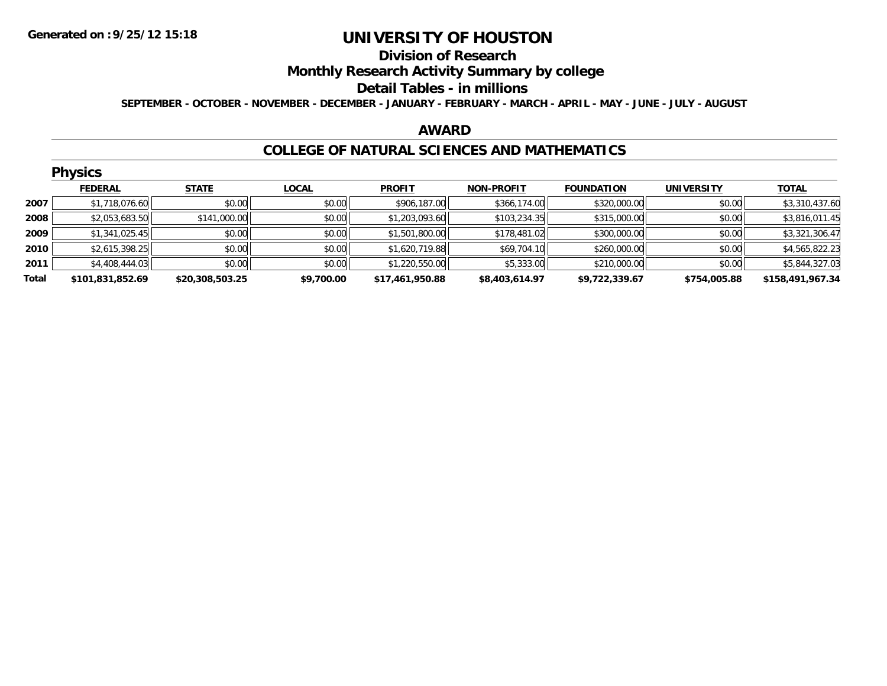Generated on :9/25/12 15:18

# UNIVERSITY OF HOUSTON

## Division of Research

## Monthly Research Activity Summary by college

## Detail Tables - in millions

SEPTEMBER - OCTOBER - NOVEMBER - DECEMBER - JANUARY - FEBRUARY - MARCH - APRIL - MAY - JUNE - JULY - AUGUST

## AWARD

## COLLEGE OF NATURAL SCIENCES AND MATHEMATICS

### Physics

| | FEDERAL | STATE | LOCAL | PROFIT | NON-PROFIT | FOUNDATION | UNIVERSITY | TOTAL |
|---|---|---|---|---|---|---|---|---|
| 2007 | $1,718,076.60 | $0.00 | $0.00 | $906,187.00 | $366,174.00 | $320,000.00 | $0.00 | $3,310,437.60 |
| 2008 | $2,053,683.50 | $141,000.00 | $0.00 | $1,203,093.60 | $103,234.35 | $315,000.00 | $0.00 | $3,816,011.45 |
| 2009 | $1,341,025.45 | $0.00 | $0.00 | $1,501,800.00 | $178,481.02 | $300,000.00 | $0.00 | $3,321,306.47 |
| 2010 | $2,615,398.25 | $0.00 | $0.00 | $1,620,719.88 | $69,704.10 | $260,000.00 | $0.00 | $4,565,822.23 |
| 2011 | $4,408,444.03 | $0.00 | $0.00 | $1,220,550.00 | $5,333.00 | $210,000.00 | $0.00 | $5,844,327.03 |
| **Total** | **$101,831,852.69** | **$20,308,503.25** | **$9,700.00** | **$17,461,950.88** | **$8,403,614.97** | **$9,722,339.67** | **$754,005.88** | **$158,491,967.34** |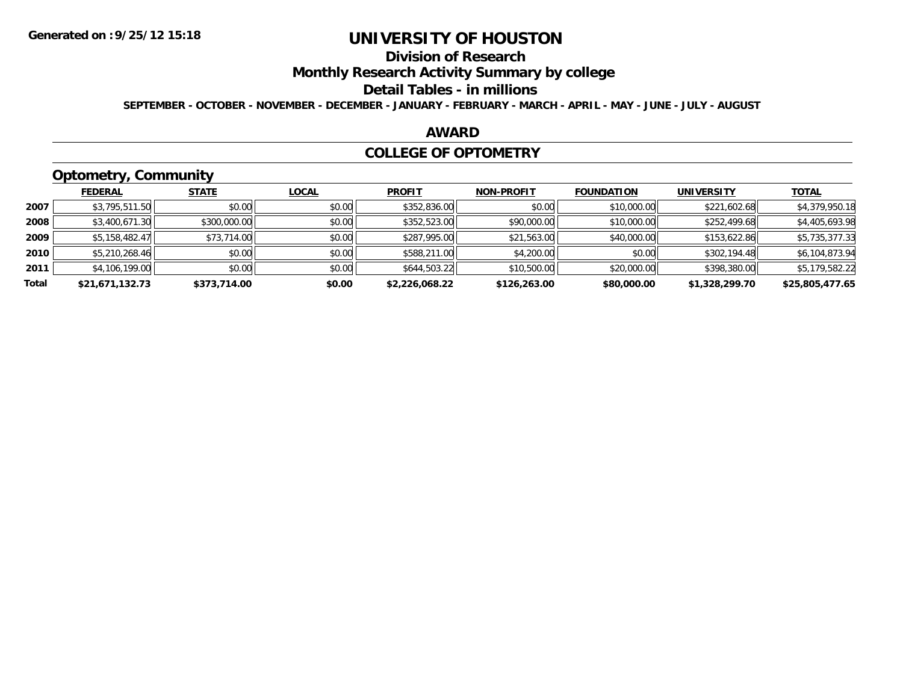# UNIVERSITY OF HOUSTON

## Division of Research

## Monthly Research Activity Summary by college

## Detail Tables - in millions

SEPTEMBER - OCTOBER - NOVEMBER - DECEMBER - JANUARY - FEBRUARY - MARCH - APRIL - MAY - JUNE - JULY - AUGUST

Generated on :9/25/12 15:18

### AWARD

### COLLEGE OF OPTOMETRY

### Optometry, Community

| | FEDERAL | STATE | LOCAL | PROFIT | NON-PROFIT | FOUNDATION | UNIVERSITY | TOTAL |
|---|---|---|---|---|---|---|---|---|
| 2007 | $3,795,511.50 | $0.00 | $0.00 | $352,836.00 | $0.00 | $10,000.00 | $221,602.68 | $4,379,950.18 |
| 2008 | $3,400,671.30 | $300,000.00 | $0.00 | $352,523.00 | $90,000.00 | $10,000.00 | $252,499.68 | $4,405,693.98 |
| 2009 | $5,158,482.47 | $73,714.00 | $0.00 | $287,995.00 | $21,563.00 | $40,000.00 | $153,622.86 | $5,735,377.33 |
| 2010 | $5,210,268.46 | $0.00 | $0.00 | $588,211.00 | $4,200.00 | $0.00 | $302,194.48 | $6,104,873.94 |
| 2011 | $4,106,199.00 | $0.00 | $0.00 | $644,503.22 | $10,500.00 | $20,000.00 | $398,380.00 | $5,179,582.22 |
| **Total** | **$21,671,132.73** | **$373,714.00** | **$0.00** | **$2,226,068.22** | **$126,263.00** | **$80,000.00** | **$1,328,299.70** | **$25,805,477.65** |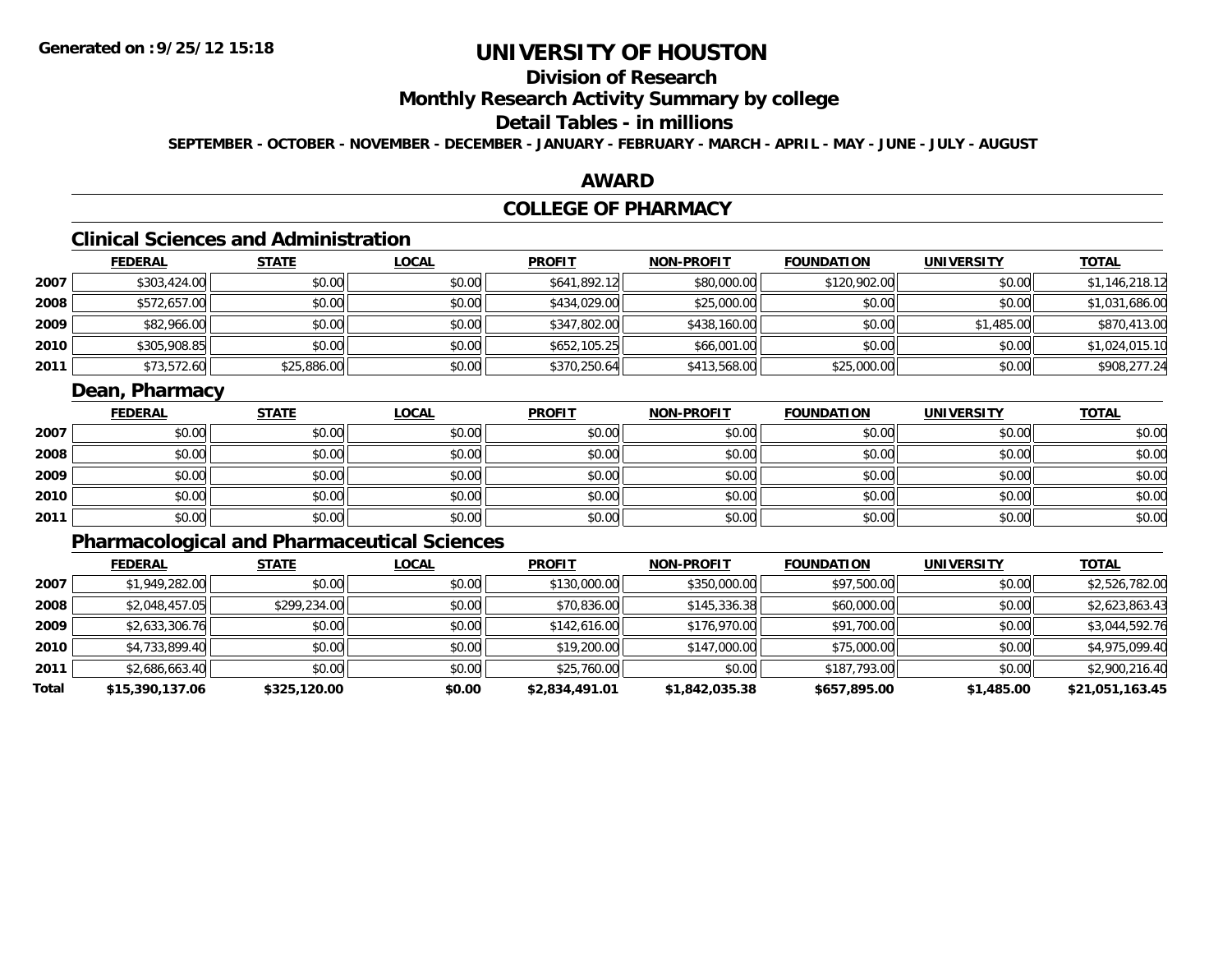# UNIVERSITY OF HOUSTON

## Division of Research

## Monthly Research Activity Summary by college

## Detail Tables - in millions

**SEPTEMBER - OCTOBER - NOVEMBER - DECEMBER - JANUARY - FEBRUARY - MARCH - APRIL - MAY - JUNE - JULY - AUGUST**

## AWARD

## COLLEGE OF PHARMACY

### Clinical Sciences and Administration

| | FEDERAL | STATE | LOCAL | PROFIT | NON-PROFIT | FOUNDATION | UNIVERSITY | TOTAL |
|---|---|---|---|---|---|---|---|---|
| 2007 | $303,424.00 | $0.00 | $0.00 | $641,892.12 | $80,000.00 | $120,902.00 | $0.00 | $1,146,218.12 |
| 2008 | $572,657.00 | $0.00 | $0.00 | $434,029.00 | $25,000.00 | $0.00 | $0.00 | $1,031,686.00 |
| 2009 | $82,966.00 | $0.00 | $0.00 | $347,802.00 | $438,160.00 | $0.00 | $1,485.00 | $870,413.00 |
| 2010 | $305,908.85 | $0.00 | $0.00 | $652,105.25 | $66,001.00 | $0.00 | $0.00 | $1,024,015.10 |
| 2011 | $73,572.60 | $25,886.00 | $0.00 | $370,250.64 | $413,568.00 | $25,000.00 | $0.00 | $908,277.24 |

### Dean, Pharmacy

| | FEDERAL | STATE | LOCAL | PROFIT | NON-PROFIT | FOUNDATION | UNIVERSITY | TOTAL |
|---|---|---|---|---|---|---|---|---|
| 2007 | $0.00 | $0.00 | $0.00 | $0.00 | $0.00 | $0.00 | $0.00 | $0.00 |
| 2008 | $0.00 | $0.00 | $0.00 | $0.00 | $0.00 | $0.00 | $0.00 | $0.00 |
| 2009 | $0.00 | $0.00 | $0.00 | $0.00 | $0.00 | $0.00 | $0.00 | $0.00 |
| 2010 | $0.00 | $0.00 | $0.00 | $0.00 | $0.00 | $0.00 | $0.00 | $0.00 |
| 2011 | $0.00 | $0.00 | $0.00 | $0.00 | $0.00 | $0.00 | $0.00 | $0.00 |

### Pharmacological and Pharmaceutical Sciences

| | FEDERAL | STATE | LOCAL | PROFIT | NON-PROFIT | FOUNDATION | UNIVERSITY | TOTAL |
|---|---|---|---|---|---|---|---|---|
| 2007 | $1,949,282.00 | $0.00 | $0.00 | $130,000.00 | $350,000.00 | $97,500.00 | $0.00 | $2,526,782.00 |
| 2008 | $2,048,457.05 | $299,234.00 | $0.00 | $70,836.00 | $145,336.38 | $60,000.00 | $0.00 | $2,623,863.43 |
| 2009 | $2,633,306.76 | $0.00 | $0.00 | $142,616.00 | $176,970.00 | $91,700.00 | $0.00 | $3,044,592.76 |
| 2010 | $4,733,899.40 | $0.00 | $0.00 | $19,200.00 | $147,000.00 | $75,000.00 | $0.00 | $4,975,099.40 |
| 2011 | $2,686,663.40 | $0.00 | $0.00 | $25,760.00 | $0.00 | $187,793.00 | $0.00 | $2,900,216.40 |
| **Total** | **$15,390,137.06** | **$325,120.00** | **$0.00** | **$2,834,491.01** | **$1,842,035.38** | **$657,895.00** | **$1,485.00** | **$21,051,163.45** |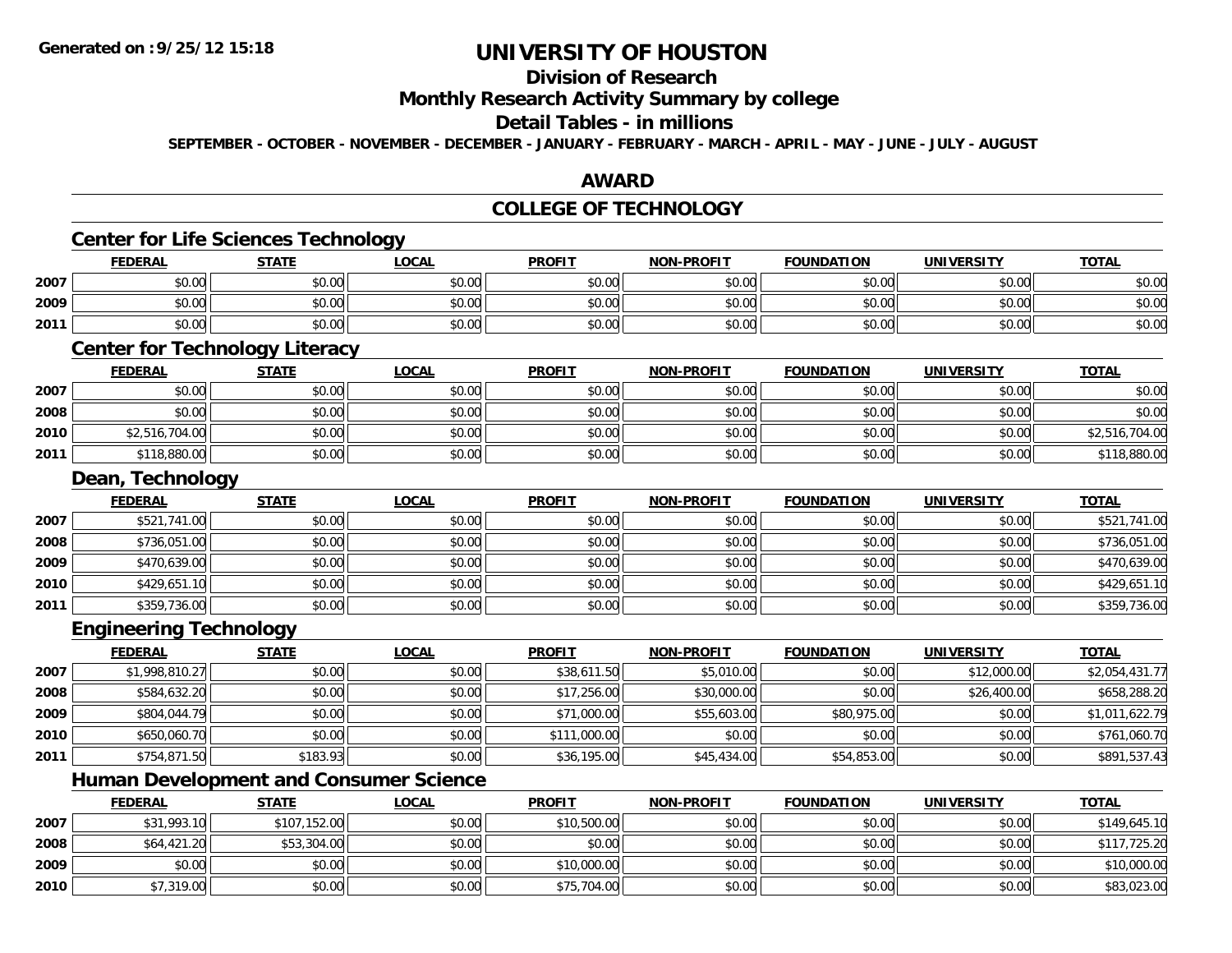# UNIVERSITY OF HOUSTON

## Division of Research

## Monthly Research Activity Summary by college

## Detail Tables - in millions

**SEPTEMBER - OCTOBER - NOVEMBER - DECEMBER - JANUARY - FEBRUARY - MARCH - APRIL - MAY - JUNE - JULY - AUGUST**

## AWARD

## COLLEGE OF TECHNOLOGY

### Center for Life Sciences Technology

| | FEDERAL | STATE | LOCAL | PROFIT | NON-PROFIT | FOUNDATION | UNIVERSITY | TOTAL |
|---|---|---|---|---|---|---|---|---|
| 2007 | $0.00 | $0.00 | $0.00 | $0.00 | $0.00 | $0.00 | $0.00 | $0.00 |
| 2009 | $0.00 | $0.00 | $0.00 | $0.00 | $0.00 | $0.00 | $0.00 | $0.00 |
| 2011 | $0.00 | $0.00 | $0.00 | $0.00 | $0.00 | $0.00 | $0.00 | $0.00 |

### Center for Technology Literacy

| | FEDERAL | STATE | LOCAL | PROFIT | NON-PROFIT | FOUNDATION | UNIVERSITY | TOTAL |
|---|---|---|---|---|---|---|---|---|
| 2007 | $0.00 | $0.00 | $0.00 | $0.00 | $0.00 | $0.00 | $0.00 | $0.00 |
| 2008 | $0.00 | $0.00 | $0.00 | $0.00 | $0.00 | $0.00 | $0.00 | $0.00 |
| 2010 | $2,516,704.00 | $0.00 | $0.00 | $0.00 | $0.00 | $0.00 | $0.00 | $2,516,704.00 |
| 2011 | $118,880.00 | $0.00 | $0.00 | $0.00 | $0.00 | $0.00 | $0.00 | $118,880.00 |

### Dean, Technology

| | FEDERAL | STATE | LOCAL | PROFIT | NON-PROFIT | FOUNDATION | UNIVERSITY | TOTAL |
|---|---|---|---|---|---|---|---|---|
| 2007 | $521,741.00 | $0.00 | $0.00 | $0.00 | $0.00 | $0.00 | $0.00 | $521,741.00 |
| 2008 | $736,051.00 | $0.00 | $0.00 | $0.00 | $0.00 | $0.00 | $0.00 | $736,051.00 |
| 2009 | $470,639.00 | $0.00 | $0.00 | $0.00 | $0.00 | $0.00 | $0.00 | $470,639.00 |
| 2010 | $429,651.10 | $0.00 | $0.00 | $0.00 | $0.00 | $0.00 | $0.00 | $429,651.10 |
| 2011 | $359,736.00 | $0.00 | $0.00 | $0.00 | $0.00 | $0.00 | $0.00 | $359,736.00 |

### Engineering Technology

| | FEDERAL | STATE | LOCAL | PROFIT | NON-PROFIT | FOUNDATION | UNIVERSITY | TOTAL |
|---|---|---|---|---|---|---|---|---|
| 2007 | $1,998,810.27 | $0.00 | $0.00 | $38,611.50 | $5,010.00 | $0.00 | $12,000.00 | $2,054,431.77 |
| 2008 | $584,632.20 | $0.00 | $0.00 | $17,256.00 | $30,000.00 | $0.00 | $26,400.00 | $658,288.20 |
| 2009 | $804,044.79 | $0.00 | $0.00 | $71,000.00 | $55,603.00 | $80,975.00 | $0.00 | $1,011,622.79 |
| 2010 | $650,060.70 | $0.00 | $0.00 | $111,000.00 | $0.00 | $0.00 | $0.00 | $761,060.70 |
| 2011 | $754,871.50 | $183.93 | $0.00 | $36,195.00 | $45,434.00 | $54,853.00 | $0.00 | $891,537.43 |

### Human Development and Consumer Science

| | FEDERAL | STATE | LOCAL | PROFIT | NON-PROFIT | FOUNDATION | UNIVERSITY | TOTAL |
|---|---|---|---|---|---|---|---|---|
| 2007 | $31,993.10 | $107,152.00 | $0.00 | $10,500.00 | $0.00 | $0.00 | $0.00 | $149,645.10 |
| 2008 | $64,421.20 | $53,304.00 | $0.00 | $0.00 | $0.00 | $0.00 | $0.00 | $117,725.20 |
| 2009 | $0.00 | $0.00 | $0.00 | $10,000.00 | $0.00 | $0.00 | $0.00 | $10,000.00 |
| 2010 | $7,319.00 | $0.00 | $0.00 | $75,704.00 | $0.00 | $0.00 | $0.00 | $83,023.00 |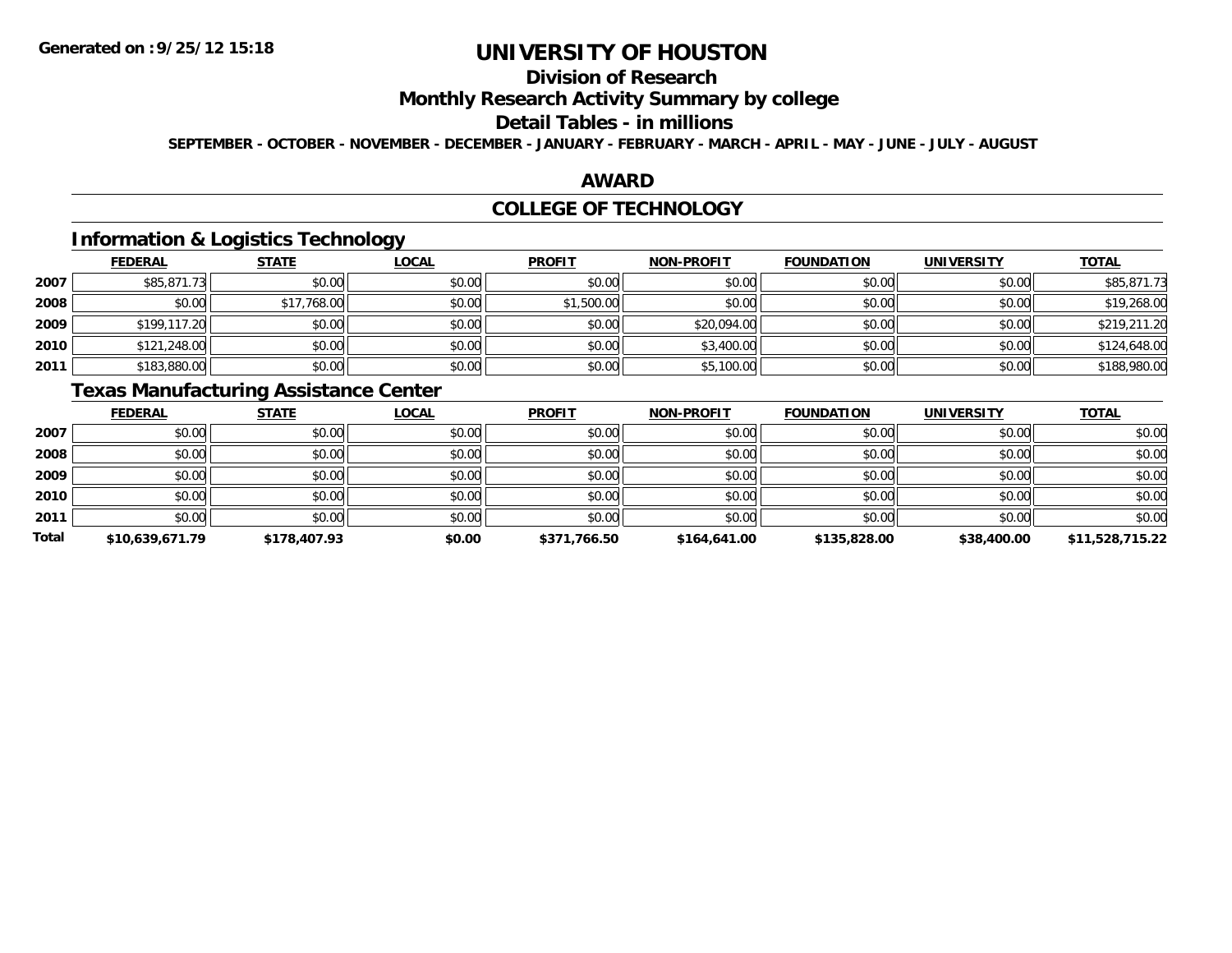# UNIVERSITY OF HOUSTON

## Division of Research

## Monthly Research Activity Summary by college

## Detail Tables - in millions

**SEPTEMBER - OCTOBER - NOVEMBER - DECEMBER - JANUARY - FEBRUARY - MARCH - APRIL - MAY - JUNE - JULY - AUGUST**

## AWARD

## COLLEGE OF TECHNOLOGY

### Information & Logistics Technology

| | FEDERAL | STATE | LOCAL | PROFIT | NON-PROFIT | FOUNDATION | UNIVERSITY | TOTAL |
|---|---|---|---|---|---|---|---|---|
| 2007 | $85,871.73 | $0.00 | $0.00 | $0.00 | $0.00 | $0.00 | $0.00 | $85,871.73 |
| 2008 | $0.00 | $17,768.00 | $0.00 | $1,500.00 | $0.00 | $0.00 | $0.00 | $19,268.00 |
| 2009 | $199,117.20 | $0.00 | $0.00 | $0.00 | $20,094.00 | $0.00 | $0.00 | $219,211.20 |
| 2010 | $121,248.00 | $0.00 | $0.00 | $0.00 | $3,400.00 | $0.00 | $0.00 | $124,648.00 |
| 2011 | $183,880.00 | $0.00 | $0.00 | $0.00 | $5,100.00 | $0.00 | $0.00 | $188,980.00 |

### Texas Manufacturing Assistance Center

| | FEDERAL | STATE | LOCAL | PROFIT | NON-PROFIT | FOUNDATION | UNIVERSITY | TOTAL |
|---|---|---|---|---|---|---|---|---|
| 2007 | $0.00 | $0.00 | $0.00 | $0.00 | $0.00 | $0.00 | $0.00 | $0.00 |
| 2008 | $0.00 | $0.00 | $0.00 | $0.00 | $0.00 | $0.00 | $0.00 | $0.00 |
| 2009 | $0.00 | $0.00 | $0.00 | $0.00 | $0.00 | $0.00 | $0.00 | $0.00 |
| 2010 | $0.00 | $0.00 | $0.00 | $0.00 | $0.00 | $0.00 | $0.00 | $0.00 |
| 2011 | $0.00 | $0.00 | $0.00 | $0.00 | $0.00 | $0.00 | $0.00 | $0.00 |
| **Total** | **$10,639,671.79** | **$178,407.93** | **$0.00** | **$371,766.50** | **$164,641.00** | **$135,828.00** | **$38,400.00** | **$11,528,715.22** |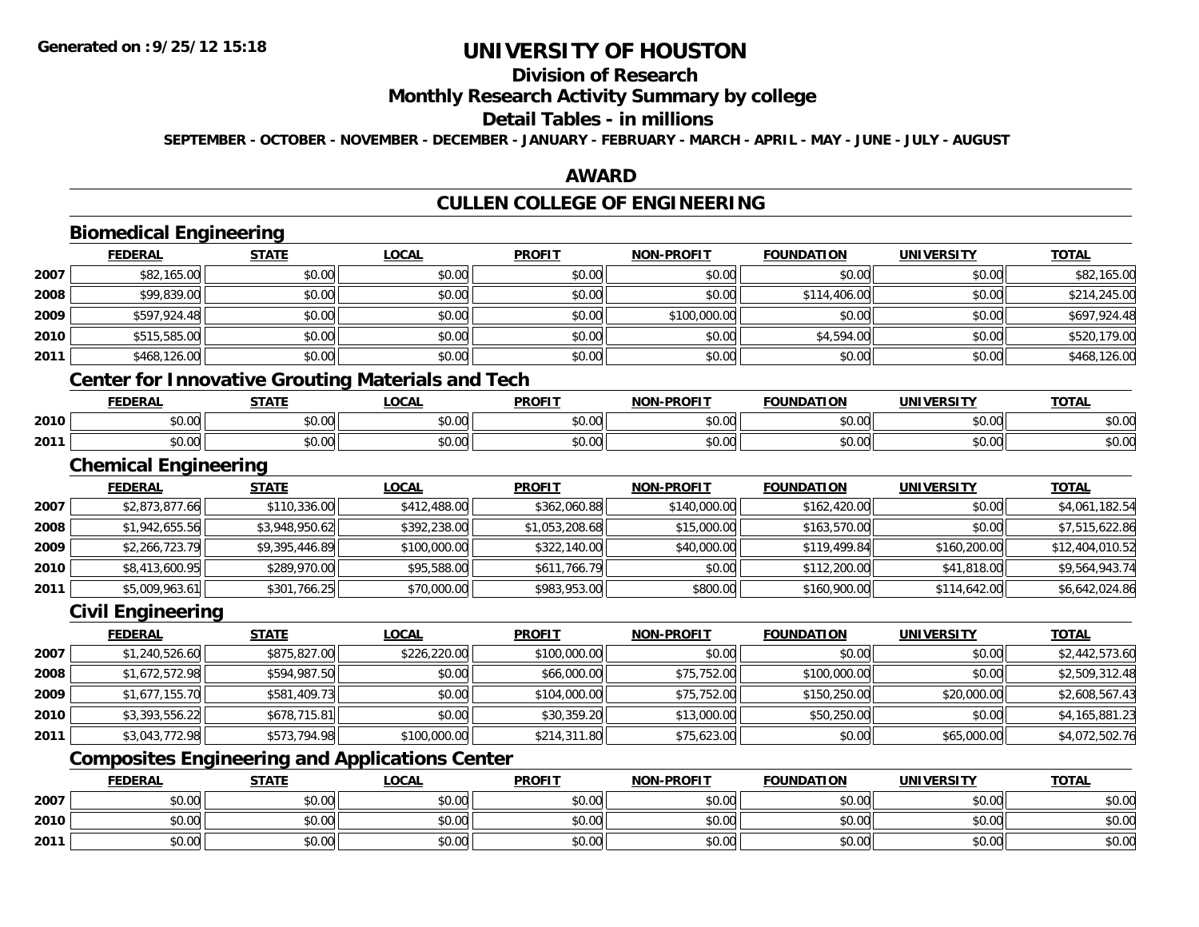# UNIVERSITY OF HOUSTON

## Division of Research

## Monthly Research Activity Summary by college

## Detail Tables - in millions

**SEPTEMBER - OCTOBER - NOVEMBER - DECEMBER - JANUARY - FEBRUARY - MARCH - APRIL - MAY - JUNE - JULY - AUGUST**

## AWARD

## CULLEN COLLEGE OF ENGINEERING

### Biomedical Engineering

| | FEDERAL | STATE | LOCAL | PROFIT | NON-PROFIT | FOUNDATION | UNIVERSITY | TOTAL |
|---|---|---|---|---|---|---|---|---|
| 2007 | $82,165.00 | $0.00 | $0.00 | $0.00 | $0.00 | $0.00 | $0.00 | $82,165.00 |
| 2008 | $99,839.00 | $0.00 | $0.00 | $0.00 | $0.00 | $114,406.00 | $0.00 | $214,245.00 |
| 2009 | $597,924.48 | $0.00 | $0.00 | $0.00 | $100,000.00 | $0.00 | $0.00 | $697,924.48 |
| 2010 | $515,585.00 | $0.00 | $0.00 | $0.00 | $0.00 | $4,594.00 | $0.00 | $520,179.00 |
| 2011 | $468,126.00 | $0.00 | $0.00 | $0.00 | $0.00 | $0.00 | $0.00 | $468,126.00 |

### Center for Innovative Grouting Materials and Tech

| | FEDERAL | STATE | LOCAL | PROFIT | NON-PROFIT | FOUNDATION | UNIVERSITY | TOTAL |
|---|---|---|---|---|---|---|---|---|
| 2010 | $0.00 | $0.00 | $0.00 | $0.00 | $0.00 | $0.00 | $0.00 | $0.00 |
| 2011 | $0.00 | $0.00 | $0.00 | $0.00 | $0.00 | $0.00 | $0.00 | $0.00 |

### Chemical Engineering

| | FEDERAL | STATE | LOCAL | PROFIT | NON-PROFIT | FOUNDATION | UNIVERSITY | TOTAL |
|---|---|---|---|---|---|---|---|---|
| 2007 | $2,873,877.66 | $110,336.00 | $412,488.00 | $362,060.88 | $140,000.00 | $162,420.00 | $0.00 | $4,061,182.54 |
| 2008 | $1,942,655.56 | $3,948,950.62 | $392,238.00 | $1,053,208.68 | $15,000.00 | $163,570.00 | $0.00 | $7,515,622.86 |
| 2009 | $2,266,723.79 | $9,395,446.89 | $100,000.00 | $322,140.00 | $40,000.00 | $119,499.84 | $160,200.00 | $12,404,010.52 |
| 2010 | $8,413,600.95 | $289,970.00 | $95,588.00 | $611,766.79 | $0.00 | $112,200.00 | $41,818.00 | $9,564,943.74 |
| 2011 | $5,009,963.61 | $301,766.25 | $70,000.00 | $983,953.00 | $800.00 | $160,900.00 | $114,642.00 | $6,642,024.86 |

### Civil Engineering

| | FEDERAL | STATE | LOCAL | PROFIT | NON-PROFIT | FOUNDATION | UNIVERSITY | TOTAL |
|---|---|---|---|---|---|---|---|---|
| 2007 | $1,240,526.60 | $875,827.00 | $226,220.00 | $100,000.00 | $0.00 | $0.00 | $0.00 | $2,442,573.60 |
| 2008 | $1,672,572.98 | $594,987.50 | $0.00 | $66,000.00 | $75,752.00 | $100,000.00 | $0.00 | $2,509,312.48 |
| 2009 | $1,677,155.70 | $581,409.73 | $0.00 | $104,000.00 | $75,752.00 | $150,250.00 | $20,000.00 | $2,608,567.43 |
| 2010 | $3,393,556.22 | $678,715.81 | $0.00 | $30,359.20 | $13,000.00 | $50,250.00 | $0.00 | $4,165,881.23 |
| 2011 | $3,043,772.98 | $573,794.98 | $100,000.00 | $214,311.80 | $75,623.00 | $0.00 | $65,000.00 | $4,072,502.76 |

### Composites Engineering and Applications Center

| | FEDERAL | STATE | LOCAL | PROFIT | NON-PROFIT | FOUNDATION | UNIVERSITY | TOTAL |
|---|---|---|---|---|---|---|---|---|
| 2007 | $0.00 | $0.00 | $0.00 | $0.00 | $0.00 | $0.00 | $0.00 | $0.00 |
| 2010 | $0.00 | $0.00 | $0.00 | $0.00 | $0.00 | $0.00 | $0.00 | $0.00 |
| 2011 | $0.00 | $0.00 | $0.00 | $0.00 | $0.00 | $0.00 | $0.00 | $0.00 |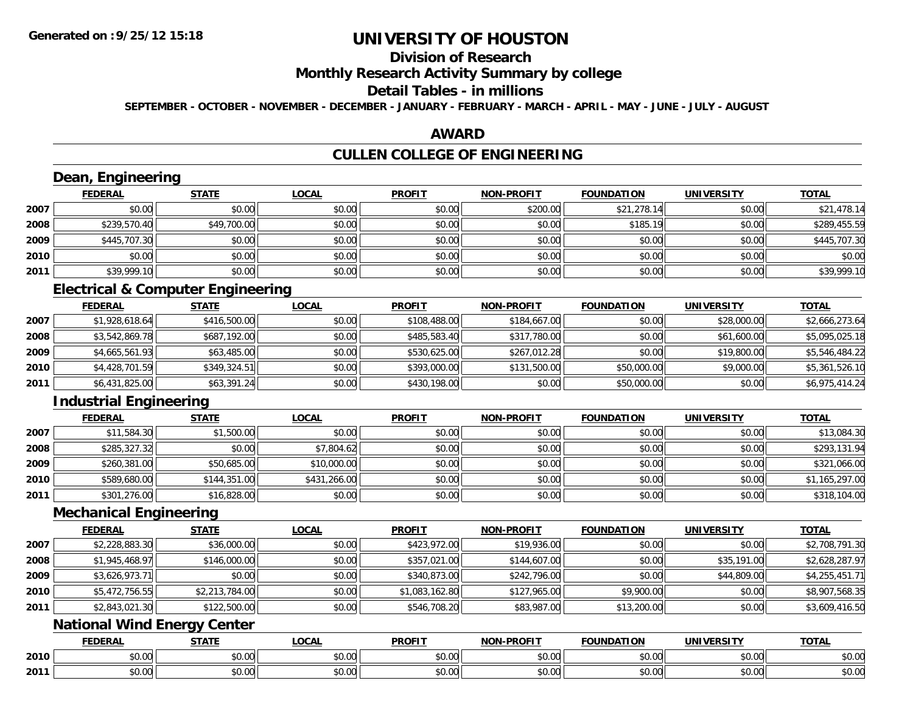# UNIVERSITY OF HOUSTON

## Division of Research

## Monthly Research Activity Summary by college

## Detail Tables - in millions

**SEPTEMBER - OCTOBER - NOVEMBER - DECEMBER - JANUARY - FEBRUARY - MARCH - APRIL - MAY - JUNE - JULY - AUGUST**

## AWARD

## CULLEN COLLEGE OF ENGINEERING

### Dean, Engineering

| | FEDERAL | STATE | LOCAL | PROFIT | NON-PROFIT | FOUNDATION | UNIVERSITY | TOTAL |
|---|---|---|---|---|---|---|---|---|
| 2007 | $0.00 | $0.00 | $0.00 | $0.00 | $200.00 | $21,278.14 | $0.00 | $21,478.14 |
| 2008 | $239,570.40 | $49,700.00 | $0.00 | $0.00 | $0.00 | $185.19 | $0.00 | $289,455.59 |
| 2009 | $445,707.30 | $0.00 | $0.00 | $0.00 | $0.00 | $0.00 | $0.00 | $445,707.30 |
| 2010 | $0.00 | $0.00 | $0.00 | $0.00 | $0.00 | $0.00 | $0.00 | $0.00 |
| 2011 | $39,999.10 | $0.00 | $0.00 | $0.00 | $0.00 | $0.00 | $0.00 | $39,999.10 |

### Electrical & Computer Engineering

| | FEDERAL | STATE | LOCAL | PROFIT | NON-PROFIT | FOUNDATION | UNIVERSITY | TOTAL |
|---|---|---|---|---|---|---|---|---|
| 2007 | $1,928,618.64 | $416,500.00 | $0.00 | $108,488.00 | $184,667.00 | $0.00 | $28,000.00 | $2,666,273.64 |
| 2008 | $3,542,869.78 | $687,192.00 | $0.00 | $485,583.40 | $317,780.00 | $0.00 | $61,600.00 | $5,095,025.18 |
| 2009 | $4,665,561.93 | $63,485.00 | $0.00 | $530,625.00 | $267,012.28 | $0.00 | $19,800.00 | $5,546,484.22 |
| 2010 | $4,428,701.59 | $349,324.51 | $0.00 | $393,000.00 | $131,500.00 | $50,000.00 | $9,000.00 | $5,361,526.10 |
| 2011 | $6,431,825.00 | $63,391.24 | $0.00 | $430,198.00 | $0.00 | $50,000.00 | $0.00 | $6,975,414.24 |

### Industrial Engineering

| | FEDERAL | STATE | LOCAL | PROFIT | NON-PROFIT | FOUNDATION | UNIVERSITY | TOTAL |
|---|---|---|---|---|---|---|---|---|
| 2007 | $11,584.30 | $1,500.00 | $0.00 | $0.00 | $0.00 | $0.00 | $0.00 | $13,084.30 |
| 2008 | $285,327.32 | $0.00 | $7,804.62 | $0.00 | $0.00 | $0.00 | $0.00 | $293,131.94 |
| 2009 | $260,381.00 | $50,685.00 | $10,000.00 | $0.00 | $0.00 | $0.00 | $0.00 | $321,066.00 |
| 2010 | $589,680.00 | $144,351.00 | $431,266.00 | $0.00 | $0.00 | $0.00 | $0.00 | $1,165,297.00 |
| 2011 | $301,276.00 | $16,828.00 | $0.00 | $0.00 | $0.00 | $0.00 | $0.00 | $318,104.00 |

### Mechanical Engineering

| | FEDERAL | STATE | LOCAL | PROFIT | NON-PROFIT | FOUNDATION | UNIVERSITY | TOTAL |
|---|---|---|---|---|---|---|---|---|
| 2007 | $2,228,883.30 | $36,000.00 | $0.00 | $423,972.00 | $19,936.00 | $0.00 | $0.00 | $2,708,791.30 |
| 2008 | $1,945,468.97 | $146,000.00 | $0.00 | $357,021.00 | $144,607.00 | $0.00 | $35,191.00 | $2,628,287.97 |
| 2009 | $3,626,973.71 | $0.00 | $0.00 | $340,873.00 | $242,796.00 | $0.00 | $44,809.00 | $4,255,451.71 |
| 2010 | $5,472,756.55 | $2,213,784.00 | $0.00 | $1,083,162.80 | $127,965.00 | $9,900.00 | $0.00 | $8,907,568.35 |
| 2011 | $2,843,021.30 | $122,500.00 | $0.00 | $546,708.20 | $83,987.00 | $13,200.00 | $0.00 | $3,609,416.50 |

### National Wind Energy Center

| | FEDERAL | STATE | LOCAL | PROFIT | NON-PROFIT | FOUNDATION | UNIVERSITY | TOTAL |
|---|---|---|---|---|---|---|---|---|
| 2010 | $0.00 | $0.00 | $0.00 | $0.00 | $0.00 | $0.00 | $0.00 | $0.00 |
| 2011 | $0.00 | $0.00 | $0.00 | $0.00 | $0.00 | $0.00 | $0.00 | $0.00 |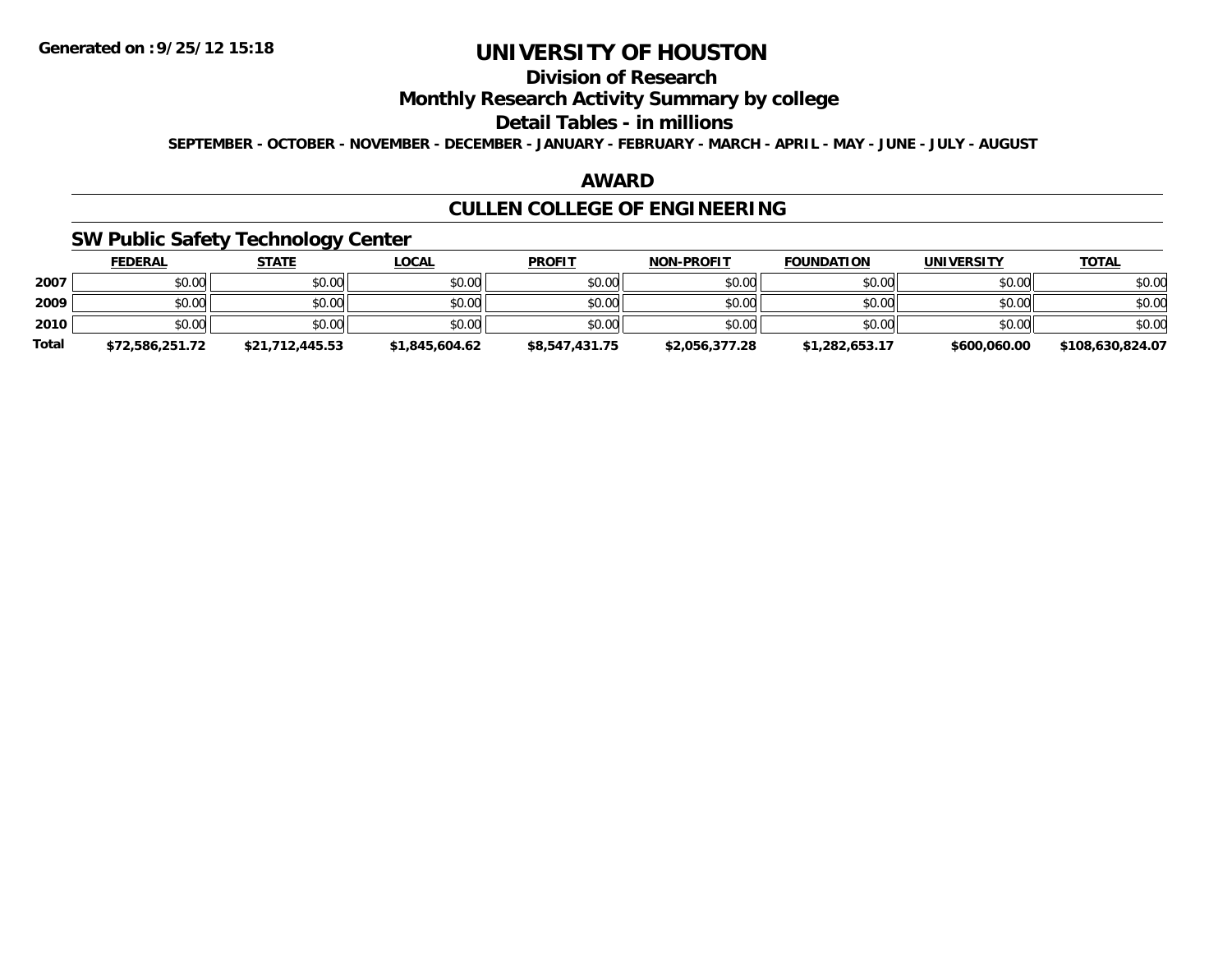# UNIVERSITY OF HOUSTON

## Division of Research

## Monthly Research Activity Summary by college

## Detail Tables - in millions

**SEPTEMBER - OCTOBER - NOVEMBER - DECEMBER - JANUARY - FEBRUARY - MARCH - APRIL - MAY - JUNE - JULY - AUGUST**

## AWARD

## CULLEN COLLEGE OF ENGINEERING

### SW Public Safety Technology Center

| | FEDERAL | STATE | LOCAL | PROFIT | NON-PROFIT | FOUNDATION | UNIVERSITY | TOTAL |
|---|---|---|---|---|---|---|---|---|
| 2007 | $0.00 | $0.00 | $0.00 | $0.00 | $0.00 | $0.00 | $0.00 | $0.00 |
| 2009 | $0.00 | $0.00 | $0.00 | $0.00 | $0.00 | $0.00 | $0.00 | $0.00 |
| 2010 | $0.00 | $0.00 | $0.00 | $0.00 | $0.00 | $0.00 | $0.00 | $0.00 |
| **Total** | **$72,586,251.72** | **$21,712,445.53** | **$1,845,604.62** | **$8,547,431.75** | **$2,056,377.28** | **$1,282,653.17** | **$600,060.00** | **$108,630,824.07** |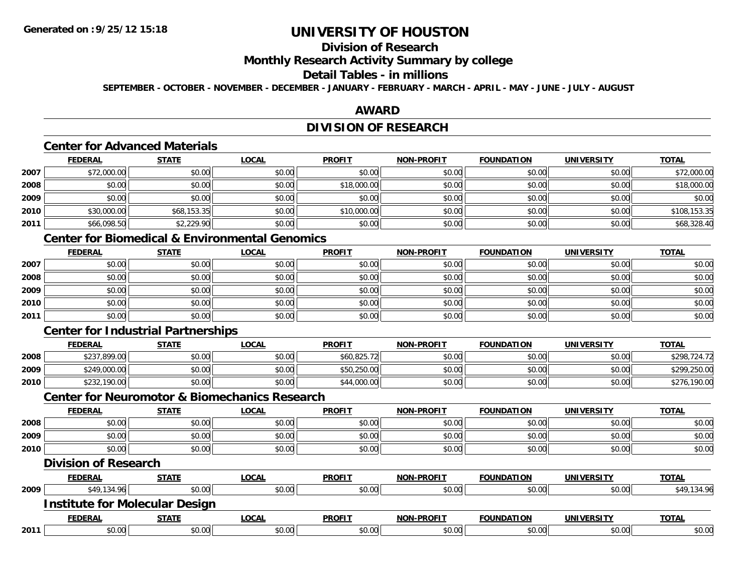# UNIVERSITY OF HOUSTON

## Division of Research

## Monthly Research Activity Summary by college

## Detail Tables - in millions

**SEPTEMBER - OCTOBER - NOVEMBER - DECEMBER - JANUARY - FEBRUARY - MARCH - APRIL - MAY - JUNE - JULY - AUGUST**

## AWARD

## DIVISION OF RESEARCH

### Center for Advanced Materials

| | FEDERAL | STATE | LOCAL | PROFIT | NON-PROFIT | FOUNDATION | UNIVERSITY | TOTAL |
|---|---|---|---|---|---|---|---|---|
| 2007 | $72,000.00 | $0.00 | $0.00 | $0.00 | $0.00 | $0.00 | $0.00 | $72,000.00 |
| 2008 | $0.00 | $0.00 | $0.00 | $18,000.00 | $0.00 | $0.00 | $0.00 | $18,000.00 |
| 2009 | $0.00 | $0.00 | $0.00 | $0.00 | $0.00 | $0.00 | $0.00 | $0.00 |
| 2010 | $30,000.00 | $68,153.35 | $0.00 | $10,000.00 | $0.00 | $0.00 | $0.00 | $108,153.35 |
| 2011 | $66,098.50 | $2,229.90 | $0.00 | $0.00 | $0.00 | $0.00 | $0.00 | $68,328.40 |

### Center for Biomedical & Environmental Genomics

| | FEDERAL | STATE | LOCAL | PROFIT | NON-PROFIT | FOUNDATION | UNIVERSITY | TOTAL |
|---|---|---|---|---|---|---|---|---|
| 2007 | $0.00 | $0.00 | $0.00 | $0.00 | $0.00 | $0.00 | $0.00 | $0.00 |
| 2008 | $0.00 | $0.00 | $0.00 | $0.00 | $0.00 | $0.00 | $0.00 | $0.00 |
| 2009 | $0.00 | $0.00 | $0.00 | $0.00 | $0.00 | $0.00 | $0.00 | $0.00 |
| 2010 | $0.00 | $0.00 | $0.00 | $0.00 | $0.00 | $0.00 | $0.00 | $0.00 |
| 2011 | $0.00 | $0.00 | $0.00 | $0.00 | $0.00 | $0.00 | $0.00 | $0.00 |

### Center for Industrial Partnerships

| | FEDERAL | STATE | LOCAL | PROFIT | NON-PROFIT | FOUNDATION | UNIVERSITY | TOTAL |
|---|---|---|---|---|---|---|---|---|
| 2008 | $237,899.00 | $0.00 | $0.00 | $60,825.72 | $0.00 | $0.00 | $0.00 | $298,724.72 |
| 2009 | $249,000.00 | $0.00 | $0.00 | $50,250.00 | $0.00 | $0.00 | $0.00 | $299,250.00 |
| 2010 | $232,190.00 | $0.00 | $0.00 | $44,000.00 | $0.00 | $0.00 | $0.00 | $276,190.00 |

### Center for Neuromotor & Biomechanics Research

| | FEDERAL | STATE | LOCAL | PROFIT | NON-PROFIT | FOUNDATION | UNIVERSITY | TOTAL |
|---|---|---|---|---|---|---|---|---|
| 2008 | $0.00 | $0.00 | $0.00 | $0.00 | $0.00 | $0.00 | $0.00 | $0.00 |
| 2009 | $0.00 | $0.00 | $0.00 | $0.00 | $0.00 | $0.00 | $0.00 | $0.00 |
| 2010 | $0.00 | $0.00 | $0.00 | $0.00 | $0.00 | $0.00 | $0.00 | $0.00 |

### Division of Research

| | FEDERAL | STATE | LOCAL | PROFIT | NON-PROFIT | FOUNDATION | UNIVERSITY | TOTAL |
|---|---|---|---|---|---|---|---|---|
| 2009 | $49,134.96 | $0.00 | $0.00 | $0.00 | $0.00 | $0.00 | $0.00 | $49,134.96 |

### Institute for Molecular Design

| | FEDERAL | STATE | LOCAL | PROFIT | NON-PROFIT | FOUNDATION | UNIVERSITY | TOTAL |
|---|---|---|---|---|---|---|---|---|
| 2011 | $0.00 | $0.00 | $0.00 | $0.00 | $0.00 | $0.00 | $0.00 | $0.00 |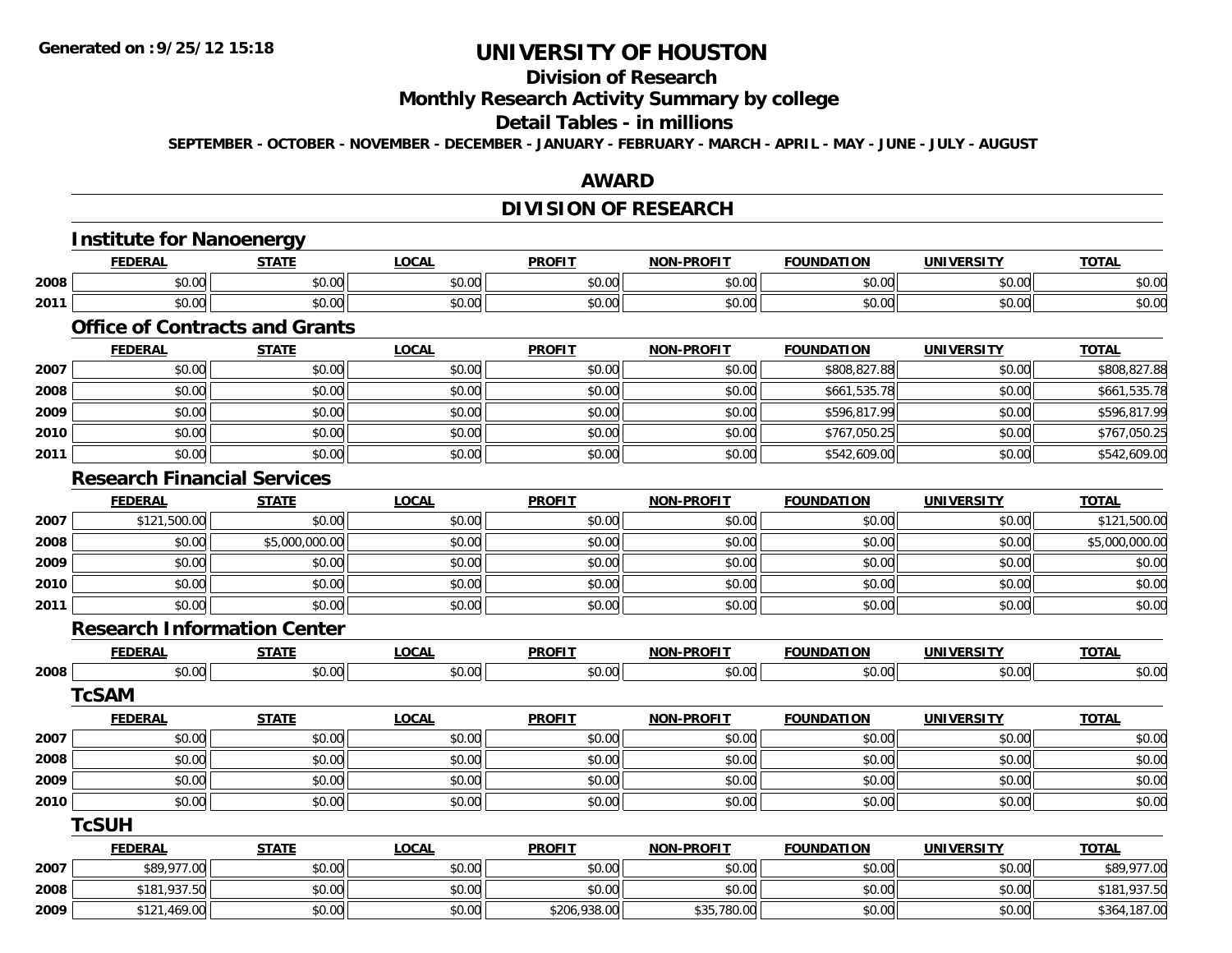**Generated on :9/25/12 15:18**

# UNIVERSITY OF HOUSTON

## Division of Research

## Monthly Research Activity Summary by college

## Detail Tables - in millions

**SEPTEMBER - OCTOBER - NOVEMBER - DECEMBER - JANUARY - FEBRUARY - MARCH - APRIL - MAY - JUNE - JULY - AUGUST**

## AWARD

## DIVISION OF RESEARCH

### Institute for Nanoenergy

| | FEDERAL | STATE | LOCAL | PROFIT | NON-PROFIT | FOUNDATION | UNIVERSITY | TOTAL |
|---|---|---|---|---|---|---|---|---|
| 2008 | $0.00 | $0.00 | $0.00 | $0.00 | $0.00 | $0.00 | $0.00 | $0.00 |
| 2011 | $0.00 | $0.00 | $0.00 | $0.00 | $0.00 | $0.00 | $0.00 | $0.00 |

### Office of Contracts and Grants

| | FEDERAL | STATE | LOCAL | PROFIT | NON-PROFIT | FOUNDATION | UNIVERSITY | TOTAL |
|---|---|---|---|---|---|---|---|---|
| 2007 | $0.00 | $0.00 | $0.00 | $0.00 | $0.00 | $808,827.88 | $0.00 | $808,827.88 |
| 2008 | $0.00 | $0.00 | $0.00 | $0.00 | $0.00 | $661,535.78 | $0.00 | $661,535.78 |
| 2009 | $0.00 | $0.00 | $0.00 | $0.00 | $0.00 | $596,817.99 | $0.00 | $596,817.99 |
| 2010 | $0.00 | $0.00 | $0.00 | $0.00 | $0.00 | $767,050.25 | $0.00 | $767,050.25 |
| 2011 | $0.00 | $0.00 | $0.00 | $0.00 | $0.00 | $542,609.00 | $0.00 | $542,609.00 |

### Research Financial Services

| | FEDERAL | STATE | LOCAL | PROFIT | NON-PROFIT | FOUNDATION | UNIVERSITY | TOTAL |
|---|---|---|---|---|---|---|---|---|
| 2007 | $121,500.00 | $0.00 | $0.00 | $0.00 | $0.00 | $0.00 | $0.00 | $121,500.00 |
| 2008 | $0.00 | $5,000,000.00 | $0.00 | $0.00 | $0.00 | $0.00 | $0.00 | $5,000,000.00 |
| 2009 | $0.00 | $0.00 | $0.00 | $0.00 | $0.00 | $0.00 | $0.00 | $0.00 |
| 2010 | $0.00 | $0.00 | $0.00 | $0.00 | $0.00 | $0.00 | $0.00 | $0.00 |
| 2011 | $0.00 | $0.00 | $0.00 | $0.00 | $0.00 | $0.00 | $0.00 | $0.00 |

### Research Information Center

| | FEDERAL | STATE | LOCAL | PROFIT | NON-PROFIT | FOUNDATION | UNIVERSITY | TOTAL |
|---|---|---|---|---|---|---|---|---|
| 2008 | $0.00 | $0.00 | $0.00 | $0.00 | $0.00 | $0.00 | $0.00 | $0.00 |

### TcSAM

| | FEDERAL | STATE | LOCAL | PROFIT | NON-PROFIT | FOUNDATION | UNIVERSITY | TOTAL |
|---|---|---|---|---|---|---|---|---|
| 2007 | $0.00 | $0.00 | $0.00 | $0.00 | $0.00 | $0.00 | $0.00 | $0.00 |
| 2008 | $0.00 | $0.00 | $0.00 | $0.00 | $0.00 | $0.00 | $0.00 | $0.00 |
| 2009 | $0.00 | $0.00 | $0.00 | $0.00 | $0.00 | $0.00 | $0.00 | $0.00 |
| 2010 | $0.00 | $0.00 | $0.00 | $0.00 | $0.00 | $0.00 | $0.00 | $0.00 |

### TcSUH

| | FEDERAL | STATE | LOCAL | PROFIT | NON-PROFIT | FOUNDATION | UNIVERSITY | TOTAL |
|---|---|---|---|---|---|---|---|---|
| 2007 | $89,977.00 | $0.00 | $0.00 | $0.00 | $0.00 | $0.00 | $0.00 | $89,977.00 |
| 2008 | $181,937.50 | $0.00 | $0.00 | $0.00 | $0.00 | $0.00 | $0.00 | $181,937.50 |
| 2009 | $121,469.00 | $0.00 | $0.00 | $206,938.00 | $35,780.00 | $0.00 | $0.00 | $364,187.00 |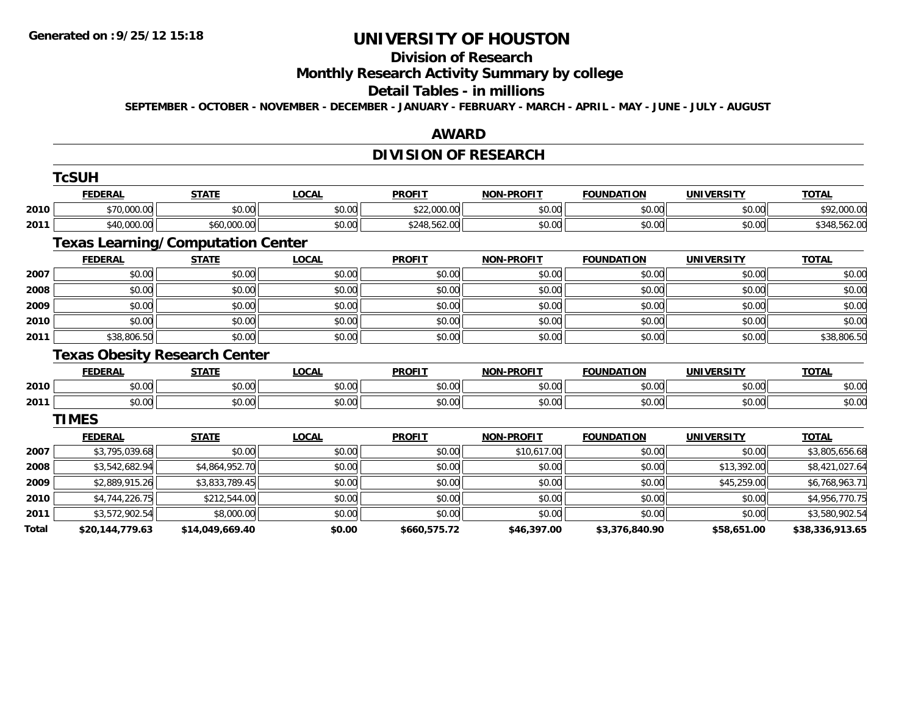# UNIVERSITY OF HOUSTON

## Division of Research

## Monthly Research Activity Summary by college

## Detail Tables - in millions

**SEPTEMBER - OCTOBER - NOVEMBER - DECEMBER - JANUARY - FEBRUARY - MARCH - APRIL - MAY - JUNE - JULY - AUGUST**

## AWARD

## DIVISION OF RESEARCH

### TcSUH

| | FEDERAL | STATE | LOCAL | PROFIT | NON-PROFIT | FOUNDATION | UNIVERSITY | TOTAL |
|---|---|---|---|---|---|---|---|---|
| 2010 | $70,000.00 | $0.00 | $0.00 | $22,000.00 | $0.00 | $0.00 | $0.00 | $92,000.00 |
| 2011 | $40,000.00 | $60,000.00 | $0.00 | $248,562.00 | $0.00 | $0.00 | $0.00 | $348,562.00 |

### Texas Learning/Computation Center

| | FEDERAL | STATE | LOCAL | PROFIT | NON-PROFIT | FOUNDATION | UNIVERSITY | TOTAL |
|---|---|---|---|---|---|---|---|---|
| 2007 | $0.00 | $0.00 | $0.00 | $0.00 | $0.00 | $0.00 | $0.00 | $0.00 |
| 2008 | $0.00 | $0.00 | $0.00 | $0.00 | $0.00 | $0.00 | $0.00 | $0.00 |
| 2009 | $0.00 | $0.00 | $0.00 | $0.00 | $0.00 | $0.00 | $0.00 | $0.00 |
| 2010 | $0.00 | $0.00 | $0.00 | $0.00 | $0.00 | $0.00 | $0.00 | $0.00 |
| 2011 | $38,806.50 | $0.00 | $0.00 | $0.00 | $0.00 | $0.00 | $0.00 | $38,806.50 |

### Texas Obesity Research Center

| | FEDERAL | STATE | LOCAL | PROFIT | NON-PROFIT | FOUNDATION | UNIVERSITY | TOTAL |
|---|---|---|---|---|---|---|---|---|
| 2010 | $0.00 | $0.00 | $0.00 | $0.00 | $0.00 | $0.00 | $0.00 | $0.00 |
| 2011 | $0.00 | $0.00 | $0.00 | $0.00 | $0.00 | $0.00 | $0.00 | $0.00 |

### TIMES

| | FEDERAL | STATE | LOCAL | PROFIT | NON-PROFIT | FOUNDATION | UNIVERSITY | TOTAL |
|---|---|---|---|---|---|---|---|---|
| 2007 | $3,795,039.68 | $0.00 | $0.00 | $0.00 | $10,617.00 | $0.00 | $0.00 | $3,805,656.68 |
| 2008 | $3,542,682.94 | $4,864,952.70 | $0.00 | $0.00 | $0.00 | $0.00 | $13,392.00 | $8,421,027.64 |
| 2009 | $2,889,915.26 | $3,833,789.45 | $0.00 | $0.00 | $0.00 | $0.00 | $45,259.00 | $6,768,963.71 |
| 2010 | $4,744,226.75 | $212,544.00 | $0.00 | $0.00 | $0.00 | $0.00 | $0.00 | $4,956,770.75 |
| 2011 | $3,572,902.54 | $8,000.00 | $0.00 | $0.00 | $0.00 | $0.00 | $0.00 | $3,580,902.54 |
| **Total** | **$20,144,779.63** | **$14,049,669.40** | **$0.00** | **$660,575.72** | **$46,397.00** | **$3,376,840.90** | **$58,651.00** | **$38,336,913.65** |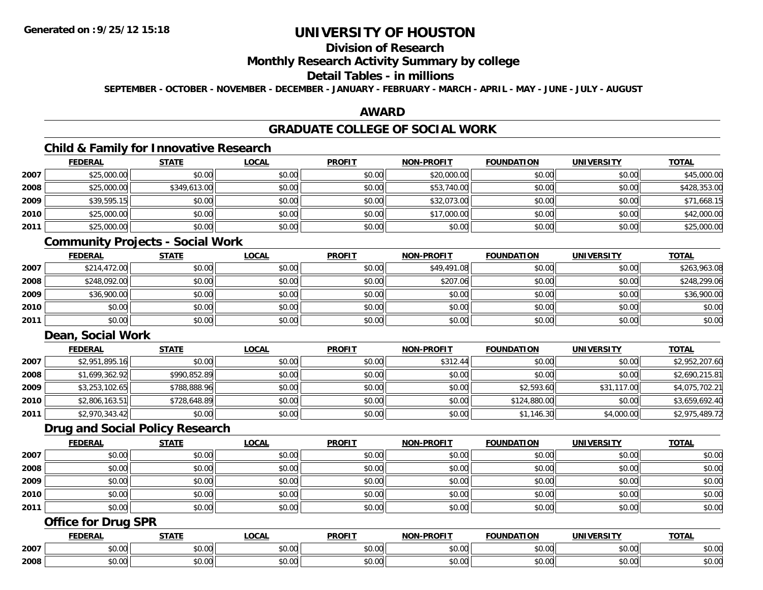# UNIVERSITY OF HOUSTON

## Division of Research

## Monthly Research Activity Summary by college

## Detail Tables - in millions

**SEPTEMBER - OCTOBER - NOVEMBER - DECEMBER - JANUARY - FEBRUARY - MARCH - APRIL - MAY - JUNE - JULY - AUGUST**

## AWARD

## GRADUATE COLLEGE OF SOCIAL WORK

### Child & Family for Innovative Research

| | FEDERAL | STATE | LOCAL | PROFIT | NON-PROFIT | FOUNDATION | UNIVERSITY | TOTAL |
|---|---|---|---|---|---|---|---|---|
| 2007 | $25,000.00 | $0.00 | $0.00 | $0.00 | $20,000.00 | $0.00 | $0.00 | $45,000.00 |
| 2008 | $25,000.00 | $349,613.00 | $0.00 | $0.00 | $53,740.00 | $0.00 | $0.00 | $428,353.00 |
| 2009 | $39,595.15 | $0.00 | $0.00 | $0.00 | $32,073.00 | $0.00 | $0.00 | $71,668.15 |
| 2010 | $25,000.00 | $0.00 | $0.00 | $0.00 | $17,000.00 | $0.00 | $0.00 | $42,000.00 |
| 2011 | $25,000.00 | $0.00 | $0.00 | $0.00 | $0.00 | $0.00 | $0.00 | $25,000.00 |

### Community Projects - Social Work

| | FEDERAL | STATE | LOCAL | PROFIT | NON-PROFIT | FOUNDATION | UNIVERSITY | TOTAL |
|---|---|---|---|---|---|---|---|---|
| 2007 | $214,472.00 | $0.00 | $0.00 | $0.00 | $49,491.08 | $0.00 | $0.00 | $263,963.08 |
| 2008 | $248,092.00 | $0.00 | $0.00 | $0.00 | $207.06 | $0.00 | $0.00 | $248,299.06 |
| 2009 | $36,900.00 | $0.00 | $0.00 | $0.00 | $0.00 | $0.00 | $0.00 | $36,900.00 |
| 2010 | $0.00 | $0.00 | $0.00 | $0.00 | $0.00 | $0.00 | $0.00 | $0.00 |
| 2011 | $0.00 | $0.00 | $0.00 | $0.00 | $0.00 | $0.00 | $0.00 | $0.00 |

### Dean, Social Work

| | FEDERAL | STATE | LOCAL | PROFIT | NON-PROFIT | FOUNDATION | UNIVERSITY | TOTAL |
|---|---|---|---|---|---|---|---|---|
| 2007 | $2,951,895.16 | $0.00 | $0.00 | $0.00 | $312.44 | $0.00 | $0.00 | $2,952,207.60 |
| 2008 | $1,699,362.92 | $990,852.89 | $0.00 | $0.00 | $0.00 | $0.00 | $0.00 | $2,690,215.81 |
| 2009 | $3,253,102.65 | $788,888.96 | $0.00 | $0.00 | $0.00 | $2,593.60 | $31,117.00 | $4,075,702.21 |
| 2010 | $2,806,163.51 | $728,648.89 | $0.00 | $0.00 | $0.00 | $124,880.00 | $0.00 | $3,659,692.40 |
| 2011 | $2,970,343.42 | $0.00 | $0.00 | $0.00 | $0.00 | $1,146.30 | $4,000.00 | $2,975,489.72 |

### Drug and Social Policy Research

| | FEDERAL | STATE | LOCAL | PROFIT | NON-PROFIT | FOUNDATION | UNIVERSITY | TOTAL |
|---|---|---|---|---|---|---|---|---|
| 2007 | $0.00 | $0.00 | $0.00 | $0.00 | $0.00 | $0.00 | $0.00 | $0.00 |
| 2008 | $0.00 | $0.00 | $0.00 | $0.00 | $0.00 | $0.00 | $0.00 | $0.00 |
| 2009 | $0.00 | $0.00 | $0.00 | $0.00 | $0.00 | $0.00 | $0.00 | $0.00 |
| 2010 | $0.00 | $0.00 | $0.00 | $0.00 | $0.00 | $0.00 | $0.00 | $0.00 |
| 2011 | $0.00 | $0.00 | $0.00 | $0.00 | $0.00 | $0.00 | $0.00 | $0.00 |

### Office for Drug SPR

| | FEDERAL | STATE | LOCAL | PROFIT | NON-PROFIT | FOUNDATION | UNIVERSITY | TOTAL |
|---|---|---|---|---|---|---|---|---|
| 2007 | $0.00 | $0.00 | $0.00 | $0.00 | $0.00 | $0.00 | $0.00 | $0.00 |
| 2008 | $0.00 | $0.00 | $0.00 | $0.00 | $0.00 | $0.00 | $0.00 | $0.00 |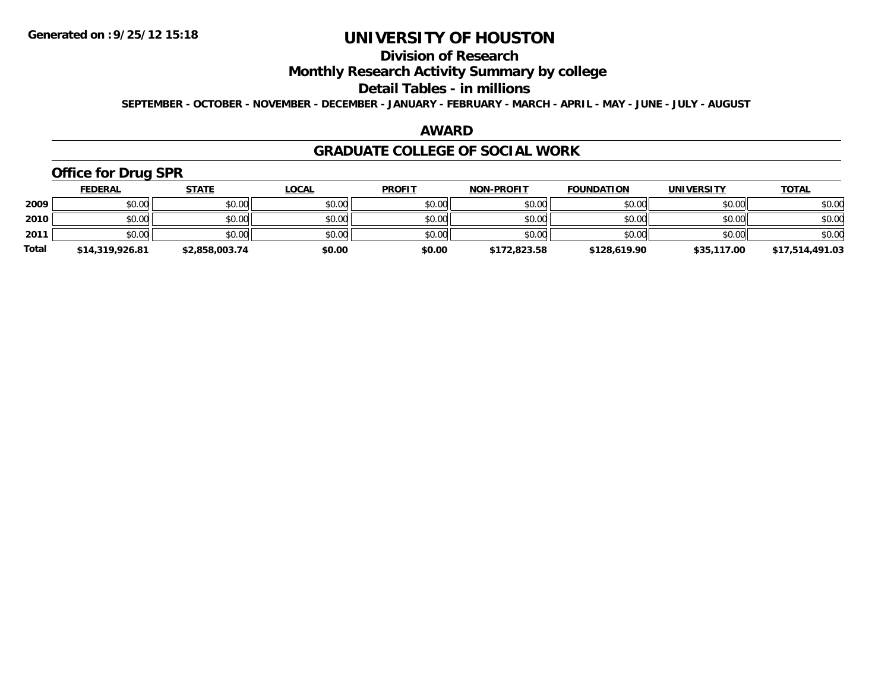# UNIVERSITY OF HOUSTON

## Division of Research

## Monthly Research Activity Summary by college

## Detail Tables - in millions

**SEPTEMBER - OCTOBER - NOVEMBER - DECEMBER - JANUARY - FEBRUARY - MARCH - APRIL - MAY - JUNE - JULY - AUGUST**

## AWARD

## GRADUATE COLLEGE OF SOCIAL WORK

### Office for Drug SPR

| | FEDERAL | STATE | LOCAL | PROFIT | NON-PROFIT | FOUNDATION | UNIVERSITY | TOTAL |
|---|---|---|---|---|---|---|---|---|
| 2009 | $0.00 | $0.00 | $0.00 | $0.00 | $0.00 | $0.00 | $0.00 | $0.00 |
| 2010 | $0.00 | $0.00 | $0.00 | $0.00 | $0.00 | $0.00 | $0.00 | $0.00 |
| 2011 | $0.00 | $0.00 | $0.00 | $0.00 | $0.00 | $0.00 | $0.00 | $0.00 |
| **Total** | **$14,319,926.81** | **$2,858,003.74** | **$0.00** | **$0.00** | **$172,823.58** | **$128,619.90** | **$35,117.00** | **$17,514,491.03** |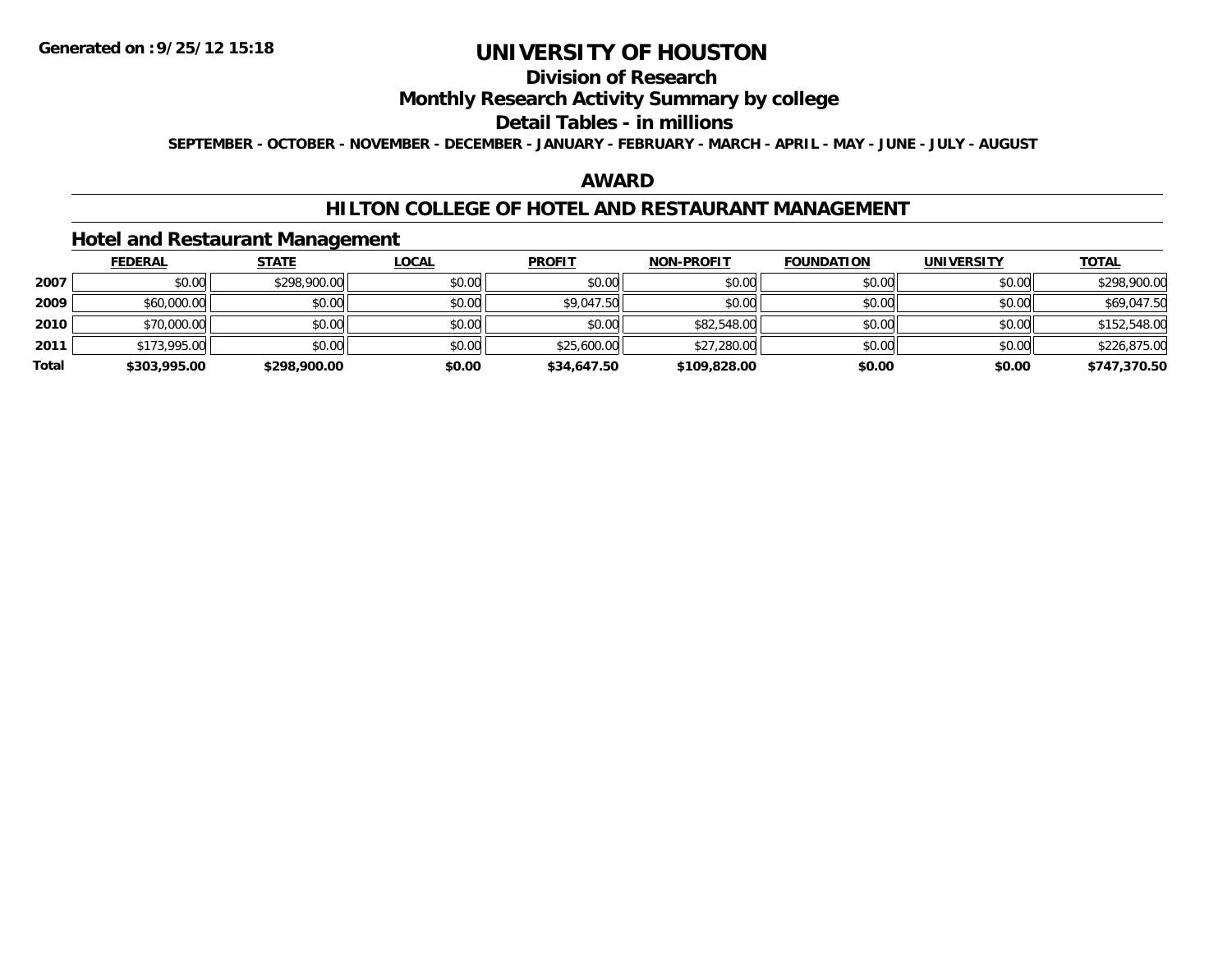# UNIVERSITY OF HOUSTON

## Division of Research

## Monthly Research Activity Summary by college

## Detail Tables - in millions

**SEPTEMBER - OCTOBER - NOVEMBER - DECEMBER - JANUARY - FEBRUARY - MARCH - APRIL - MAY - JUNE - JULY - AUGUST**

## AWARD

## HILTON COLLEGE OF HOTEL AND RESTAURANT MANAGEMENT

### Hotel and Restaurant Management

| | FEDERAL | STATE | LOCAL | PROFIT | NON-PROFIT | FOUNDATION | UNIVERSITY | TOTAL |
|---|---|---|---|---|---|---|---|---|
| 2007 | $0.00 | $298,900.00 | $0.00 | $0.00 | $0.00 | $0.00 | $0.00 | $298,900.00 |
| 2009 | $60,000.00 | $0.00 | $0.00 | $9,047.50 | $0.00 | $0.00 | $0.00 | $69,047.50 |
| 2010 | $70,000.00 | $0.00 | $0.00 | $0.00 | $82,548.00 | $0.00 | $0.00 | $152,548.00 |
| 2011 | $173,995.00 | $0.00 | $0.00 | $25,600.00 | $27,280.00 | $0.00 | $0.00 | $226,875.00 |
| **Total** | **$303,995.00** | **$298,900.00** | **$0.00** | **$34,647.50** | **$109,828.00** | **$0.00** | **$0.00** | **$747,370.50** |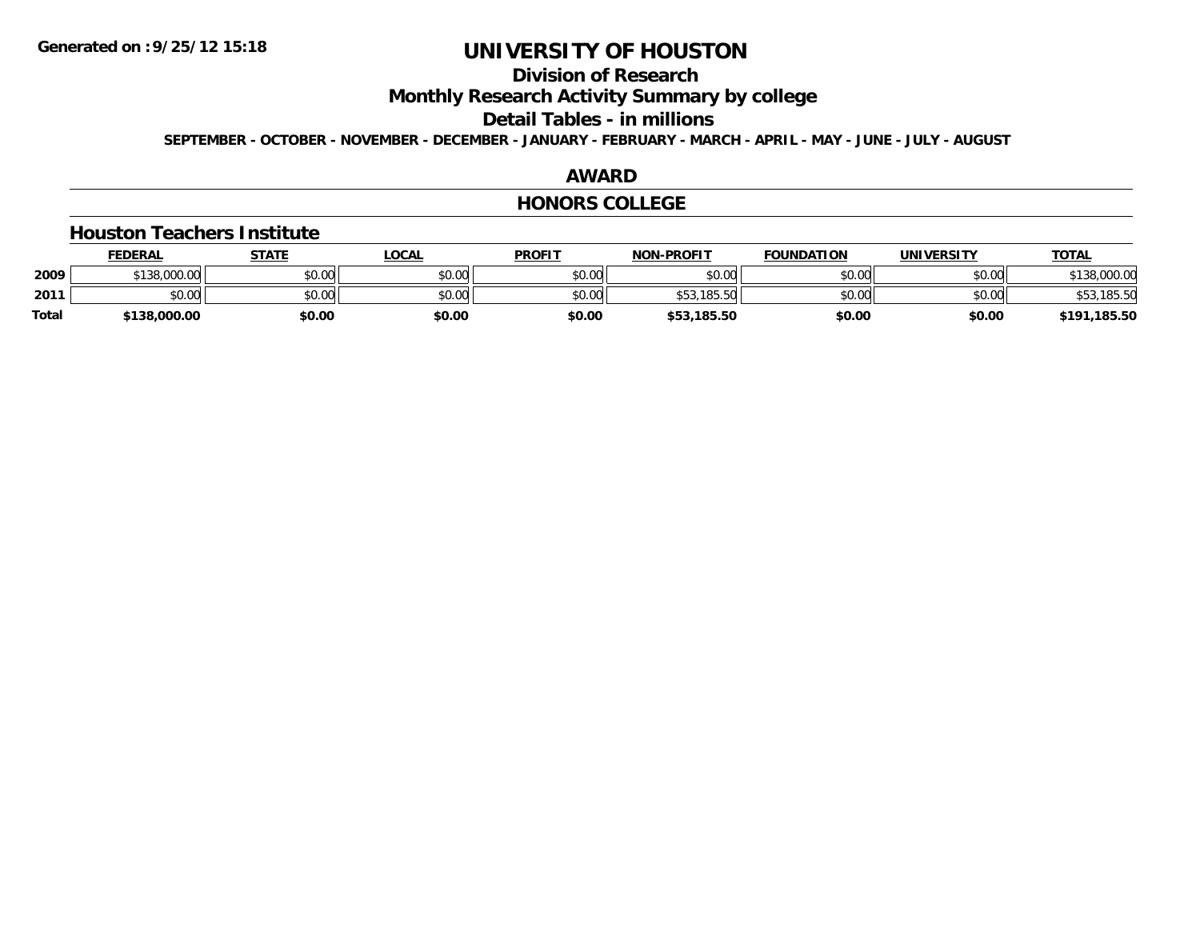**Generated on :9/25/12 15:18**

# UNIVERSITY OF HOUSTON

## Division of Research

## Monthly Research Activity Summary by college

## Detail Tables - in millions

**SEPTEMBER - OCTOBER - NOVEMBER - DECEMBER - JANUARY - FEBRUARY - MARCH - APRIL - MAY - JUNE - JULY - AUGUST**

## AWARD

## HONORS COLLEGE

### Houston Teachers Institute

| | FEDERAL | STATE | LOCAL | PROFIT | NON-PROFIT | FOUNDATION | UNIVERSITY | TOTAL |
|---|---|---|---|---|---|---|---|---|
| 2009 | $138,000.00 | $0.00 | $0.00 | $0.00 | $0.00 | $0.00 | $0.00 | $138,000.00 |
| 2011 | $0.00 | $0.00 | $0.00 | $0.00 | $53,185.50 | $0.00 | $0.00 | $53,185.50 |
| **Total** | **$138,000.00** | **$0.00** | **$0.00** | **$0.00** | **$53,185.50** | **$0.00** | **$0.00** | **$191,185.50** |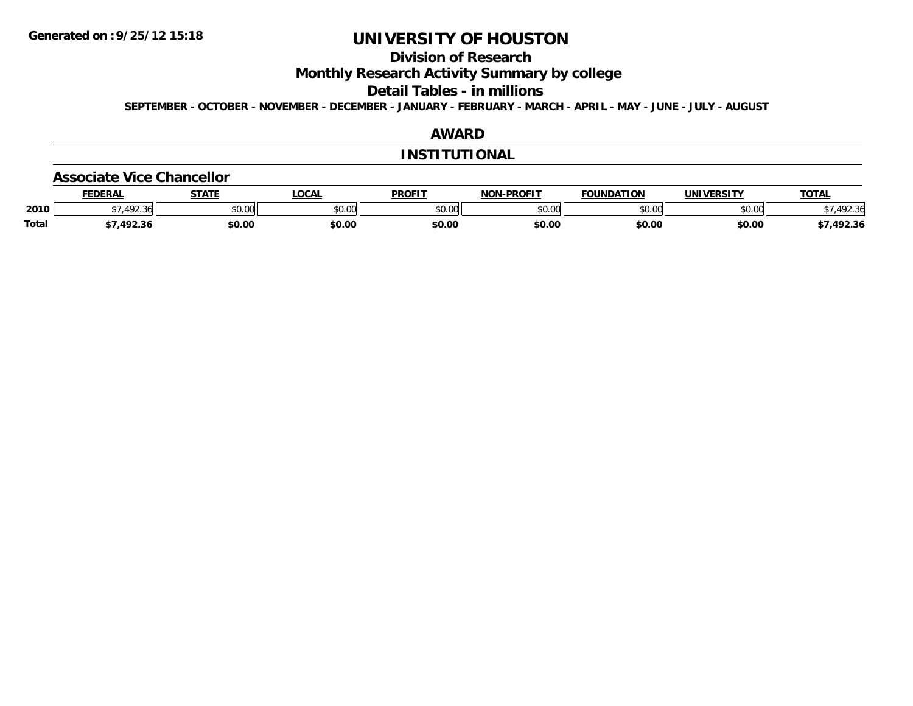**Generated on :9/25/12 15:18**

# UNIVERSITY OF HOUSTON

## Division of Research

## Monthly Research Activity Summary by college

## Detail Tables - in millions

**SEPTEMBER - OCTOBER - NOVEMBER - DECEMBER - JANUARY - FEBRUARY - MARCH - APRIL - MAY - JUNE - JULY - AUGUST**

## AWARD

## INSTITUTIONAL

### Associate Vice Chancellor

| | FEDERAL | STATE | LOCAL | PROFIT | NON-PROFIT | FOUNDATION | UNIVERSITY | TOTAL |
|---|---|---|---|---|---|---|---|---|
| 2010 | $7,492.36 | $0.00 | $0.00 | $0.00 | $0.00 | $0.00 | $0.00 | $7,492.36 |
| **Total** | **$7,492.36** | **$0.00** | **$0.00** | **$0.00** | **$0.00** | **$0.00** | **$0.00** | **$7,492.36** |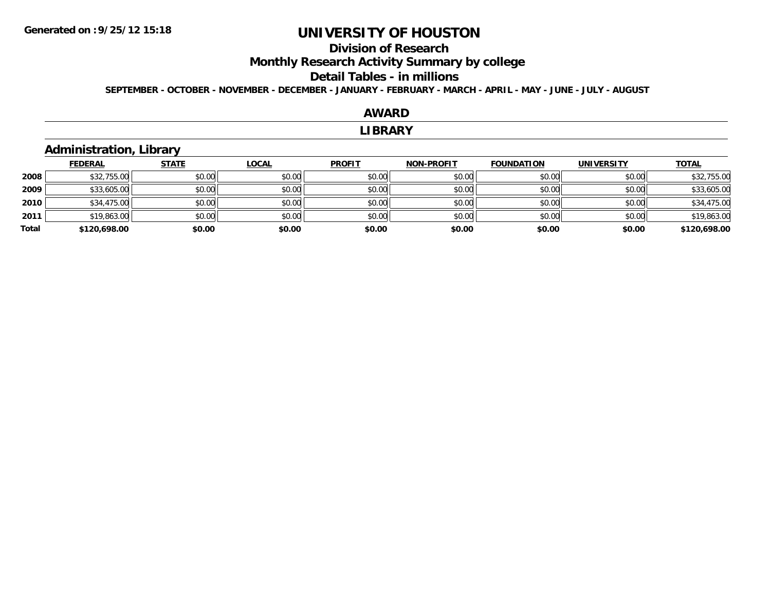# UNIVERSITY OF HOUSTON

## Division of Research

## Monthly Research Activity Summary by college

## Detail Tables - in millions

**SEPTEMBER - OCTOBER - NOVEMBER - DECEMBER - JANUARY - FEBRUARY - MARCH - APRIL - MAY - JUNE - JULY - AUGUST**

## AWARD

## LIBRARY

### Administration, Library

| | FEDERAL | STATE | LOCAL | PROFIT | NON-PROFIT | FOUNDATION | UNIVERSITY | TOTAL |
|---|---|---|---|---|---|---|---|---|
| 2008 | $32,755.00 | $0.00 | $0.00 | $0.00 | $0.00 | $0.00 | $0.00 | $32,755.00 |
| 2009 | $33,605.00 | $0.00 | $0.00 | $0.00 | $0.00 | $0.00 | $0.00 | $33,605.00 |
| 2010 | $34,475.00 | $0.00 | $0.00 | $0.00 | $0.00 | $0.00 | $0.00 | $34,475.00 |
| 2011 | $19,863.00 | $0.00 | $0.00 | $0.00 | $0.00 | $0.00 | $0.00 | $19,863.00 |
| **Total** | **$120,698.00** | **$0.00** | **$0.00** | **$0.00** | **$0.00** | **$0.00** | **$0.00** | **$120,698.00** |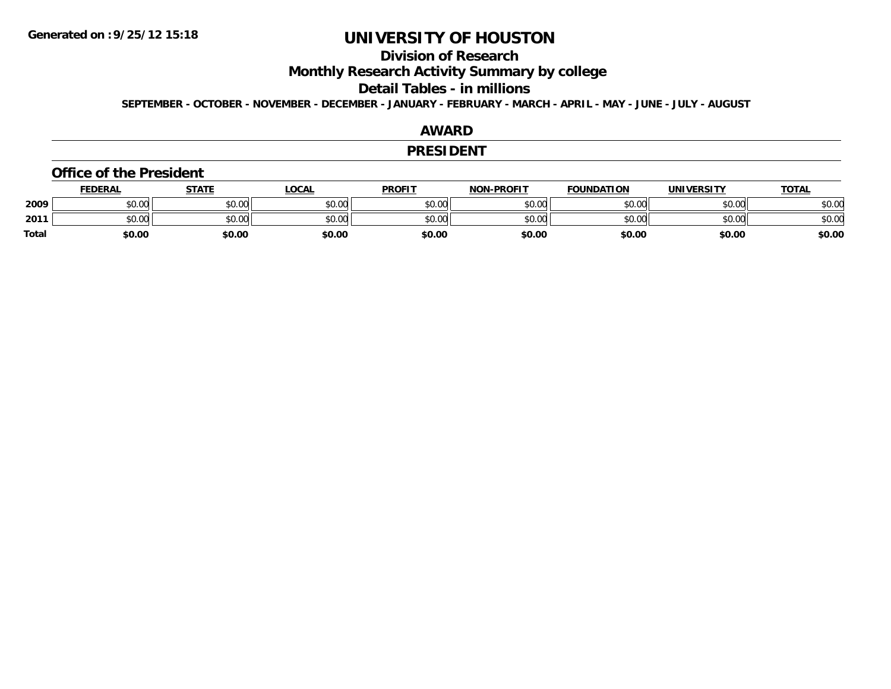Generated on :9/25/12 15:18

# UNIVERSITY OF HOUSTON

## Division of Research

## Monthly Research Activity Summary by college

## Detail Tables - in millions

SEPTEMBER - OCTOBER - NOVEMBER - DECEMBER - JANUARY - FEBRUARY - MARCH - APRIL - MAY - JUNE - JULY - AUGUST

## AWARD

## PRESIDENT

### Office of the President

| | FEDERAL | STATE | LOCAL | PROFIT | NON-PROFIT | FOUNDATION | UNIVERSITY | TOTAL |
|---|---|---|---|---|---|---|---|---|
| 2009 | $0.00 | $0.00 | $0.00 | $0.00 | $0.00 | $0.00 | $0.00 | $0.00 |
| 2011 | $0.00 | $0.00 | $0.00 | $0.00 | $0.00 | $0.00 | $0.00 | $0.00 |
| Total | $0.00 | $0.00 | $0.00 | $0.00 | $0.00 | $0.00 | $0.00 | $0.00 |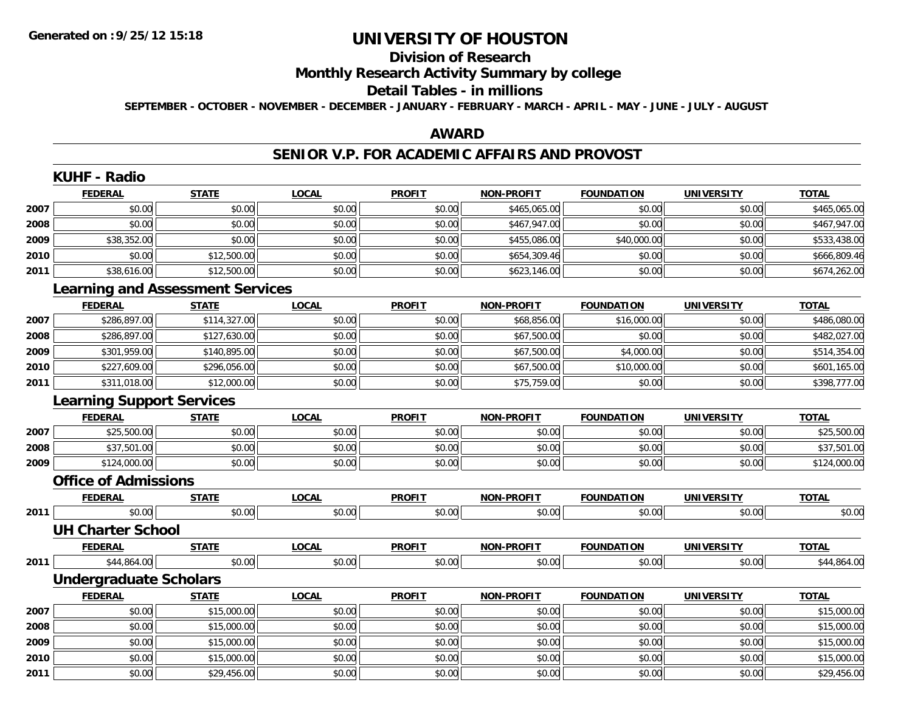# UNIVERSITY OF HOUSTON

## Division of Research

## Monthly Research Activity Summary by college

## Detail Tables - in millions

**SEPTEMBER - OCTOBER - NOVEMBER - DECEMBER - JANUARY - FEBRUARY - MARCH - APRIL - MAY - JUNE - JULY - AUGUST**

## AWARD

## SENIOR V.P. FOR ACADEMIC AFFAIRS AND PROVOST

### KUHF - Radio

| | FEDERAL | STATE | LOCAL | PROFIT | NON-PROFIT | FOUNDATION | UNIVERSITY | TOTAL |
|---|---|---|---|---|---|---|---|---|
| 2007 | $0.00 | $0.00 | $0.00 | $0.00 | $465,065.00 | $0.00 | $0.00 | $465,065.00 |
| 2008 | $0.00 | $0.00 | $0.00 | $0.00 | $467,947.00 | $0.00 | $0.00 | $467,947.00 |
| 2009 | $38,352.00 | $0.00 | $0.00 | $0.00 | $455,086.00 | $40,000.00 | $0.00 | $533,438.00 |
| 2010 | $0.00 | $12,500.00 | $0.00 | $0.00 | $654,309.46 | $0.00 | $0.00 | $666,809.46 |
| 2011 | $38,616.00 | $12,500.00 | $0.00 | $0.00 | $623,146.00 | $0.00 | $0.00 | $674,262.00 |

### Learning and Assessment Services

| | FEDERAL | STATE | LOCAL | PROFIT | NON-PROFIT | FOUNDATION | UNIVERSITY | TOTAL |
|---|---|---|---|---|---|---|---|---|
| 2007 | $286,897.00 | $114,327.00 | $0.00 | $0.00 | $68,856.00 | $16,000.00 | $0.00 | $486,080.00 |
| 2008 | $286,897.00 | $127,630.00 | $0.00 | $0.00 | $67,500.00 | $0.00 | $0.00 | $482,027.00 |
| 2009 | $301,959.00 | $140,895.00 | $0.00 | $0.00 | $67,500.00 | $4,000.00 | $0.00 | $514,354.00 |
| 2010 | $227,609.00 | $296,056.00 | $0.00 | $0.00 | $67,500.00 | $10,000.00 | $0.00 | $601,165.00 |
| 2011 | $311,018.00 | $12,000.00 | $0.00 | $0.00 | $75,759.00 | $0.00 | $0.00 | $398,777.00 |

### Learning Support Services

| | FEDERAL | STATE | LOCAL | PROFIT | NON-PROFIT | FOUNDATION | UNIVERSITY | TOTAL |
|---|---|---|---|---|---|---|---|---|
| 2007 | $25,500.00 | $0.00 | $0.00 | $0.00 | $0.00 | $0.00 | $0.00 | $25,500.00 |
| 2008 | $37,501.00 | $0.00 | $0.00 | $0.00 | $0.00 | $0.00 | $0.00 | $37,501.00 |
| 2009 | $124,000.00 | $0.00 | $0.00 | $0.00 | $0.00 | $0.00 | $0.00 | $124,000.00 |

### Office of Admissions

| | FEDERAL | STATE | LOCAL | PROFIT | NON-PROFIT | FOUNDATION | UNIVERSITY | TOTAL |
|---|---|---|---|---|---|---|---|---|
| 2011 | $0.00 | $0.00 | $0.00 | $0.00 | $0.00 | $0.00 | $0.00 | $0.00 |

### UH Charter School

| | FEDERAL | STATE | LOCAL | PROFIT | NON-PROFIT | FOUNDATION | UNIVERSITY | TOTAL |
|---|---|---|---|---|---|---|---|---|
| 2011 | $44,864.00 | $0.00 | $0.00 | $0.00 | $0.00 | $0.00 | $0.00 | $44,864.00 |

### Undergraduate Scholars

| | FEDERAL | STATE | LOCAL | PROFIT | NON-PROFIT | FOUNDATION | UNIVERSITY | TOTAL |
|---|---|---|---|---|---|---|---|---|
| 2007 | $0.00 | $15,000.00 | $0.00 | $0.00 | $0.00 | $0.00 | $0.00 | $15,000.00 |
| 2008 | $0.00 | $15,000.00 | $0.00 | $0.00 | $0.00 | $0.00 | $0.00 | $15,000.00 |
| 2009 | $0.00 | $15,000.00 | $0.00 | $0.00 | $0.00 | $0.00 | $0.00 | $15,000.00 |
| 2010 | $0.00 | $15,000.00 | $0.00 | $0.00 | $0.00 | $0.00 | $0.00 | $15,000.00 |
| 2011 | $0.00 | $29,456.00 | $0.00 | $0.00 | $0.00 | $0.00 | $0.00 | $29,456.00 |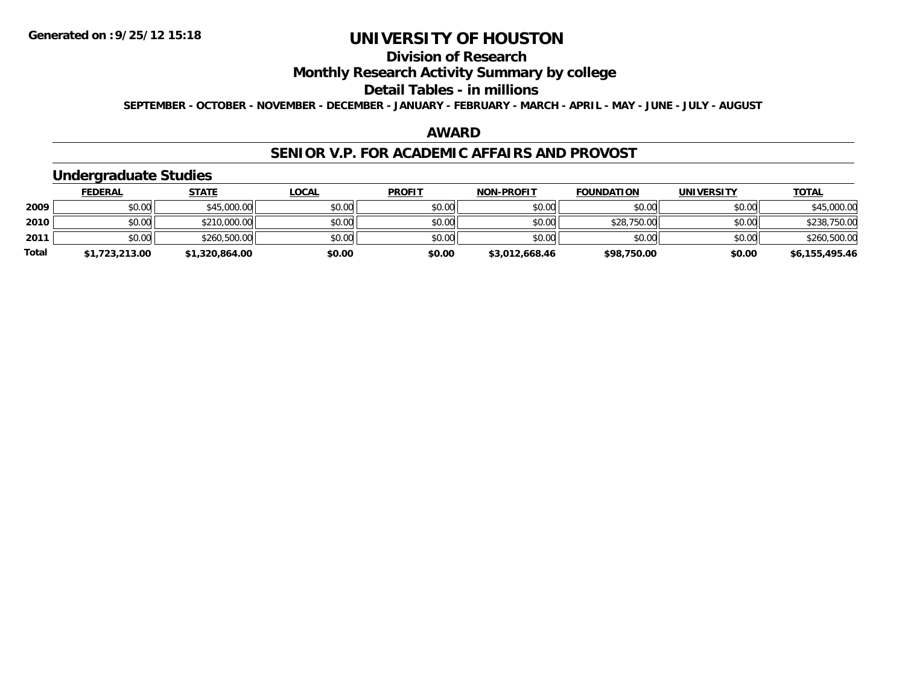**Generated on :9/25/12 15:18**

# UNIVERSITY OF HOUSTON

## Division of Research

## Monthly Research Activity Summary by college

## Detail Tables - in millions

**SEPTEMBER - OCTOBER - NOVEMBER - DECEMBER - JANUARY - FEBRUARY - MARCH - APRIL - MAY - JUNE - JULY - AUGUST**

### AWARD

### SENIOR V.P. FOR ACADEMIC AFFAIRS AND PROVOST

### Undergraduate Studies

| | FEDERAL | STATE | LOCAL | PROFIT | NON-PROFIT | FOUNDATION | UNIVERSITY | TOTAL |
|---|---|---|---|---|---|---|---|---|
| 2009 | $0.00 | $45,000.00 | $0.00 | $0.00 | $0.00 | $0.00 | $0.00 | $45,000.00 |
| 2010 | $0.00 | $210,000.00 | $0.00 | $0.00 | $0.00 | $28,750.00 | $0.00 | $238,750.00 |
| 2011 | $0.00 | $260,500.00 | $0.00 | $0.00 | $0.00 | $0.00 | $0.00 | $260,500.00 |
| **Total** | **$1,723,213.00** | **$1,320,864.00** | **$0.00** | **$0.00** | **$3,012,668.46** | **$98,750.00** | **$0.00** | **$6,155,495.46** |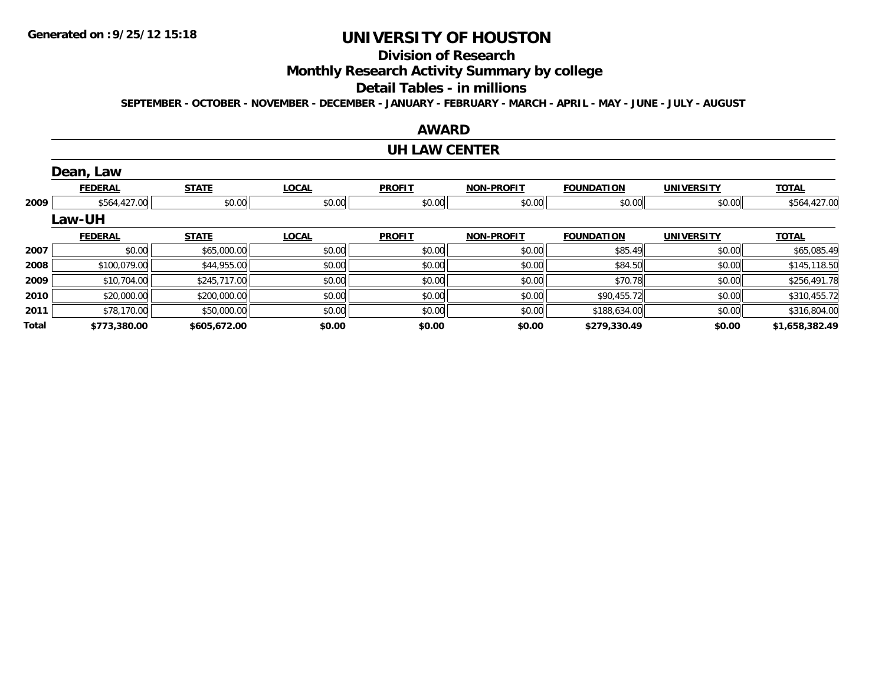# UNIVERSITY OF HOUSTON

## Division of Research

## Monthly Research Activity Summary by college

## Detail Tables - in millions

SEPTEMBER - OCTOBER - NOVEMBER - DECEMBER - JANUARY - FEBRUARY - MARCH - APRIL - MAY - JUNE - JULY - AUGUST

### AWARD

### UH LAW CENTER

#### Dean, Law

| | FEDERAL | STATE | LOCAL | PROFIT | NON-PROFIT | FOUNDATION | UNIVERSITY | TOTAL |
|---|---|---|---|---|---|---|---|---|
| 2009 | $564,427.00 | $0.00 | $0.00 | $0.00 | $0.00 | $0.00 | $0.00 | $564,427.00 |

#### Law-UH

| | FEDERAL | STATE | LOCAL | PROFIT | NON-PROFIT | FOUNDATION | UNIVERSITY | TOTAL |
|---|---|---|---|---|---|---|---|---|
| 2007 | $0.00 | $65,000.00 | $0.00 | $0.00 | $0.00 | $85.49 | $0.00 | $65,085.49 |
| 2008 | $100,079.00 | $44,955.00 | $0.00 | $0.00 | $0.00 | $84.50 | $0.00 | $145,118.50 |
| 2009 | $10,704.00 | $245,717.00 | $0.00 | $0.00 | $0.00 | $70.78 | $0.00 | $256,491.78 |
| 2010 | $20,000.00 | $200,000.00 | $0.00 | $0.00 | $0.00 | $90,455.72 | $0.00 | $310,455.72 |
| 2011 | $78,170.00 | $50,000.00 | $0.00 | $0.00 | $0.00 | $188,634.00 | $0.00 | $316,804.00 |
| **Total** | **$773,380.00** | **$605,672.00** | **$0.00** | **$0.00** | **$0.00** | **$279,330.49** | **$0.00** | **$1,658,382.49** |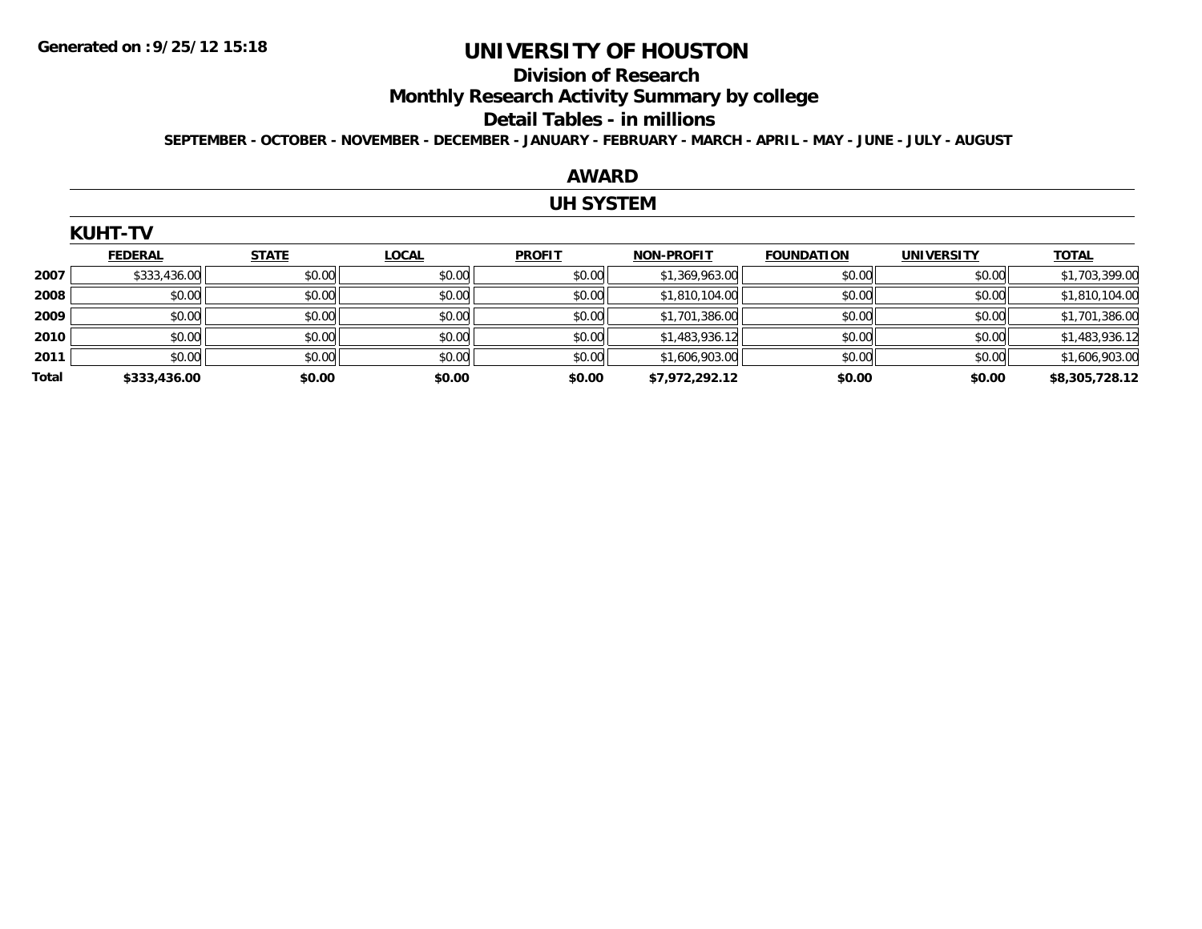# UNIVERSITY OF HOUSTON

## Division of Research

## Monthly Research Activity Summary by college

## Detail Tables - in millions

**SEPTEMBER - OCTOBER - NOVEMBER - DECEMBER - JANUARY - FEBRUARY - MARCH - APRIL - MAY - JUNE - JULY - AUGUST**

## AWARD

## UH SYSTEM

### KUHT-TV

| | FEDERAL | STATE | LOCAL | PROFIT | NON-PROFIT | FOUNDATION | UNIVERSITY | TOTAL |
|---|---|---|---|---|---|---|---|---|
| 2007 | $333,436.00 | $0.00 | $0.00 | $0.00 | $1,369,963.00 | $0.00 | $0.00 | $1,703,399.00 |
| 2008 | $0.00 | $0.00 | $0.00 | $0.00 | $1,810,104.00 | $0.00 | $0.00 | $1,810,104.00 |
| 2009 | $0.00 | $0.00 | $0.00 | $0.00 | $1,701,386.00 | $0.00 | $0.00 | $1,701,386.00 |
| 2010 | $0.00 | $0.00 | $0.00 | $0.00 | $1,483,936.12 | $0.00 | $0.00 | $1,483,936.12 |
| 2011 | $0.00 | $0.00 | $0.00 | $0.00 | $1,606,903.00 | $0.00 | $0.00 | $1,606,903.00 |
| **Total** | **$333,436.00** | **$0.00** | **$0.00** | **$0.00** | **$7,972,292.12** | **$0.00** | **$0.00** | **$8,305,728.12** |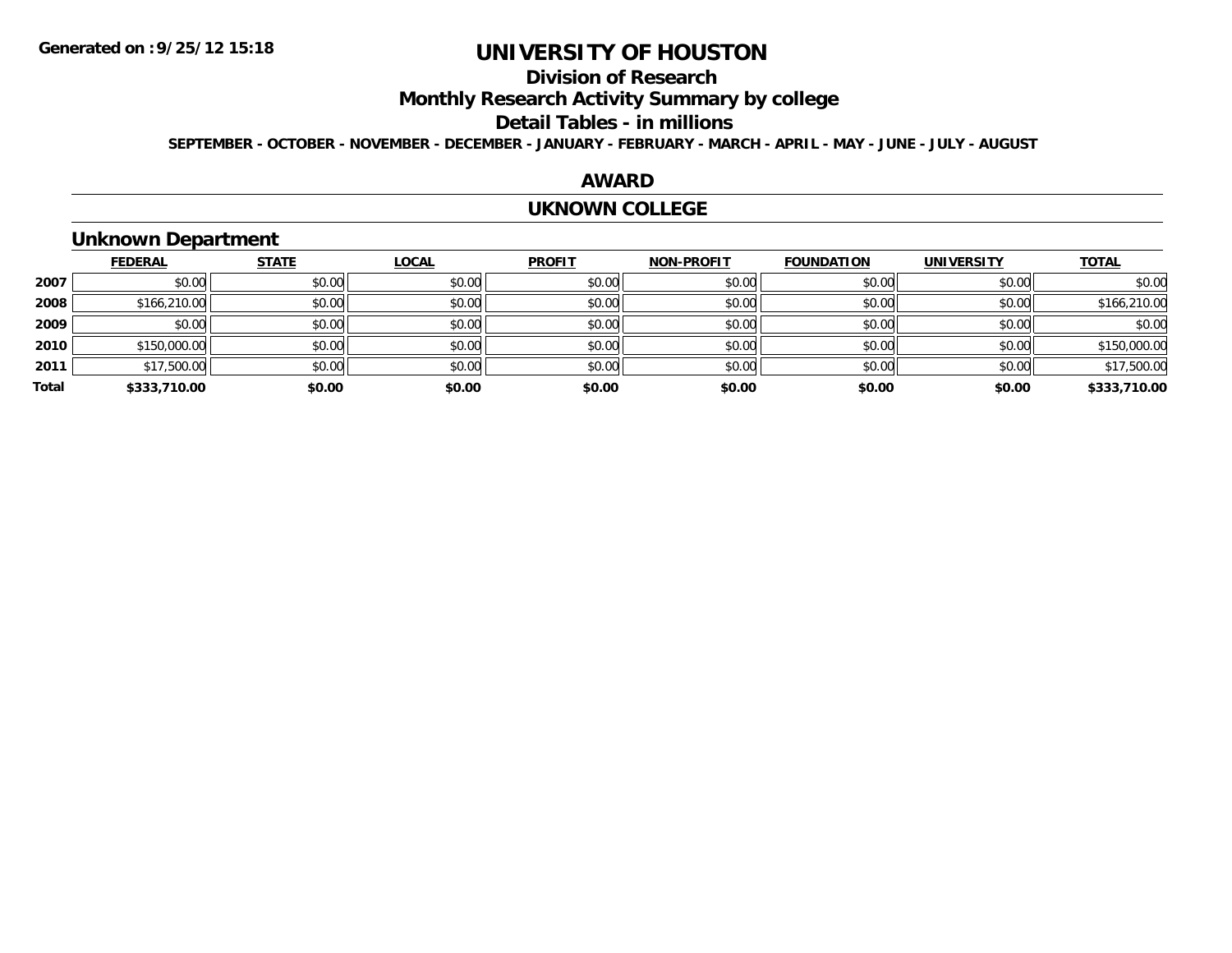# UNIVERSITY OF HOUSTON

## Division of Research

## Monthly Research Activity Summary by college

## Detail Tables - in millions

**SEPTEMBER - OCTOBER - NOVEMBER - DECEMBER - JANUARY - FEBRUARY - MARCH - APRIL - MAY - JUNE - JULY - AUGUST**

## AWARD

## UKNOWN COLLEGE

### Unknown Department

| | FEDERAL | STATE | LOCAL | PROFIT | NON-PROFIT | FOUNDATION | UNIVERSITY | TOTAL |
|---|---|---|---|---|---|---|---|---|
| **2007** | $0.00 | $0.00 | $0.00 | $0.00 | $0.00 | $0.00 | $0.00 | $0.00 |
| **2008** | $166,210.00 | $0.00 | $0.00 | $0.00 | $0.00 | $0.00 | $0.00 | $166,210.00 |
| **2009** | $0.00 | $0.00 | $0.00 | $0.00 | $0.00 | $0.00 | $0.00 | $0.00 |
| **2010** | $150,000.00 | $0.00 | $0.00 | $0.00 | $0.00 | $0.00 | $0.00 | $150,000.00 |
| **2011** | $17,500.00 | $0.00 | $0.00 | $0.00 | $0.00 | $0.00 | $0.00 | $17,500.00 |
| **Total** | **$333,710.00** | **$0.00** | **$0.00** | **$0.00** | **$0.00** | **$0.00** | **$0.00** | **$333,710.00** |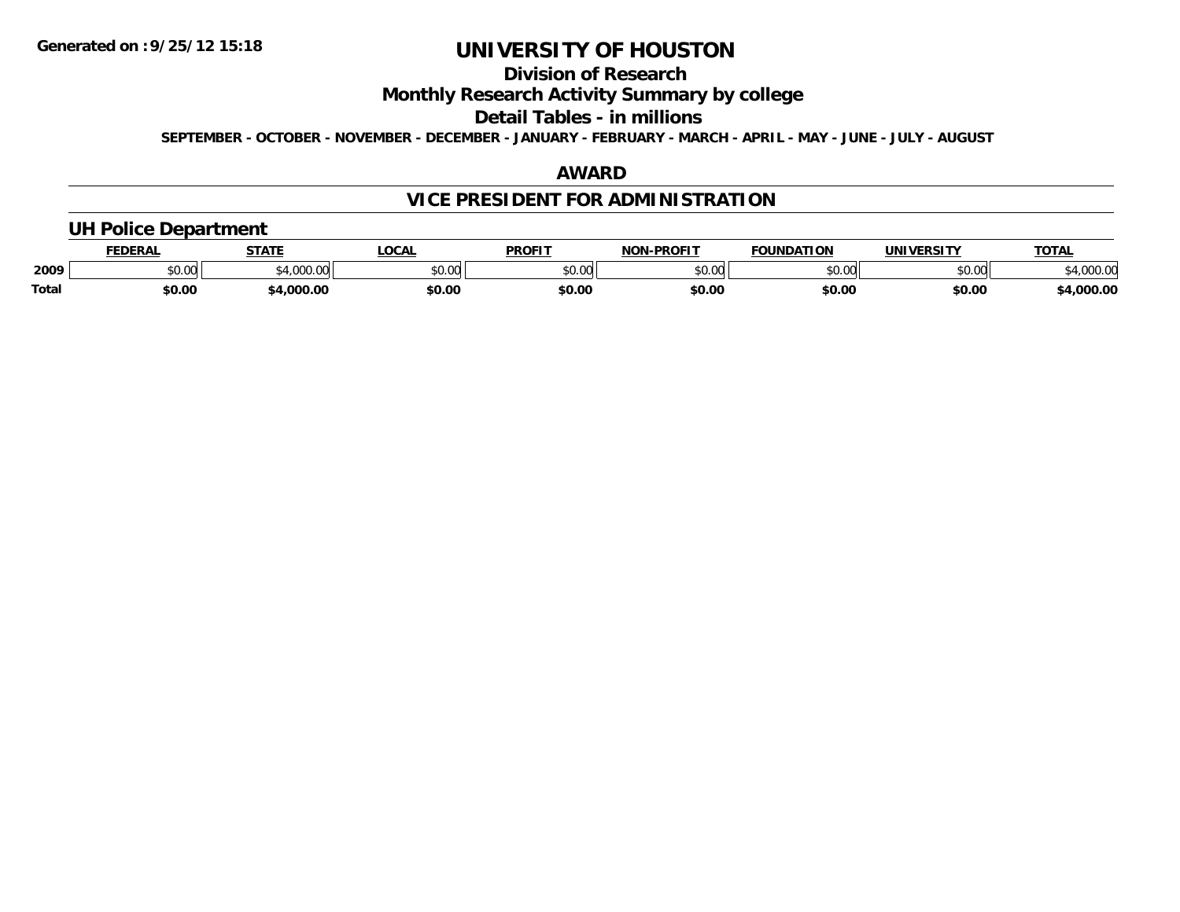**Generated on :9/25/12 15:18**

# UNIVERSITY OF HOUSTON

## Division of Research

## Monthly Research Activity Summary by college

## Detail Tables - in millions

**SEPTEMBER - OCTOBER - NOVEMBER - DECEMBER - JANUARY - FEBRUARY - MARCH - APRIL - MAY - JUNE - JULY - AUGUST**

## AWARD

## VICE PRESIDENT FOR ADMINISTRATION

### UH Police Department

| | FEDERAL | STATE | LOCAL | PROFIT | NON-PROFIT | FOUNDATION | UNIVERSITY | TOTAL |
|---|---|---|---|---|---|---|---|---|
| 2009 | $0.00 | $4,000.00 | $0.00 | $0.00 | $0.00 | $0.00 | $0.00 | $4,000.00 |
| Total | $0.00 | $4,000.00 | $0.00 | $0.00 | $0.00 | $0.00 | $0.00 | $4,000.00 |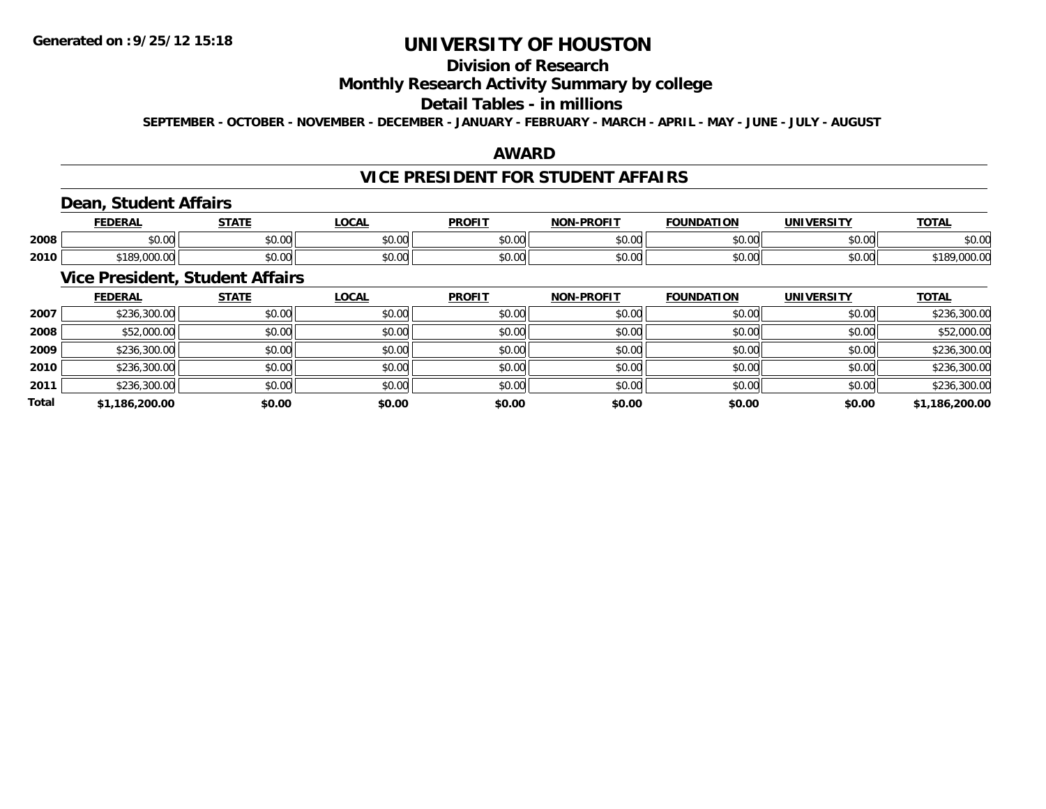# UNIVERSITY OF HOUSTON

## Division of Research

## Monthly Research Activity Summary by college

## Detail Tables - in millions

**SEPTEMBER - OCTOBER - NOVEMBER - DECEMBER - JANUARY - FEBRUARY - MARCH - APRIL - MAY - JUNE - JULY - AUGUST**

## AWARD

## VICE PRESIDENT FOR STUDENT AFFAIRS

### Dean, Student Affairs

| | FEDERAL | STATE | LOCAL | PROFIT | NON-PROFIT | FOUNDATION | UNIVERSITY | TOTAL |
|---|---|---|---|---|---|---|---|---|
| 2008 | $0.00 | $0.00 | $0.00 | $0.00 | $0.00 | $0.00 | $0.00 | $0.00 |
| 2010 | $189,000.00 | $0.00 | $0.00 | $0.00 | $0.00 | $0.00 | $0.00 | $189,000.00 |

### Vice President, Student Affairs

| | FEDERAL | STATE | LOCAL | PROFIT | NON-PROFIT | FOUNDATION | UNIVERSITY | TOTAL |
|---|---|---|---|---|---|---|---|---|
| 2007 | $236,300.00 | $0.00 | $0.00 | $0.00 | $0.00 | $0.00 | $0.00 | $236,300.00 |
| 2008 | $52,000.00 | $0.00 | $0.00 | $0.00 | $0.00 | $0.00 | $0.00 | $52,000.00 |
| 2009 | $236,300.00 | $0.00 | $0.00 | $0.00 | $0.00 | $0.00 | $0.00 | $236,300.00 |
| 2010 | $236,300.00 | $0.00 | $0.00 | $0.00 | $0.00 | $0.00 | $0.00 | $236,300.00 |
| 2011 | $236,300.00 | $0.00 | $0.00 | $0.00 | $0.00 | $0.00 | $0.00 | $236,300.00 |
| **Total** | **$1,186,200.00** | **$0.00** | **$0.00** | **$0.00** | **$0.00** | **$0.00** | **$0.00** | **$1,186,200.00** |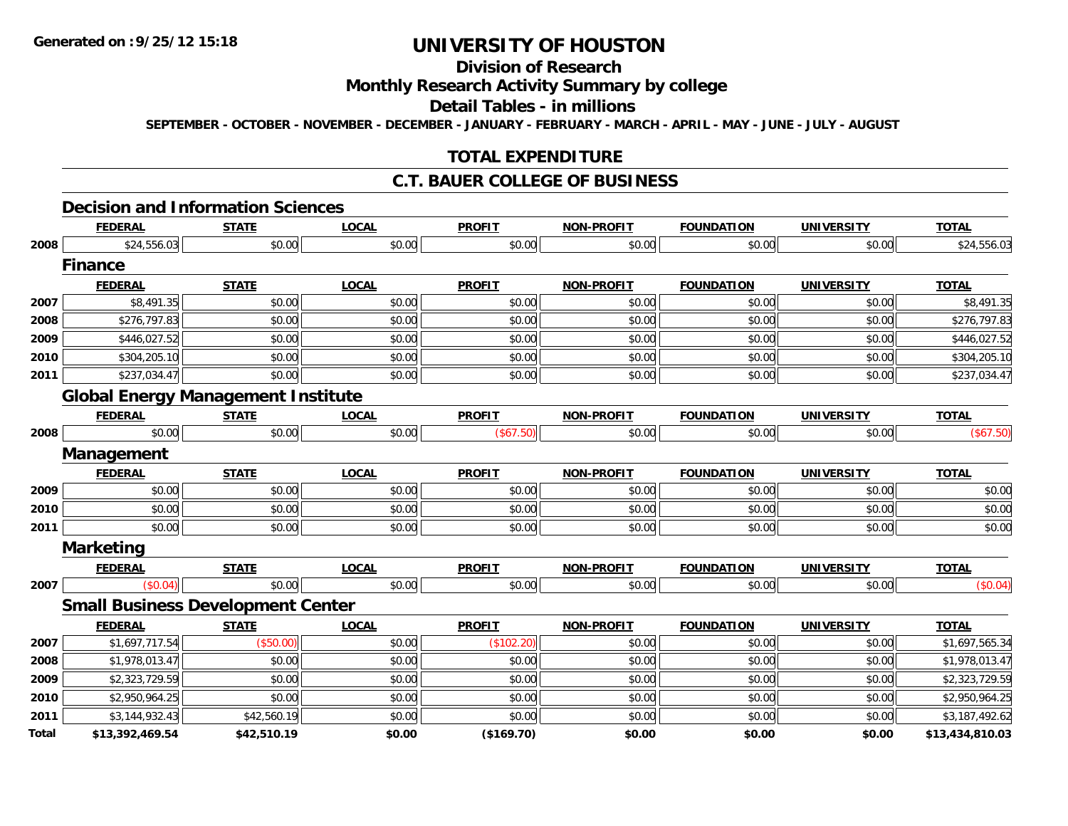Generated on :9/25/12 15:18

# UNIVERSITY OF HOUSTON

## Division of Research

## Monthly Research Activity Summary by college

## Detail Tables - in millions

SEPTEMBER - OCTOBER - NOVEMBER - DECEMBER - JANUARY - FEBRUARY - MARCH - APRIL - MAY - JUNE - JULY - AUGUST

## TOTAL EXPENDITURE

## C.T. BAUER COLLEGE OF BUSINESS

### Decision and Information Sciences

| | FEDERAL | STATE | LOCAL | PROFIT | NON-PROFIT | FOUNDATION | UNIVERSITY | TOTAL |
|---|---|---|---|---|---|---|---|---|
| 2008 | $24,556.03 | $0.00 | $0.00 | $0.00 | $0.00 | $0.00 | $0.00 | $24,556.03 |

### Finance

| | FEDERAL | STATE | LOCAL | PROFIT | NON-PROFIT | FOUNDATION | UNIVERSITY | TOTAL |
|---|---|---|---|---|---|---|---|---|
| 2007 | $8,491.35 | $0.00 | $0.00 | $0.00 | $0.00 | $0.00 | $0.00 | $8,491.35 |
| 2008 | $276,797.83 | $0.00 | $0.00 | $0.00 | $0.00 | $0.00 | $0.00 | $276,797.83 |
| 2009 | $446,027.52 | $0.00 | $0.00 | $0.00 | $0.00 | $0.00 | $0.00 | $446,027.52 |
| 2010 | $304,205.10 | $0.00 | $0.00 | $0.00 | $0.00 | $0.00 | $0.00 | $304,205.10 |
| 2011 | $237,034.47 | $0.00 | $0.00 | $0.00 | $0.00 | $0.00 | $0.00 | $237,034.47 |

### Global Energy Management Institute

| | FEDERAL | STATE | LOCAL | PROFIT | NON-PROFIT | FOUNDATION | UNIVERSITY | TOTAL |
|---|---|---|---|---|---|---|---|---|
| 2008 | $0.00 | $0.00 | $0.00 | ($67.50) | $0.00 | $0.00 | $0.00 | ($67.50) |

### Management

| | FEDERAL | STATE | LOCAL | PROFIT | NON-PROFIT | FOUNDATION | UNIVERSITY | TOTAL |
|---|---|---|---|---|---|---|---|---|
| 2009 | $0.00 | $0.00 | $0.00 | $0.00 | $0.00 | $0.00 | $0.00 | $0.00 |
| 2010 | $0.00 | $0.00 | $0.00 | $0.00 | $0.00 | $0.00 | $0.00 | $0.00 |
| 2011 | $0.00 | $0.00 | $0.00 | $0.00 | $0.00 | $0.00 | $0.00 | $0.00 |

### Marketing

| | FEDERAL | STATE | LOCAL | PROFIT | NON-PROFIT | FOUNDATION | UNIVERSITY | TOTAL |
|---|---|---|---|---|---|---|---|---|
| 2007 | ($0.04) | $0.00 | $0.00 | $0.00 | $0.00 | $0.00 | $0.00 | ($0.04) |

### Small Business Development Center

| | FEDERAL | STATE | LOCAL | PROFIT | NON-PROFIT | FOUNDATION | UNIVERSITY | TOTAL |
|---|---|---|---|---|---|---|---|---|
| 2007 | $1,697,717.54 | ($50.00) | $0.00 | ($102.20) | $0.00 | $0.00 | $0.00 | $1,697,565.34 |
| 2008 | $1,978,013.47 | $0.00 | $0.00 | $0.00 | $0.00 | $0.00 | $0.00 | $1,978,013.47 |
| 2009 | $2,323,729.59 | $0.00 | $0.00 | $0.00 | $0.00 | $0.00 | $0.00 | $2,323,729.59 |
| 2010 | $2,950,964.25 | $0.00 | $0.00 | $0.00 | $0.00 | $0.00 | $0.00 | $2,950,964.25 |
| 2011 | $3,144,932.43 | $42,560.19 | $0.00 | $0.00 | $0.00 | $0.00 | $0.00 | $3,187,492.62 |
| **Total** | **$13,392,469.54** | **$42,510.19** | **$0.00** | **($169.70)** | **$0.00** | **$0.00** | **$0.00** | **$13,434,810.03** |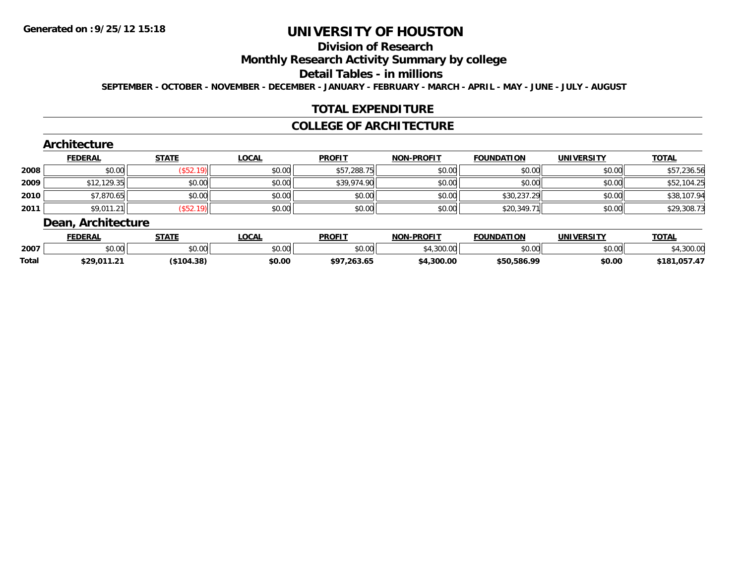Generated on :9/25/12 15:18

# UNIVERSITY OF HOUSTON

## Division of Research

## Monthly Research Activity Summary by college

## Detail Tables - in millions

SEPTEMBER - OCTOBER - NOVEMBER - DECEMBER - JANUARY - FEBRUARY - MARCH - APRIL - MAY - JUNE - JULY - AUGUST

## TOTAL EXPENDITURE

## COLLEGE OF ARCHITECTURE

### Architecture

| | FEDERAL | STATE | LOCAL | PROFIT | NON-PROFIT | FOUNDATION | UNIVERSITY | TOTAL |
|---|---|---|---|---|---|---|---|---|
| 2008 | $0.00 | ($52.19) | $0.00 | $57,288.75 | $0.00 | $0.00 | $0.00 | $57,236.56 |
| 2009 | $12,129.35 | $0.00 | $0.00 | $39,974.90 | $0.00 | $0.00 | $0.00 | $52,104.25 |
| 2010 | $7,870.65 | $0.00 | $0.00 | $0.00 | $0.00 | $30,237.29 | $0.00 | $38,107.94 |
| 2011 | $9,011.21 | ($52.19) | $0.00 | $0.00 | $0.00 | $20,349.71 | $0.00 | $29,308.73 |

### Dean, Architecture

| | FEDERAL | STATE | LOCAL | PROFIT | NON-PROFIT | FOUNDATION | UNIVERSITY | TOTAL |
|---|---|---|---|---|---|---|---|---|
| 2007 | $0.00 | $0.00 | $0.00 | $0.00 | $4,300.00 | $0.00 | $0.00 | $4,300.00 |
| **Total** | **$29,011.21** | **($104.38)** | **$0.00** | **$97,263.65** | **$4,300.00** | **$50,586.99** | **$0.00** | **$181,057.47** |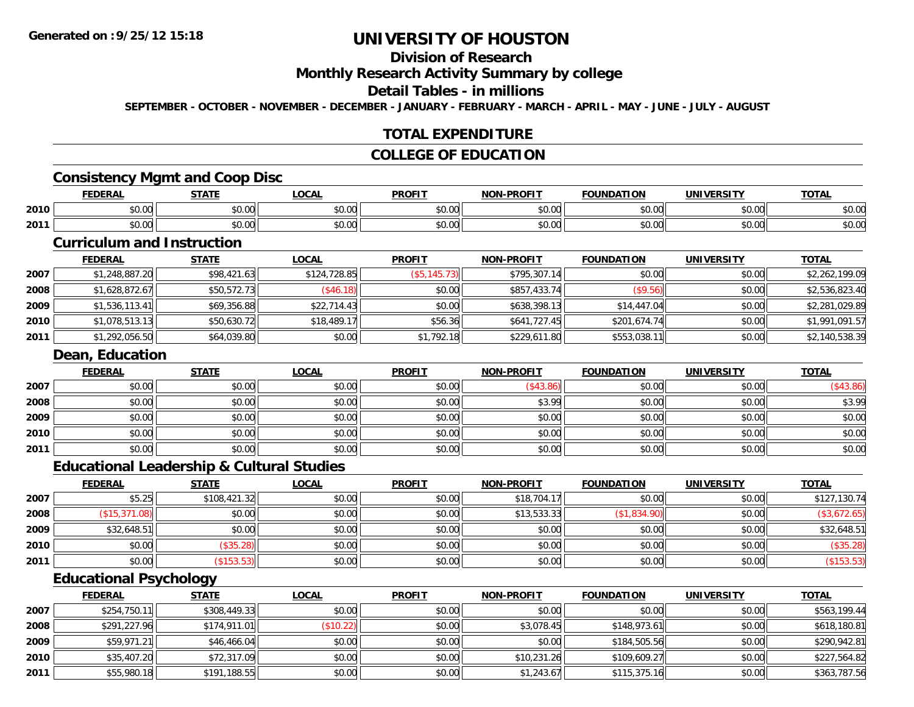Generated on :9/25/12 15:18

# UNIVERSITY OF HOUSTON

## Division of Research

## Monthly Research Activity Summary by college

## Detail Tables - in millions

SEPTEMBER - OCTOBER - NOVEMBER - DECEMBER - JANUARY - FEBRUARY - MARCH - APRIL - MAY - JUNE - JULY - AUGUST

## TOTAL EXPENDITURE

## COLLEGE OF EDUCATION

### Consistency Mgmt and Coop Disc

| | FEDERAL | STATE | LOCAL | PROFIT | NON-PROFIT | FOUNDATION | UNIVERSITY | TOTAL |
|---|---|---|---|---|---|---|---|---|
| 2010 | $0.00 | $0.00 | $0.00 | $0.00 | $0.00 | $0.00 | $0.00 | $0.00 |
| 2011 | $0.00 | $0.00 | $0.00 | $0.00 | $0.00 | $0.00 | $0.00 | $0.00 |

### Curriculum and Instruction

| | FEDERAL | STATE | LOCAL | PROFIT | NON-PROFIT | FOUNDATION | UNIVERSITY | TOTAL |
|---|---|---|---|---|---|---|---|---|
| 2007 | $1,248,887.20 | $98,421.63 | $124,728.85 | ($5,145.73) | $795,307.14 | $0.00 | $0.00 | $2,262,199.09 |
| 2008 | $1,628,872.67 | $50,572.73 | ($46.18) | $0.00 | $857,433.74 | ($9.56) | $0.00 | $2,536,823.40 |
| 2009 | $1,536,113.41 | $69,356.88 | $22,714.43 | $0.00 | $638,398.13 | $14,447.04 | $0.00 | $2,281,029.89 |
| 2010 | $1,078,513.13 | $50,630.72 | $18,489.17 | $56.36 | $641,727.45 | $201,674.74 | $0.00 | $1,991,091.57 |
| 2011 | $1,292,056.50 | $64,039.80 | $0.00 | $1,792.18 | $229,611.80 | $553,038.11 | $0.00 | $2,140,538.39 |

### Dean, Education

| | FEDERAL | STATE | LOCAL | PROFIT | NON-PROFIT | FOUNDATION | UNIVERSITY | TOTAL |
|---|---|---|---|---|---|---|---|---|
| 2007 | $0.00 | $0.00 | $0.00 | $0.00 | ($43.86) | $0.00 | $0.00 | ($43.86) |
| 2008 | $0.00 | $0.00 | $0.00 | $0.00 | $3.99 | $0.00 | $0.00 | $3.99 |
| 2009 | $0.00 | $0.00 | $0.00 | $0.00 | $0.00 | $0.00 | $0.00 | $0.00 |
| 2010 | $0.00 | $0.00 | $0.00 | $0.00 | $0.00 | $0.00 | $0.00 | $0.00 |
| 2011 | $0.00 | $0.00 | $0.00 | $0.00 | $0.00 | $0.00 | $0.00 | $0.00 |

### Educational Leadership & Cultural Studies

| | FEDERAL | STATE | LOCAL | PROFIT | NON-PROFIT | FOUNDATION | UNIVERSITY | TOTAL |
|---|---|---|---|---|---|---|---|---|
| 2007 | $5.25 | $108,421.32 | $0.00 | $0.00 | $18,704.17 | $0.00 | $0.00 | $127,130.74 |
| 2008 | ($15,371.08) | $0.00 | $0.00 | $0.00 | $13,533.33 | ($1,834.90) | $0.00 | ($3,672.65) |
| 2009 | $32,648.51 | $0.00 | $0.00 | $0.00 | $0.00 | $0.00 | $0.00 | $32,648.51 |
| 2010 | $0.00 | ($35.28) | $0.00 | $0.00 | $0.00 | $0.00 | $0.00 | ($35.28) |
| 2011 | $0.00 | ($153.53) | $0.00 | $0.00 | $0.00 | $0.00 | $0.00 | ($153.53) |

### Educational Psychology

| | FEDERAL | STATE | LOCAL | PROFIT | NON-PROFIT | FOUNDATION | UNIVERSITY | TOTAL |
|---|---|---|---|---|---|---|---|---|
| 2007 | $254,750.11 | $308,449.33 | $0.00 | $0.00 | $0.00 | $0.00 | $0.00 | $563,199.44 |
| 2008 | $291,227.96 | $174,911.01 | ($10.22) | $0.00 | $3,078.45 | $148,973.61 | $0.00 | $618,180.81 |
| 2009 | $59,971.21 | $46,466.04 | $0.00 | $0.00 | $0.00 | $184,505.56 | $0.00 | $290,942.81 |
| 2010 | $35,407.20 | $72,317.09 | $0.00 | $0.00 | $10,231.26 | $109,609.27 | $0.00 | $227,564.82 |
| 2011 | $55,980.18 | $191,188.55 | $0.00 | $0.00 | $1,243.67 | $115,375.16 | $0.00 | $363,787.56 |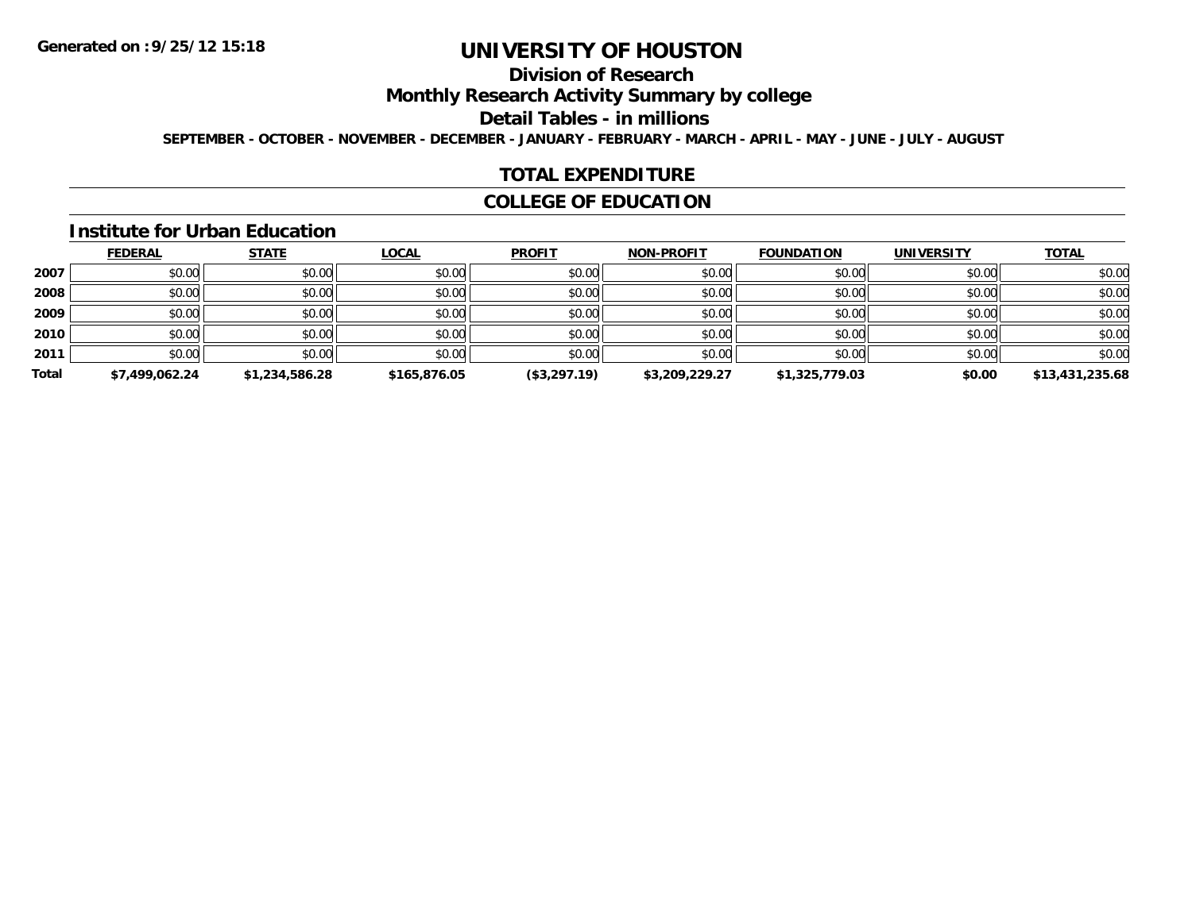**Generated on :9/25/12 15:18**

# UNIVERSITY OF HOUSTON

## Division of Research

## Monthly Research Activity Summary by college

## Detail Tables - in millions

**SEPTEMBER - OCTOBER - NOVEMBER - DECEMBER - JANUARY - FEBRUARY - MARCH - APRIL - MAY - JUNE - JULY - AUGUST**

## TOTAL EXPENDITURE

## COLLEGE OF EDUCATION

### Institute for Urban Education

| | FEDERAL | STATE | LOCAL | PROFIT | NON-PROFIT | FOUNDATION | UNIVERSITY | TOTAL |
|---|---|---|---|---|---|---|---|---|
| 2007 | $0.00 | $0.00 | $0.00 | $0.00 | $0.00 | $0.00 | $0.00 | $0.00 |
| 2008 | $0.00 | $0.00 | $0.00 | $0.00 | $0.00 | $0.00 | $0.00 | $0.00 |
| 2009 | $0.00 | $0.00 | $0.00 | $0.00 | $0.00 | $0.00 | $0.00 | $0.00 |
| 2010 | $0.00 | $0.00 | $0.00 | $0.00 | $0.00 | $0.00 | $0.00 | $0.00 |
| 2011 | $0.00 | $0.00 | $0.00 | $0.00 | $0.00 | $0.00 | $0.00 | $0.00 |
| **Total** | **$7,499,062.24** | **$1,234,586.28** | **$165,876.05** | **($3,297.19)** | **$3,209,229.27** | **$1,325,779.03** | **$0.00** | **$13,431,235.68** |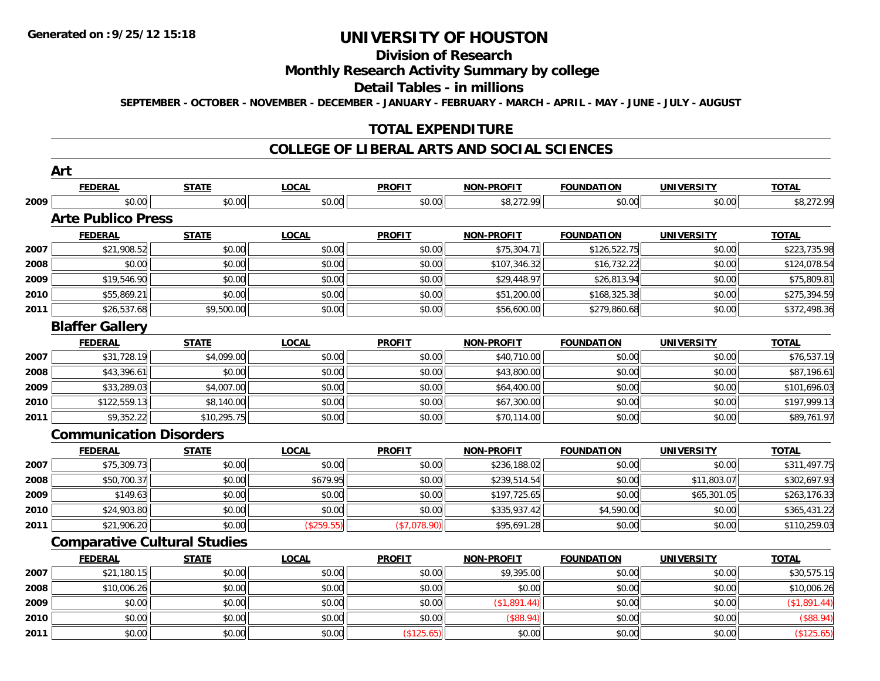Generated on :9/25/12 15:18

# UNIVERSITY OF HOUSTON

## Division of Research

## Monthly Research Activity Summary by college

## Detail Tables - in millions

SEPTEMBER - OCTOBER - NOVEMBER - DECEMBER - JANUARY - FEBRUARY - MARCH - APRIL - MAY - JUNE - JULY - AUGUST

## TOTAL EXPENDITURE

## COLLEGE OF LIBERAL ARTS AND SOCIAL SCIENCES

### Art

| | FEDERAL | STATE | LOCAL | PROFIT | NON-PROFIT | FOUNDATION | UNIVERSITY | TOTAL |
|---|---|---|---|---|---|---|---|---|
| 2009 | $0.00 | $0.00 | $0.00 | $0.00 | $8,272.99 | $0.00 | $0.00 | $8,272.99 |

### Arte Publico Press

| | FEDERAL | STATE | LOCAL | PROFIT | NON-PROFIT | FOUNDATION | UNIVERSITY | TOTAL |
|---|---|---|---|---|---|---|---|---|
| 2007 | $21,908.52 | $0.00 | $0.00 | $0.00 | $75,304.71 | $126,522.75 | $0.00 | $223,735.98 |
| 2008 | $0.00 | $0.00 | $0.00 | $0.00 | $107,346.32 | $16,732.22 | $0.00 | $124,078.54 |
| 2009 | $19,546.90 | $0.00 | $0.00 | $0.00 | $29,448.97 | $26,813.94 | $0.00 | $75,809.81 |
| 2010 | $55,869.21 | $0.00 | $0.00 | $0.00 | $51,200.00 | $168,325.38 | $0.00 | $275,394.59 |
| 2011 | $26,537.68 | $9,500.00 | $0.00 | $0.00 | $56,600.00 | $279,860.68 | $0.00 | $372,498.36 |

### Blaffer Gallery

| | FEDERAL | STATE | LOCAL | PROFIT | NON-PROFIT | FOUNDATION | UNIVERSITY | TOTAL |
|---|---|---|---|---|---|---|---|---|
| 2007 | $31,728.19 | $4,099.00 | $0.00 | $0.00 | $40,710.00 | $0.00 | $0.00 | $76,537.19 |
| 2008 | $43,396.61 | $0.00 | $0.00 | $0.00 | $43,800.00 | $0.00 | $0.00 | $87,196.61 |
| 2009 | $33,289.03 | $4,007.00 | $0.00 | $0.00 | $64,400.00 | $0.00 | $0.00 | $101,696.03 |
| 2010 | $122,559.13 | $8,140.00 | $0.00 | $0.00 | $67,300.00 | $0.00 | $0.00 | $197,999.13 |
| 2011 | $9,352.22 | $10,295.75 | $0.00 | $0.00 | $70,114.00 | $0.00 | $0.00 | $89,761.97 |

### Communication Disorders

| | FEDERAL | STATE | LOCAL | PROFIT | NON-PROFIT | FOUNDATION | UNIVERSITY | TOTAL |
|---|---|---|---|---|---|---|---|---|
| 2007 | $75,309.73 | $0.00 | $0.00 | $0.00 | $236,188.02 | $0.00 | $0.00 | $311,497.75 |
| 2008 | $50,700.37 | $0.00 | $679.95 | $0.00 | $239,514.54 | $0.00 | $11,803.07 | $302,697.93 |
| 2009 | $149.63 | $0.00 | $0.00 | $0.00 | $197,725.65 | $0.00 | $65,301.05 | $263,176.33 |
| 2010 | $24,903.80 | $0.00 | $0.00 | $0.00 | $335,937.42 | $4,590.00 | $0.00 | $365,431.22 |
| 2011 | $21,906.20 | $0.00 | ($259.55) | ($7,078.90) | $95,691.28 | $0.00 | $0.00 | $110,259.03 |

### Comparative Cultural Studies

| | FEDERAL | STATE | LOCAL | PROFIT | NON-PROFIT | FOUNDATION | UNIVERSITY | TOTAL |
|---|---|---|---|---|---|---|---|---|
| 2007 | $21,180.15 | $0.00 | $0.00 | $0.00 | $9,395.00 | $0.00 | $0.00 | $30,575.15 |
| 2008 | $10,006.26 | $0.00 | $0.00 | $0.00 | $0.00 | $0.00 | $0.00 | $10,006.26 |
| 2009 | $0.00 | $0.00 | $0.00 | $0.00 | ($1,891.44) | $0.00 | $0.00 | ($1,891.44) |
| 2010 | $0.00 | $0.00 | $0.00 | $0.00 | ($88.94) | $0.00 | $0.00 | ($88.94) |
| 2011 | $0.00 | $0.00 | $0.00 | ($125.65) | $0.00 | $0.00 | $0.00 | ($125.65) |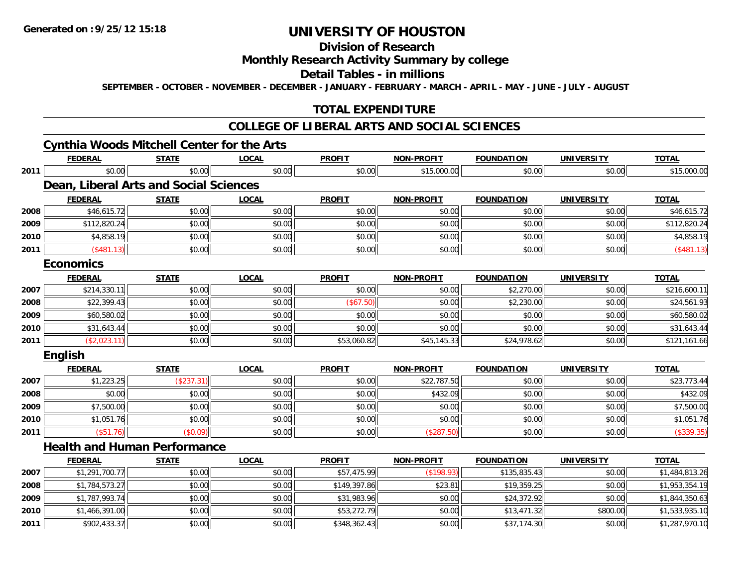# UNIVERSITY OF HOUSTON

## Division of Research

## Monthly Research Activity Summary by college

## Detail Tables - in millions

**SEPTEMBER - OCTOBER - NOVEMBER - DECEMBER - JANUARY - FEBRUARY - MARCH - APRIL - MAY - JUNE - JULY - AUGUST**

## TOTAL EXPENDITURE

## COLLEGE OF LIBERAL ARTS AND SOCIAL SCIENCES

### Cynthia Woods Mitchell Center for the Arts

| | FEDERAL | STATE | LOCAL | PROFIT | NON-PROFIT | FOUNDATION | UNIVERSITY | TOTAL |
|---|---|---|---|---|---|---|---|---|
| 2011 | $0.00 | $0.00 | $0.00 | $0.00 | $15,000.00 | $0.00 | $0.00 | $15,000.00 |

### Dean, Liberal Arts and Social Sciences

| | FEDERAL | STATE | LOCAL | PROFIT | NON-PROFIT | FOUNDATION | UNIVERSITY | TOTAL |
|---|---|---|---|---|---|---|---|---|
| 2008 | $46,615.72 | $0.00 | $0.00 | $0.00 | $0.00 | $0.00 | $0.00 | $46,615.72 |
| 2009 | $112,820.24 | $0.00 | $0.00 | $0.00 | $0.00 | $0.00 | $0.00 | $112,820.24 |
| 2010 | $4,858.19 | $0.00 | $0.00 | $0.00 | $0.00 | $0.00 | $0.00 | $4,858.19 |
| 2011 | ($481.13) | $0.00 | $0.00 | $0.00 | $0.00 | $0.00 | $0.00 | ($481.13) |

### Economics

| | FEDERAL | STATE | LOCAL | PROFIT | NON-PROFIT | FOUNDATION | UNIVERSITY | TOTAL |
|---|---|---|---|---|---|---|---|---|
| 2007 | $214,330.11 | $0.00 | $0.00 | $0.00 | $0.00 | $2,270.00 | $0.00 | $216,600.11 |
| 2008 | $22,399.43 | $0.00 | $0.00 | ($67.50) | $0.00 | $2,230.00 | $0.00 | $24,561.93 |
| 2009 | $60,580.02 | $0.00 | $0.00 | $0.00 | $0.00 | $0.00 | $0.00 | $60,580.02 |
| 2010 | $31,643.44 | $0.00 | $0.00 | $0.00 | $0.00 | $0.00 | $0.00 | $31,643.44 |
| 2011 | ($2,023.11) | $0.00 | $0.00 | $53,060.82 | $45,145.33 | $24,978.62 | $0.00 | $121,161.66 |

### English

| | FEDERAL | STATE | LOCAL | PROFIT | NON-PROFIT | FOUNDATION | UNIVERSITY | TOTAL |
|---|---|---|---|---|---|---|---|---|
| 2007 | $1,223.25 | ($237.31) | $0.00 | $0.00 | $22,787.50 | $0.00 | $0.00 | $23,773.44 |
| 2008 | $0.00 | $0.00 | $0.00 | $0.00 | $432.09 | $0.00 | $0.00 | $432.09 |
| 2009 | $7,500.00 | $0.00 | $0.00 | $0.00 | $0.00 | $0.00 | $0.00 | $7,500.00 |
| 2010 | $1,051.76 | $0.00 | $0.00 | $0.00 | $0.00 | $0.00 | $0.00 | $1,051.76 |
| 2011 | ($51.76) | ($0.09) | $0.00 | $0.00 | ($287.50) | $0.00 | $0.00 | ($339.35) |

### Health and Human Performance

| | FEDERAL | STATE | LOCAL | PROFIT | NON-PROFIT | FOUNDATION | UNIVERSITY | TOTAL |
|---|---|---|---|---|---|---|---|---|
| 2007 | $1,291,700.77 | $0.00 | $0.00 | $57,475.99 | ($198.93) | $135,835.43 | $0.00 | $1,484,813.26 |
| 2008 | $1,784,573.27 | $0.00 | $0.00 | $149,397.86 | $23.81 | $19,359.25 | $0.00 | $1,953,354.19 |
| 2009 | $1,787,993.74 | $0.00 | $0.00 | $31,983.96 | $0.00 | $24,372.92 | $0.00 | $1,844,350.63 |
| 2010 | $1,466,391.00 | $0.00 | $0.00 | $53,272.79 | $0.00 | $13,471.32 | $800.00 | $1,533,935.10 |
| 2011 | $902,433.37 | $0.00 | $0.00 | $348,362.43 | $0.00 | $37,174.30 | $0.00 | $1,287,970.10 |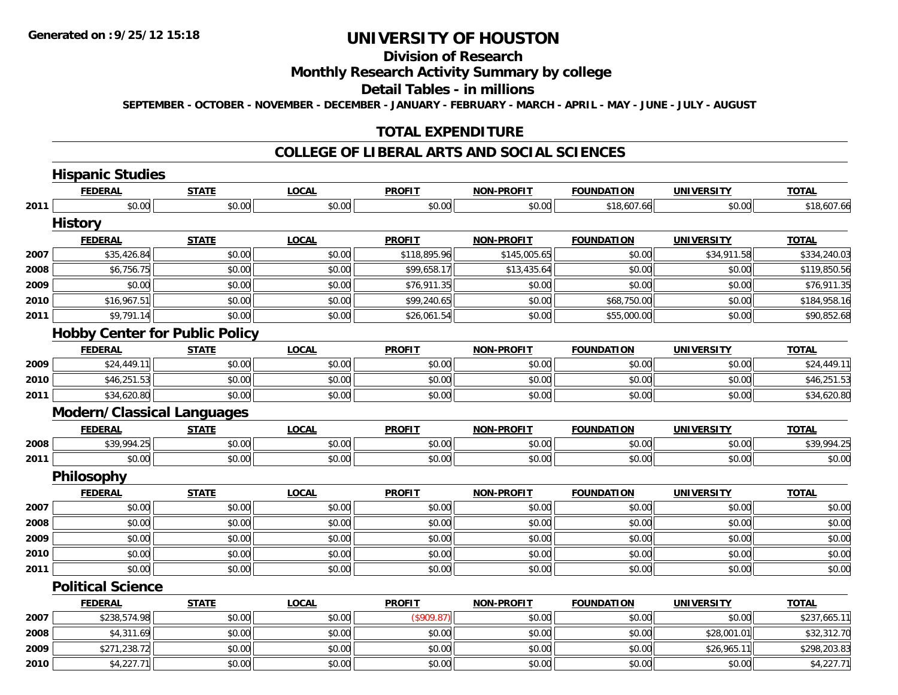**Generated on :9/25/12 15:18**

# UNIVERSITY OF HOUSTON

## Division of Research

## Monthly Research Activity Summary by college

## Detail Tables - in millions

**SEPTEMBER - OCTOBER - NOVEMBER - DECEMBER - JANUARY - FEBRUARY - MARCH - APRIL - MAY - JUNE - JULY - AUGUST**

## TOTAL EXPENDITURE

## COLLEGE OF LIBERAL ARTS AND SOCIAL SCIENCES

### Hispanic Studies

| | FEDERAL | STATE | LOCAL | PROFIT | NON-PROFIT | FOUNDATION | UNIVERSITY | TOTAL |
|---|---|---|---|---|---|---|---|---|
| 2011 | $0.00 | $0.00 | $0.00 | $0.00 | $0.00 | $18,607.66 | $0.00 | $18,607.66 |

### History

| | FEDERAL | STATE | LOCAL | PROFIT | NON-PROFIT | FOUNDATION | UNIVERSITY | TOTAL |
|---|---|---|---|---|---|---|---|---|
| 2007 | $35,426.84 | $0.00 | $0.00 | $118,895.96 | $145,005.65 | $0.00 | $34,911.58 | $334,240.03 |
| 2008 | $6,756.75 | $0.00 | $0.00 | $99,658.17 | $13,435.64 | $0.00 | $0.00 | $119,850.56 |
| 2009 | $0.00 | $0.00 | $0.00 | $76,911.35 | $0.00 | $0.00 | $0.00 | $76,911.35 |
| 2010 | $16,967.51 | $0.00 | $0.00 | $99,240.65 | $0.00 | $68,750.00 | $0.00 | $184,958.16 |
| 2011 | $9,791.14 | $0.00 | $0.00 | $26,061.54 | $0.00 | $55,000.00 | $0.00 | $90,852.68 |

### Hobby Center for Public Policy

| | FEDERAL | STATE | LOCAL | PROFIT | NON-PROFIT | FOUNDATION | UNIVERSITY | TOTAL |
|---|---|---|---|---|---|---|---|---|
| 2009 | $24,449.11 | $0.00 | $0.00 | $0.00 | $0.00 | $0.00 | $0.00 | $24,449.11 |
| 2010 | $46,251.53 | $0.00 | $0.00 | $0.00 | $0.00 | $0.00 | $0.00 | $46,251.53 |
| 2011 | $34,620.80 | $0.00 | $0.00 | $0.00 | $0.00 | $0.00 | $0.00 | $34,620.80 |

### Modern/Classical Languages

| | FEDERAL | STATE | LOCAL | PROFIT | NON-PROFIT | FOUNDATION | UNIVERSITY | TOTAL |
|---|---|---|---|---|---|---|---|---|
| 2008 | $39,994.25 | $0.00 | $0.00 | $0.00 | $0.00 | $0.00 | $0.00 | $39,994.25 |
| 2011 | $0.00 | $0.00 | $0.00 | $0.00 | $0.00 | $0.00 | $0.00 | $0.00 |

### Philosophy

| | FEDERAL | STATE | LOCAL | PROFIT | NON-PROFIT | FOUNDATION | UNIVERSITY | TOTAL |
|---|---|---|---|---|---|---|---|---|
| 2007 | $0.00 | $0.00 | $0.00 | $0.00 | $0.00 | $0.00 | $0.00 | $0.00 |
| 2008 | $0.00 | $0.00 | $0.00 | $0.00 | $0.00 | $0.00 | $0.00 | $0.00 |
| 2009 | $0.00 | $0.00 | $0.00 | $0.00 | $0.00 | $0.00 | $0.00 | $0.00 |
| 2010 | $0.00 | $0.00 | $0.00 | $0.00 | $0.00 | $0.00 | $0.00 | $0.00 |
| 2011 | $0.00 | $0.00 | $0.00 | $0.00 | $0.00 | $0.00 | $0.00 | $0.00 |

### Political Science

| | FEDERAL | STATE | LOCAL | PROFIT | NON-PROFIT | FOUNDATION | UNIVERSITY | TOTAL |
|---|---|---|---|---|---|---|---|---|
| 2007 | $238,574.98 | $0.00 | $0.00 | ($909.87) | $0.00 | $0.00 | $0.00 | $237,665.11 |
| 2008 | $4,311.69 | $0.00 | $0.00 | $0.00 | $0.00 | $0.00 | $28,001.01 | $32,312.70 |
| 2009 | $271,238.72 | $0.00 | $0.00 | $0.00 | $0.00 | $0.00 | $26,965.11 | $298,203.83 |
| 2010 | $4,227.71 | $0.00 | $0.00 | $0.00 | $0.00 | $0.00 | $0.00 | $4,227.71 |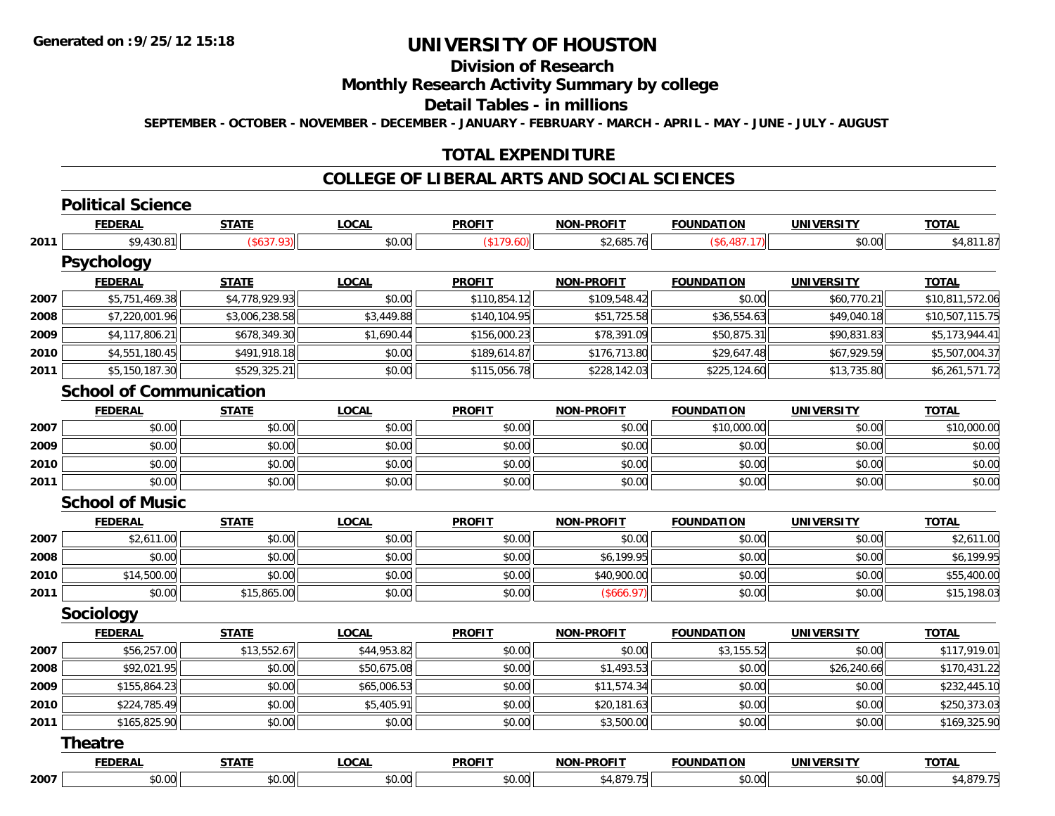**Generated on :9/25/12 15:18**

# UNIVERSITY OF HOUSTON

## Division of Research

## Monthly Research Activity Summary by college

## Detail Tables - in millions

**SEPTEMBER - OCTOBER - NOVEMBER - DECEMBER - JANUARY - FEBRUARY - MARCH - APRIL - MAY - JUNE - JULY - AUGUST**

## TOTAL EXPENDITURE

## COLLEGE OF LIBERAL ARTS AND SOCIAL SCIENCES

### Political Science

| | FEDERAL | STATE | LOCAL | PROFIT | NON-PROFIT | FOUNDATION | UNIVERSITY | TOTAL |
|---|---|---|---|---|---|---|---|---|
| 2011 | $9,430.81 | ($637.93) | $0.00 | ($179.60) | $2,685.76 | ($6,487.17) | $0.00 | $4,811.87 |

### Psychology

| | FEDERAL | STATE | LOCAL | PROFIT | NON-PROFIT | FOUNDATION | UNIVERSITY | TOTAL |
|---|---|---|---|---|---|---|---|---|
| 2007 | $5,751,469.38 | $4,778,929.93 | $0.00 | $110,854.12 | $109,548.42 | $0.00 | $60,770.21 | $10,811,572.06 |
| 2008 | $7,220,001.96 | $3,006,238.58 | $3,449.88 | $140,104.95 | $51,725.58 | $36,554.63 | $49,040.18 | $10,507,115.75 |
| 2009 | $4,117,806.21 | $678,349.30 | $1,690.44 | $156,000.23 | $78,391.09 | $50,875.31 | $90,831.83 | $5,173,944.41 |
| 2010 | $4,551,180.45 | $491,918.18 | $0.00 | $189,614.87 | $176,713.80 | $29,647.48 | $67,929.59 | $5,507,004.37 |
| 2011 | $5,150,187.30 | $529,325.21 | $0.00 | $115,056.78 | $228,142.03 | $225,124.60 | $13,735.80 | $6,261,571.72 |

### School of Communication

| | FEDERAL | STATE | LOCAL | PROFIT | NON-PROFIT | FOUNDATION | UNIVERSITY | TOTAL |
|---|---|---|---|---|---|---|---|---|
| 2007 | $0.00 | $0.00 | $0.00 | $0.00 | $0.00 | $10,000.00 | $0.00 | $10,000.00 |
| 2009 | $0.00 | $0.00 | $0.00 | $0.00 | $0.00 | $0.00 | $0.00 | $0.00 |
| 2010 | $0.00 | $0.00 | $0.00 | $0.00 | $0.00 | $0.00 | $0.00 | $0.00 |
| 2011 | $0.00 | $0.00 | $0.00 | $0.00 | $0.00 | $0.00 | $0.00 | $0.00 |

### School of Music

| | FEDERAL | STATE | LOCAL | PROFIT | NON-PROFIT | FOUNDATION | UNIVERSITY | TOTAL |
|---|---|---|---|---|---|---|---|---|
| 2007 | $2,611.00 | $0.00 | $0.00 | $0.00 | $0.00 | $0.00 | $0.00 | $2,611.00 |
| 2008 | $0.00 | $0.00 | $0.00 | $0.00 | $6,199.95 | $0.00 | $0.00 | $6,199.95 |
| 2010 | $14,500.00 | $0.00 | $0.00 | $0.00 | $40,900.00 | $0.00 | $0.00 | $55,400.00 |
| 2011 | $0.00 | $15,865.00 | $0.00 | $0.00 | ($666.97) | $0.00 | $0.00 | $15,198.03 |

### Sociology

| | FEDERAL | STATE | LOCAL | PROFIT | NON-PROFIT | FOUNDATION | UNIVERSITY | TOTAL |
|---|---|---|---|---|---|---|---|---|
| 2007 | $56,257.00 | $13,552.67 | $44,953.82 | $0.00 | $0.00 | $3,155.52 | $0.00 | $117,919.01 |
| 2008 | $92,021.95 | $0.00 | $50,675.08 | $0.00 | $1,493.53 | $0.00 | $26,240.66 | $170,431.22 |
| 2009 | $155,864.23 | $0.00 | $65,006.53 | $0.00 | $11,574.34 | $0.00 | $0.00 | $232,445.10 |
| 2010 | $224,785.49 | $0.00 | $5,405.91 | $0.00 | $20,181.63 | $0.00 | $0.00 | $250,373.03 |
| 2011 | $165,825.90 | $0.00 | $0.00 | $0.00 | $3,500.00 | $0.00 | $0.00 | $169,325.90 |

### Theatre

| | FEDERAL | STATE | LOCAL | PROFIT | NON-PROFIT | FOUNDATION | UNIVERSITY | TOTAL |
|---|---|---|---|---|---|---|---|---|
| 2007 | $0.00 | $0.00 | $0.00 | $0.00 | $4,879.75 | $0.00 | $0.00 | $4,879.75 |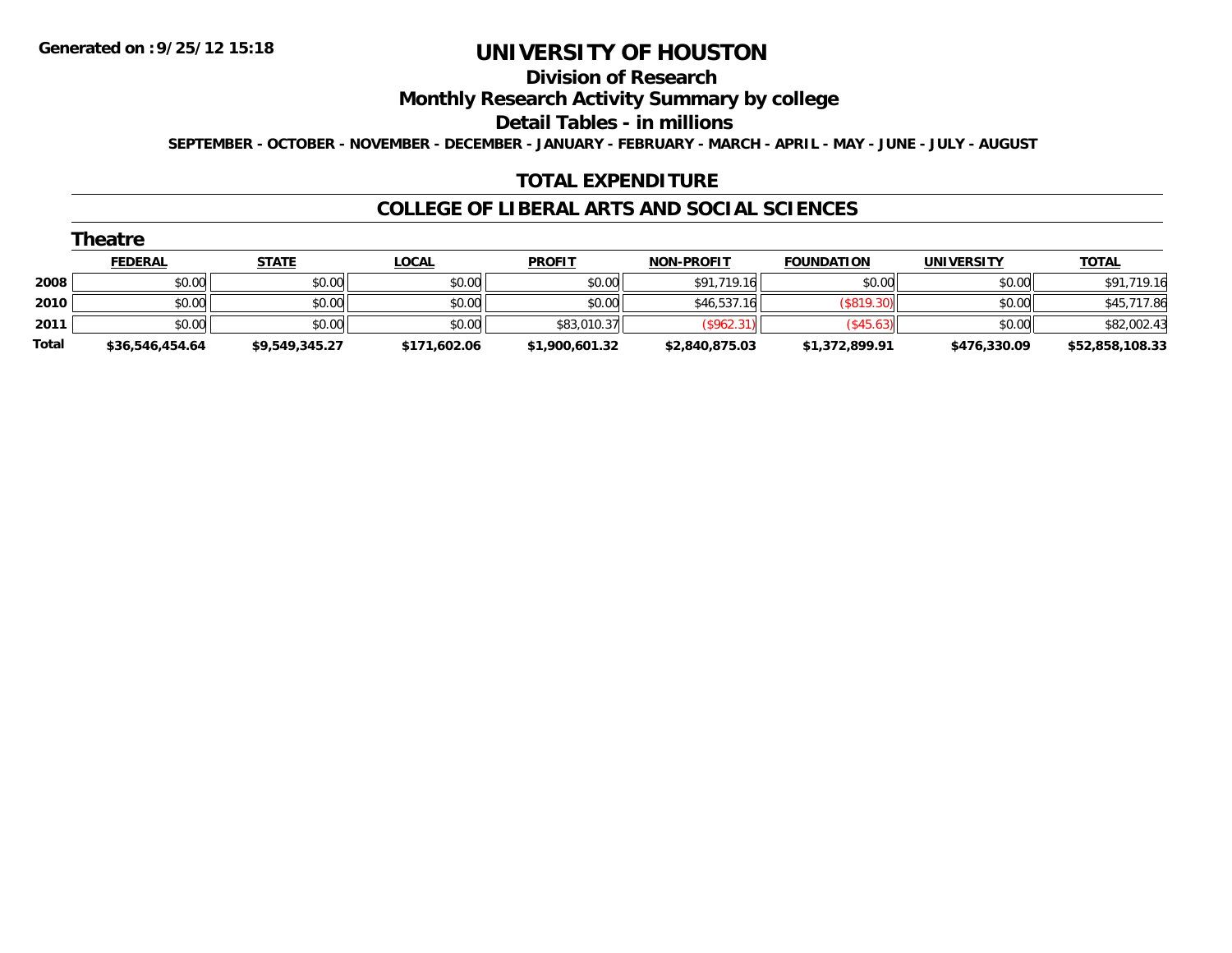**Generated on :9/25/12 15:18**

# UNIVERSITY OF HOUSTON

## Division of Research

## Monthly Research Activity Summary by college

## Detail Tables - in millions

**SEPTEMBER - OCTOBER - NOVEMBER - DECEMBER - JANUARY - FEBRUARY - MARCH - APRIL - MAY - JUNE - JULY - AUGUST**

## TOTAL EXPENDITURE

## COLLEGE OF LIBERAL ARTS AND SOCIAL SCIENCES

### Theatre

| | FEDERAL | STATE | LOCAL | PROFIT | NON-PROFIT | FOUNDATION | UNIVERSITY | TOTAL |
|---|---|---|---|---|---|---|---|---|
| 2008 | $0.00 | $0.00 | $0.00 | $0.00 | $91,719.16 | $0.00 | $0.00 | $91,719.16 |
| 2010 | $0.00 | $0.00 | $0.00 | $0.00 | $46,537.16 | ($819.30) | $0.00 | $45,717.86 |
| 2011 | $0.00 | $0.00 | $0.00 | $83,010.37 | ($962.31) | ($45.63) | $0.00 | $82,002.43 |
| **Total** | **$36,546,454.64** | **$9,549,345.27** | **$171,602.06** | **$1,900,601.32** | **$2,840,875.03** | **$1,372,899.91** | **$476,330.09** | **$52,858,108.33** |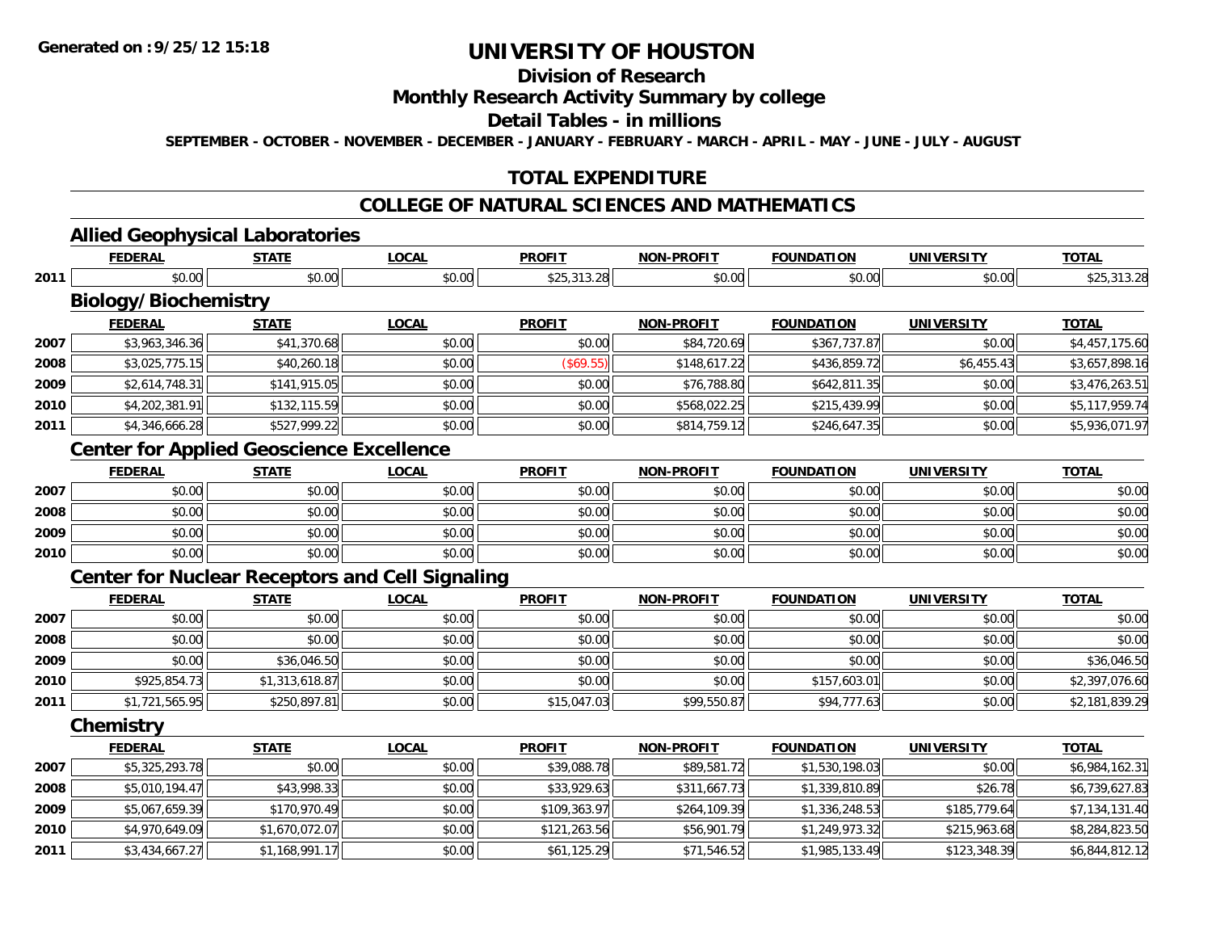# UNIVERSITY OF HOUSTON

## Division of Research

## Monthly Research Activity Summary by college

## Detail Tables - in millions

**SEPTEMBER - OCTOBER - NOVEMBER - DECEMBER - JANUARY - FEBRUARY - MARCH - APRIL - MAY - JUNE - JULY - AUGUST**

## TOTAL EXPENDITURE

## COLLEGE OF NATURAL SCIENCES AND MATHEMATICS

### Allied Geophysical Laboratories

| | FEDERAL | STATE | LOCAL | PROFIT | NON-PROFIT | FOUNDATION | UNIVERSITY | TOTAL |
|---|---|---|---|---|---|---|---|---|
| 2011 | $0.00 | $0.00 | $0.00 | $25,313.28 | $0.00 | $0.00 | $0.00 | $25,313.28 |

### Biology/Biochemistry

| | FEDERAL | STATE | LOCAL | PROFIT | NON-PROFIT | FOUNDATION | UNIVERSITY | TOTAL |
|---|---|---|---|---|---|---|---|---|
| 2007 | $3,963,346.36 | $41,370.68 | $0.00 | $0.00 | $84,720.69 | $367,737.87 | $0.00 | $4,457,175.60 |
| 2008 | $3,025,775.15 | $40,260.18 | $0.00 | ($69.55) | $148,617.22 | $436,859.72 | $6,455.43 | $3,657,898.16 |
| 2009 | $2,614,748.31 | $141,915.05 | $0.00 | $0.00 | $76,788.80 | $642,811.35 | $0.00 | $3,476,263.51 |
| 2010 | $4,202,381.91 | $132,115.59 | $0.00 | $0.00 | $568,022.25 | $215,439.99 | $0.00 | $5,117,959.74 |
| 2011 | $4,346,666.28 | $527,999.22 | $0.00 | $0.00 | $814,759.12 | $246,647.35 | $0.00 | $5,936,071.97 |

### Center for Applied Geoscience Excellence

| | FEDERAL | STATE | LOCAL | PROFIT | NON-PROFIT | FOUNDATION | UNIVERSITY | TOTAL |
|---|---|---|---|---|---|---|---|---|
| 2007 | $0.00 | $0.00 | $0.00 | $0.00 | $0.00 | $0.00 | $0.00 | $0.00 |
| 2008 | $0.00 | $0.00 | $0.00 | $0.00 | $0.00 | $0.00 | $0.00 | $0.00 |
| 2009 | $0.00 | $0.00 | $0.00 | $0.00 | $0.00 | $0.00 | $0.00 | $0.00 |
| 2010 | $0.00 | $0.00 | $0.00 | $0.00 | $0.00 | $0.00 | $0.00 | $0.00 |

### Center for Nuclear Receptors and Cell Signaling

| | FEDERAL | STATE | LOCAL | PROFIT | NON-PROFIT | FOUNDATION | UNIVERSITY | TOTAL |
|---|---|---|---|---|---|---|---|---|
| 2007 | $0.00 | $0.00 | $0.00 | $0.00 | $0.00 | $0.00 | $0.00 | $0.00 |
| 2008 | $0.00 | $0.00 | $0.00 | $0.00 | $0.00 | $0.00 | $0.00 | $0.00 |
| 2009 | $0.00 | $36,046.50 | $0.00 | $0.00 | $0.00 | $0.00 | $0.00 | $36,046.50 |
| 2010 | $925,854.73 | $1,313,618.87 | $0.00 | $0.00 | $0.00 | $157,603.01 | $0.00 | $2,397,076.60 |
| 2011 | $1,721,565.95 | $250,897.81 | $0.00 | $15,047.03 | $99,550.87 | $94,777.63 | $0.00 | $2,181,839.29 |

### Chemistry

| | FEDERAL | STATE | LOCAL | PROFIT | NON-PROFIT | FOUNDATION | UNIVERSITY | TOTAL |
|---|---|---|---|---|---|---|---|---|
| 2007 | $5,325,293.78 | $0.00 | $0.00 | $39,088.78 | $89,581.72 | $1,530,198.03 | $0.00 | $6,984,162.31 |
| 2008 | $5,010,194.47 | $43,998.33 | $0.00 | $33,929.63 | $311,667.73 | $1,339,810.89 | $26.78 | $6,739,627.83 |
| 2009 | $5,067,659.39 | $170,970.49 | $0.00 | $109,363.97 | $264,109.39 | $1,336,248.53 | $185,779.64 | $7,134,131.40 |
| 2010 | $4,970,649.09 | $1,670,072.07 | $0.00 | $121,263.56 | $56,901.79 | $1,249,973.32 | $215,963.68 | $8,284,823.50 |
| 2011 | $3,434,667.27 | $1,168,991.17 | $0.00 | $61,125.29 | $71,546.52 | $1,985,133.49 | $123,348.39 | $6,844,812.12 |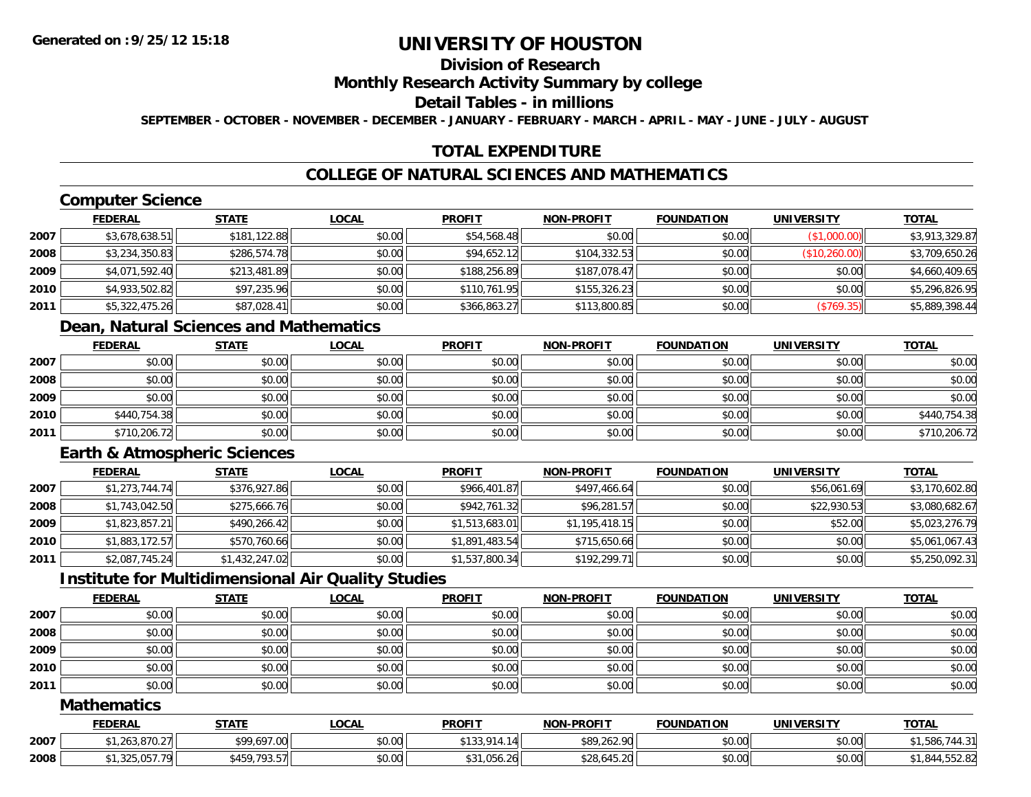# UNIVERSITY OF HOUSTON

## Division of Research

## Monthly Research Activity Summary by college

## Detail Tables - in millions

**SEPTEMBER - OCTOBER - NOVEMBER - DECEMBER - JANUARY - FEBRUARY - MARCH - APRIL - MAY - JUNE - JULY - AUGUST**

Generated on :9/25/12 15:18

## TOTAL EXPENDITURE

## COLLEGE OF NATURAL SCIENCES AND MATHEMATICS

### Computer Science

| | FEDERAL | STATE | LOCAL | PROFIT | NON-PROFIT | FOUNDATION | UNIVERSITY | TOTAL |
|---|---|---|---|---|---|---|---|---|
| 2007 | $3,678,638.51 | $181,122.88 | $0.00 | $54,568.48 | $0.00 | $0.00 | ($1,000.00) | $3,913,329.87 |
| 2008 | $3,234,350.83 | $286,574.78 | $0.00 | $94,652.12 | $104,332.53 | $0.00 | ($10,260.00) | $3,709,650.26 |
| 2009 | $4,071,592.40 | $213,481.89 | $0.00 | $188,256.89 | $187,078.47 | $0.00 | $0.00 | $4,660,409.65 |
| 2010 | $4,933,502.82 | $97,235.96 | $0.00 | $110,761.95 | $155,326.23 | $0.00 | $0.00 | $5,296,826.95 |
| 2011 | $5,322,475.26 | $87,028.41 | $0.00 | $366,863.27 | $113,800.85 | $0.00 | ($769.35) | $5,889,398.44 |

### Dean, Natural Sciences and Mathematics

| | FEDERAL | STATE | LOCAL | PROFIT | NON-PROFIT | FOUNDATION | UNIVERSITY | TOTAL |
|---|---|---|---|---|---|---|---|---|
| 2007 | $0.00 | $0.00 | $0.00 | $0.00 | $0.00 | $0.00 | $0.00 | $0.00 |
| 2008 | $0.00 | $0.00 | $0.00 | $0.00 | $0.00 | $0.00 | $0.00 | $0.00 |
| 2009 | $0.00 | $0.00 | $0.00 | $0.00 | $0.00 | $0.00 | $0.00 | $0.00 |
| 2010 | $440,754.38 | $0.00 | $0.00 | $0.00 | $0.00 | $0.00 | $0.00 | $440,754.38 |
| 2011 | $710,206.72 | $0.00 | $0.00 | $0.00 | $0.00 | $0.00 | $0.00 | $710,206.72 |

### Earth & Atmospheric Sciences

| | FEDERAL | STATE | LOCAL | PROFIT | NON-PROFIT | FOUNDATION | UNIVERSITY | TOTAL |
|---|---|---|---|---|---|---|---|---|
| 2007 | $1,273,744.74 | $376,927.86 | $0.00 | $966,401.87 | $497,466.64 | $0.00 | $56,061.69 | $3,170,602.80 |
| 2008 | $1,743,042.50 | $275,666.76 | $0.00 | $942,761.32 | $96,281.57 | $0.00 | $22,930.53 | $3,080,682.67 |
| 2009 | $1,823,857.21 | $490,266.42 | $0.00 | $1,513,683.01 | $1,195,418.15 | $0.00 | $52.00 | $5,023,276.79 |
| 2010 | $1,883,172.57 | $570,760.66 | $0.00 | $1,891,483.54 | $715,650.66 | $0.00 | $0.00 | $5,061,067.43 |
| 2011 | $2,087,745.24 | $1,432,247.02 | $0.00 | $1,537,800.34 | $192,299.71 | $0.00 | $0.00 | $5,250,092.31 |

### Institute for Multidimensional Air Quality Studies

| | FEDERAL | STATE | LOCAL | PROFIT | NON-PROFIT | FOUNDATION | UNIVERSITY | TOTAL |
|---|---|---|---|---|---|---|---|---|
| 2007 | $0.00 | $0.00 | $0.00 | $0.00 | $0.00 | $0.00 | $0.00 | $0.00 |
| 2008 | $0.00 | $0.00 | $0.00 | $0.00 | $0.00 | $0.00 | $0.00 | $0.00 |
| 2009 | $0.00 | $0.00 | $0.00 | $0.00 | $0.00 | $0.00 | $0.00 | $0.00 |
| 2010 | $0.00 | $0.00 | $0.00 | $0.00 | $0.00 | $0.00 | $0.00 | $0.00 |
| 2011 | $0.00 | $0.00 | $0.00 | $0.00 | $0.00 | $0.00 | $0.00 | $0.00 |

### Mathematics

| | FEDERAL | STATE | LOCAL | PROFIT | NON-PROFIT | FOUNDATION | UNIVERSITY | TOTAL |
|---|---|---|---|---|---|---|---|---|
| 2007 | $1,263,870.27 | $99,697.00 | $0.00 | $133,914.14 | $89,262.90 | $0.00 | $0.00 | $1,586,744.31 |
| 2008 | $1,325,057.79 | $459,793.57 | $0.00 | $31,056.26 | $28,645.20 | $0.00 | $0.00 | $1,844,552.82 |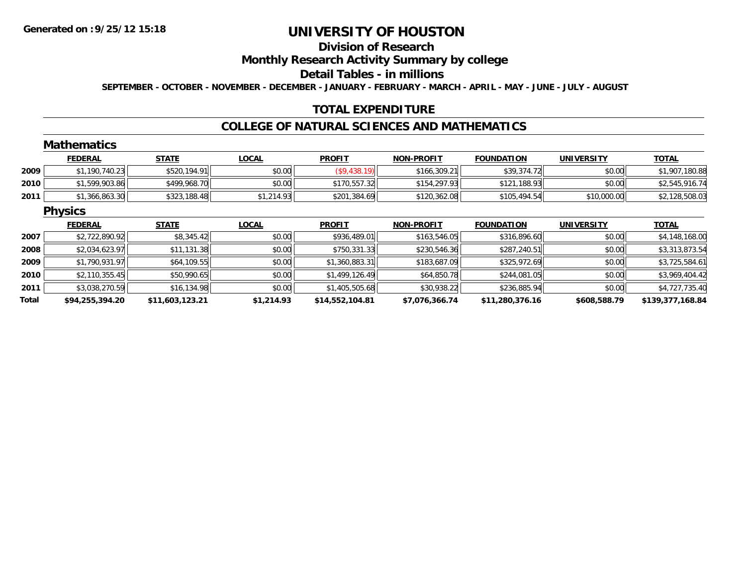**Generated on :9/25/12 15:18**

# UNIVERSITY OF HOUSTON

## Division of Research

## Monthly Research Activity Summary by college

## Detail Tables - in millions

**SEPTEMBER - OCTOBER - NOVEMBER - DECEMBER - JANUARY - FEBRUARY - MARCH - APRIL - MAY - JUNE - JULY - AUGUST**

## TOTAL EXPENDITURE

## COLLEGE OF NATURAL SCIENCES AND MATHEMATICS

### Mathematics

| | FEDERAL | STATE | LOCAL | PROFIT | NON-PROFIT | FOUNDATION | UNIVERSITY | TOTAL |
|---|---|---|---|---|---|---|---|---|
| 2009 | $1,190,740.23 | $520,194.91 | $0.00 | ($9,438.19) | $166,309.21 | $39,374.72 | $0.00 | $1,907,180.88 |
| 2010 | $1,599,903.86 | $499,968.70 | $0.00 | $170,557.32 | $154,297.93 | $121,188.93 | $0.00 | $2,545,916.74 |
| 2011 | $1,366,863.30 | $323,188.48 | $1,214.93 | $201,384.69 | $120,362.08 | $105,494.54 | $10,000.00 | $2,128,508.03 |

### Physics

| | FEDERAL | STATE | LOCAL | PROFIT | NON-PROFIT | FOUNDATION | UNIVERSITY | TOTAL |
|---|---|---|---|---|---|---|---|---|
| 2007 | $2,722,890.92 | $8,345.42 | $0.00 | $936,489.01 | $163,546.05 | $316,896.60 | $0.00 | $4,148,168.00 |
| 2008 | $2,034,623.97 | $11,131.38 | $0.00 | $750,331.33 | $230,546.36 | $287,240.51 | $0.00 | $3,313,873.54 |
| 2009 | $1,790,931.97 | $64,109.55 | $0.00 | $1,360,883.31 | $183,687.09 | $325,972.69 | $0.00 | $3,725,584.61 |
| 2010 | $2,110,355.45 | $50,990.65 | $0.00 | $1,499,126.49 | $64,850.78 | $244,081.05 | $0.00 | $3,969,404.42 |
| 2011 | $3,038,270.59 | $16,134.98 | $0.00 | $1,405,505.68 | $30,938.22 | $236,885.94 | $0.00 | $4,727,735.40 |
| **Total** | **$94,255,394.20** | **$11,603,123.21** | **$1,214.93** | **$14,552,104.81** | **$7,076,366.74** | **$11,280,376.16** | **$608,588.79** | **$139,377,168.84** |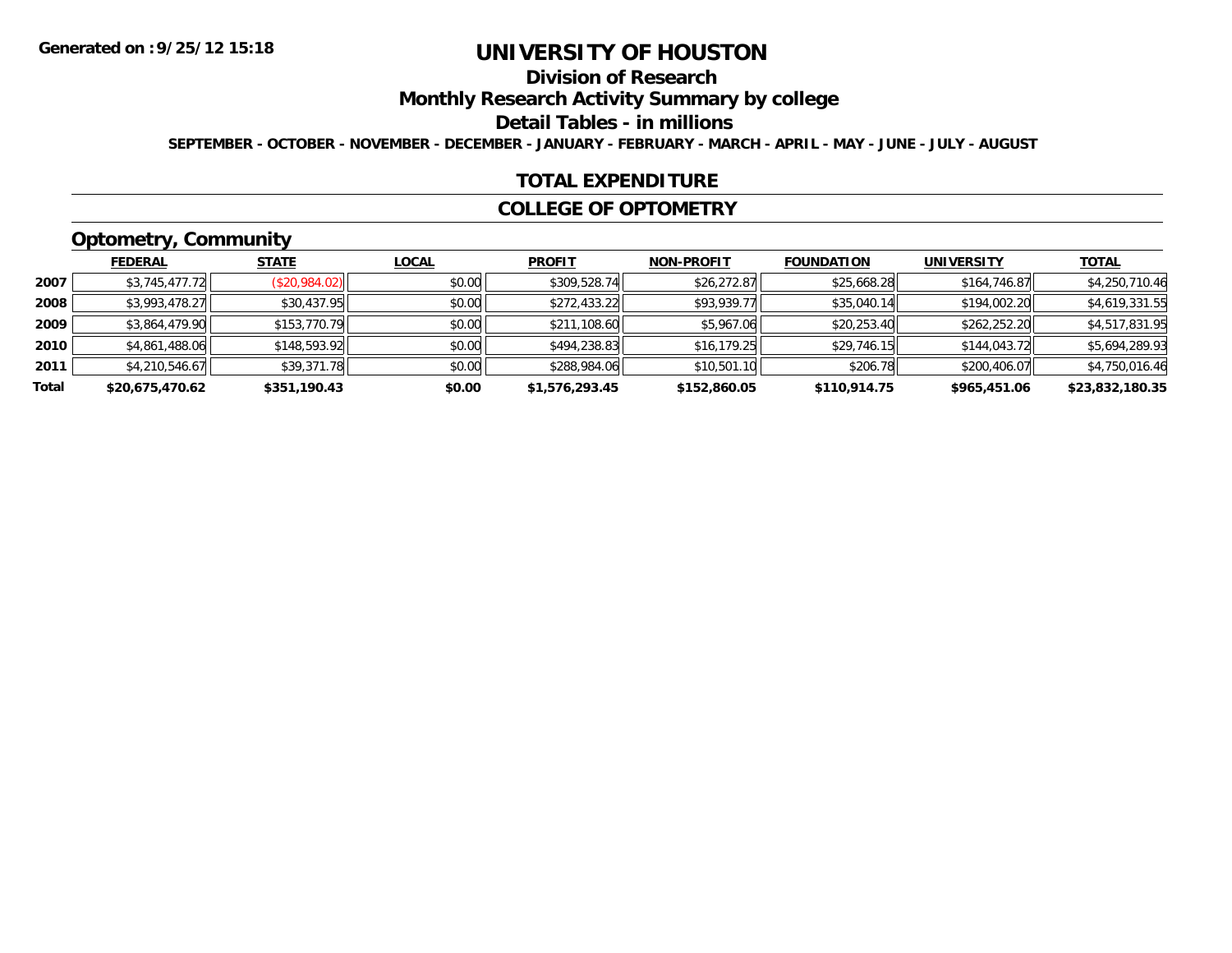Generated on :9/25/12 15:18

# UNIVERSITY OF HOUSTON

## Division of Research

## Monthly Research Activity Summary by college

## Detail Tables - in millions

SEPTEMBER - OCTOBER - NOVEMBER - DECEMBER - JANUARY - FEBRUARY - MARCH - APRIL - MAY - JUNE - JULY - AUGUST

### TOTAL EXPENDITURE

### COLLEGE OF OPTOMETRY

### Optometry, Community

| | FEDERAL | STATE | LOCAL | PROFIT | NON-PROFIT | FOUNDATION | UNIVERSITY | TOTAL |
|---|---|---|---|---|---|---|---|---|
| 2007 | $3,745,477.72 | ($20,984.02) | $0.00 | $309,528.74 | $26,272.87 | $25,668.28 | $164,746.87 | $4,250,710.46 |
| 2008 | $3,993,478.27 | $30,437.95 | $0.00 | $272,433.22 | $93,939.77 | $35,040.14 | $194,002.20 | $4,619,331.55 |
| 2009 | $3,864,479.90 | $153,770.79 | $0.00 | $211,108.60 | $5,967.06 | $20,253.40 | $262,252.20 | $4,517,831.95 |
| 2010 | $4,861,488.06 | $148,593.92 | $0.00 | $494,238.83 | $16,179.25 | $29,746.15 | $144,043.72 | $5,694,289.93 |
| 2011 | $4,210,546.67 | $39,371.78 | $0.00 | $288,984.06 | $10,501.10 | $206.78 | $200,406.07 | $4,750,016.46 |
| **Total** | **$20,675,470.62** | **$351,190.43** | **$0.00** | **$1,576,293.45** | **$152,860.05** | **$110,914.75** | **$965,451.06** | **$23,832,180.35** |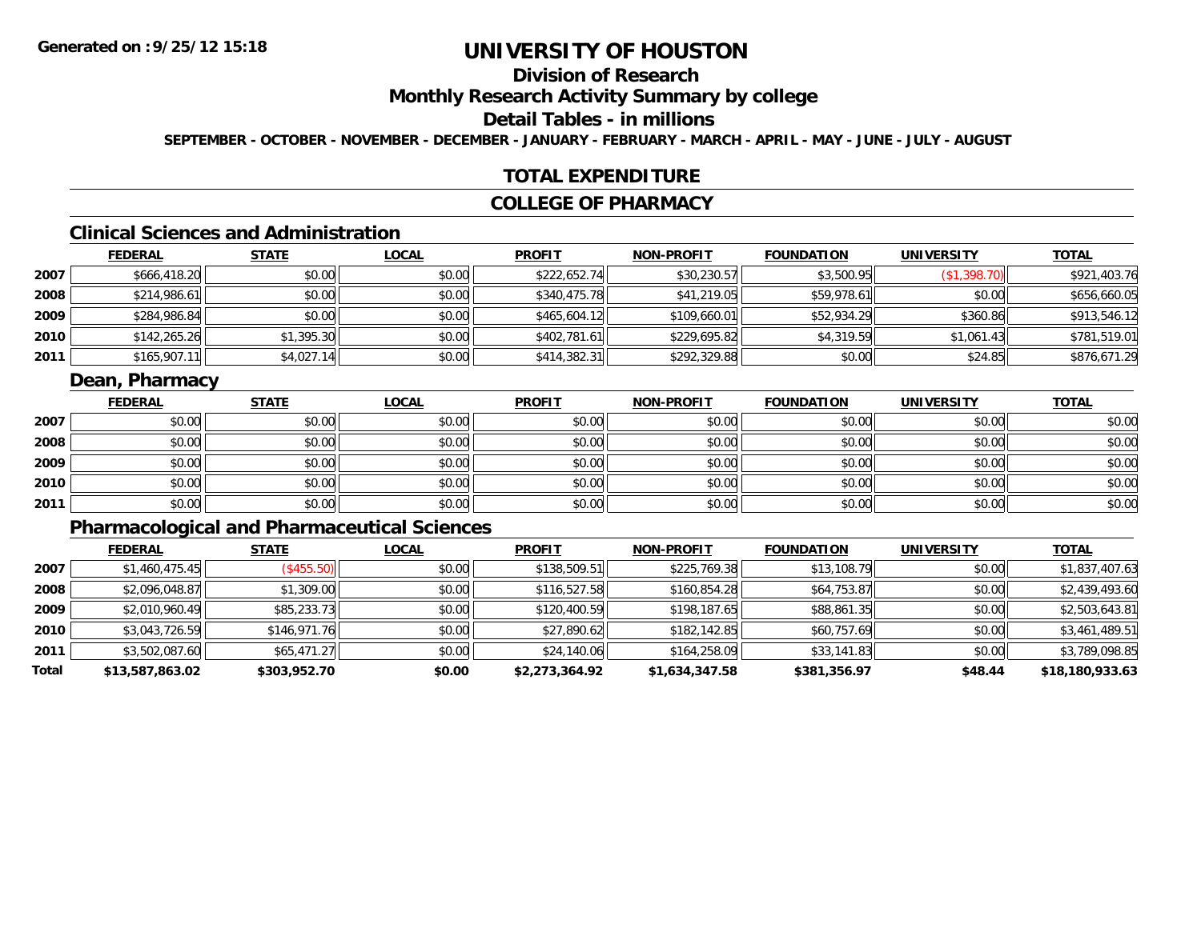# UNIVERSITY OF HOUSTON

## Division of Research

## Monthly Research Activity Summary by college

## Detail Tables - in millions

**Generated on :9/25/12 15:18**

SEPTEMBER - OCTOBER - NOVEMBER - DECEMBER - JANUARY - FEBRUARY - MARCH - APRIL - MAY - JUNE - JULY - AUGUST

## TOTAL EXPENDITURE

## COLLEGE OF PHARMACY

### Clinical Sciences and Administration

| | FEDERAL | STATE | LOCAL | PROFIT | NON-PROFIT | FOUNDATION | UNIVERSITY | TOTAL |
|---|---|---|---|---|---|---|---|---|
| 2007 | $666,418.20 | $0.00 | $0.00 | $222,652.74 | $30,230.57 | $3,500.95 | ($1,398.70) | $921,403.76 |
| 2008 | $214,986.61 | $0.00 | $0.00 | $340,475.78 | $41,219.05 | $59,978.61 | $0.00 | $656,660.05 |
| 2009 | $284,986.84 | $0.00 | $0.00 | $465,604.12 | $109,660.01 | $52,934.29 | $360.86 | $913,546.12 |
| 2010 | $142,265.26 | $1,395.30 | $0.00 | $402,781.61 | $229,695.82 | $4,319.59 | $1,061.43 | $781,519.01 |
| 2011 | $165,907.11 | $4,027.14 | $0.00 | $414,382.31 | $292,329.88 | $0.00 | $24.85 | $876,671.29 |

### Dean, Pharmacy

| | FEDERAL | STATE | LOCAL | PROFIT | NON-PROFIT | FOUNDATION | UNIVERSITY | TOTAL |
|---|---|---|---|---|---|---|---|---|
| 2007 | $0.00 | $0.00 | $0.00 | $0.00 | $0.00 | $0.00 | $0.00 | $0.00 |
| 2008 | $0.00 | $0.00 | $0.00 | $0.00 | $0.00 | $0.00 | $0.00 | $0.00 |
| 2009 | $0.00 | $0.00 | $0.00 | $0.00 | $0.00 | $0.00 | $0.00 | $0.00 |
| 2010 | $0.00 | $0.00 | $0.00 | $0.00 | $0.00 | $0.00 | $0.00 | $0.00 |
| 2011 | $0.00 | $0.00 | $0.00 | $0.00 | $0.00 | $0.00 | $0.00 | $0.00 |

### Pharmacological and Pharmaceutical Sciences

| | FEDERAL | STATE | LOCAL | PROFIT | NON-PROFIT | FOUNDATION | UNIVERSITY | TOTAL |
|---|---|---|---|---|---|---|---|---|
| 2007 | $1,460,475.45 | ($455.50) | $0.00 | $138,509.51 | $225,769.38 | $13,108.79 | $0.00 | $1,837,407.63 |
| 2008 | $2,096,048.87 | $1,309.00 | $0.00 | $116,527.58 | $160,854.28 | $64,753.87 | $0.00 | $2,439,493.60 |
| 2009 | $2,010,960.49 | $85,233.73 | $0.00 | $120,400.59 | $198,187.65 | $88,861.35 | $0.00 | $2,503,643.81 |
| 2010 | $3,043,726.59 | $146,971.76 | $0.00 | $27,890.62 | $182,142.85 | $60,757.69 | $0.00 | $3,461,489.51 |
| 2011 | $3,502,087.60 | $65,471.27 | $0.00 | $24,140.06 | $164,258.09 | $33,141.83 | $0.00 | $3,789,098.85 |
| **Total** | **$13,587,863.02** | **$303,952.70** | **$0.00** | **$2,273,364.92** | **$1,634,347.58** | **$381,356.97** | **$48.44** | **$18,180,933.63** |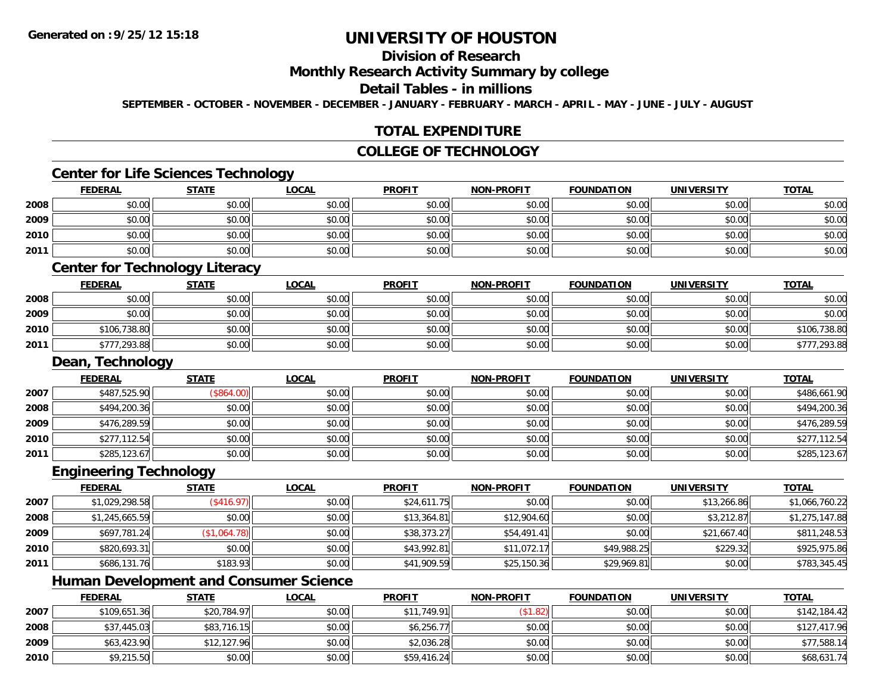**Generated on :9/25/12 15:18**

# UNIVERSITY OF HOUSTON

## Division of Research

## Monthly Research Activity Summary by college

## Detail Tables - in millions

**SEPTEMBER - OCTOBER - NOVEMBER - DECEMBER - JANUARY - FEBRUARY - MARCH - APRIL - MAY - JUNE - JULY - AUGUST**

## TOTAL EXPENDITURE

## COLLEGE OF TECHNOLOGY

### Center for Life Sciences Technology

| | FEDERAL | STATE | LOCAL | PROFIT | NON-PROFIT | FOUNDATION | UNIVERSITY | TOTAL |
|---|---|---|---|---|---|---|---|---|
| 2008 | $0.00 | $0.00 | $0.00 | $0.00 | $0.00 | $0.00 | $0.00 | $0.00 |
| 2009 | $0.00 | $0.00 | $0.00 | $0.00 | $0.00 | $0.00 | $0.00 | $0.00 |
| 2010 | $0.00 | $0.00 | $0.00 | $0.00 | $0.00 | $0.00 | $0.00 | $0.00 |
| 2011 | $0.00 | $0.00 | $0.00 | $0.00 | $0.00 | $0.00 | $0.00 | $0.00 |

### Center for Technology Literacy

| | FEDERAL | STATE | LOCAL | PROFIT | NON-PROFIT | FOUNDATION | UNIVERSITY | TOTAL |
|---|---|---|---|---|---|---|---|---|
| 2008 | $0.00 | $0.00 | $0.00 | $0.00 | $0.00 | $0.00 | $0.00 | $0.00 |
| 2009 | $0.00 | $0.00 | $0.00 | $0.00 | $0.00 | $0.00 | $0.00 | $0.00 |
| 2010 | $106,738.80 | $0.00 | $0.00 | $0.00 | $0.00 | $0.00 | $0.00 | $106,738.80 |
| 2011 | $777,293.88 | $0.00 | $0.00 | $0.00 | $0.00 | $0.00 | $0.00 | $777,293.88 |

### Dean, Technology

| | FEDERAL | STATE | LOCAL | PROFIT | NON-PROFIT | FOUNDATION | UNIVERSITY | TOTAL |
|---|---|---|---|---|---|---|---|---|
| 2007 | $487,525.90 | ($864.00) | $0.00 | $0.00 | $0.00 | $0.00 | $0.00 | $486,661.90 |
| 2008 | $494,200.36 | $0.00 | $0.00 | $0.00 | $0.00 | $0.00 | $0.00 | $494,200.36 |
| 2009 | $476,289.59 | $0.00 | $0.00 | $0.00 | $0.00 | $0.00 | $0.00 | $476,289.59 |
| 2010 | $277,112.54 | $0.00 | $0.00 | $0.00 | $0.00 | $0.00 | $0.00 | $277,112.54 |
| 2011 | $285,123.67 | $0.00 | $0.00 | $0.00 | $0.00 | $0.00 | $0.00 | $285,123.67 |

### Engineering Technology

| | FEDERAL | STATE | LOCAL | PROFIT | NON-PROFIT | FOUNDATION | UNIVERSITY | TOTAL |
|---|---|---|---|---|---|---|---|---|
| 2007 | $1,029,298.58 | ($416.97) | $0.00 | $24,611.75 | $0.00 | $0.00 | $13,266.86 | $1,066,760.22 |
| 2008 | $1,245,665.59 | $0.00 | $0.00 | $13,364.81 | $12,904.60 | $0.00 | $3,212.87 | $1,275,147.88 |
| 2009 | $697,781.24 | ($1,064.78) | $0.00 | $38,373.27 | $54,491.41 | $0.00 | $21,667.40 | $811,248.53 |
| 2010 | $820,693.31 | $0.00 | $0.00 | $43,992.81 | $11,072.17 | $49,988.25 | $229.32 | $925,975.86 |
| 2011 | $686,131.76 | $183.93 | $0.00 | $41,909.59 | $25,150.36 | $29,969.81 | $0.00 | $783,345.45 |

### Human Development and Consumer Science

| | FEDERAL | STATE | LOCAL | PROFIT | NON-PROFIT | FOUNDATION | UNIVERSITY | TOTAL |
|---|---|---|---|---|---|---|---|---|
| 2007 | $109,651.36 | $20,784.97 | $0.00 | $11,749.91 | ($1.82) | $0.00 | $0.00 | $142,184.42 |
| 2008 | $37,445.03 | $83,716.15 | $0.00 | $6,256.77 | $0.00 | $0.00 | $0.00 | $127,417.96 |
| 2009 | $63,423.90 | $12,127.96 | $0.00 | $2,036.28 | $0.00 | $0.00 | $0.00 | $77,588.14 |
| 2010 | $9,215.50 | $0.00 | $0.00 | $59,416.24 | $0.00 | $0.00 | $0.00 | $68,631.74 |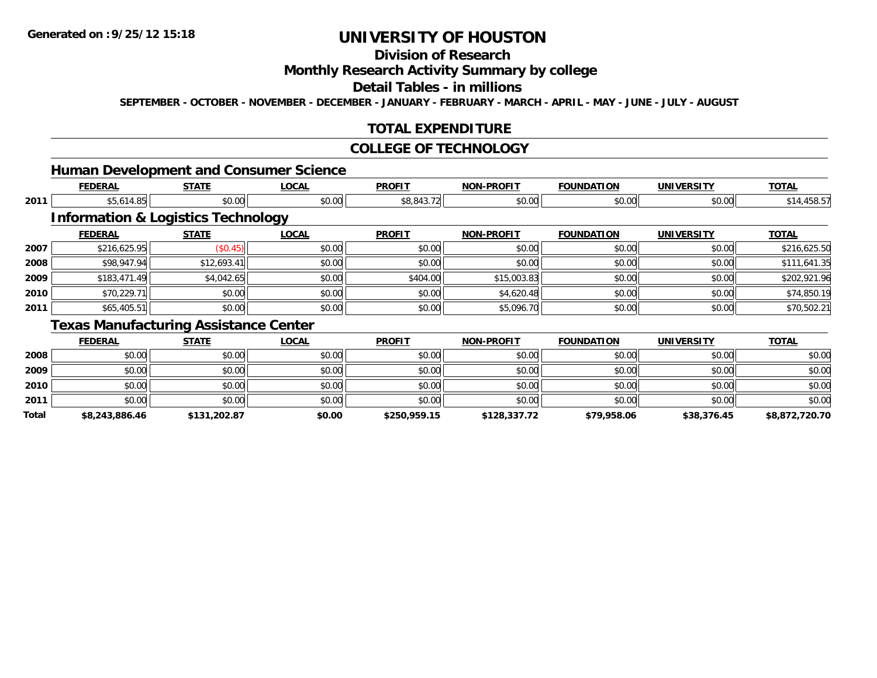**Generated on :9/25/12 15:18**

# UNIVERSITY OF HOUSTON

## Division of Research

## Monthly Research Activity Summary by college

## Detail Tables - in millions

**SEPTEMBER - OCTOBER - NOVEMBER - DECEMBER - JANUARY - FEBRUARY - MARCH - APRIL - MAY - JUNE - JULY - AUGUST**

## TOTAL EXPENDITURE

## COLLEGE OF TECHNOLOGY

### Human Development and Consumer Science

| | FEDERAL | STATE | LOCAL | PROFIT | NON-PROFIT | FOUNDATION | UNIVERSITY | TOTAL |
|---|---|---|---|---|---|---|---|---|
| 2011 | $5,614.85 | $0.00 | $0.00 | $8,843.72 | $0.00 | $0.00 | $0.00 | $14,458.57 |

### Information & Logistics Technology

| | FEDERAL | STATE | LOCAL | PROFIT | NON-PROFIT | FOUNDATION | UNIVERSITY | TOTAL |
|---|---|---|---|---|---|---|---|---|
| 2007 | $216,625.95 | ($0.45) | $0.00 | $0.00 | $0.00 | $0.00 | $0.00 | $216,625.50 |
| 2008 | $98,947.94 | $12,693.41 | $0.00 | $0.00 | $0.00 | $0.00 | $0.00 | $111,641.35 |
| 2009 | $183,471.49 | $4,042.65 | $0.00 | $404.00 | $15,003.83 | $0.00 | $0.00 | $202,921.96 |
| 2010 | $70,229.71 | $0.00 | $0.00 | $0.00 | $4,620.48 | $0.00 | $0.00 | $74,850.19 |
| 2011 | $65,405.51 | $0.00 | $0.00 | $0.00 | $5,096.70 | $0.00 | $0.00 | $70,502.21 |

### Texas Manufacturing Assistance Center

| | FEDERAL | STATE | LOCAL | PROFIT | NON-PROFIT | FOUNDATION | UNIVERSITY | TOTAL |
|---|---|---|---|---|---|---|---|---|
| 2008 | $0.00 | $0.00 | $0.00 | $0.00 | $0.00 | $0.00 | $0.00 | $0.00 |
| 2009 | $0.00 | $0.00 | $0.00 | $0.00 | $0.00 | $0.00 | $0.00 | $0.00 |
| 2010 | $0.00 | $0.00 | $0.00 | $0.00 | $0.00 | $0.00 | $0.00 | $0.00 |
| 2011 | $0.00 | $0.00 | $0.00 | $0.00 | $0.00 | $0.00 | $0.00 | $0.00 |
| **Total** | **$8,243,886.46** | **$131,202.87** | **$0.00** | **$250,959.15** | **$128,337.72** | **$79,958.06** | **$38,376.45** | **$8,872,720.70** |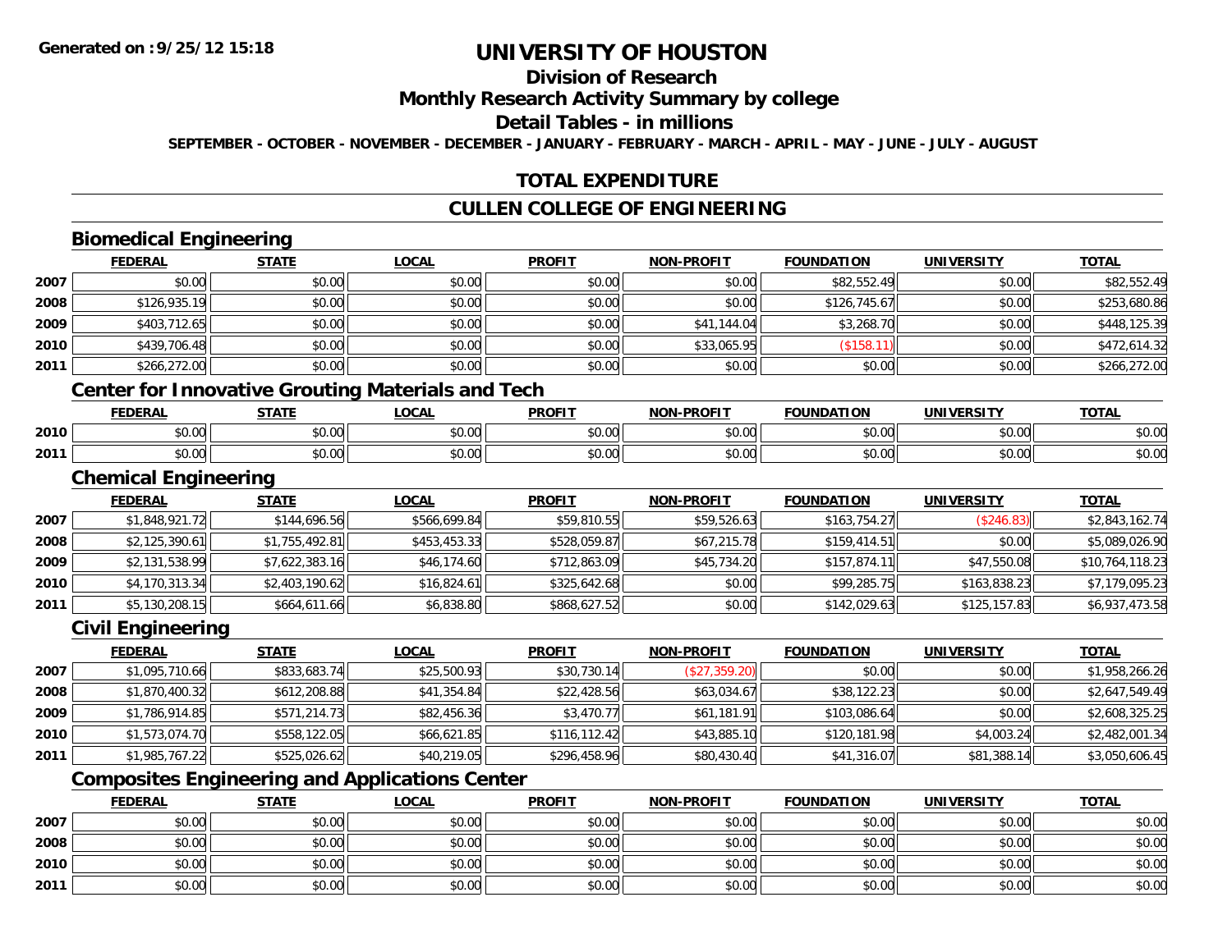# UNIVERSITY OF HOUSTON

## Division of Research

## Monthly Research Activity Summary by college

## Detail Tables - in millions

**SEPTEMBER - OCTOBER - NOVEMBER - DECEMBER - JANUARY - FEBRUARY - MARCH - APRIL - MAY - JUNE - JULY - AUGUST**

Generated on :9/25/12 15:18

## TOTAL EXPENDITURE

## CULLEN COLLEGE OF ENGINEERING

### Biomedical Engineering

| | FEDERAL | STATE | LOCAL | PROFIT | NON-PROFIT | FOUNDATION | UNIVERSITY | TOTAL |
|---|---|---|---|---|---|---|---|---|
| 2007 | $0.00 | $0.00 | $0.00 | $0.00 | $0.00 | $82,552.49 | $0.00 | $82,552.49 |
| 2008 | $126,935.19 | $0.00 | $0.00 | $0.00 | $0.00 | $126,745.67 | $0.00 | $253,680.86 |
| 2009 | $403,712.65 | $0.00 | $0.00 | $0.00 | $41,144.04 | $3,268.70 | $0.00 | $448,125.39 |
| 2010 | $439,706.48 | $0.00 | $0.00 | $0.00 | $33,065.95 | ($158.11) | $0.00 | $472,614.32 |
| 2011 | $266,272.00 | $0.00 | $0.00 | $0.00 | $0.00 | $0.00 | $0.00 | $266,272.00 |

### Center for Innovative Grouting Materials and Tech

| | FEDERAL | STATE | LOCAL | PROFIT | NON-PROFIT | FOUNDATION | UNIVERSITY | TOTAL |
|---|---|---|---|---|---|---|---|---|
| 2010 | $0.00 | $0.00 | $0.00 | $0.00 | $0.00 | $0.00 | $0.00 | $0.00 |
| 2011 | $0.00 | $0.00 | $0.00 | $0.00 | $0.00 | $0.00 | $0.00 | $0.00 |

### Chemical Engineering

| | FEDERAL | STATE | LOCAL | PROFIT | NON-PROFIT | FOUNDATION | UNIVERSITY | TOTAL |
|---|---|---|---|---|---|---|---|---|
| 2007 | $1,848,921.72 | $144,696.56 | $566,699.84 | $59,810.55 | $59,526.63 | $163,754.27 | ($246.83) | $2,843,162.74 |
| 2008 | $2,125,390.61 | $1,755,492.81 | $453,453.33 | $528,059.87 | $67,215.78 | $159,414.51 | $0.00 | $5,089,026.90 |
| 2009 | $2,131,538.99 | $7,622,383.16 | $46,174.60 | $712,863.09 | $45,734.20 | $157,874.11 | $47,550.08 | $10,764,118.23 |
| 2010 | $4,170,313.34 | $2,403,190.62 | $16,824.61 | $325,642.68 | $0.00 | $99,285.75 | $163,838.23 | $7,179,095.23 |
| 2011 | $5,130,208.15 | $664,611.66 | $6,838.80 | $868,627.52 | $0.00 | $142,029.63 | $125,157.83 | $6,937,473.58 |

### Civil Engineering

| | FEDERAL | STATE | LOCAL | PROFIT | NON-PROFIT | FOUNDATION | UNIVERSITY | TOTAL |
|---|---|---|---|---|---|---|---|---|
| 2007 | $1,095,710.66 | $833,683.74 | $25,500.93 | $30,730.14 | ($27,359.20) | $0.00 | $0.00 | $1,958,266.26 |
| 2008 | $1,870,400.32 | $612,208.88 | $41,354.84 | $22,428.56 | $63,034.67 | $38,122.23 | $0.00 | $2,647,549.49 |
| 2009 | $1,786,914.85 | $571,214.73 | $82,456.36 | $3,470.77 | $61,181.91 | $103,086.64 | $0.00 | $2,608,325.25 |
| 2010 | $1,573,074.70 | $558,122.05 | $66,621.85 | $116,112.42 | $43,885.10 | $120,181.98 | $4,003.24 | $2,482,001.34 |
| 2011 | $1,985,767.22 | $525,026.62 | $40,219.05 | $296,458.96 | $80,430.40 | $41,316.07 | $81,388.14 | $3,050,606.45 |

### Composites Engineering and Applications Center

| | FEDERAL | STATE | LOCAL | PROFIT | NON-PROFIT | FOUNDATION | UNIVERSITY | TOTAL |
|---|---|---|---|---|---|---|---|---|
| 2007 | $0.00 | $0.00 | $0.00 | $0.00 | $0.00 | $0.00 | $0.00 | $0.00 |
| 2008 | $0.00 | $0.00 | $0.00 | $0.00 | $0.00 | $0.00 | $0.00 | $0.00 |
| 2010 | $0.00 | $0.00 | $0.00 | $0.00 | $0.00 | $0.00 | $0.00 | $0.00 |
| 2011 | $0.00 | $0.00 | $0.00 | $0.00 | $0.00 | $0.00 | $0.00 | $0.00 |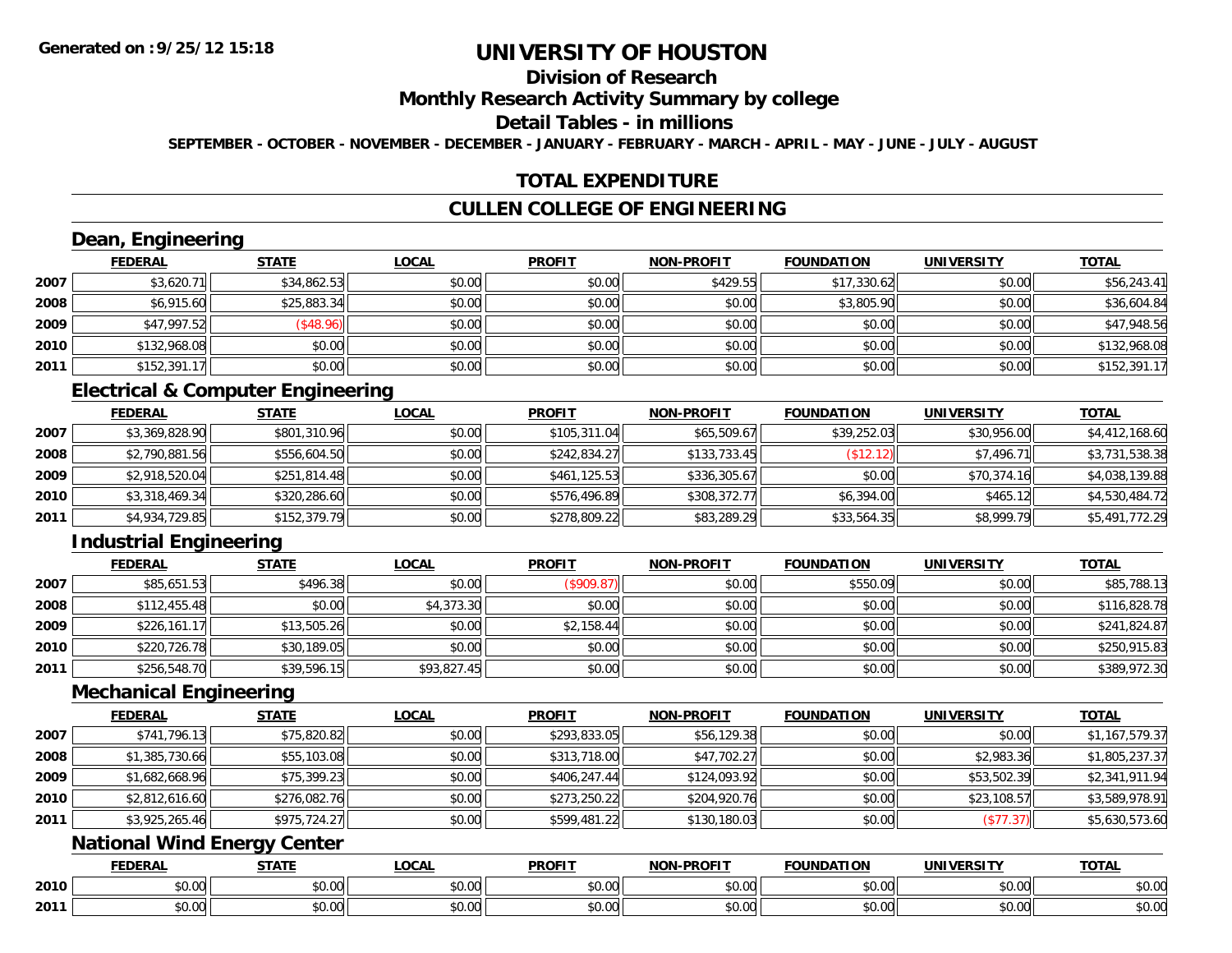# UNIVERSITY OF HOUSTON

## Division of Research

## Monthly Research Activity Summary by college

## Detail Tables - in millions

**SEPTEMBER - OCTOBER - NOVEMBER - DECEMBER - JANUARY - FEBRUARY - MARCH - APRIL - MAY - JUNE - JULY - AUGUST**

**Generated on : 9/25/12 15:18**

## TOTAL EXPENDITURE

## CULLEN COLLEGE OF ENGINEERING

### Dean, Engineering

| | FEDERAL | STATE | LOCAL | PROFIT | NON-PROFIT | FOUNDATION | UNIVERSITY | TOTAL |
|---|---|---|---|---|---|---|---|---|
| 2007 | $3,620.71 | $34,862.53 | $0.00 | $0.00 | $429.55 | $17,330.62 | $0.00 | $56,243.41 |
| 2008 | $6,915.60 | $25,883.34 | $0.00 | $0.00 | $0.00 | $3,805.90 | $0.00 | $36,604.84 |
| 2009 | $47,997.52 | ($48.96) | $0.00 | $0.00 | $0.00 | $0.00 | $0.00 | $47,948.56 |
| 2010 | $132,968.08 | $0.00 | $0.00 | $0.00 | $0.00 | $0.00 | $0.00 | $132,968.08 |
| 2011 | $152,391.17 | $0.00 | $0.00 | $0.00 | $0.00 | $0.00 | $0.00 | $152,391.17 |

### Electrical & Computer Engineering

| | FEDERAL | STATE | LOCAL | PROFIT | NON-PROFIT | FOUNDATION | UNIVERSITY | TOTAL |
|---|---|---|---|---|---|---|---|---|
| 2007 | $3,369,828.90 | $801,310.96 | $0.00 | $105,311.04 | $65,509.67 | $39,252.03 | $30,956.00 | $4,412,168.60 |
| 2008 | $2,790,881.56 | $556,604.50 | $0.00 | $242,834.27 | $133,733.45 | ($12.12) | $7,496.71 | $3,731,538.38 |
| 2009 | $2,918,520.04 | $251,814.48 | $0.00 | $461,125.53 | $336,305.67 | $0.00 | $70,374.16 | $4,038,139.88 |
| 2010 | $3,318,469.34 | $320,286.60 | $0.00 | $576,496.89 | $308,372.77 | $6,394.00 | $465.12 | $4,530,484.72 |
| 2011 | $4,934,729.85 | $152,379.79 | $0.00 | $278,809.22 | $83,289.29 | $33,564.35 | $8,999.79 | $5,491,772.29 |

### Industrial Engineering

| | FEDERAL | STATE | LOCAL | PROFIT | NON-PROFIT | FOUNDATION | UNIVERSITY | TOTAL |
|---|---|---|---|---|---|---|---|---|
| 2007 | $85,651.53 | $496.38 | $0.00 | ($909.87) | $0.00 | $550.09 | $0.00 | $85,788.13 |
| 2008 | $112,455.48 | $0.00 | $4,373.30 | $0.00 | $0.00 | $0.00 | $0.00 | $116,828.78 |
| 2009 | $226,161.17 | $13,505.26 | $0.00 | $2,158.44 | $0.00 | $0.00 | $0.00 | $241,824.87 |
| 2010 | $220,726.78 | $30,189.05 | $0.00 | $0.00 | $0.00 | $0.00 | $0.00 | $250,915.83 |
| 2011 | $256,548.70 | $39,596.15 | $93,827.45 | $0.00 | $0.00 | $0.00 | $0.00 | $389,972.30 |

### Mechanical Engineering

| | FEDERAL | STATE | LOCAL | PROFIT | NON-PROFIT | FOUNDATION | UNIVERSITY | TOTAL |
|---|---|---|---|---|---|---|---|---|
| 2007 | $741,796.13 | $75,820.82 | $0.00 | $293,833.05 | $56,129.38 | $0.00 | $0.00 | $1,167,579.37 |
| 2008 | $1,385,730.66 | $55,103.08 | $0.00 | $313,718.00 | $47,702.27 | $0.00 | $2,983.36 | $1,805,237.37 |
| 2009 | $1,682,668.96 | $75,399.23 | $0.00 | $406,247.44 | $124,093.92 | $0.00 | $53,502.39 | $2,341,911.94 |
| 2010 | $2,812,616.60 | $276,082.76 | $0.00 | $273,250.22 | $204,920.76 | $0.00 | $23,108.57 | $3,589,978.91 |
| 2011 | $3,925,265.46 | $975,724.27 | $0.00 | $599,481.22 | $130,180.03 | $0.00 | ($77.37) | $5,630,573.60 |

### National Wind Energy Center

| | FEDERAL | STATE | LOCAL | PROFIT | NON-PROFIT | FOUNDATION | UNIVERSITY | TOTAL |
|---|---|---|---|---|---|---|---|---|
| 2010 | $0.00 | $0.00 | $0.00 | $0.00 | $0.00 | $0.00 | $0.00 | $0.00 |
| 2011 | $0.00 | $0.00 | $0.00 | $0.00 | $0.00 | $0.00 | $0.00 | $0.00 |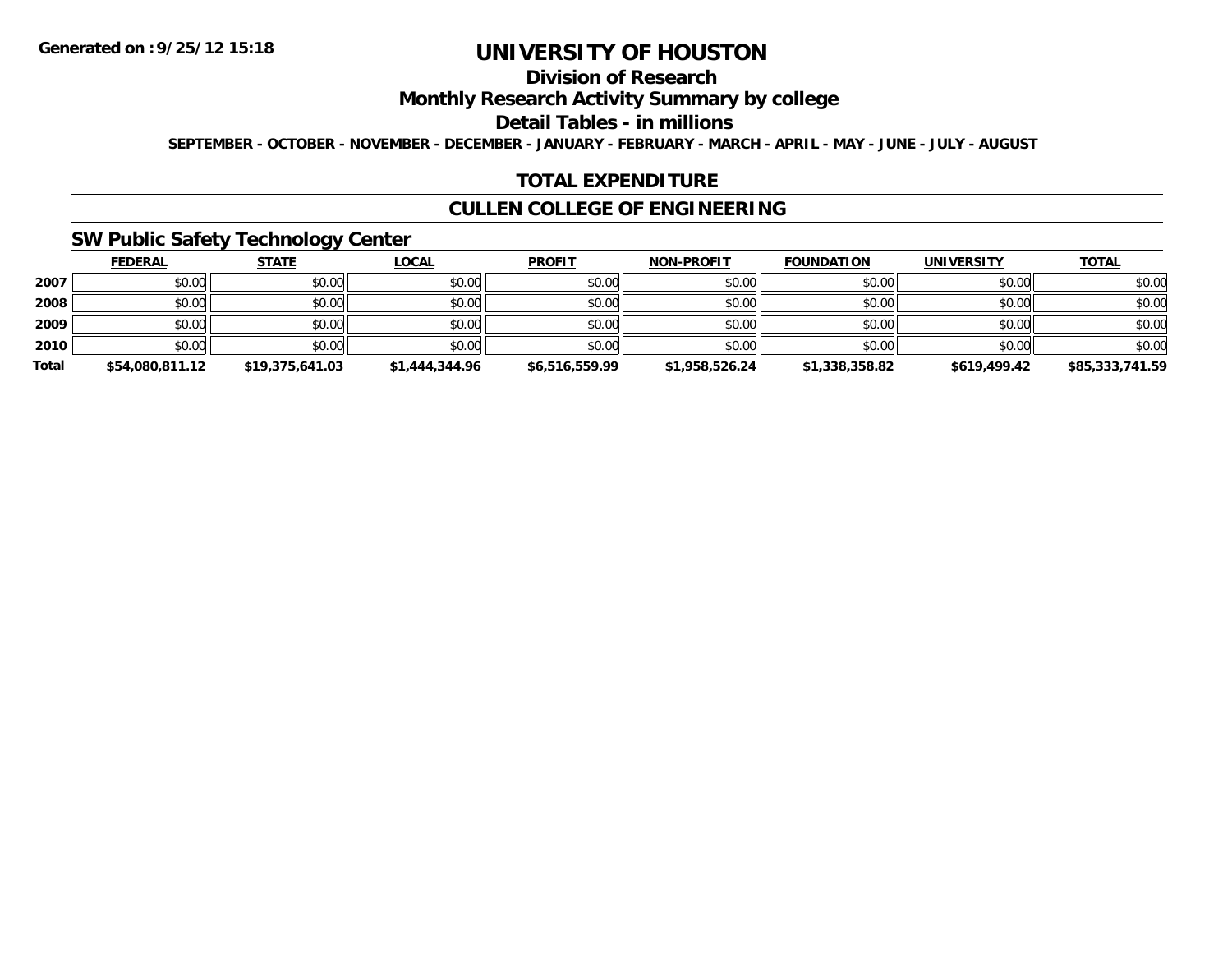**Generated on :9/25/12 15:18**

# UNIVERSITY OF HOUSTON

## Division of Research

## Monthly Research Activity Summary by college

## Detail Tables - in millions

**SEPTEMBER - OCTOBER - NOVEMBER - DECEMBER - JANUARY - FEBRUARY - MARCH - APRIL - MAY - JUNE - JULY - AUGUST**

## TOTAL EXPENDITURE

## CULLEN COLLEGE OF ENGINEERING

### SW Public Safety Technology Center

| | FEDERAL | STATE | LOCAL | PROFIT | NON-PROFIT | FOUNDATION | UNIVERSITY | TOTAL |
|---|---|---|---|---|---|---|---|---|
| 2007 | $0.00 | $0.00 | $0.00 | $0.00 | $0.00 | $0.00 | $0.00 | $0.00 |
| 2008 | $0.00 | $0.00 | $0.00 | $0.00 | $0.00 | $0.00 | $0.00 | $0.00 |
| 2009 | $0.00 | $0.00 | $0.00 | $0.00 | $0.00 | $0.00 | $0.00 | $0.00 |
| 2010 | $0.00 | $0.00 | $0.00 | $0.00 | $0.00 | $0.00 | $0.00 | $0.00 |
| **Total** | **$54,080,811.12** | **$19,375,641.03** | **$1,444,344.96** | **$6,516,559.99** | **$1,958,526.24** | **$1,338,358.82** | **$619,499.42** | **$85,333,741.59** |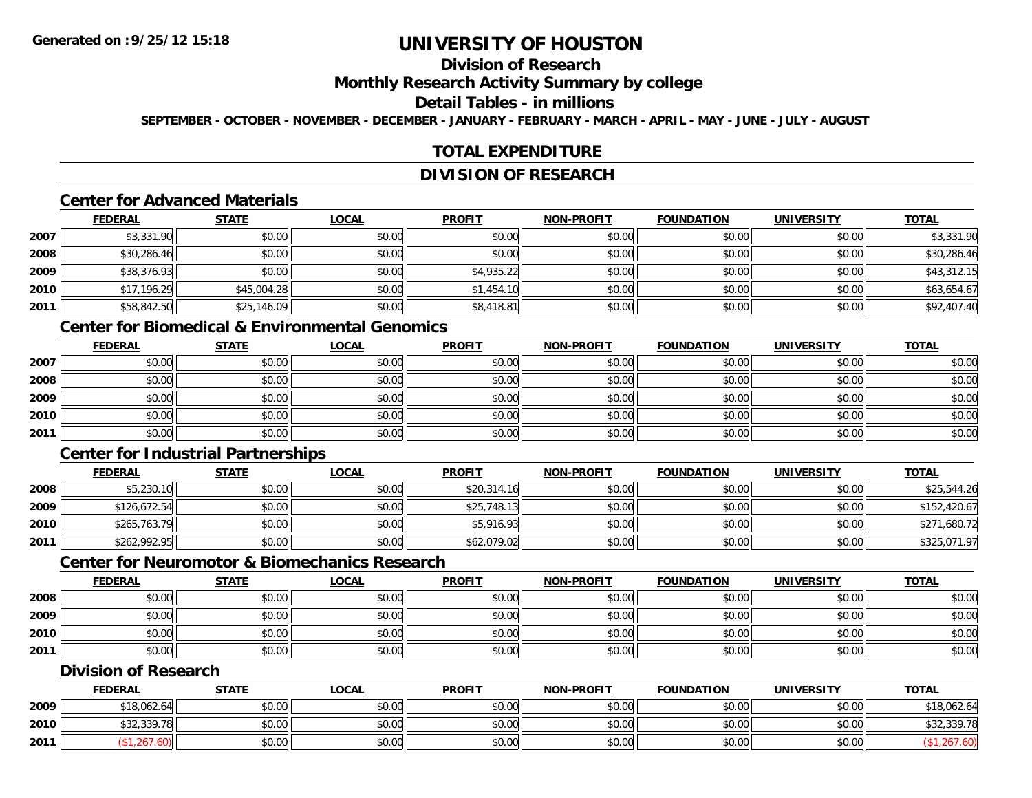# UNIVERSITY OF HOUSTON

## Division of Research

## Monthly Research Activity Summary by college

## Detail Tables - in millions

SEPTEMBER - OCTOBER - NOVEMBER - DECEMBER - JANUARY - FEBRUARY - MARCH - APRIL - MAY - JUNE - JULY - AUGUST

## TOTAL EXPENDITURE

## DIVISION OF RESEARCH

### Center for Advanced Materials

| | FEDERAL | STATE | LOCAL | PROFIT | NON-PROFIT | FOUNDATION | UNIVERSITY | TOTAL |
|---|---|---|---|---|---|---|---|---|
| 2007 | $3,331.90 | $0.00 | $0.00 | $0.00 | $0.00 | $0.00 | $0.00 | $3,331.90 |
| 2008 | $30,286.46 | $0.00 | $0.00 | $0.00 | $0.00 | $0.00 | $0.00 | $30,286.46 |
| 2009 | $38,376.93 | $0.00 | $0.00 | $4,935.22 | $0.00 | $0.00 | $0.00 | $43,312.15 |
| 2010 | $17,196.29 | $45,004.28 | $0.00 | $1,454.10 | $0.00 | $0.00 | $0.00 | $63,654.67 |
| 2011 | $58,842.50 | $25,146.09 | $0.00 | $8,418.81 | $0.00 | $0.00 | $0.00 | $92,407.40 |

### Center for Biomedical & Environmental Genomics

| | FEDERAL | STATE | LOCAL | PROFIT | NON-PROFIT | FOUNDATION | UNIVERSITY | TOTAL |
|---|---|---|---|---|---|---|---|---|
| 2007 | $0.00 | $0.00 | $0.00 | $0.00 | $0.00 | $0.00 | $0.00 | $0.00 |
| 2008 | $0.00 | $0.00 | $0.00 | $0.00 | $0.00 | $0.00 | $0.00 | $0.00 |
| 2009 | $0.00 | $0.00 | $0.00 | $0.00 | $0.00 | $0.00 | $0.00 | $0.00 |
| 2010 | $0.00 | $0.00 | $0.00 | $0.00 | $0.00 | $0.00 | $0.00 | $0.00 |
| 2011 | $0.00 | $0.00 | $0.00 | $0.00 | $0.00 | $0.00 | $0.00 | $0.00 |

### Center for Industrial Partnerships

| | FEDERAL | STATE | LOCAL | PROFIT | NON-PROFIT | FOUNDATION | UNIVERSITY | TOTAL |
|---|---|---|---|---|---|---|---|---|
| 2008 | $5,230.10 | $0.00 | $0.00 | $20,314.16 | $0.00 | $0.00 | $0.00 | $25,544.26 |
| 2009 | $126,672.54 | $0.00 | $0.00 | $25,748.13 | $0.00 | $0.00 | $0.00 | $152,420.67 |
| 2010 | $265,763.79 | $0.00 | $0.00 | $5,916.93 | $0.00 | $0.00 | $0.00 | $271,680.72 |
| 2011 | $262,992.95 | $0.00 | $0.00 | $62,079.02 | $0.00 | $0.00 | $0.00 | $325,071.97 |

### Center for Neuromotor & Biomechanics Research

| | FEDERAL | STATE | LOCAL | PROFIT | NON-PROFIT | FOUNDATION | UNIVERSITY | TOTAL |
|---|---|---|---|---|---|---|---|---|
| 2008 | $0.00 | $0.00 | $0.00 | $0.00 | $0.00 | $0.00 | $0.00 | $0.00 |
| 2009 | $0.00 | $0.00 | $0.00 | $0.00 | $0.00 | $0.00 | $0.00 | $0.00 |
| 2010 | $0.00 | $0.00 | $0.00 | $0.00 | $0.00 | $0.00 | $0.00 | $0.00 |
| 2011 | $0.00 | $0.00 | $0.00 | $0.00 | $0.00 | $0.00 | $0.00 | $0.00 |

### Division of Research

| | FEDERAL | STATE | LOCAL | PROFIT | NON-PROFIT | FOUNDATION | UNIVERSITY | TOTAL |
|---|---|---|---|---|---|---|---|---|
| 2009 | $18,062.64 | $0.00 | $0.00 | $0.00 | $0.00 | $0.00 | $0.00 | $18,062.64 |
| 2010 | $32,339.78 | $0.00 | $0.00 | $0.00 | $0.00 | $0.00 | $0.00 | $32,339.78 |
| 2011 | ($1,267.60) | $0.00 | $0.00 | $0.00 | $0.00 | $0.00 | $0.00 | ($1,267.60) |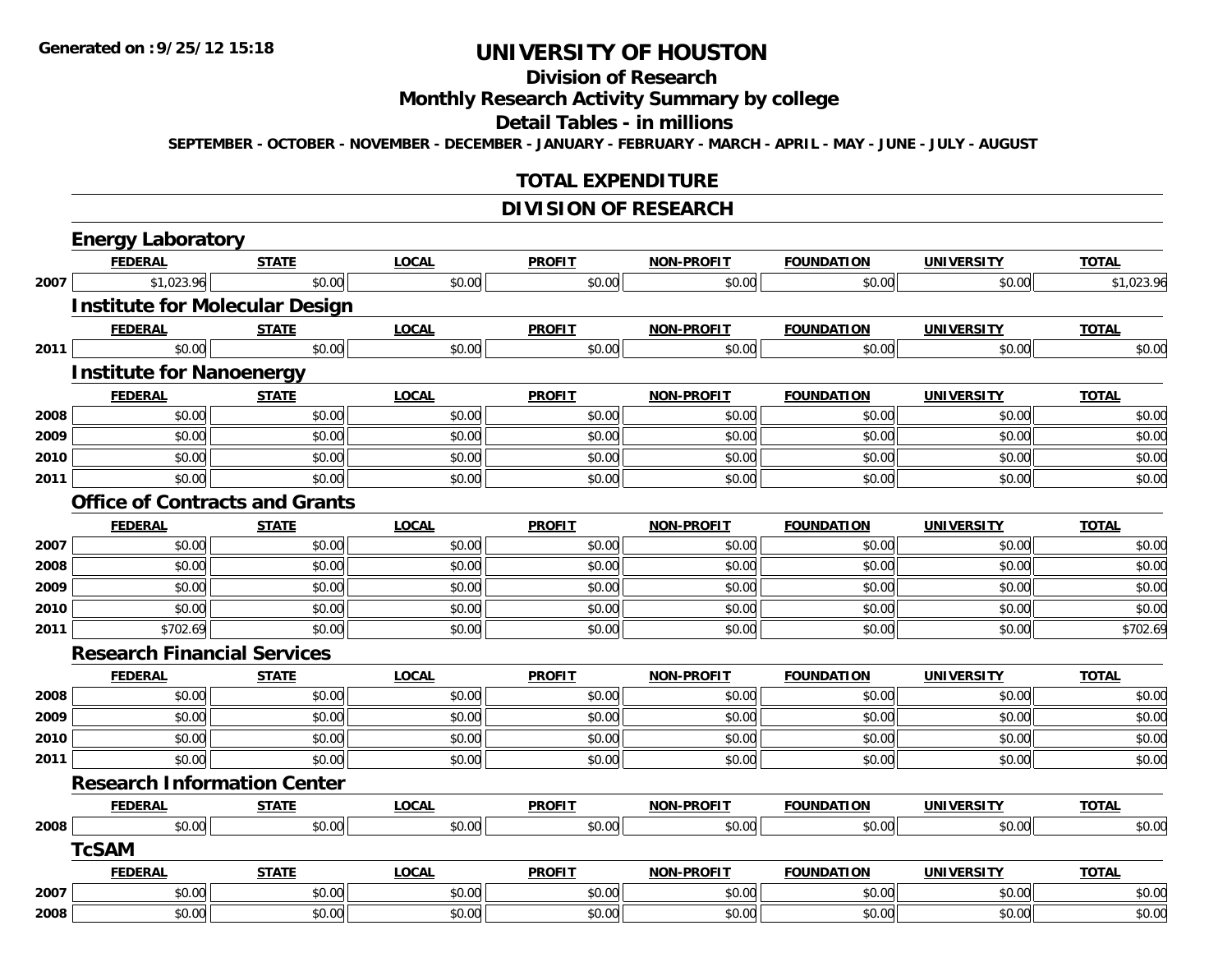**Generated on :9/25/12 15:18**

# UNIVERSITY OF HOUSTON

## Division of Research

## Monthly Research Activity Summary by college

## Detail Tables - in millions

SEPTEMBER - OCTOBER - NOVEMBER - DECEMBER - JANUARY - FEBRUARY - MARCH - APRIL - MAY - JUNE - JULY - AUGUST

## TOTAL EXPENDITURE

## DIVISION OF RESEARCH

### Energy Laboratory

| | FEDERAL | STATE | LOCAL | PROFIT | NON-PROFIT | FOUNDATION | UNIVERSITY | TOTAL |
|---|---|---|---|---|---|---|---|---|
| 2007 | $1,023.96 | $0.00 | $0.00 | $0.00 | $0.00 | $0.00 | $0.00 | $1,023.96 |

### Institute for Molecular Design

| | FEDERAL | STATE | LOCAL | PROFIT | NON-PROFIT | FOUNDATION | UNIVERSITY | TOTAL |
|---|---|---|---|---|---|---|---|---|
| 2011 | $0.00 | $0.00 | $0.00 | $0.00 | $0.00 | $0.00 | $0.00 | $0.00 |

### Institute for Nanoenergy

| | FEDERAL | STATE | LOCAL | PROFIT | NON-PROFIT | FOUNDATION | UNIVERSITY | TOTAL |
|---|---|---|---|---|---|---|---|---|
| 2008 | $0.00 | $0.00 | $0.00 | $0.00 | $0.00 | $0.00 | $0.00 | $0.00 |
| 2009 | $0.00 | $0.00 | $0.00 | $0.00 | $0.00 | $0.00 | $0.00 | $0.00 |
| 2010 | $0.00 | $0.00 | $0.00 | $0.00 | $0.00 | $0.00 | $0.00 | $0.00 |
| 2011 | $0.00 | $0.00 | $0.00 | $0.00 | $0.00 | $0.00 | $0.00 | $0.00 |

### Office of Contracts and Grants

| | FEDERAL | STATE | LOCAL | PROFIT | NON-PROFIT | FOUNDATION | UNIVERSITY | TOTAL |
|---|---|---|---|---|---|---|---|---|
| 2007 | $0.00 | $0.00 | $0.00 | $0.00 | $0.00 | $0.00 | $0.00 | $0.00 |
| 2008 | $0.00 | $0.00 | $0.00 | $0.00 | $0.00 | $0.00 | $0.00 | $0.00 |
| 2009 | $0.00 | $0.00 | $0.00 | $0.00 | $0.00 | $0.00 | $0.00 | $0.00 |
| 2010 | $0.00 | $0.00 | $0.00 | $0.00 | $0.00 | $0.00 | $0.00 | $0.00 |
| 2011 | $702.69 | $0.00 | $0.00 | $0.00 | $0.00 | $0.00 | $0.00 | $702.69 |

### Research Financial Services

| | FEDERAL | STATE | LOCAL | PROFIT | NON-PROFIT | FOUNDATION | UNIVERSITY | TOTAL |
|---|---|---|---|---|---|---|---|---|
| 2008 | $0.00 | $0.00 | $0.00 | $0.00 | $0.00 | $0.00 | $0.00 | $0.00 |
| 2009 | $0.00 | $0.00 | $0.00 | $0.00 | $0.00 | $0.00 | $0.00 | $0.00 |
| 2010 | $0.00 | $0.00 | $0.00 | $0.00 | $0.00 | $0.00 | $0.00 | $0.00 |
| 2011 | $0.00 | $0.00 | $0.00 | $0.00 | $0.00 | $0.00 | $0.00 | $0.00 |

### Research Information Center

| | FEDERAL | STATE | LOCAL | PROFIT | NON-PROFIT | FOUNDATION | UNIVERSITY | TOTAL |
|---|---|---|---|---|---|---|---|---|
| 2008 | $0.00 | $0.00 | $0.00 | $0.00 | $0.00 | $0.00 | $0.00 | $0.00 |

### TcSAM

| | FEDERAL | STATE | LOCAL | PROFIT | NON-PROFIT | FOUNDATION | UNIVERSITY | TOTAL |
|---|---|---|---|---|---|---|---|---|
| 2007 | $0.00 | $0.00 | $0.00 | $0.00 | $0.00 | $0.00 | $0.00 | $0.00 |
| 2008 | $0.00 | $0.00 | $0.00 | $0.00 | $0.00 | $0.00 | $0.00 | $0.00 |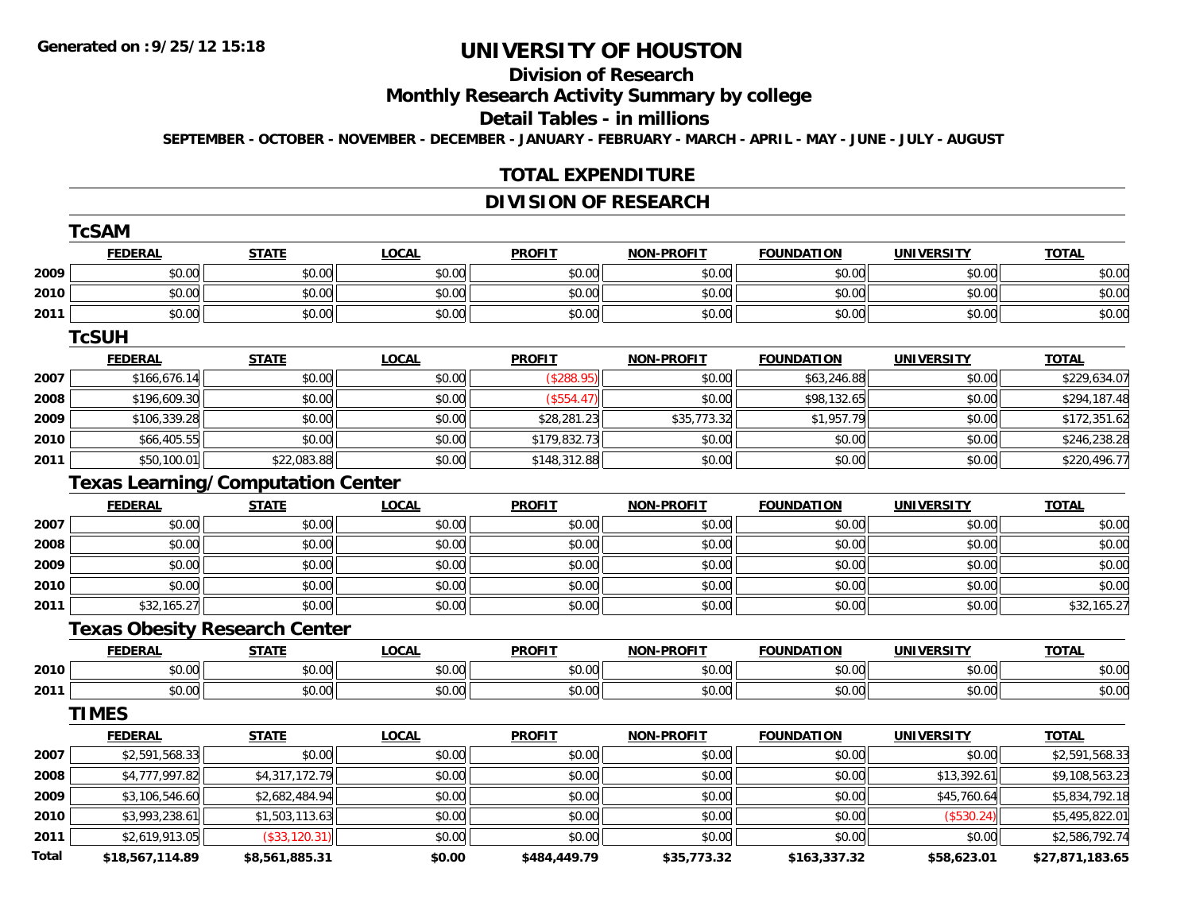**Generated on :9/25/12 15:18**

# UNIVERSITY OF HOUSTON

## Division of Research

## Monthly Research Activity Summary by college

## Detail Tables - in millions

**SEPTEMBER - OCTOBER - NOVEMBER - DECEMBER - JANUARY - FEBRUARY - MARCH - APRIL - MAY - JUNE - JULY - AUGUST**

## TOTAL EXPENDITURE

## DIVISION OF RESEARCH

### TcSAM

| | FEDERAL | STATE | LOCAL | PROFIT | NON-PROFIT | FOUNDATION | UNIVERSITY | TOTAL |
|---|---|---|---|---|---|---|---|---|
| 2009 | $0.00 | $0.00 | $0.00 | $0.00 | $0.00 | $0.00 | $0.00 | $0.00 |
| 2010 | $0.00 | $0.00 | $0.00 | $0.00 | $0.00 | $0.00 | $0.00 | $0.00 |
| 2011 | $0.00 | $0.00 | $0.00 | $0.00 | $0.00 | $0.00 | $0.00 | $0.00 |

### TcSUH

| | FEDERAL | STATE | LOCAL | PROFIT | NON-PROFIT | FOUNDATION | UNIVERSITY | TOTAL |
|---|---|---|---|---|---|---|---|---|
| 2007 | $166,676.14 | $0.00 | $0.00 | ($288.95) | $0.00 | $63,246.88 | $0.00 | $229,634.07 |
| 2008 | $196,609.30 | $0.00 | $0.00 | ($554.47) | $0.00 | $98,132.65 | $0.00 | $294,187.48 |
| 2009 | $106,339.28 | $0.00 | $0.00 | $28,281.23 | $35,773.32 | $1,957.79 | $0.00 | $172,351.62 |
| 2010 | $66,405.55 | $0.00 | $0.00 | $179,832.73 | $0.00 | $0.00 | $0.00 | $246,238.28 |
| 2011 | $50,100.01 | $22,083.88 | $0.00 | $148,312.88 | $0.00 | $0.00 | $0.00 | $220,496.77 |

### Texas Learning/Computation Center

| | FEDERAL | STATE | LOCAL | PROFIT | NON-PROFIT | FOUNDATION | UNIVERSITY | TOTAL |
|---|---|---|---|---|---|---|---|---|
| 2007 | $0.00 | $0.00 | $0.00 | $0.00 | $0.00 | $0.00 | $0.00 | $0.00 |
| 2008 | $0.00 | $0.00 | $0.00 | $0.00 | $0.00 | $0.00 | $0.00 | $0.00 |
| 2009 | $0.00 | $0.00 | $0.00 | $0.00 | $0.00 | $0.00 | $0.00 | $0.00 |
| 2010 | $0.00 | $0.00 | $0.00 | $0.00 | $0.00 | $0.00 | $0.00 | $0.00 |
| 2011 | $32,165.27 | $0.00 | $0.00 | $0.00 | $0.00 | $0.00 | $0.00 | $32,165.27 |

### Texas Obesity Research Center

| | FEDERAL | STATE | LOCAL | PROFIT | NON-PROFIT | FOUNDATION | UNIVERSITY | TOTAL |
|---|---|---|---|---|---|---|---|---|
| 2010 | $0.00 | $0.00 | $0.00 | $0.00 | $0.00 | $0.00 | $0.00 | $0.00 |
| 2011 | $0.00 | $0.00 | $0.00 | $0.00 | $0.00 | $0.00 | $0.00 | $0.00 |

### TIMES

| | FEDERAL | STATE | LOCAL | PROFIT | NON-PROFIT | FOUNDATION | UNIVERSITY | TOTAL |
|---|---|---|---|---|---|---|---|---|
| 2007 | $2,591,568.33 | $0.00 | $0.00 | $0.00 | $0.00 | $0.00 | $0.00 | $2,591,568.33 |
| 2008 | $4,777,997.82 | $4,317,172.79 | $0.00 | $0.00 | $0.00 | $0.00 | $13,392.61 | $9,108,563.23 |
| 2009 | $3,106,546.60 | $2,682,484.94 | $0.00 | $0.00 | $0.00 | $0.00 | $45,760.64 | $5,834,792.18 |
| 2010 | $3,993,238.61 | $1,503,113.63 | $0.00 | $0.00 | $0.00 | $0.00 | ($530.24) | $5,495,822.01 |
| 2011 | $2,619,913.05 | ($33,120.31) | $0.00 | $0.00 | $0.00 | $0.00 | $0.00 | $2,586,792.74 |
| **Total** | **$18,567,114.89** | **$8,561,885.31** | **$0.00** | **$484,449.79** | **$35,773.32** | **$163,337.32** | **$58,623.01** | **$27,871,183.65** |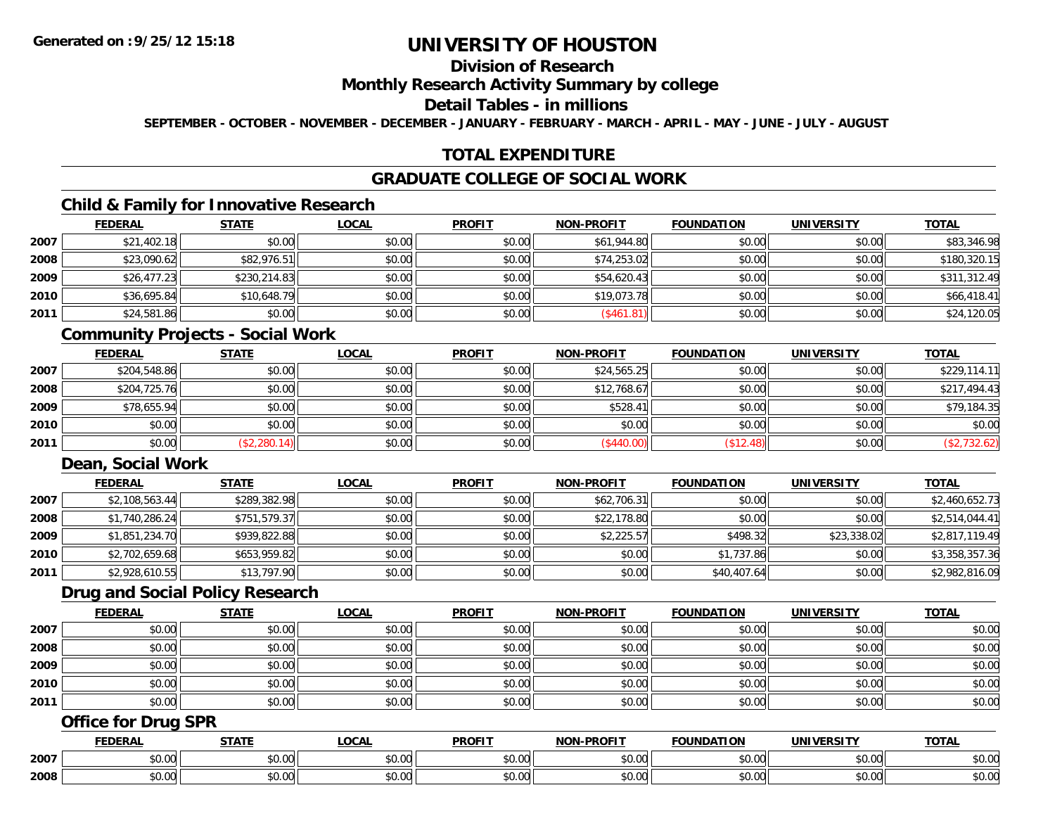# UNIVERSITY OF HOUSTON

## Division of Research

## Monthly Research Activity Summary by college

## Detail Tables - in millions

**SEPTEMBER - OCTOBER - NOVEMBER - DECEMBER - JANUARY - FEBRUARY - MARCH - APRIL - MAY - JUNE - JULY - AUGUST**

## TOTAL EXPENDITURE

## GRADUATE COLLEGE OF SOCIAL WORK

### Child & Family for Innovative Research

| | FEDERAL | STATE | LOCAL | PROFIT | NON-PROFIT | FOUNDATION | UNIVERSITY | TOTAL |
|---|---|---|---|---|---|---|---|---|
| 2007 | $21,402.18 | $0.00 | $0.00 | $0.00 | $61,944.80 | $0.00 | $0.00 | $83,346.98 |
| 2008 | $23,090.62 | $82,976.51 | $0.00 | $0.00 | $74,253.02 | $0.00 | $0.00 | $180,320.15 |
| 2009 | $26,477.23 | $230,214.83 | $0.00 | $0.00 | $54,620.43 | $0.00 | $0.00 | $311,312.49 |
| 2010 | $36,695.84 | $10,648.79 | $0.00 | $0.00 | $19,073.78 | $0.00 | $0.00 | $66,418.41 |
| 2011 | $24,581.86 | $0.00 | $0.00 | $0.00 | ($461.81) | $0.00 | $0.00 | $24,120.05 |

### Community Projects - Social Work

| | FEDERAL | STATE | LOCAL | PROFIT | NON-PROFIT | FOUNDATION | UNIVERSITY | TOTAL |
|---|---|---|---|---|---|---|---|---|
| 2007 | $204,548.86 | $0.00 | $0.00 | $0.00 | $24,565.25 | $0.00 | $0.00 | $229,114.11 |
| 2008 | $204,725.76 | $0.00 | $0.00 | $0.00 | $12,768.67 | $0.00 | $0.00 | $217,494.43 |
| 2009 | $78,655.94 | $0.00 | $0.00 | $0.00 | $528.41 | $0.00 | $0.00 | $79,184.35 |
| 2010 | $0.00 | $0.00 | $0.00 | $0.00 | $0.00 | $0.00 | $0.00 | $0.00 |
| 2011 | $0.00 | ($2,280.14) | $0.00 | $0.00 | ($440.00) | ($12.48) | $0.00 | ($2,732.62) |

### Dean, Social Work

| | FEDERAL | STATE | LOCAL | PROFIT | NON-PROFIT | FOUNDATION | UNIVERSITY | TOTAL |
|---|---|---|---|---|---|---|---|---|
| 2007 | $2,108,563.44 | $289,382.98 | $0.00 | $0.00 | $62,706.31 | $0.00 | $0.00 | $2,460,652.73 |
| 2008 | $1,740,286.24 | $751,579.37 | $0.00 | $0.00 | $22,178.80 | $0.00 | $0.00 | $2,514,044.41 |
| 2009 | $1,851,234.70 | $939,822.88 | $0.00 | $0.00 | $2,225.57 | $498.32 | $23,338.02 | $2,817,119.49 |
| 2010 | $2,702,659.68 | $653,959.82 | $0.00 | $0.00 | $0.00 | $1,737.86 | $0.00 | $3,358,357.36 |
| 2011 | $2,928,610.55 | $13,797.90 | $0.00 | $0.00 | $0.00 | $40,407.64 | $0.00 | $2,982,816.09 |

### Drug and Social Policy Research

| | FEDERAL | STATE | LOCAL | PROFIT | NON-PROFIT | FOUNDATION | UNIVERSITY | TOTAL |
|---|---|---|---|---|---|---|---|---|
| 2007 | $0.00 | $0.00 | $0.00 | $0.00 | $0.00 | $0.00 | $0.00 | $0.00 |
| 2008 | $0.00 | $0.00 | $0.00 | $0.00 | $0.00 | $0.00 | $0.00 | $0.00 |
| 2009 | $0.00 | $0.00 | $0.00 | $0.00 | $0.00 | $0.00 | $0.00 | $0.00 |
| 2010 | $0.00 | $0.00 | $0.00 | $0.00 | $0.00 | $0.00 | $0.00 | $0.00 |
| 2011 | $0.00 | $0.00 | $0.00 | $0.00 | $0.00 | $0.00 | $0.00 | $0.00 |

### Office for Drug SPR

| | FEDERAL | STATE | LOCAL | PROFIT | NON-PROFIT | FOUNDATION | UNIVERSITY | TOTAL |
|---|---|---|---|---|---|---|---|---|
| 2007 | $0.00 | $0.00 | $0.00 | $0.00 | $0.00 | $0.00 | $0.00 | $0.00 |
| 2008 | $0.00 | $0.00 | $0.00 | $0.00 | $0.00 | $0.00 | $0.00 | $0.00 |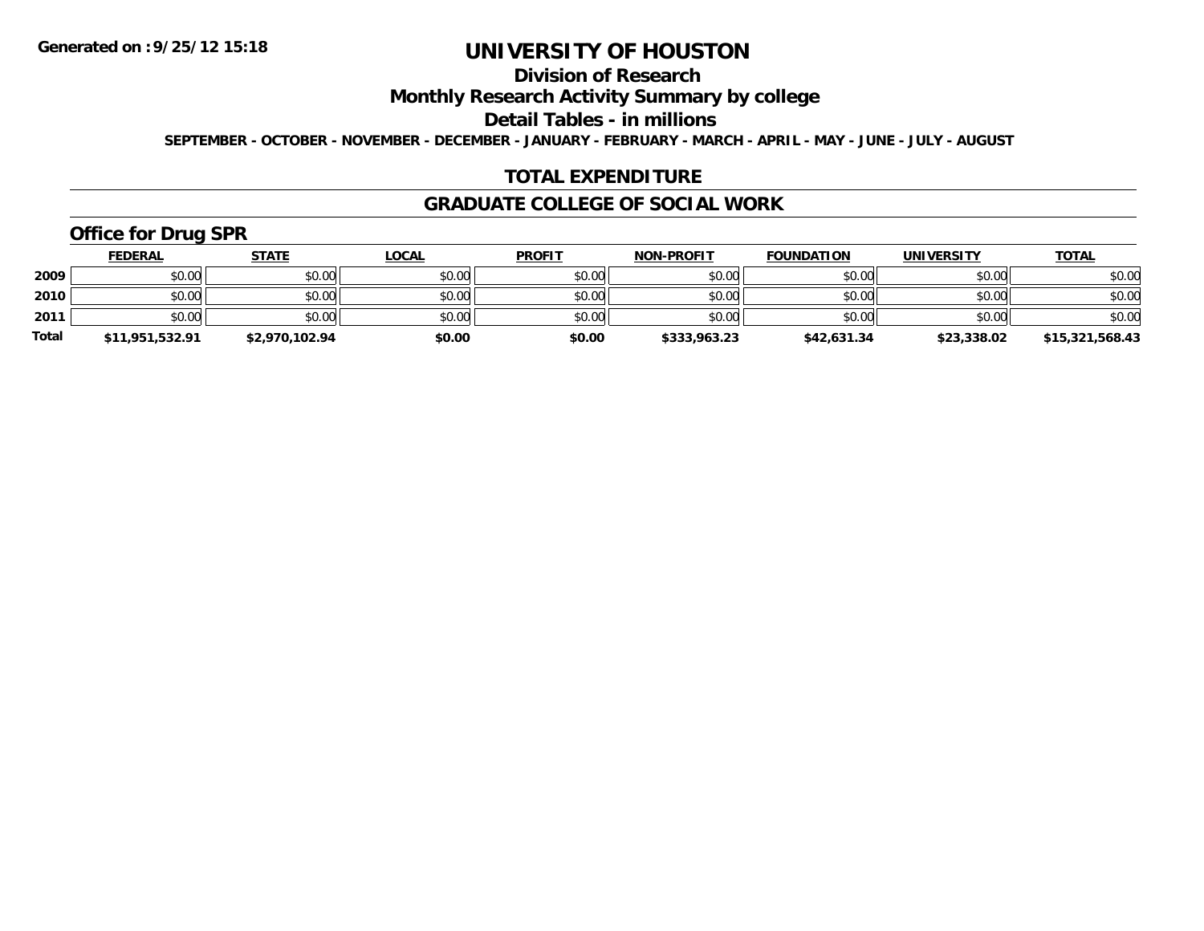**Generated on :9/25/12 15:18**

# UNIVERSITY OF HOUSTON

## Division of Research

## Monthly Research Activity Summary by college

## Detail Tables - in millions

**SEPTEMBER - OCTOBER - NOVEMBER - DECEMBER - JANUARY - FEBRUARY - MARCH - APRIL - MAY - JUNE - JULY - AUGUST**

## TOTAL EXPENDITURE

## GRADUATE COLLEGE OF SOCIAL WORK

### Office for Drug SPR

| | FEDERAL | STATE | LOCAL | PROFIT | NON-PROFIT | FOUNDATION | UNIVERSITY | TOTAL |
|---|---|---|---|---|---|---|---|---|
| 2009 | $0.00 | $0.00 | $0.00 | $0.00 | $0.00 | $0.00 | $0.00 | $0.00 |
| 2010 | $0.00 | $0.00 | $0.00 | $0.00 | $0.00 | $0.00 | $0.00 | $0.00 |
| 2011 | $0.00 | $0.00 | $0.00 | $0.00 | $0.00 | $0.00 | $0.00 | $0.00 |
| **Total** | **$11,951,532.91** | **$2,970,102.94** | **$0.00** | **$0.00** | **$333,963.23** | **$42,631.34** | **$23,338.02** | **$15,321,568.43** |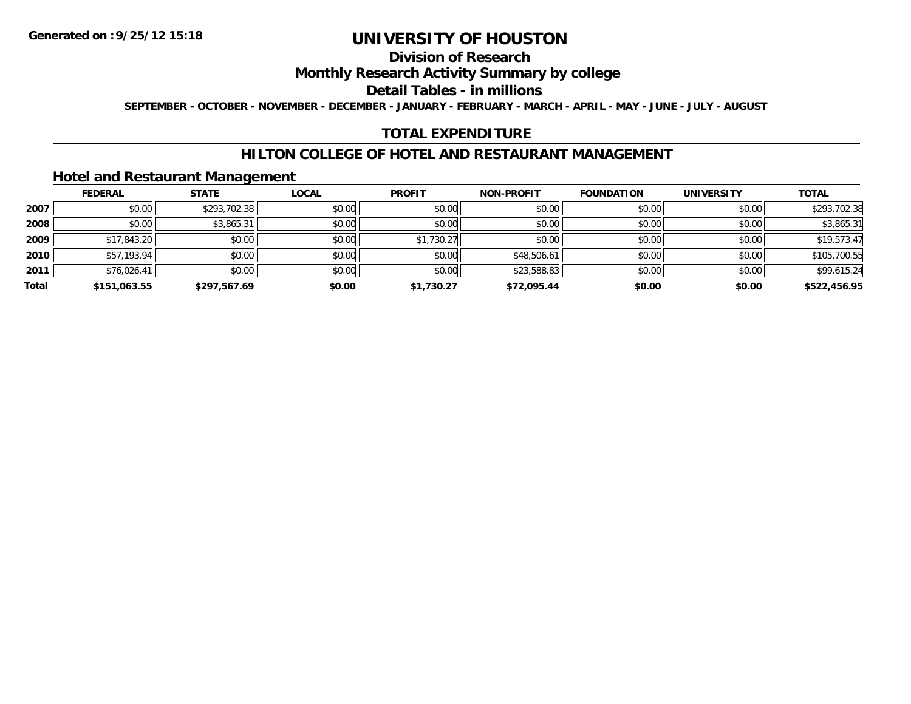# UNIVERSITY OF HOUSTON

## Division of Research

## Monthly Research Activity Summary by college

## Detail Tables - in millions

**SEPTEMBER - OCTOBER - NOVEMBER - DECEMBER - JANUARY - FEBRUARY - MARCH - APRIL - MAY - JUNE - JULY - AUGUST**

## TOTAL EXPENDITURE

## HILTON COLLEGE OF HOTEL AND RESTAURANT MANAGEMENT

### Hotel and Restaurant Management

| | FEDERAL | STATE | LOCAL | PROFIT | NON-PROFIT | FOUNDATION | UNIVERSITY | TOTAL |
|---|---|---|---|---|---|---|---|---|
| 2007 | $0.00 | $293,702.38 | $0.00 | $0.00 | $0.00 | $0.00 | $0.00 | $293,702.38 |
| 2008 | $0.00 | $3,865.31 | $0.00 | $0.00 | $0.00 | $0.00 | $0.00 | $3,865.31 |
| 2009 | $17,843.20 | $0.00 | $0.00 | $1,730.27 | $0.00 | $0.00 | $0.00 | $19,573.47 |
| 2010 | $57,193.94 | $0.00 | $0.00 | $0.00 | $48,506.61 | $0.00 | $0.00 | $105,700.55 |
| 2011 | $76,026.41 | $0.00 | $0.00 | $0.00 | $23,588.83 | $0.00 | $0.00 | $99,615.24 |
| **Total** | **$151,063.55** | **$297,567.69** | **$0.00** | **$1,730.27** | **$72,095.44** | **$0.00** | **$0.00** | **$522,456.95** |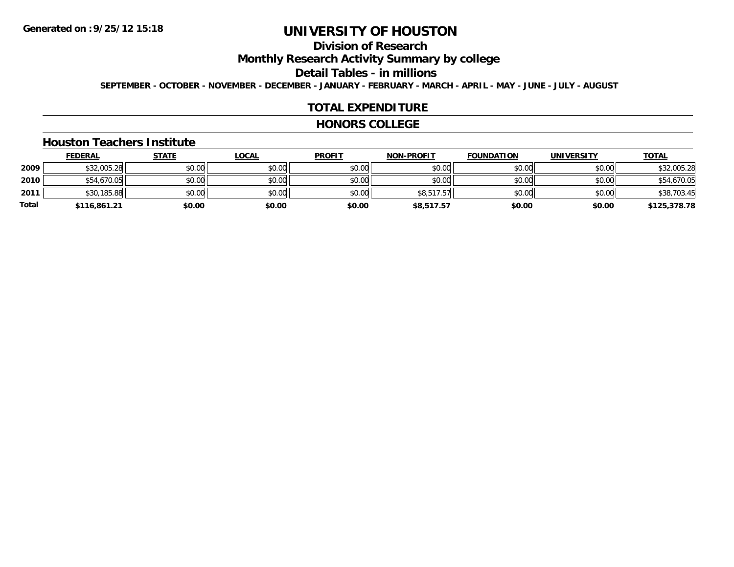Generated on :9/25/12 15:18

# UNIVERSITY OF HOUSTON

## Division of Research

## Monthly Research Activity Summary by college

## Detail Tables - in millions

**SEPTEMBER - OCTOBER - NOVEMBER - DECEMBER - JANUARY - FEBRUARY - MARCH - APRIL - MAY - JUNE - JULY - AUGUST**

## TOTAL EXPENDITURE

## HONORS COLLEGE

### Houston Teachers Institute

| | FEDERAL | STATE | LOCAL | PROFIT | NON-PROFIT | FOUNDATION | UNIVERSITY | TOTAL |
|---|---|---|---|---|---|---|---|---|
| 2009 | $32,005.28 | $0.00 | $0.00 | $0.00 | $0.00 | $0.00 | $0.00 | $32,005.28 |
| 2010 | $54,670.05 | $0.00 | $0.00 | $0.00 | $0.00 | $0.00 | $0.00 | $54,670.05 |
| 2011 | $30,185.88 | $0.00 | $0.00 | $0.00 | $8,517.57 | $0.00 | $0.00 | $38,703.45 |
| **Total** | **$116,861.21** | **$0.00** | **$0.00** | **$0.00** | **$8,517.57** | **$0.00** | **$0.00** | **$125,378.78** |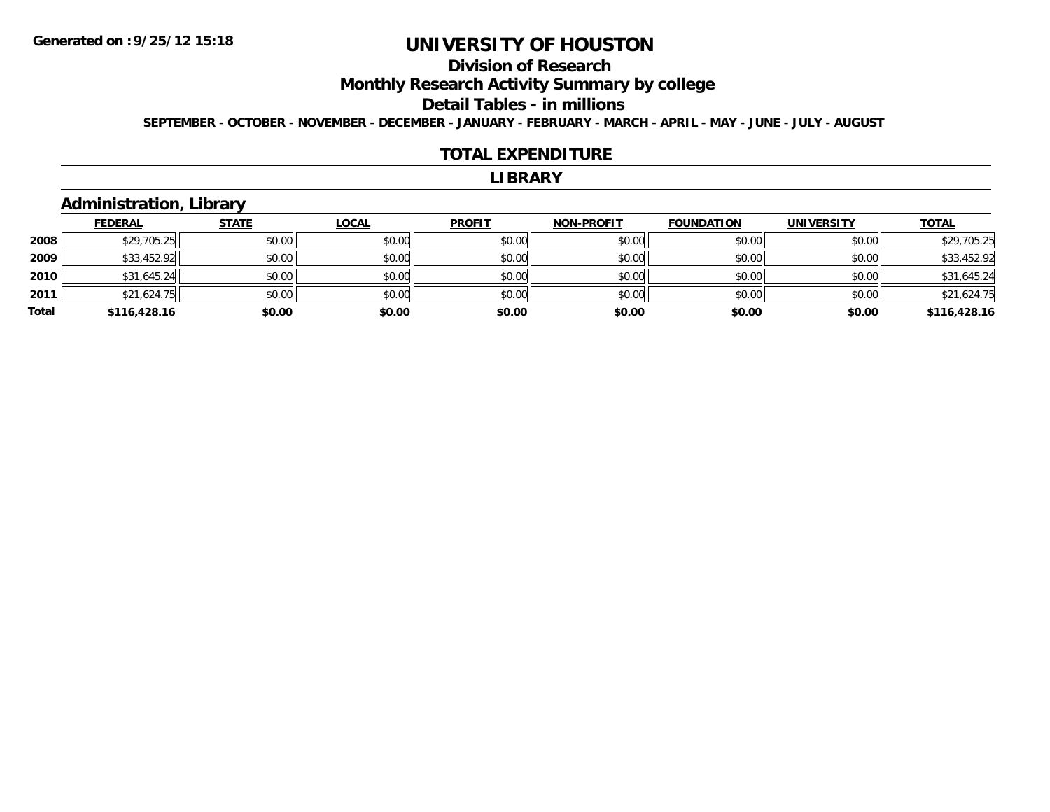**Generated on :9/25/12 15:18**

# UNIVERSITY OF HOUSTON

## Division of Research

## Monthly Research Activity Summary by college

## Detail Tables - in millions

**SEPTEMBER - OCTOBER - NOVEMBER - DECEMBER - JANUARY - FEBRUARY - MARCH - APRIL - MAY - JUNE - JULY - AUGUST**

## TOTAL EXPENDITURE

## LIBRARY

### Administration, Library

| | FEDERAL | STATE | LOCAL | PROFIT | NON-PROFIT | FOUNDATION | UNIVERSITY | TOTAL |
|---|---|---|---|---|---|---|---|---|
| 2008 | $29,705.25 | $0.00 | $0.00 | $0.00 | $0.00 | $0.00 | $0.00 | $29,705.25 |
| 2009 | $33,452.92 | $0.00 | $0.00 | $0.00 | $0.00 | $0.00 | $0.00 | $33,452.92 |
| 2010 | $31,645.24 | $0.00 | $0.00 | $0.00 | $0.00 | $0.00 | $0.00 | $31,645.24 |
| 2011 | $21,624.75 | $0.00 | $0.00 | $0.00 | $0.00 | $0.00 | $0.00 | $21,624.75 |
| **Total** | **$116,428.16** | **$0.00** | **$0.00** | **$0.00** | **$0.00** | **$0.00** | **$0.00** | **$116,428.16** |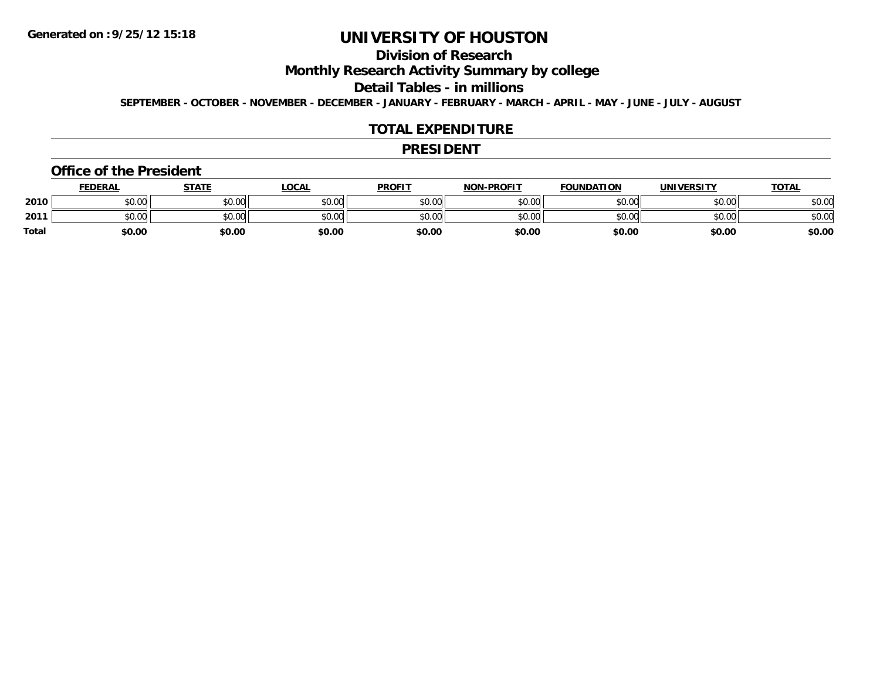Generated on :9/25/12 15:18

# UNIVERSITY OF HOUSTON

## Division of Research

## Monthly Research Activity Summary by college

## Detail Tables - in millions

SEPTEMBER - OCTOBER - NOVEMBER - DECEMBER - JANUARY - FEBRUARY - MARCH - APRIL - MAY - JUNE - JULY - AUGUST

## TOTAL EXPENDITURE

## PRESIDENT

### Office of the President

| | FEDERAL | STATE | LOCAL | PROFIT | NON-PROFIT | FOUNDATION | UNIVERSITY | TOTAL |
|---|---|---|---|---|---|---|---|---|
| 2010 | $0.00 | $0.00 | $0.00 | $0.00 | $0.00 | $0.00 | $0.00 | $0.00 |
| 2011 | $0.00 | $0.00 | $0.00 | $0.00 | $0.00 | $0.00 | $0.00 | $0.00 |
| Total | $0.00 | $0.00 | $0.00 | $0.00 | $0.00 | $0.00 | $0.00 | $0.00 |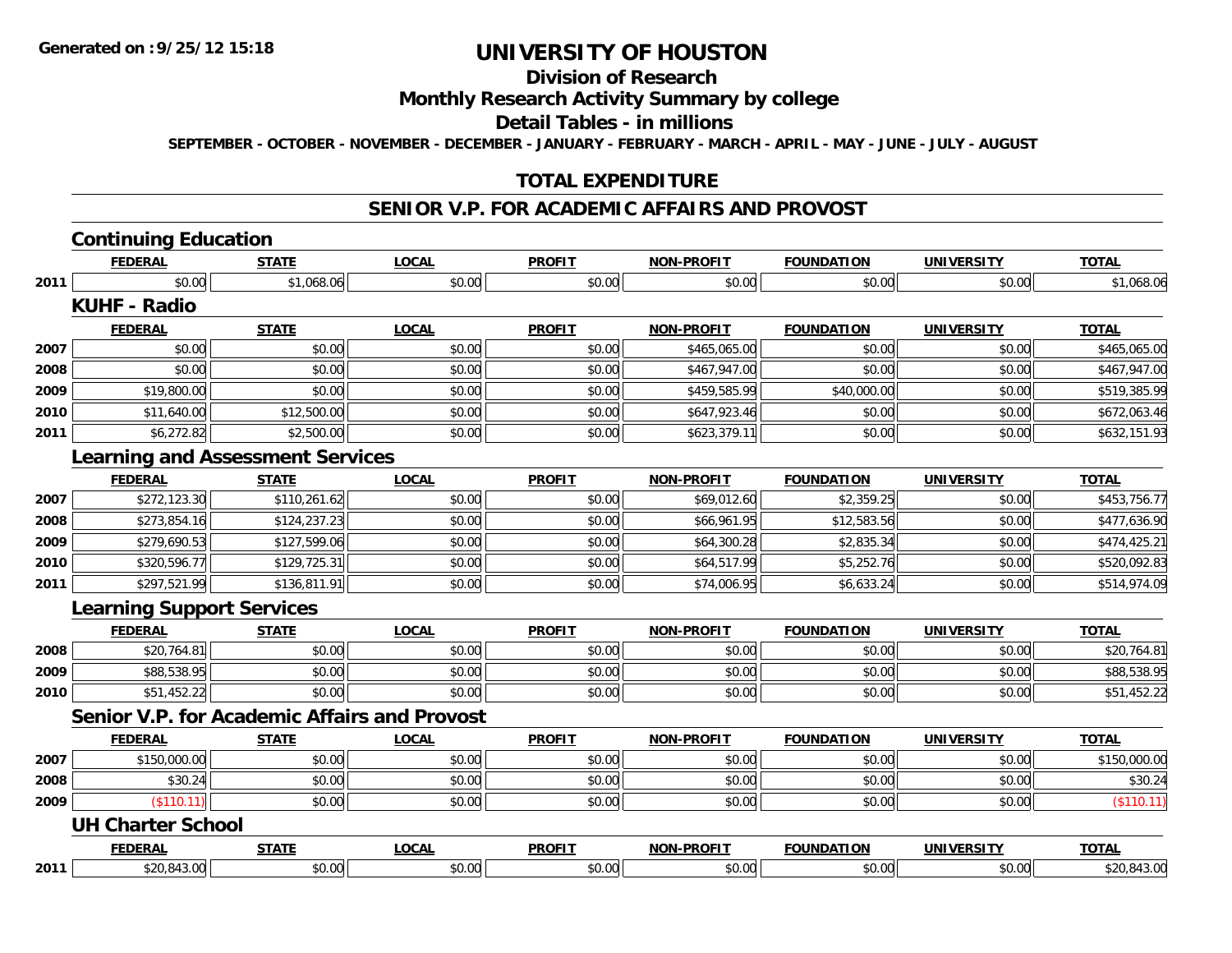# UNIVERSITY OF HOUSTON

## Division of Research

## Monthly Research Activity Summary by college

## Detail Tables - in millions

SEPTEMBER - OCTOBER - NOVEMBER - DECEMBER - JANUARY - FEBRUARY - MARCH - APRIL - MAY - JUNE - JULY - AUGUST

## TOTAL EXPENDITURE

## SENIOR V.P. FOR ACADEMIC AFFAIRS AND PROVOST

### Continuing Education

| | FEDERAL | STATE | LOCAL | PROFIT | NON-PROFIT | FOUNDATION | UNIVERSITY | TOTAL |
|---|---|---|---|---|---|---|---|---|
| 2011 | $0.00 | $1,068.06 | $0.00 | $0.00 | $0.00 | $0.00 | $0.00 | $1,068.06 |

### KUHF - Radio

| | FEDERAL | STATE | LOCAL | PROFIT | NON-PROFIT | FOUNDATION | UNIVERSITY | TOTAL |
|---|---|---|---|---|---|---|---|---|
| 2007 | $0.00 | $0.00 | $0.00 | $0.00 | $465,065.00 | $0.00 | $0.00 | $465,065.00 |
| 2008 | $0.00 | $0.00 | $0.00 | $0.00 | $467,947.00 | $0.00 | $0.00 | $467,947.00 |
| 2009 | $19,800.00 | $0.00 | $0.00 | $0.00 | $459,585.99 | $40,000.00 | $0.00 | $519,385.99 |
| 2010 | $11,640.00 | $12,500.00 | $0.00 | $0.00 | $647,923.46 | $0.00 | $0.00 | $672,063.46 |
| 2011 | $6,272.82 | $2,500.00 | $0.00 | $0.00 | $623,379.11 | $0.00 | $0.00 | $632,151.93 |

### Learning and Assessment Services

| | FEDERAL | STATE | LOCAL | PROFIT | NON-PROFIT | FOUNDATION | UNIVERSITY | TOTAL |
|---|---|---|---|---|---|---|---|---|
| 2007 | $272,123.30 | $110,261.62 | $0.00 | $0.00 | $69,012.60 | $2,359.25 | $0.00 | $453,756.77 |
| 2008 | $273,854.16 | $124,237.23 | $0.00 | $0.00 | $66,961.95 | $12,583.56 | $0.00 | $477,636.90 |
| 2009 | $279,690.53 | $127,599.06 | $0.00 | $0.00 | $64,300.28 | $2,835.34 | $0.00 | $474,425.21 |
| 2010 | $320,596.77 | $129,725.31 | $0.00 | $0.00 | $64,517.99 | $5,252.76 | $0.00 | $520,092.83 |
| 2011 | $297,521.99 | $136,811.91 | $0.00 | $0.00 | $74,006.95 | $6,633.24 | $0.00 | $514,974.09 |

### Learning Support Services

| | FEDERAL | STATE | LOCAL | PROFIT | NON-PROFIT | FOUNDATION | UNIVERSITY | TOTAL |
|---|---|---|---|---|---|---|---|---|
| 2008 | $20,764.81 | $0.00 | $0.00 | $0.00 | $0.00 | $0.00 | $0.00 | $20,764.81 |
| 2009 | $88,538.95 | $0.00 | $0.00 | $0.00 | $0.00 | $0.00 | $0.00 | $88,538.95 |
| 2010 | $51,452.22 | $0.00 | $0.00 | $0.00 | $0.00 | $0.00 | $0.00 | $51,452.22 |

### Senior V.P. for Academic Affairs and Provost

| | FEDERAL | STATE | LOCAL | PROFIT | NON-PROFIT | FOUNDATION | UNIVERSITY | TOTAL |
|---|---|---|---|---|---|---|---|---|
| 2007 | $150,000.00 | $0.00 | $0.00 | $0.00 | $0.00 | $0.00 | $0.00 | $150,000.00 |
| 2008 | $30.24 | $0.00 | $0.00 | $0.00 | $0.00 | $0.00 | $0.00 | $30.24 |
| 2009 | ($110.11) | $0.00 | $0.00 | $0.00 | $0.00 | $0.00 | $0.00 | ($110.11) |

### UH Charter School

| | FEDERAL | STATE | LOCAL | PROFIT | NON-PROFIT | FOUNDATION | UNIVERSITY | TOTAL |
|---|---|---|---|---|---|---|---|---|
| 2011 | $20,843.00 | $0.00 | $0.00 | $0.00 | $0.00 | $0.00 | $0.00 | $20,843.00 |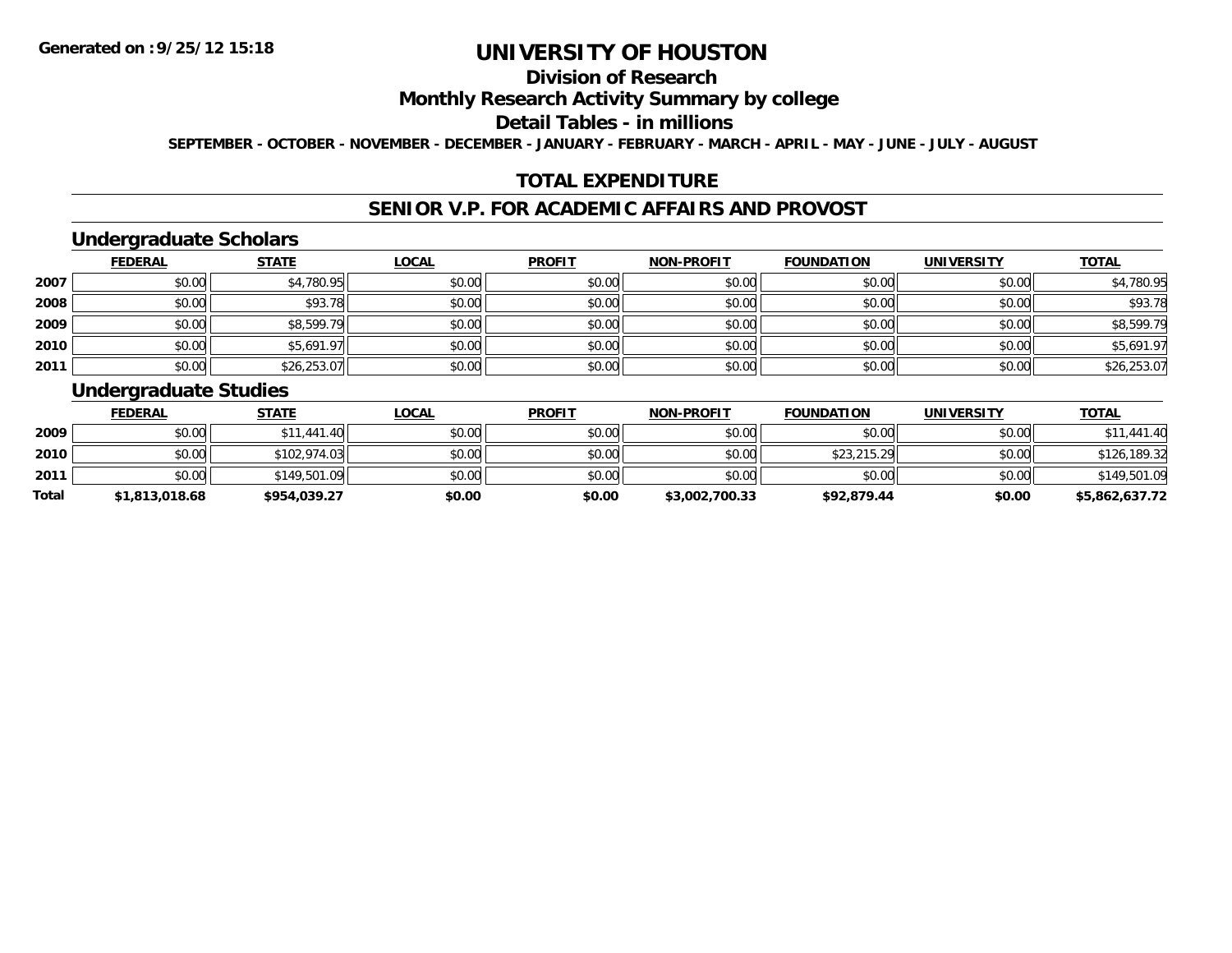# UNIVERSITY OF HOUSTON

## Division of Research

## Monthly Research Activity Summary by college

## Detail Tables - in millions

**SEPTEMBER - OCTOBER - NOVEMBER - DECEMBER - JANUARY - FEBRUARY - MARCH - APRIL - MAY - JUNE - JULY - AUGUST**

## TOTAL EXPENDITURE

## SENIOR V.P. FOR ACADEMIC AFFAIRS AND PROVOST

### Undergraduate Scholars

| | FEDERAL | STATE | LOCAL | PROFIT | NON-PROFIT | FOUNDATION | UNIVERSITY | TOTAL |
|---|---|---|---|---|---|---|---|---|
| 2007 | $0.00 | $4,780.95 | $0.00 | $0.00 | $0.00 | $0.00 | $0.00 | $4,780.95 |
| 2008 | $0.00 | $93.78 | $0.00 | $0.00 | $0.00 | $0.00 | $0.00 | $93.78 |
| 2009 | $0.00 | $8,599.79 | $0.00 | $0.00 | $0.00 | $0.00 | $0.00 | $8,599.79 |
| 2010 | $0.00 | $5,691.97 | $0.00 | $0.00 | $0.00 | $0.00 | $0.00 | $5,691.97 |
| 2011 | $0.00 | $26,253.07 | $0.00 | $0.00 | $0.00 | $0.00 | $0.00 | $26,253.07 |

### Undergraduate Studies

| | FEDERAL | STATE | LOCAL | PROFIT | NON-PROFIT | FOUNDATION | UNIVERSITY | TOTAL |
|---|---|---|---|---|---|---|---|---|
| 2009 | $0.00 | $11,441.40 | $0.00 | $0.00 | $0.00 | $0.00 | $0.00 | $11,441.40 |
| 2010 | $0.00 | $102,974.03 | $0.00 | $0.00 | $0.00 | $23,215.29 | $0.00 | $126,189.32 |
| 2011 | $0.00 | $149,501.09 | $0.00 | $0.00 | $0.00 | $0.00 | $0.00 | $149,501.09 |
| **Total** | **$1,813,018.68** | **$954,039.27** | **$0.00** | **$0.00** | **$3,002,700.33** | **$92,879.44** | **$0.00** | **$5,862,637.72** |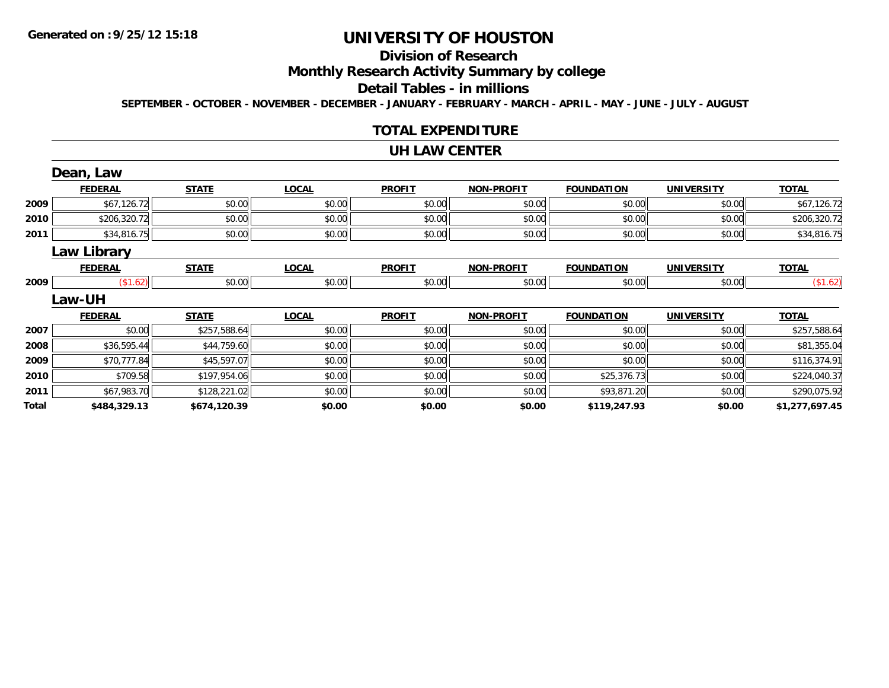Generated on :9/25/12 15:18

# UNIVERSITY OF HOUSTON

## Division of Research

## Monthly Research Activity Summary by college

## Detail Tables - in millions

SEPTEMBER - OCTOBER - NOVEMBER - DECEMBER - JANUARY - FEBRUARY - MARCH - APRIL - MAY - JUNE - JULY - AUGUST

## TOTAL EXPENDITURE

## UH LAW CENTER

### Dean, Law

| | FEDERAL | STATE | LOCAL | PROFIT | NON-PROFIT | FOUNDATION | UNIVERSITY | TOTAL |
|---|---|---|---|---|---|---|---|---|
| 2009 | $67,126.72 | $0.00 | $0.00 | $0.00 | $0.00 | $0.00 | $0.00 | $67,126.72 |
| 2010 | $206,320.72 | $0.00 | $0.00 | $0.00 | $0.00 | $0.00 | $0.00 | $206,320.72 |
| 2011 | $34,816.75 | $0.00 | $0.00 | $0.00 | $0.00 | $0.00 | $0.00 | $34,816.75 |

### Law Library

| | FEDERAL | STATE | LOCAL | PROFIT | NON-PROFIT | FOUNDATION | UNIVERSITY | TOTAL |
|---|---|---|---|---|---|---|---|---|
| 2009 | ($1.62) | $0.00 | $0.00 | $0.00 | $0.00 | $0.00 | $0.00 | ($1.62) |

### Law-UH

| | FEDERAL | STATE | LOCAL | PROFIT | NON-PROFIT | FOUNDATION | UNIVERSITY | TOTAL |
|---|---|---|---|---|---|---|---|---|
| 2007 | $0.00 | $257,588.64 | $0.00 | $0.00 | $0.00 | $0.00 | $0.00 | $257,588.64 |
| 2008 | $36,595.44 | $44,759.60 | $0.00 | $0.00 | $0.00 | $0.00 | $0.00 | $81,355.04 |
| 2009 | $70,777.84 | $45,597.07 | $0.00 | $0.00 | $0.00 | $0.00 | $0.00 | $116,374.91 |
| 2010 | $709.58 | $197,954.06 | $0.00 | $0.00 | $0.00 | $25,376.73 | $0.00 | $224,040.37 |
| 2011 | $67,983.70 | $128,221.02 | $0.00 | $0.00 | $0.00 | $93,871.20 | $0.00 | $290,075.92 |
| **Total** | **$484,329.13** | **$674,120.39** | **$0.00** | **$0.00** | **$0.00** | **$119,247.93** | **$0.00** | **$1,277,697.45** |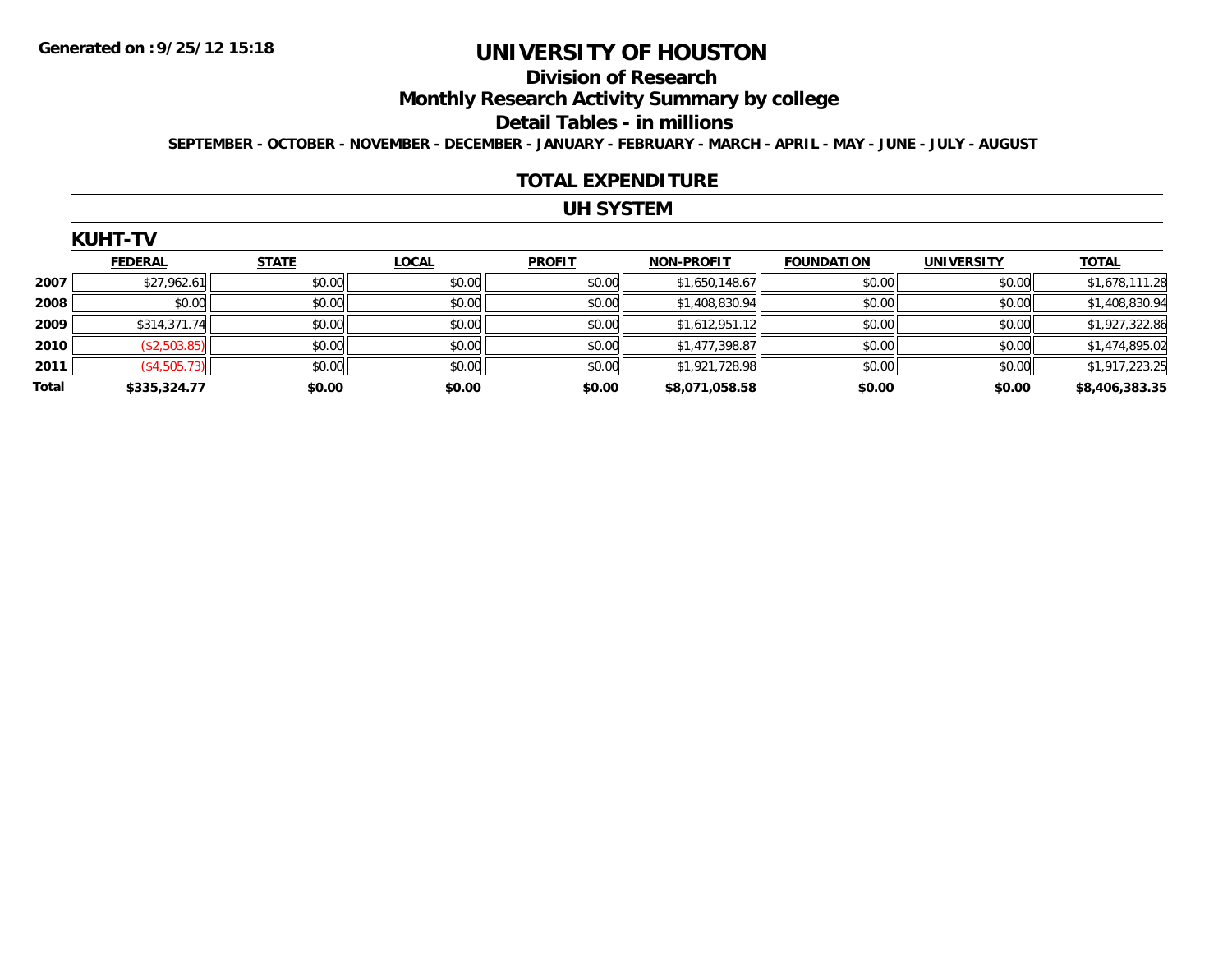Generated on :9/25/12 15:18

# UNIVERSITY OF HOUSTON

## Division of Research

## Monthly Research Activity Summary by college

## Detail Tables - in millions

SEPTEMBER - OCTOBER - NOVEMBER - DECEMBER - JANUARY - FEBRUARY - MARCH - APRIL - MAY - JUNE - JULY - AUGUST

## TOTAL EXPENDITURE

## UH SYSTEM

### KUHT-TV

| | FEDERAL | STATE | LOCAL | PROFIT | NON-PROFIT | FOUNDATION | UNIVERSITY | TOTAL |
|---|---|---|---|---|---|---|---|---|
| 2007 | $27,962.61 | $0.00 | $0.00 | $0.00 | $1,650,148.67 | $0.00 | $0.00 | $1,678,111.28 |
| 2008 | $0.00 | $0.00 | $0.00 | $0.00 | $1,408,830.94 | $0.00 | $0.00 | $1,408,830.94 |
| 2009 | $314,371.74 | $0.00 | $0.00 | $0.00 | $1,612,951.12 | $0.00 | $0.00 | $1,927,322.86 |
| 2010 | ($2,503.85) | $0.00 | $0.00 | $0.00 | $1,477,398.87 | $0.00 | $0.00 | $1,474,895.02 |
| 2011 | ($4,505.73) | $0.00 | $0.00 | $0.00 | $1,921,728.98 | $0.00 | $0.00 | $1,917,223.25 |
| **Total** | **$335,324.77** | **$0.00** | **$0.00** | **$0.00** | **$8,071,058.58** | **$0.00** | **$0.00** | **$8,406,383.35** |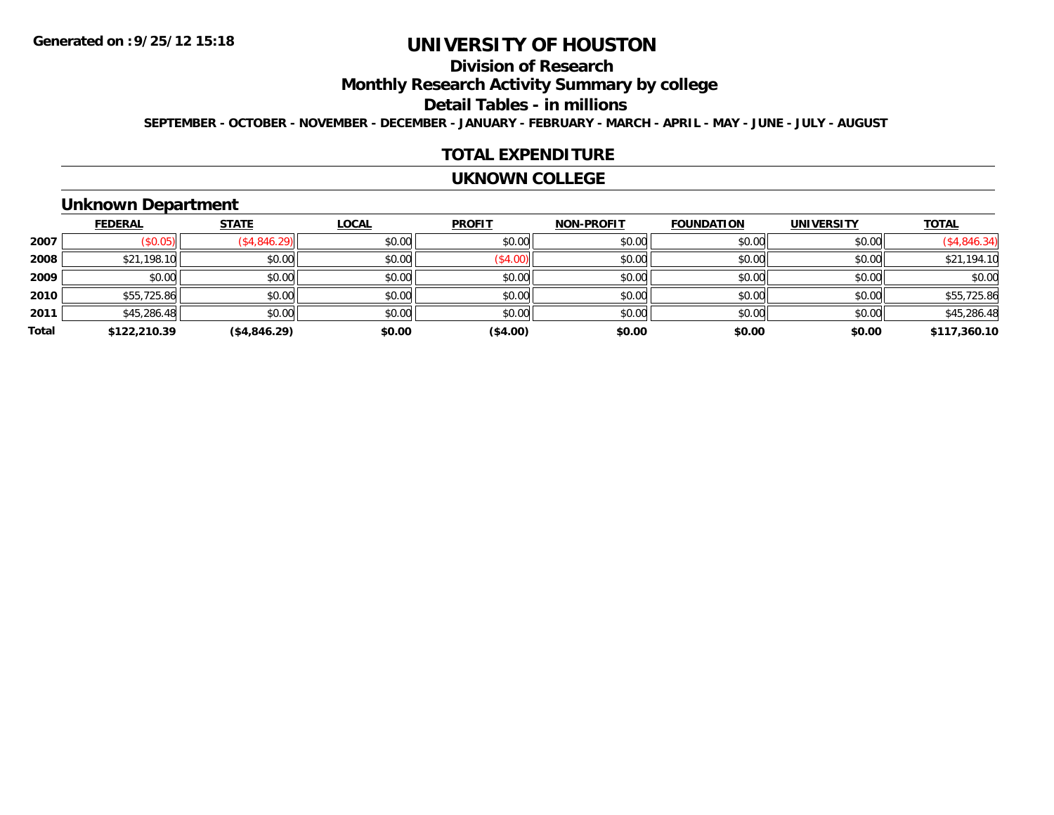# UNIVERSITY OF HOUSTON

## Division of Research

## Monthly Research Activity Summary by college

## Detail Tables - in millions

**SEPTEMBER - OCTOBER - NOVEMBER - DECEMBER - JANUARY - FEBRUARY - MARCH - APRIL - MAY - JUNE - JULY - AUGUST**

Generated on :9/25/12 15:18

## TOTAL EXPENDITURE

## UKNOWN COLLEGE

### Unknown Department

| | FEDERAL | STATE | LOCAL | PROFIT | NON-PROFIT | FOUNDATION | UNIVERSITY | TOTAL |
|---|---|---|---|---|---|---|---|---|
| 2007 | ($0.05) | ($4,846.29) | $0.00 | $0.00 | $0.00 | $0.00 | $0.00 | ($4,846.34) |
| 2008 | $21,198.10 | $0.00 | $0.00 | ($4.00) | $0.00 | $0.00 | $0.00 | $21,194.10 |
| 2009 | $0.00 | $0.00 | $0.00 | $0.00 | $0.00 | $0.00 | $0.00 | $0.00 |
| 2010 | $55,725.86 | $0.00 | $0.00 | $0.00 | $0.00 | $0.00 | $0.00 | $55,725.86 |
| 2011 | $45,286.48 | $0.00 | $0.00 | $0.00 | $0.00 | $0.00 | $0.00 | $45,286.48 |
| **Total** | **$122,210.39** | **($4,846.29)** | **$0.00** | **($4.00)** | **$0.00** | **$0.00** | **$0.00** | **$117,360.10** |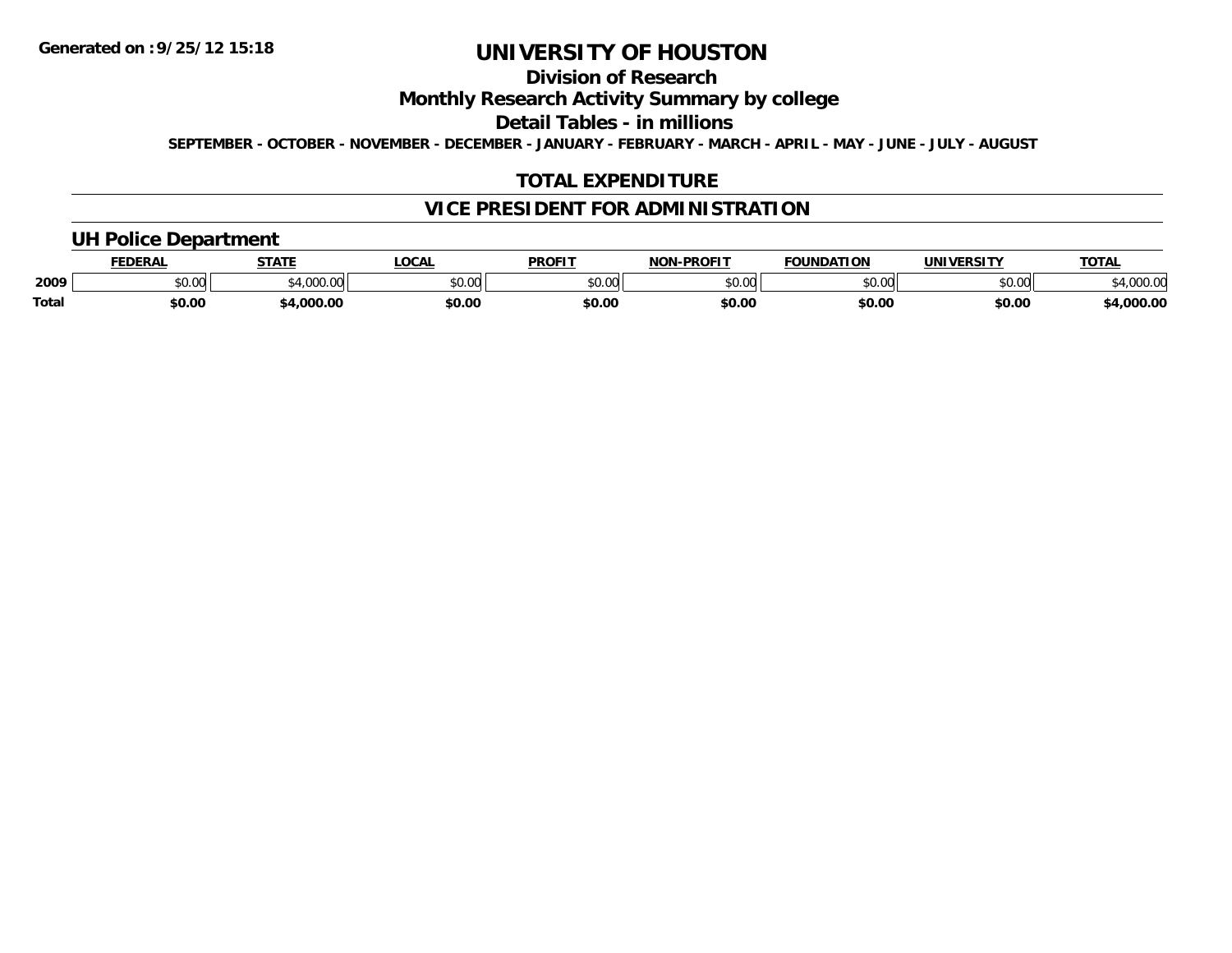**Generated on :9/25/12 15:18**

# UNIVERSITY OF HOUSTON

## Division of Research

## Monthly Research Activity Summary by college

## Detail Tables - in millions

**SEPTEMBER - OCTOBER - NOVEMBER - DECEMBER - JANUARY - FEBRUARY - MARCH - APRIL - MAY - JUNE - JULY - AUGUST**

## TOTAL EXPENDITURE

## VICE PRESIDENT FOR ADMINISTRATION

### UH Police Department

| | FEDERAL | STATE | LOCAL | PROFIT | NON-PROFIT | FOUNDATION | UNIVERSITY | TOTAL |
|---|---|---|---|---|---|---|---|---|
| 2009 | $0.00 | $4,000.00 | $0.00 | $0.00 | $0.00 | $0.00 | $0.00 | $4,000.00 |
| **Total** | **$0.00** | **$4,000.00** | **$0.00** | **$0.00** | **$0.00** | **$0.00** | **$0.00** | **$4,000.00** |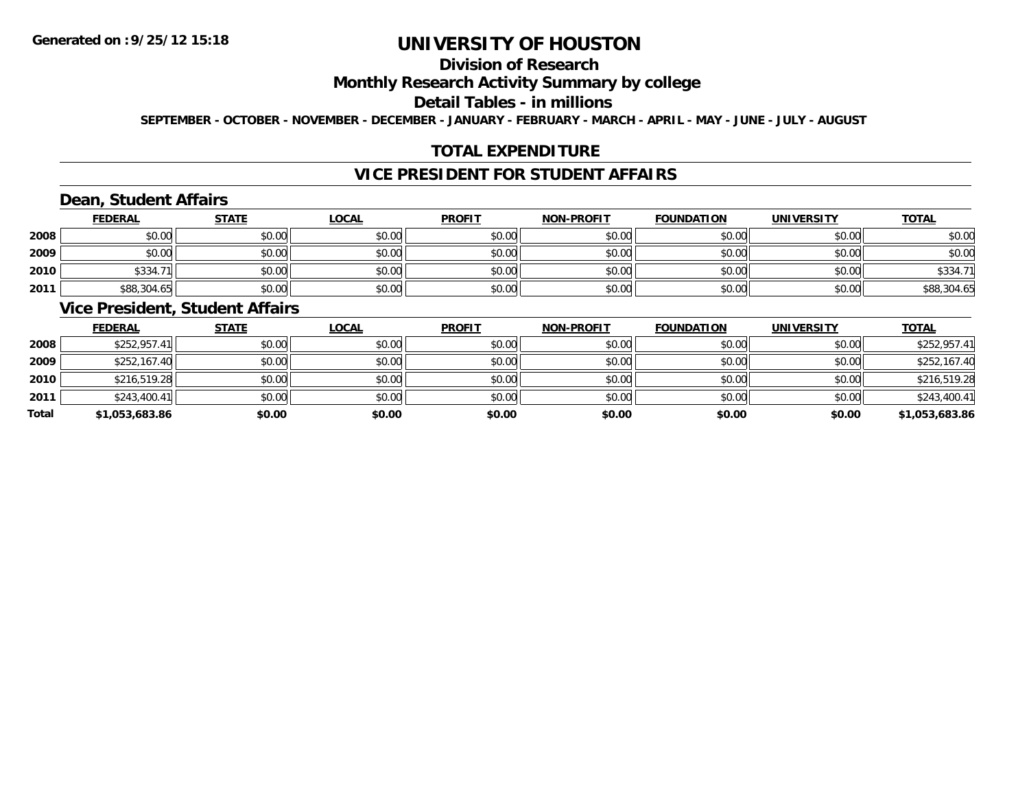# UNIVERSITY OF HOUSTON

## Division of Research

## Monthly Research Activity Summary by college

## Detail Tables - in millions

**SEPTEMBER - OCTOBER - NOVEMBER - DECEMBER - JANUARY - FEBRUARY - MARCH - APRIL - MAY - JUNE - JULY - AUGUST**

## TOTAL EXPENDITURE

## VICE PRESIDENT FOR STUDENT AFFAIRS

### Dean, Student Affairs

| | FEDERAL | STATE | LOCAL | PROFIT | NON-PROFIT | FOUNDATION | UNIVERSITY | TOTAL |
|---|---|---|---|---|---|---|---|---|
| 2008 | $0.00 | $0.00 | $0.00 | $0.00 | $0.00 | $0.00 | $0.00 | $0.00 |
| 2009 | $0.00 | $0.00 | $0.00 | $0.00 | $0.00 | $0.00 | $0.00 | $0.00 |
| 2010 | $334.71 | $0.00 | $0.00 | $0.00 | $0.00 | $0.00 | $0.00 | $334.71 |
| 2011 | $88,304.65 | $0.00 | $0.00 | $0.00 | $0.00 | $0.00 | $0.00 | $88,304.65 |

### Vice President, Student Affairs

| | FEDERAL | STATE | LOCAL | PROFIT | NON-PROFIT | FOUNDATION | UNIVERSITY | TOTAL |
|---|---|---|---|---|---|---|---|---|
| 2008 | $252,957.41 | $0.00 | $0.00 | $0.00 | $0.00 | $0.00 | $0.00 | $252,957.41 |
| 2009 | $252,167.40 | $0.00 | $0.00 | $0.00 | $0.00 | $0.00 | $0.00 | $252,167.40 |
| 2010 | $216,519.28 | $0.00 | $0.00 | $0.00 | $0.00 | $0.00 | $0.00 | $216,519.28 |
| 2011 | $243,400.41 | $0.00 | $0.00 | $0.00 | $0.00 | $0.00 | $0.00 | $243,400.41 |
| **Total** | **$1,053,683.86** | **$0.00** | **$0.00** | **$0.00** | **$0.00** | **$0.00** | **$0.00** | **$1,053,683.86** |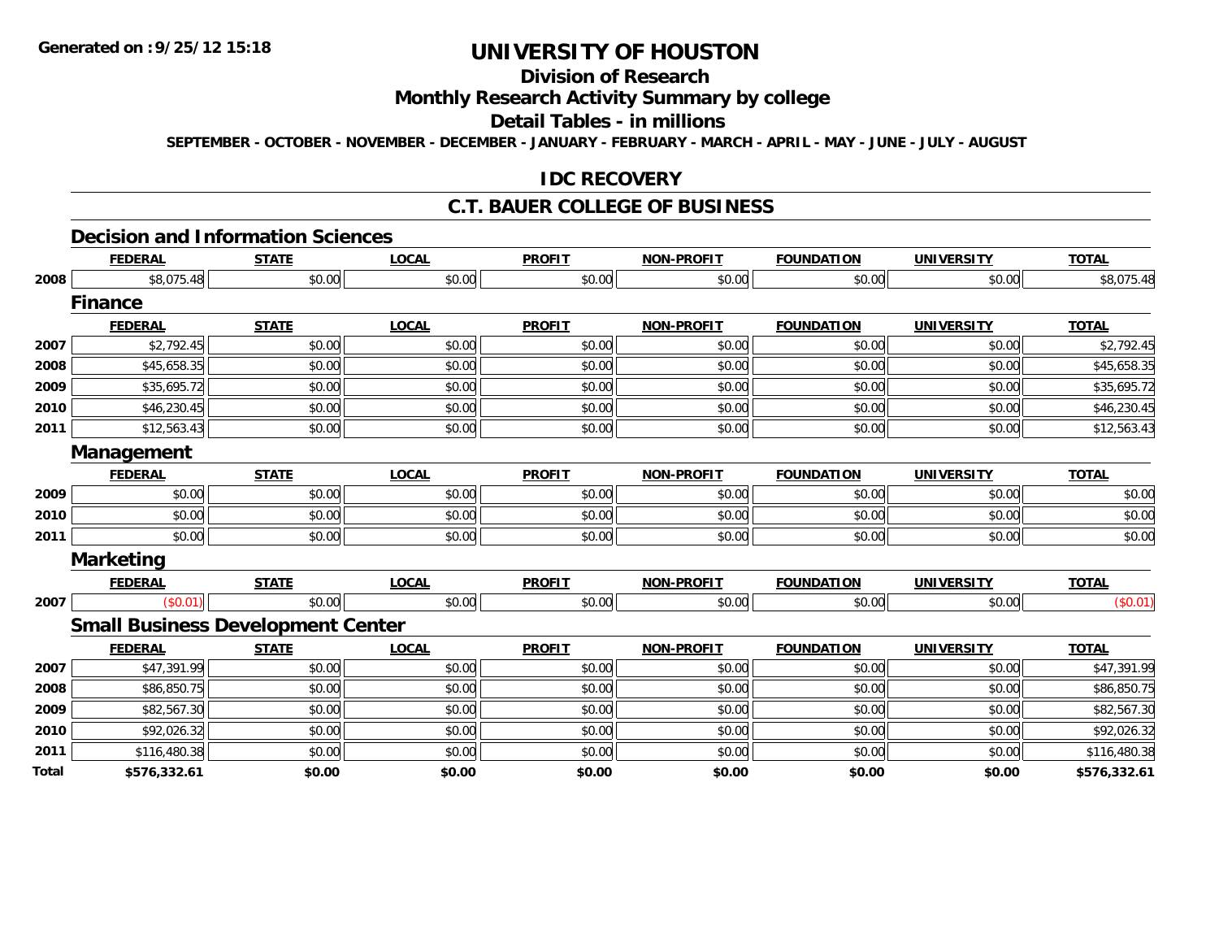**Generated on :9/25/12 15:18**

# UNIVERSITY OF HOUSTON

## Division of Research

## Monthly Research Activity Summary by college

## Detail Tables - in millions

SEPTEMBER - OCTOBER - NOVEMBER - DECEMBER - JANUARY - FEBRUARY - MARCH - APRIL - MAY - JUNE - JULY - AUGUST

## IDC RECOVERY

## C.T. BAUER COLLEGE OF BUSINESS

### Decision and Information Sciences

| | FEDERAL | STATE | LOCAL | PROFIT | NON-PROFIT | FOUNDATION | UNIVERSITY | TOTAL |
|---|---|---|---|---|---|---|---|---|
| 2008 | $8,075.48 | $0.00 | $0.00 | $0.00 | $0.00 | $0.00 | $0.00 | $8,075.48 |

### Finance

| | FEDERAL | STATE | LOCAL | PROFIT | NON-PROFIT | FOUNDATION | UNIVERSITY | TOTAL |
|---|---|---|---|---|---|---|---|---|
| 2007 | $2,792.45 | $0.00 | $0.00 | $0.00 | $0.00 | $0.00 | $0.00 | $2,792.45 |
| 2008 | $45,658.35 | $0.00 | $0.00 | $0.00 | $0.00 | $0.00 | $0.00 | $45,658.35 |
| 2009 | $35,695.72 | $0.00 | $0.00 | $0.00 | $0.00 | $0.00 | $0.00 | $35,695.72 |
| 2010 | $46,230.45 | $0.00 | $0.00 | $0.00 | $0.00 | $0.00 | $0.00 | $46,230.45 |
| 2011 | $12,563.43 | $0.00 | $0.00 | $0.00 | $0.00 | $0.00 | $0.00 | $12,563.43 |

### Management

| | FEDERAL | STATE | LOCAL | PROFIT | NON-PROFIT | FOUNDATION | UNIVERSITY | TOTAL |
|---|---|---|---|---|---|---|---|---|
| 2009 | $0.00 | $0.00 | $0.00 | $0.00 | $0.00 | $0.00 | $0.00 | $0.00 |
| 2010 | $0.00 | $0.00 | $0.00 | $0.00 | $0.00 | $0.00 | $0.00 | $0.00 |
| 2011 | $0.00 | $0.00 | $0.00 | $0.00 | $0.00 | $0.00 | $0.00 | $0.00 |

### Marketing

| | FEDERAL | STATE | LOCAL | PROFIT | NON-PROFIT | FOUNDATION | UNIVERSITY | TOTAL |
|---|---|---|---|---|---|---|---|---|
| 2007 | ($0.01) | $0.00 | $0.00 | $0.00 | $0.00 | $0.00 | $0.00 | ($0.01) |

### Small Business Development Center

| | FEDERAL | STATE | LOCAL | PROFIT | NON-PROFIT | FOUNDATION | UNIVERSITY | TOTAL |
|---|---|---|---|---|---|---|---|---|
| 2007 | $47,391.99 | $0.00 | $0.00 | $0.00 | $0.00 | $0.00 | $0.00 | $47,391.99 |
| 2008 | $86,850.75 | $0.00 | $0.00 | $0.00 | $0.00 | $0.00 | $0.00 | $86,850.75 |
| 2009 | $82,567.30 | $0.00 | $0.00 | $0.00 | $0.00 | $0.00 | $0.00 | $82,567.30 |
| 2010 | $92,026.32 | $0.00 | $0.00 | $0.00 | $0.00 | $0.00 | $0.00 | $92,026.32 |
| 2011 | $116,480.38 | $0.00 | $0.00 | $0.00 | $0.00 | $0.00 | $0.00 | $116,480.38 |
| **Total** | **$576,332.61** | **$0.00** | **$0.00** | **$0.00** | **$0.00** | **$0.00** | **$0.00** | **$576,332.61** |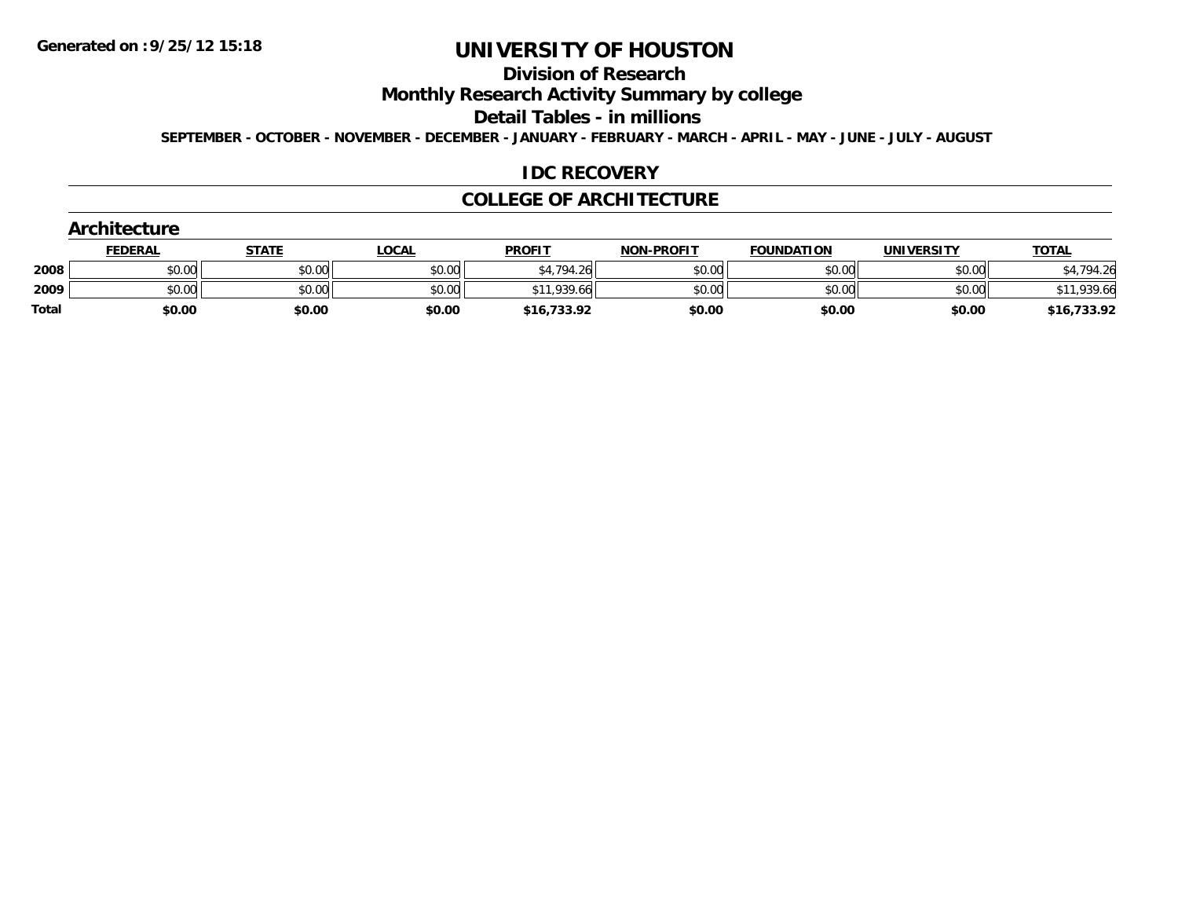# UNIVERSITY OF HOUSTON

## Division of Research

## Monthly Research Activity Summary by college

## Detail Tables - in millions

**SEPTEMBER - OCTOBER - NOVEMBER - DECEMBER - JANUARY - FEBRUARY - MARCH - APRIL - MAY - JUNE - JULY - AUGUST**

## IDC RECOVERY

## COLLEGE OF ARCHITECTURE

### Architecture

| | FEDERAL | STATE | LOCAL | PROFIT | NON-PROFIT | FOUNDATION | UNIVERSITY | TOTAL |
|---|---|---|---|---|---|---|---|---|
| 2008 | $0.00 | $0.00 | $0.00 | $4,794.26 | $0.00 | $0.00 | $0.00 | $4,794.26 |
| 2009 | $0.00 | $0.00 | $0.00 | $11,939.66 | $0.00 | $0.00 | $0.00 | $11,939.66 |
| **Total** | **$0.00** | **$0.00** | **$0.00** | **$16,733.92** | **$0.00** | **$0.00** | **$0.00** | **$16,733.92** |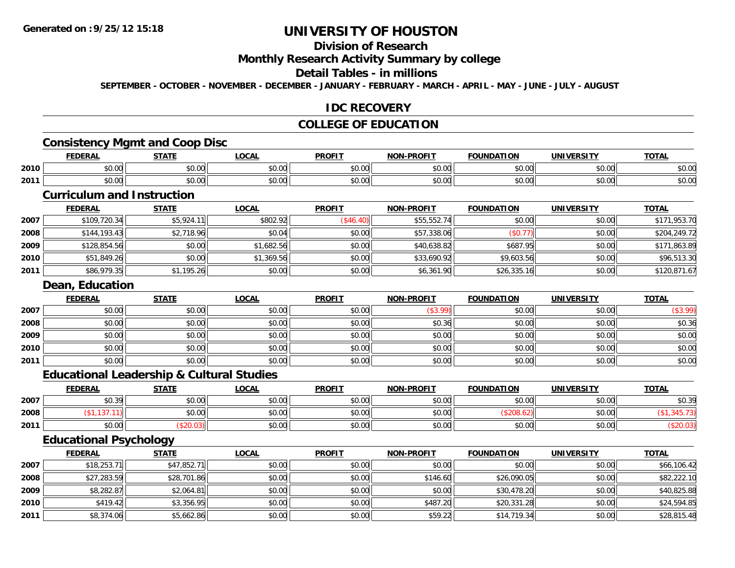**Generated on :9/25/12 15:18**

# UNIVERSITY OF HOUSTON

## Division of Research

## Monthly Research Activity Summary by college

## Detail Tables - in millions

**SEPTEMBER - OCTOBER - NOVEMBER - DECEMBER - JANUARY - FEBRUARY - MARCH - APRIL - MAY - JUNE - JULY - AUGUST**

## IDC RECOVERY

## COLLEGE OF EDUCATION

### Consistency Mgmt and Coop Disc

| | FEDERAL | STATE | LOCAL | PROFIT | NON-PROFIT | FOUNDATION | UNIVERSITY | TOTAL |
|---|---|---|---|---|---|---|---|---|
| 2010 | $0.00 | $0.00 | $0.00 | $0.00 | $0.00 | $0.00 | $0.00 | $0.00 |
| 2011 | $0.00 | $0.00 | $0.00 | $0.00 | $0.00 | $0.00 | $0.00 | $0.00 |

### Curriculum and Instruction

| | FEDERAL | STATE | LOCAL | PROFIT | NON-PROFIT | FOUNDATION | UNIVERSITY | TOTAL |
|---|---|---|---|---|---|---|---|---|
| 2007 | $109,720.34 | $5,924.11 | $802.92 | ($46.40) | $55,552.74 | $0.00 | $0.00 | $171,953.70 |
| 2008 | $144,193.43 | $2,718.96 | $0.04 | $0.00 | $57,338.06 | ($0.77) | $0.00 | $204,249.72 |
| 2009 | $128,854.56 | $0.00 | $1,682.56 | $0.00 | $40,638.82 | $687.95 | $0.00 | $171,863.89 |
| 2010 | $51,849.26 | $0.00 | $1,369.56 | $0.00 | $33,690.92 | $9,603.56 | $0.00 | $96,513.30 |
| 2011 | $86,979.35 | $1,195.26 | $0.00 | $0.00 | $6,361.90 | $26,335.16 | $0.00 | $120,871.67 |

### Dean, Education

| | FEDERAL | STATE | LOCAL | PROFIT | NON-PROFIT | FOUNDATION | UNIVERSITY | TOTAL |
|---|---|---|---|---|---|---|---|---|
| 2007 | $0.00 | $0.00 | $0.00 | $0.00 | ($3.99) | $0.00 | $0.00 | ($3.99) |
| 2008 | $0.00 | $0.00 | $0.00 | $0.00 | $0.36 | $0.00 | $0.00 | $0.36 |
| 2009 | $0.00 | $0.00 | $0.00 | $0.00 | $0.00 | $0.00 | $0.00 | $0.00 |
| 2010 | $0.00 | $0.00 | $0.00 | $0.00 | $0.00 | $0.00 | $0.00 | $0.00 |
| 2011 | $0.00 | $0.00 | $0.00 | $0.00 | $0.00 | $0.00 | $0.00 | $0.00 |

### Educational Leadership & Cultural Studies

| | FEDERAL | STATE | LOCAL | PROFIT | NON-PROFIT | FOUNDATION | UNIVERSITY | TOTAL |
|---|---|---|---|---|---|---|---|---|
| 2007 | $0.39 | $0.00 | $0.00 | $0.00 | $0.00 | $0.00 | $0.00 | $0.39 |
| 2008 | ($1,137.11) | $0.00 | $0.00 | $0.00 | $0.00 | ($208.62) | $0.00 | ($1,345.73) |
| 2011 | $0.00 | ($20.03) | $0.00 | $0.00 | $0.00 | $0.00 | $0.00 | ($20.03) |

### Educational Psychology

| | FEDERAL | STATE | LOCAL | PROFIT | NON-PROFIT | FOUNDATION | UNIVERSITY | TOTAL |
|---|---|---|---|---|---|---|---|---|
| 2007 | $18,253.71 | $47,852.71 | $0.00 | $0.00 | $0.00 | $0.00 | $0.00 | $66,106.42 |
| 2008 | $27,283.59 | $28,701.86 | $0.00 | $0.00 | $146.60 | $26,090.05 | $0.00 | $82,222.10 |
| 2009 | $8,282.87 | $2,064.81 | $0.00 | $0.00 | $0.00 | $30,478.20 | $0.00 | $40,825.88 |
| 2010 | $419.42 | $3,356.95 | $0.00 | $0.00 | $487.20 | $20,331.28 | $0.00 | $24,594.85 |
| 2011 | $8,374.06 | $5,662.86 | $0.00 | $0.00 | $59.22 | $14,719.34 | $0.00 | $28,815.48 |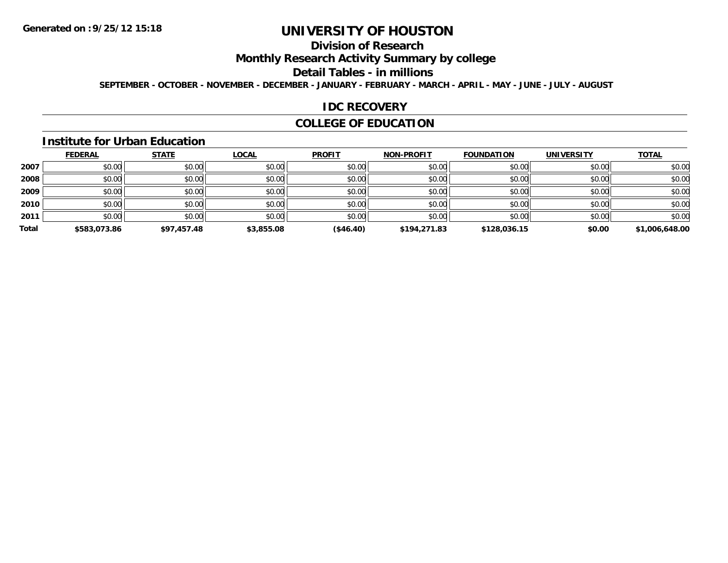**Generated on :9/25/12 15:18**

# UNIVERSITY OF HOUSTON

## Division of Research

## Monthly Research Activity Summary by college

## Detail Tables - in millions

**SEPTEMBER - OCTOBER - NOVEMBER - DECEMBER - JANUARY - FEBRUARY - MARCH - APRIL - MAY - JUNE - JULY - AUGUST**

## IDC RECOVERY

## COLLEGE OF EDUCATION

### Institute for Urban Education

| | FEDERAL | STATE | LOCAL | PROFIT | NON-PROFIT | FOUNDATION | UNIVERSITY | TOTAL |
|---|---|---|---|---|---|---|---|---|
| **2007** | $0.00 | $0.00 | $0.00 | $0.00 | $0.00 | $0.00 | $0.00 | $0.00 |
| **2008** | $0.00 | $0.00 | $0.00 | $0.00 | $0.00 | $0.00 | $0.00 | $0.00 |
| **2009** | $0.00 | $0.00 | $0.00 | $0.00 | $0.00 | $0.00 | $0.00 | $0.00 |
| **2010** | $0.00 | $0.00 | $0.00 | $0.00 | $0.00 | $0.00 | $0.00 | $0.00 |
| **2011** | $0.00 | $0.00 | $0.00 | $0.00 | $0.00 | $0.00 | $0.00 | $0.00 |
| **Total** | **$583,073.86** | **$97,457.48** | **$3,855.08** | **($46.40)** | **$194,271.83** | **$128,036.15** | **$0.00** | **$1,006,648.00** |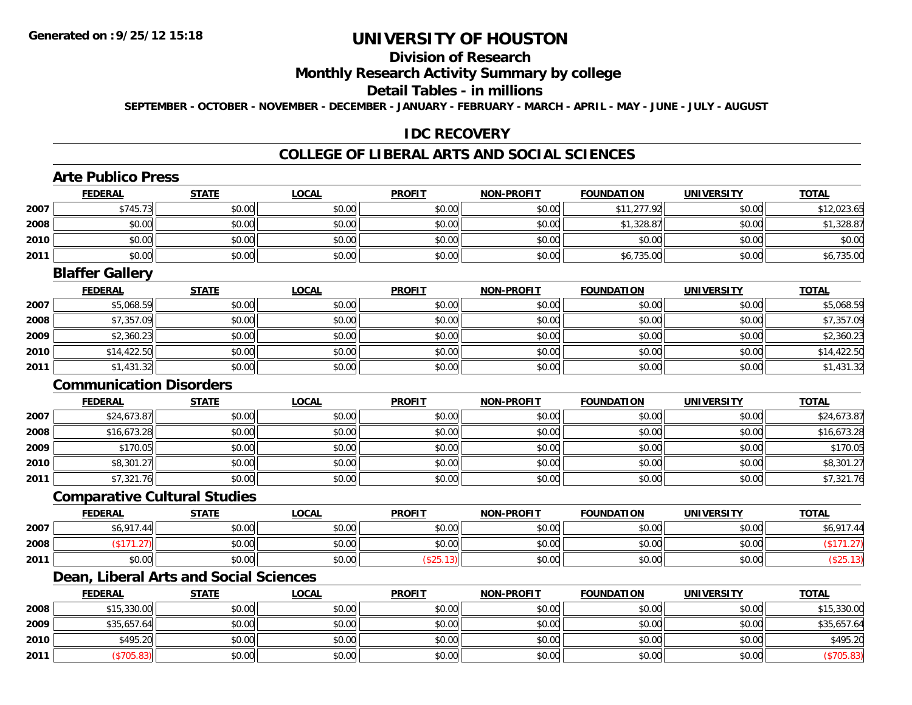# UNIVERSITY OF HOUSTON

## Division of Research

## Monthly Research Activity Summary by college

## Detail Tables - in millions

**SEPTEMBER - OCTOBER - NOVEMBER - DECEMBER - JANUARY - FEBRUARY - MARCH - APRIL - MAY - JUNE - JULY - AUGUST**

## IDC RECOVERY

## COLLEGE OF LIBERAL ARTS AND SOCIAL SCIENCES

### Arte Publico Press

| | FEDERAL | STATE | LOCAL | PROFIT | NON-PROFIT | FOUNDATION | UNIVERSITY | TOTAL |
|---|---|---|---|---|---|---|---|---|
| 2007 | $745.73 | $0.00 | $0.00 | $0.00 | $0.00 | $11,277.92 | $0.00 | $12,023.65 |
| 2008 | $0.00 | $0.00 | $0.00 | $0.00 | $0.00 | $1,328.87 | $0.00 | $1,328.87 |
| 2010 | $0.00 | $0.00 | $0.00 | $0.00 | $0.00 | $0.00 | $0.00 | $0.00 |
| 2011 | $0.00 | $0.00 | $0.00 | $0.00 | $0.00 | $6,735.00 | $0.00 | $6,735.00 |

### Blaffer Gallery

| | FEDERAL | STATE | LOCAL | PROFIT | NON-PROFIT | FOUNDATION | UNIVERSITY | TOTAL |
|---|---|---|---|---|---|---|---|---|
| 2007 | $5,068.59 | $0.00 | $0.00 | $0.00 | $0.00 | $0.00 | $0.00 | $5,068.59 |
| 2008 | $7,357.09 | $0.00 | $0.00 | $0.00 | $0.00 | $0.00 | $0.00 | $7,357.09 |
| 2009 | $2,360.23 | $0.00 | $0.00 | $0.00 | $0.00 | $0.00 | $0.00 | $2,360.23 |
| 2010 | $14,422.50 | $0.00 | $0.00 | $0.00 | $0.00 | $0.00 | $0.00 | $14,422.50 |
| 2011 | $1,431.32 | $0.00 | $0.00 | $0.00 | $0.00 | $0.00 | $0.00 | $1,431.32 |

### Communication Disorders

| | FEDERAL | STATE | LOCAL | PROFIT | NON-PROFIT | FOUNDATION | UNIVERSITY | TOTAL |
|---|---|---|---|---|---|---|---|---|
| 2007 | $24,673.87 | $0.00 | $0.00 | $0.00 | $0.00 | $0.00 | $0.00 | $24,673.87 |
| 2008 | $16,673.28 | $0.00 | $0.00 | $0.00 | $0.00 | $0.00 | $0.00 | $16,673.28 |
| 2009 | $170.05 | $0.00 | $0.00 | $0.00 | $0.00 | $0.00 | $0.00 | $170.05 |
| 2010 | $8,301.27 | $0.00 | $0.00 | $0.00 | $0.00 | $0.00 | $0.00 | $8,301.27 |
| 2011 | $7,321.76 | $0.00 | $0.00 | $0.00 | $0.00 | $0.00 | $0.00 | $7,321.76 |

### Comparative Cultural Studies

| | FEDERAL | STATE | LOCAL | PROFIT | NON-PROFIT | FOUNDATION | UNIVERSITY | TOTAL |
|---|---|---|---|---|---|---|---|---|
| 2007 | $6,917.44 | $0.00 | $0.00 | $0.00 | $0.00 | $0.00 | $0.00 | $6,917.44 |
| 2008 | ($171.27) | $0.00 | $0.00 | $0.00 | $0.00 | $0.00 | $0.00 | ($171.27) |
| 2011 | $0.00 | $0.00 | $0.00 | ($25.13) | $0.00 | $0.00 | $0.00 | ($25.13) |

### Dean, Liberal Arts and Social Sciences

| | FEDERAL | STATE | LOCAL | PROFIT | NON-PROFIT | FOUNDATION | UNIVERSITY | TOTAL |
|---|---|---|---|---|---|---|---|---|
| 2008 | $15,330.00 | $0.00 | $0.00 | $0.00 | $0.00 | $0.00 | $0.00 | $15,330.00 |
| 2009 | $35,657.64 | $0.00 | $0.00 | $0.00 | $0.00 | $0.00 | $0.00 | $35,657.64 |
| 2010 | $495.20 | $0.00 | $0.00 | $0.00 | $0.00 | $0.00 | $0.00 | $495.20 |
| 2011 | ($705.83) | $0.00 | $0.00 | $0.00 | $0.00 | $0.00 | $0.00 | ($705.83) |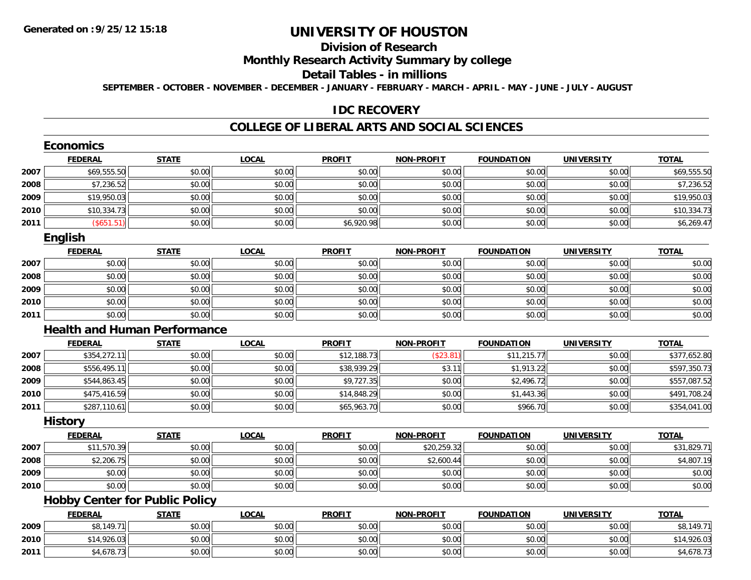Generated on :9/25/12 15:18

# UNIVERSITY OF HOUSTON

## Division of Research

## Monthly Research Activity Summary by college

## Detail Tables - in millions

SEPTEMBER - OCTOBER - NOVEMBER - DECEMBER - JANUARY - FEBRUARY - MARCH - APRIL - MAY - JUNE - JULY - AUGUST

## IDC RECOVERY

## COLLEGE OF LIBERAL ARTS AND SOCIAL SCIENCES

### Economics

| | FEDERAL | STATE | LOCAL | PROFIT | NON-PROFIT | FOUNDATION | UNIVERSITY | TOTAL |
|---|---|---|---|---|---|---|---|---|
| 2007 | $69,555.50 | $0.00 | $0.00 | $0.00 | $0.00 | $0.00 | $0.00 | $69,555.50 |
| 2008 | $7,236.52 | $0.00 | $0.00 | $0.00 | $0.00 | $0.00 | $0.00 | $7,236.52 |
| 2009 | $19,950.03 | $0.00 | $0.00 | $0.00 | $0.00 | $0.00 | $0.00 | $19,950.03 |
| 2010 | $10,334.73 | $0.00 | $0.00 | $0.00 | $0.00 | $0.00 | $0.00 | $10,334.73 |
| 2011 | ($651.51) | $0.00 | $0.00 | $6,920.98 | $0.00 | $0.00 | $0.00 | $6,269.47 |

### English

| | FEDERAL | STATE | LOCAL | PROFIT | NON-PROFIT | FOUNDATION | UNIVERSITY | TOTAL |
|---|---|---|---|---|---|---|---|---|
| 2007 | $0.00 | $0.00 | $0.00 | $0.00 | $0.00 | $0.00 | $0.00 | $0.00 |
| 2008 | $0.00 | $0.00 | $0.00 | $0.00 | $0.00 | $0.00 | $0.00 | $0.00 |
| 2009 | $0.00 | $0.00 | $0.00 | $0.00 | $0.00 | $0.00 | $0.00 | $0.00 |
| 2010 | $0.00 | $0.00 | $0.00 | $0.00 | $0.00 | $0.00 | $0.00 | $0.00 |
| 2011 | $0.00 | $0.00 | $0.00 | $0.00 | $0.00 | $0.00 | $0.00 | $0.00 |

### Health and Human Performance

| | FEDERAL | STATE | LOCAL | PROFIT | NON-PROFIT | FOUNDATION | UNIVERSITY | TOTAL |
|---|---|---|---|---|---|---|---|---|
| 2007 | $354,272.11 | $0.00 | $0.00 | $12,188.73 | ($23.81) | $11,215.77 | $0.00 | $377,652.80 |
| 2008 | $556,495.11 | $0.00 | $0.00 | $38,939.29 | $3.11 | $1,913.22 | $0.00 | $597,350.73 |
| 2009 | $544,863.45 | $0.00 | $0.00 | $9,727.35 | $0.00 | $2,496.72 | $0.00 | $557,087.52 |
| 2010 | $475,416.59 | $0.00 | $0.00 | $14,848.29 | $0.00 | $1,443.36 | $0.00 | $491,708.24 |
| 2011 | $287,110.61 | $0.00 | $0.00 | $65,963.70 | $0.00 | $966.70 | $0.00 | $354,041.00 |

### History

| | FEDERAL | STATE | LOCAL | PROFIT | NON-PROFIT | FOUNDATION | UNIVERSITY | TOTAL |
|---|---|---|---|---|---|---|---|---|
| 2007 | $11,570.39 | $0.00 | $0.00 | $0.00 | $20,259.32 | $0.00 | $0.00 | $31,829.71 |
| 2008 | $2,206.75 | $0.00 | $0.00 | $0.00 | $2,600.44 | $0.00 | $0.00 | $4,807.19 |
| 2009 | $0.00 | $0.00 | $0.00 | $0.00 | $0.00 | $0.00 | $0.00 | $0.00 |
| 2010 | $0.00 | $0.00 | $0.00 | $0.00 | $0.00 | $0.00 | $0.00 | $0.00 |

### Hobby Center for Public Policy

| | FEDERAL | STATE | LOCAL | PROFIT | NON-PROFIT | FOUNDATION | UNIVERSITY | TOTAL |
|---|---|---|---|---|---|---|---|---|
| 2009 | $8,149.71 | $0.00 | $0.00 | $0.00 | $0.00 | $0.00 | $0.00 | $8,149.71 |
| 2010 | $14,926.03 | $0.00 | $0.00 | $0.00 | $0.00 | $0.00 | $0.00 | $14,926.03 |
| 2011 | $4,678.73 | $0.00 | $0.00 | $0.00 | $0.00 | $0.00 | $0.00 | $4,678.73 |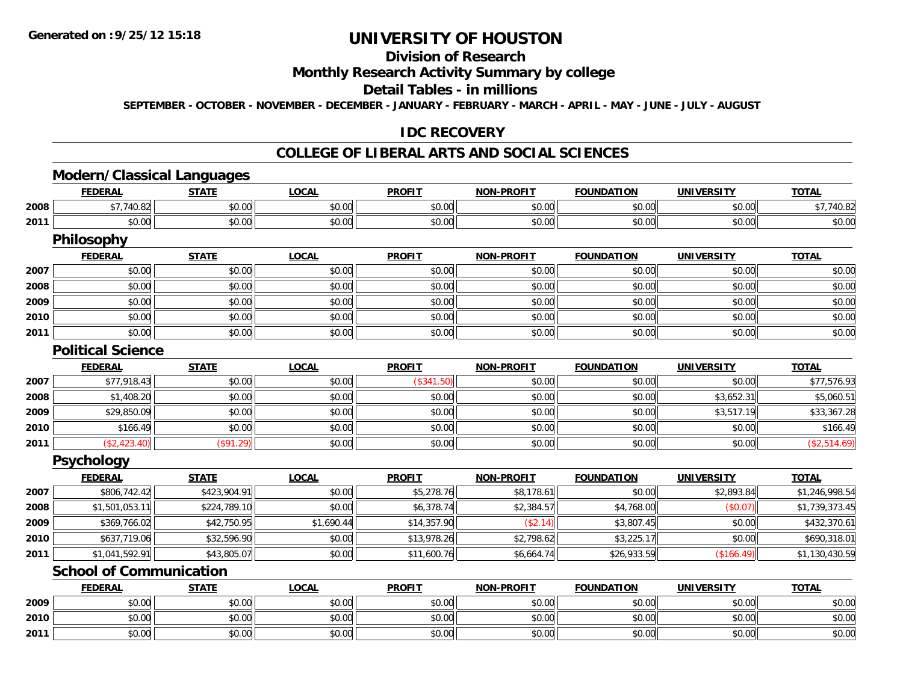# UNIVERSITY OF HOUSTON

## Division of Research

## Monthly Research Activity Summary by college

## Detail Tables - in millions

SEPTEMBER - OCTOBER - NOVEMBER - DECEMBER - JANUARY - FEBRUARY - MARCH - APRIL - MAY - JUNE - JULY - AUGUST

## IDC RECOVERY

## COLLEGE OF LIBERAL ARTS AND SOCIAL SCIENCES

### Modern/Classical Languages

| | FEDERAL | STATE | LOCAL | PROFIT | NON-PROFIT | FOUNDATION | UNIVERSITY | TOTAL |
|---|---|---|---|---|---|---|---|---|
| 2008 | $7,740.82 | $0.00 | $0.00 | $0.00 | $0.00 | $0.00 | $0.00 | $7,740.82 |
| 2011 | $0.00 | $0.00 | $0.00 | $0.00 | $0.00 | $0.00 | $0.00 | $0.00 |

### Philosophy

| | FEDERAL | STATE | LOCAL | PROFIT | NON-PROFIT | FOUNDATION | UNIVERSITY | TOTAL |
|---|---|---|---|---|---|---|---|---|
| 2007 | $0.00 | $0.00 | $0.00 | $0.00 | $0.00 | $0.00 | $0.00 | $0.00 |
| 2008 | $0.00 | $0.00 | $0.00 | $0.00 | $0.00 | $0.00 | $0.00 | $0.00 |
| 2009 | $0.00 | $0.00 | $0.00 | $0.00 | $0.00 | $0.00 | $0.00 | $0.00 |
| 2010 | $0.00 | $0.00 | $0.00 | $0.00 | $0.00 | $0.00 | $0.00 | $0.00 |
| 2011 | $0.00 | $0.00 | $0.00 | $0.00 | $0.00 | $0.00 | $0.00 | $0.00 |

### Political Science

| | FEDERAL | STATE | LOCAL | PROFIT | NON-PROFIT | FOUNDATION | UNIVERSITY | TOTAL |
|---|---|---|---|---|---|---|---|---|
| 2007 | $77,918.43 | $0.00 | $0.00 | ($341.50) | $0.00 | $0.00 | $0.00 | $77,576.93 |
| 2008 | $1,408.20 | $0.00 | $0.00 | $0.00 | $0.00 | $0.00 | $3,652.31 | $5,060.51 |
| 2009 | $29,850.09 | $0.00 | $0.00 | $0.00 | $0.00 | $0.00 | $3,517.19 | $33,367.28 |
| 2010 | $166.49 | $0.00 | $0.00 | $0.00 | $0.00 | $0.00 | $0.00 | $166.49 |
| 2011 | ($2,423.40) | ($91.29) | $0.00 | $0.00 | $0.00 | $0.00 | $0.00 | ($2,514.69) |

### Psychology

| | FEDERAL | STATE | LOCAL | PROFIT | NON-PROFIT | FOUNDATION | UNIVERSITY | TOTAL |
|---|---|---|---|---|---|---|---|---|
| 2007 | $806,742.42 | $423,904.91 | $0.00 | $5,278.76 | $8,178.61 | $0.00 | $2,893.84 | $1,246,998.54 |
| 2008 | $1,501,053.11 | $224,789.10 | $0.00 | $6,378.74 | $2,384.57 | $4,768.00 | ($0.07) | $1,739,373.45 |
| 2009 | $369,766.02 | $42,750.95 | $1,690.44 | $14,357.90 | ($2.14) | $3,807.45 | $0.00 | $432,370.61 |
| 2010 | $637,719.06 | $32,596.90 | $0.00 | $13,978.26 | $2,798.62 | $3,225.17 | $0.00 | $690,318.01 |
| 2011 | $1,041,592.91 | $43,805.07 | $0.00 | $11,600.76 | $6,664.74 | $26,933.59 | ($166.49) | $1,130,430.59 |

### School of Communication

| | FEDERAL | STATE | LOCAL | PROFIT | NON-PROFIT | FOUNDATION | UNIVERSITY | TOTAL |
|---|---|---|---|---|---|---|---|---|
| 2009 | $0.00 | $0.00 | $0.00 | $0.00 | $0.00 | $0.00 | $0.00 | $0.00 |
| 2010 | $0.00 | $0.00 | $0.00 | $0.00 | $0.00 | $0.00 | $0.00 | $0.00 |
| 2011 | $0.00 | $0.00 | $0.00 | $0.00 | $0.00 | $0.00 | $0.00 | $0.00 |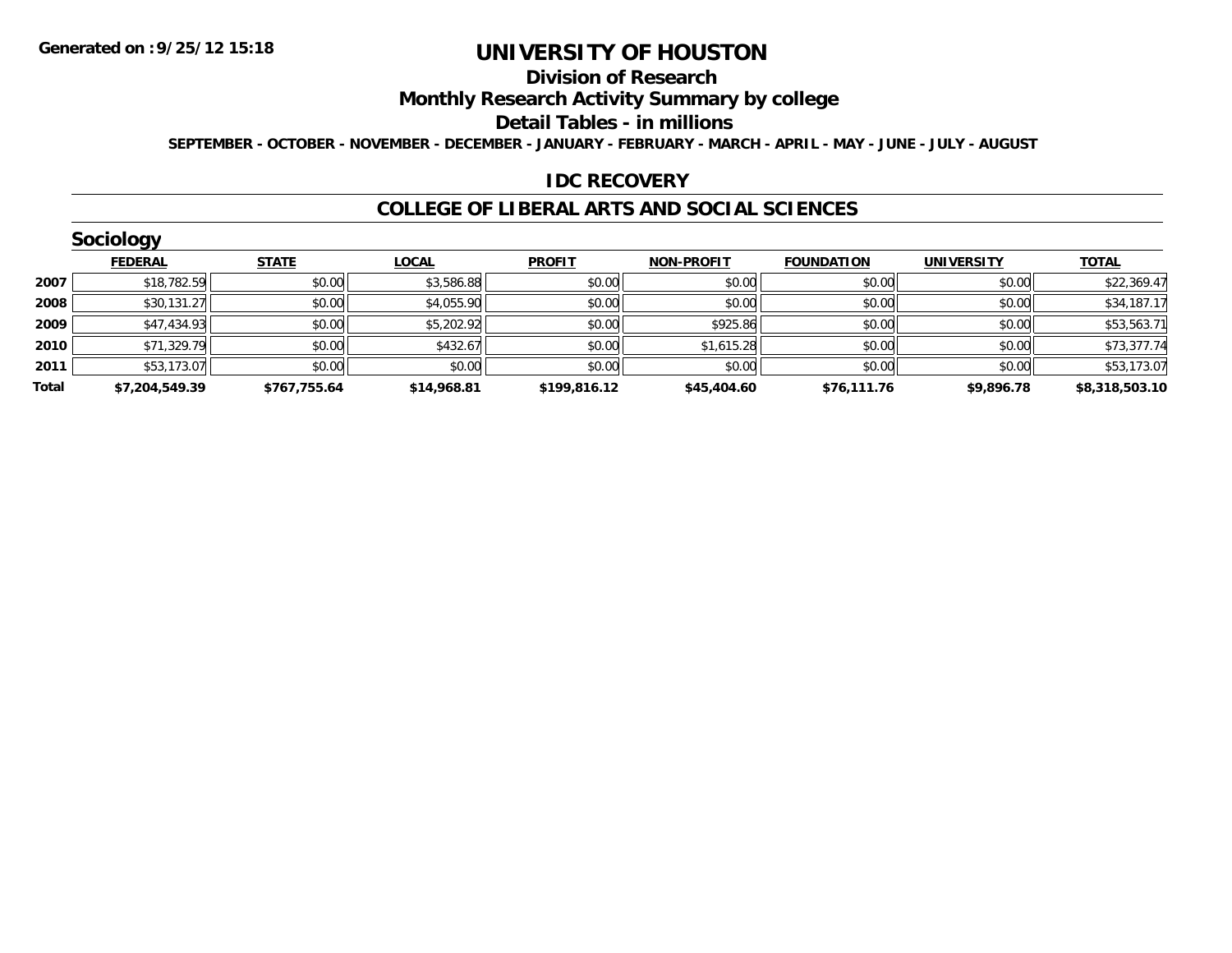**Generated on :9/25/12 15:18**

# UNIVERSITY OF HOUSTON

## Division of Research

## Monthly Research Activity Summary by college

## Detail Tables - in millions

SEPTEMBER - OCTOBER - NOVEMBER - DECEMBER - JANUARY - FEBRUARY - MARCH - APRIL - MAY - JUNE - JULY - AUGUST

### IDC RECOVERY

### COLLEGE OF LIBERAL ARTS AND SOCIAL SCIENCES

### Sociology

| | FEDERAL | STATE | LOCAL | PROFIT | NON-PROFIT | FOUNDATION | UNIVERSITY | TOTAL |
|---|---|---|---|---|---|---|---|---|
| 2007 | $18,782.59 | $0.00 | $3,586.88 | $0.00 | $0.00 | $0.00 | $0.00 | $22,369.47 |
| 2008 | $30,131.27 | $0.00 | $4,055.90 | $0.00 | $0.00 | $0.00 | $0.00 | $34,187.17 |
| 2009 | $47,434.93 | $0.00 | $5,202.92 | $0.00 | $925.86 | $0.00 | $0.00 | $53,563.71 |
| 2010 | $71,329.79 | $0.00 | $432.67 | $0.00 | $1,615.28 | $0.00 | $0.00 | $73,377.74 |
| 2011 | $53,173.07 | $0.00 | $0.00 | $0.00 | $0.00 | $0.00 | $0.00 | $53,173.07 |
| **Total** | **$7,204,549.39** | **$767,755.64** | **$14,968.81** | **$199,816.12** | **$45,404.60** | **$76,111.76** | **$9,896.78** | **$8,318,503.10** |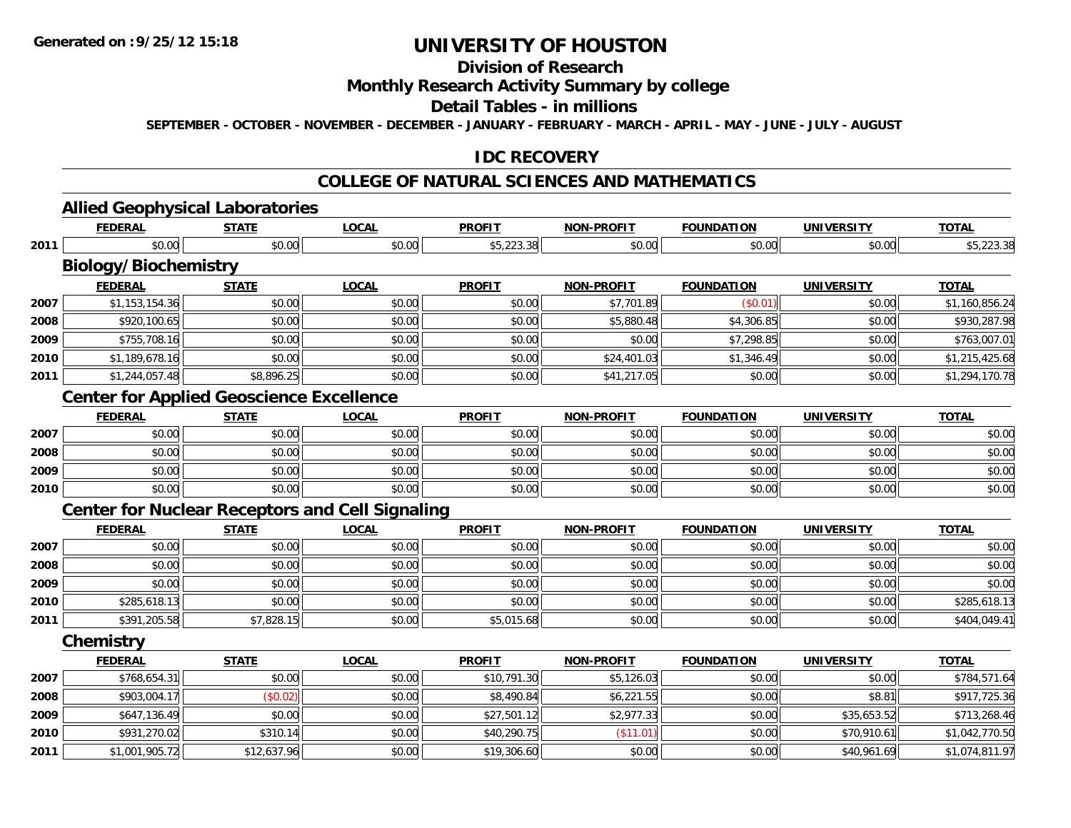# UNIVERSITY OF HOUSTON

## Division of Research

## Monthly Research Activity Summary by college

## Detail Tables - in millions

**SEPTEMBER - OCTOBER - NOVEMBER - DECEMBER - JANUARY - FEBRUARY - MARCH - APRIL - MAY - JUNE - JULY - AUGUST**

## IDC RECOVERY

## COLLEGE OF NATURAL SCIENCES AND MATHEMATICS

### Allied Geophysical Laboratories

| | FEDERAL | STATE | LOCAL | PROFIT | NON-PROFIT | FOUNDATION | UNIVERSITY | TOTAL |
|---|---|---|---|---|---|---|---|---|
| 2011 | $0.00 | $0.00 | $0.00 | $5,223.38 | $0.00 | $0.00 | $0.00 | $5,223.38 |

### Biology/Biochemistry

| | FEDERAL | STATE | LOCAL | PROFIT | NON-PROFIT | FOUNDATION | UNIVERSITY | TOTAL |
|---|---|---|---|---|---|---|---|---|
| 2007 | $1,153,154.36 | $0.00 | $0.00 | $0.00 | $7,701.89 | ($0.01) | $0.00 | $1,160,856.24 |
| 2008 | $920,100.65 | $0.00 | $0.00 | $0.00 | $5,880.48 | $4,306.85 | $0.00 | $930,287.98 |
| 2009 | $755,708.16 | $0.00 | $0.00 | $0.00 | $0.00 | $7,298.85 | $0.00 | $763,007.01 |
| 2010 | $1,189,678.16 | $0.00 | $0.00 | $0.00 | $24,401.03 | $1,346.49 | $0.00 | $1,215,425.68 |
| 2011 | $1,244,057.48 | $8,896.25 | $0.00 | $0.00 | $41,217.05 | $0.00 | $0.00 | $1,294,170.78 |

### Center for Applied Geoscience Excellence

| | FEDERAL | STATE | LOCAL | PROFIT | NON-PROFIT | FOUNDATION | UNIVERSITY | TOTAL |
|---|---|---|---|---|---|---|---|---|
| 2007 | $0.00 | $0.00 | $0.00 | $0.00 | $0.00 | $0.00 | $0.00 | $0.00 |
| 2008 | $0.00 | $0.00 | $0.00 | $0.00 | $0.00 | $0.00 | $0.00 | $0.00 |
| 2009 | $0.00 | $0.00 | $0.00 | $0.00 | $0.00 | $0.00 | $0.00 | $0.00 |
| 2010 | $0.00 | $0.00 | $0.00 | $0.00 | $0.00 | $0.00 | $0.00 | $0.00 |

### Center for Nuclear Receptors and Cell Signaling

| | FEDERAL | STATE | LOCAL | PROFIT | NON-PROFIT | FOUNDATION | UNIVERSITY | TOTAL |
|---|---|---|---|---|---|---|---|---|
| 2007 | $0.00 | $0.00 | $0.00 | $0.00 | $0.00 | $0.00 | $0.00 | $0.00 |
| 2008 | $0.00 | $0.00 | $0.00 | $0.00 | $0.00 | $0.00 | $0.00 | $0.00 |
| 2009 | $0.00 | $0.00 | $0.00 | $0.00 | $0.00 | $0.00 | $0.00 | $0.00 |
| 2010 | $285,618.13 | $0.00 | $0.00 | $0.00 | $0.00 | $0.00 | $0.00 | $285,618.13 |
| 2011 | $391,205.58 | $7,828.15 | $0.00 | $5,015.68 | $0.00 | $0.00 | $0.00 | $404,049.41 |

### Chemistry

| | FEDERAL | STATE | LOCAL | PROFIT | NON-PROFIT | FOUNDATION | UNIVERSITY | TOTAL |
|---|---|---|---|---|---|---|---|---|
| 2007 | $768,654.31 | $0.00 | $0.00 | $10,791.30 | $5,126.03 | $0.00 | $0.00 | $784,571.64 |
| 2008 | $903,004.17 | ($0.02) | $0.00 | $8,490.84 | $6,221.55 | $0.00 | $8.81 | $917,725.36 |
| 2009 | $647,136.49 | $0.00 | $0.00 | $27,501.12 | $2,977.33 | $0.00 | $35,653.52 | $713,268.46 |
| 2010 | $931,270.02 | $310.14 | $0.00 | $40,290.75 | ($11.01) | $0.00 | $70,910.61 | $1,042,770.50 |
| 2011 | $1,001,905.72 | $12,637.96 | $0.00 | $19,306.60 | $0.00 | $0.00 | $40,961.69 | $1,074,811.97 |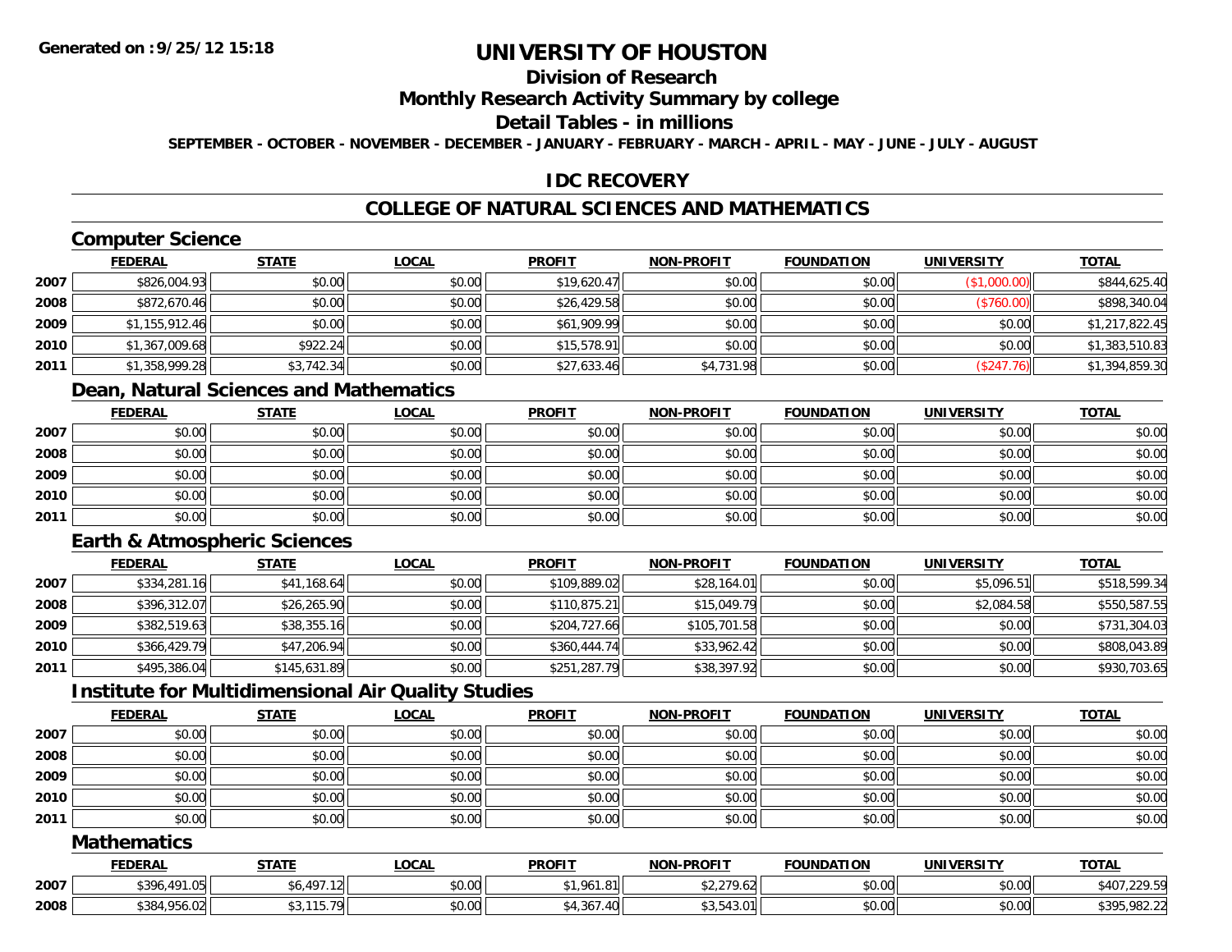# UNIVERSITY OF HOUSTON

## Division of Research

## Monthly Research Activity Summary by college

## Detail Tables - in millions

**SEPTEMBER - OCTOBER - NOVEMBER - DECEMBER - JANUARY - FEBRUARY - MARCH - APRIL - MAY - JUNE - JULY - AUGUST**

## IDC RECOVERY

## COLLEGE OF NATURAL SCIENCES AND MATHEMATICS

### Computer Science

| | FEDERAL | STATE | LOCAL | PROFIT | NON-PROFIT | FOUNDATION | UNIVERSITY | TOTAL |
|---|---|---|---|---|---|---|---|---|
| 2007 | $826,004.93 | $0.00 | $0.00 | $19,620.47 | $0.00 | $0.00 | ($1,000.00) | $844,625.40 |
| 2008 | $872,670.46 | $0.00 | $0.00 | $26,429.58 | $0.00 | $0.00 | ($760.00) | $898,340.04 |
| 2009 | $1,155,912.46 | $0.00 | $0.00 | $61,909.99 | $0.00 | $0.00 | $0.00 | $1,217,822.45 |
| 2010 | $1,367,009.68 | $922.24 | $0.00 | $15,578.91 | $0.00 | $0.00 | $0.00 | $1,383,510.83 |
| 2011 | $1,358,999.28 | $3,742.34 | $0.00 | $27,633.46 | $4,731.98 | $0.00 | ($247.76) | $1,394,859.30 |

### Dean, Natural Sciences and Mathematics

| | FEDERAL | STATE | LOCAL | PROFIT | NON-PROFIT | FOUNDATION | UNIVERSITY | TOTAL |
|---|---|---|---|---|---|---|---|---|
| 2007 | $0.00 | $0.00 | $0.00 | $0.00 | $0.00 | $0.00 | $0.00 | $0.00 |
| 2008 | $0.00 | $0.00 | $0.00 | $0.00 | $0.00 | $0.00 | $0.00 | $0.00 |
| 2009 | $0.00 | $0.00 | $0.00 | $0.00 | $0.00 | $0.00 | $0.00 | $0.00 |
| 2010 | $0.00 | $0.00 | $0.00 | $0.00 | $0.00 | $0.00 | $0.00 | $0.00 |
| 2011 | $0.00 | $0.00 | $0.00 | $0.00 | $0.00 | $0.00 | $0.00 | $0.00 |

### Earth & Atmospheric Sciences

| | FEDERAL | STATE | LOCAL | PROFIT | NON-PROFIT | FOUNDATION | UNIVERSITY | TOTAL |
|---|---|---|---|---|---|---|---|---|
| 2007 | $334,281.16 | $41,168.64 | $0.00 | $109,889.02 | $28,164.01 | $0.00 | $5,096.51 | $518,599.34 |
| 2008 | $396,312.07 | $26,265.90 | $0.00 | $110,875.21 | $15,049.79 | $0.00 | $2,084.58 | $550,587.55 |
| 2009 | $382,519.63 | $38,355.16 | $0.00 | $204,727.66 | $105,701.58 | $0.00 | $0.00 | $731,304.03 |
| 2010 | $366,429.79 | $47,206.94 | $0.00 | $360,444.74 | $33,962.42 | $0.00 | $0.00 | $808,043.89 |
| 2011 | $495,386.04 | $145,631.89 | $0.00 | $251,287.79 | $38,397.92 | $0.00 | $0.00 | $930,703.65 |

### Institute for Multidimensional Air Quality Studies

| | FEDERAL | STATE | LOCAL | PROFIT | NON-PROFIT | FOUNDATION | UNIVERSITY | TOTAL |
|---|---|---|---|---|---|---|---|---|
| 2007 | $0.00 | $0.00 | $0.00 | $0.00 | $0.00 | $0.00 | $0.00 | $0.00 |
| 2008 | $0.00 | $0.00 | $0.00 | $0.00 | $0.00 | $0.00 | $0.00 | $0.00 |
| 2009 | $0.00 | $0.00 | $0.00 | $0.00 | $0.00 | $0.00 | $0.00 | $0.00 |
| 2010 | $0.00 | $0.00 | $0.00 | $0.00 | $0.00 | $0.00 | $0.00 | $0.00 |
| 2011 | $0.00 | $0.00 | $0.00 | $0.00 | $0.00 | $0.00 | $0.00 | $0.00 |

### Mathematics

| | FEDERAL | STATE | LOCAL | PROFIT | NON-PROFIT | FOUNDATION | UNIVERSITY | TOTAL |
|---|---|---|---|---|---|---|---|---|
| 2007 | $396,491.05 | $6,497.12 | $0.00 | $1,961.81 | $2,279.62 | $0.00 | $0.00 | $407,229.59 |
| 2008 | $384,956.02 | $3,115.79 | $0.00 | $4,367.40 | $3,543.01 | $0.00 | $0.00 | $395,982.22 |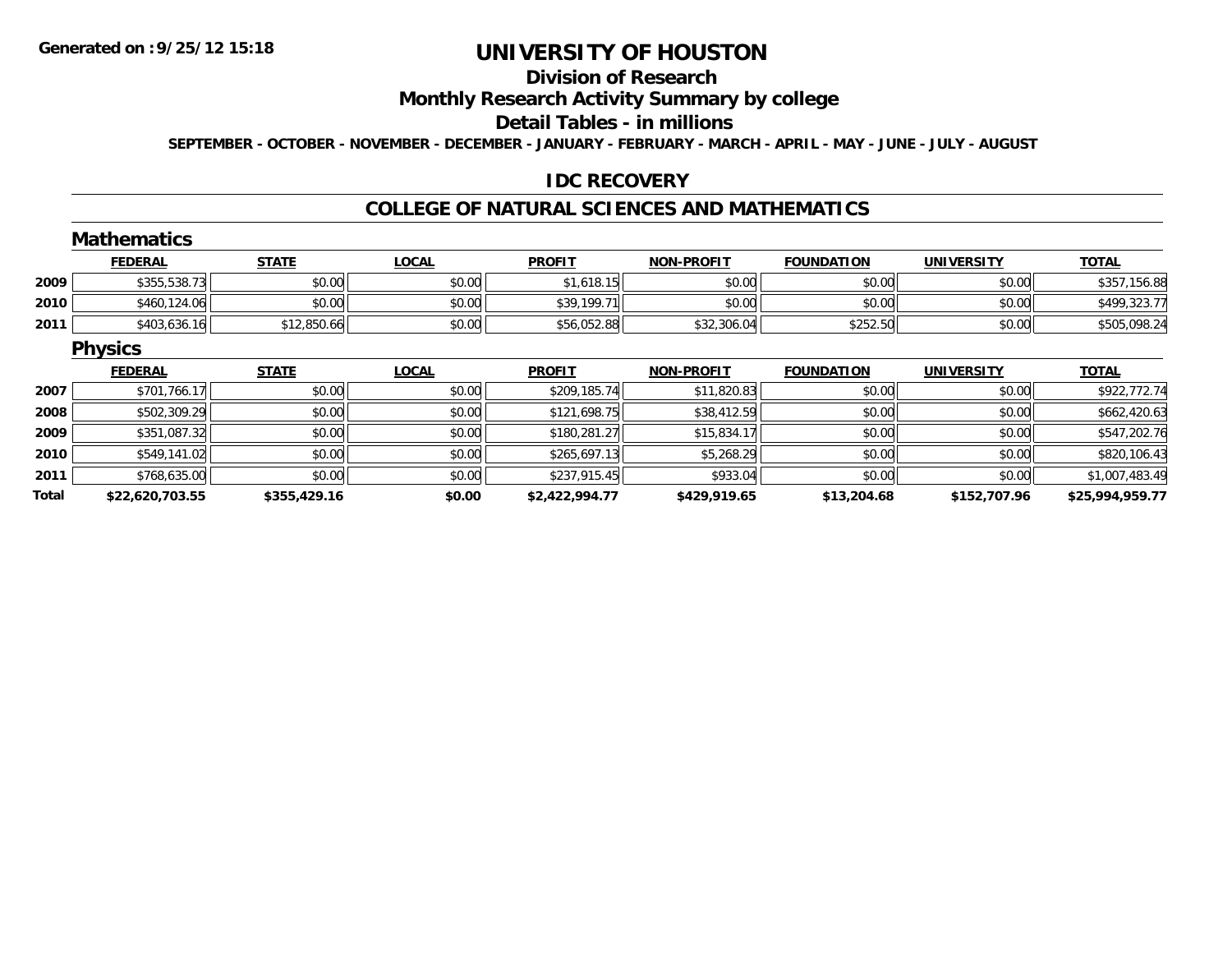# UNIVERSITY OF HOUSTON

## Division of Research

## Monthly Research Activity Summary by college

## Detail Tables - in millions

SEPTEMBER - OCTOBER - NOVEMBER - DECEMBER - JANUARY - FEBRUARY - MARCH - APRIL - MAY - JUNE - JULY - AUGUST

### IDC RECOVERY

### COLLEGE OF NATURAL SCIENCES AND MATHEMATICS

#### Mathematics

| | FEDERAL | STATE | LOCAL | PROFIT | NON-PROFIT | FOUNDATION | UNIVERSITY | TOTAL |
|---|---|---|---|---|---|---|---|---|
| 2009 | $355,538.73 | $0.00 | $0.00 | $1,618.15 | $0.00 | $0.00 | $0.00 | $357,156.88 |
| 2010 | $460,124.06 | $0.00 | $0.00 | $39,199.71 | $0.00 | $0.00 | $0.00 | $499,323.77 |
| 2011 | $403,636.16 | $12,850.66 | $0.00 | $56,052.88 | $32,306.04 | $252.50 | $0.00 | $505,098.24 |

#### Physics

| | FEDERAL | STATE | LOCAL | PROFIT | NON-PROFIT | FOUNDATION | UNIVERSITY | TOTAL |
|---|---|---|---|---|---|---|---|---|
| 2007 | $701,766.17 | $0.00 | $0.00 | $209,185.74 | $11,820.83 | $0.00 | $0.00 | $922,772.74 |
| 2008 | $502,309.29 | $0.00 | $0.00 | $121,698.75 | $38,412.59 | $0.00 | $0.00 | $662,420.63 |
| 2009 | $351,087.32 | $0.00 | $0.00 | $180,281.27 | $15,834.17 | $0.00 | $0.00 | $547,202.76 |
| 2010 | $549,141.02 | $0.00 | $0.00 | $265,697.13 | $5,268.29 | $0.00 | $0.00 | $820,106.43 |
| 2011 | $768,635.00 | $0.00 | $0.00 | $237,915.45 | $933.04 | $0.00 | $0.00 | $1,007,483.49 |
| **Total** | **$22,620,703.55** | **$355,429.16** | **$0.00** | **$2,422,994.77** | **$429,919.65** | **$13,204.68** | **$152,707.96** | **$25,994,959.77** |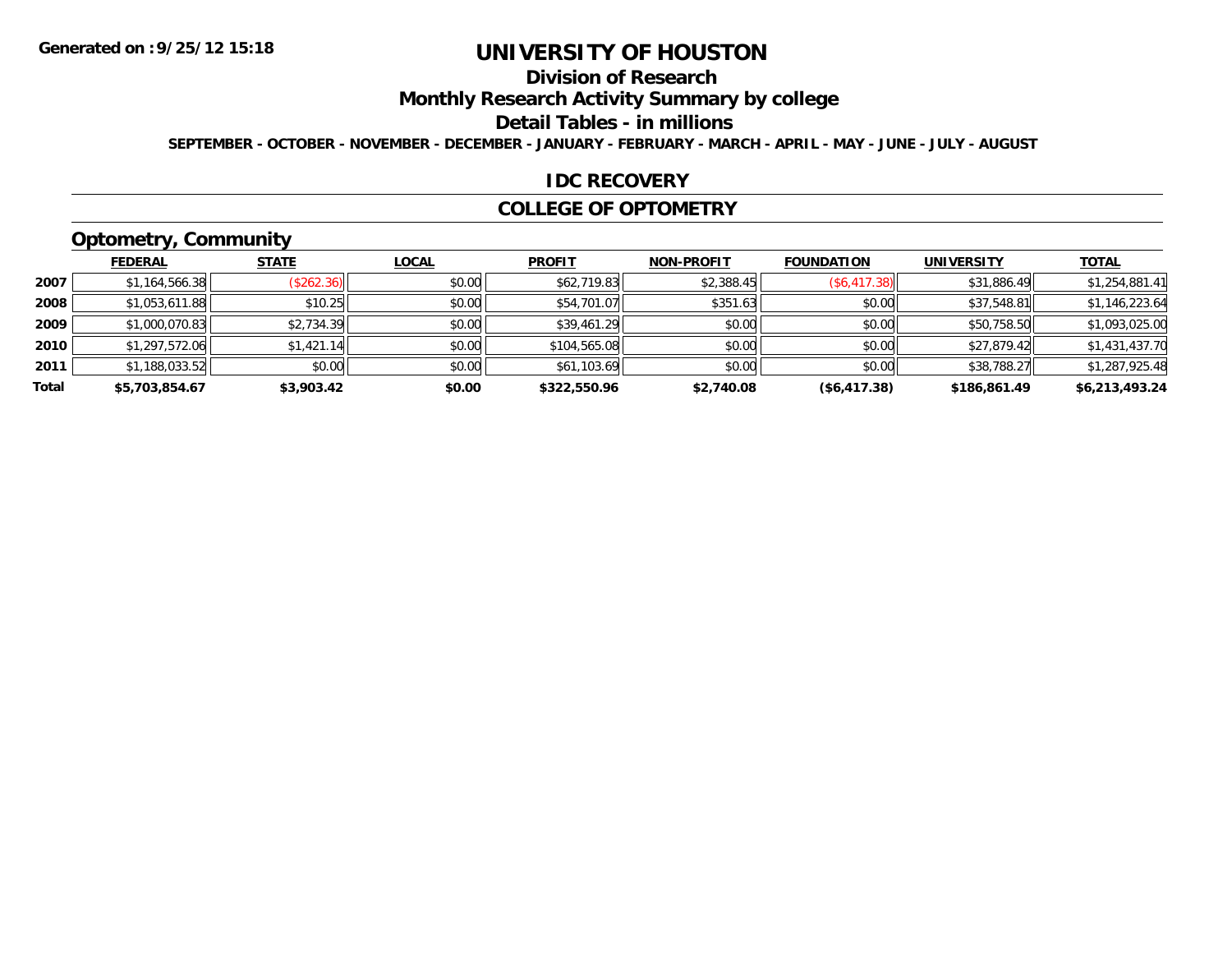Generated on :9/25/12 15:18

# UNIVERSITY OF HOUSTON

## Division of Research

## Monthly Research Activity Summary by college

## Detail Tables - in millions

**SEPTEMBER - OCTOBER - NOVEMBER - DECEMBER - JANUARY - FEBRUARY - MARCH - APRIL - MAY - JUNE - JULY - AUGUST**

## IDC RECOVERY

## COLLEGE OF OPTOMETRY

### Optometry, Community

| | FEDERAL | STATE | LOCAL | PROFIT | NON-PROFIT | FOUNDATION | UNIVERSITY | TOTAL |
|---|---|---|---|---|---|---|---|---|
| 2007 | $1,164,566.38 | ($262.36) | $0.00 | $62,719.83 | $2,388.45 | ($6,417.38) | $31,886.49 | $1,254,881.41 |
| 2008 | $1,053,611.88 | $10.25 | $0.00 | $54,701.07 | $351.63 | $0.00 | $37,548.81 | $1,146,223.64 |
| 2009 | $1,000,070.83 | $2,734.39 | $0.00 | $39,461.29 | $0.00 | $0.00 | $50,758.50 | $1,093,025.00 |
| 2010 | $1,297,572.06 | $1,421.14 | $0.00 | $104,565.08 | $0.00 | $0.00 | $27,879.42 | $1,431,437.70 |
| 2011 | $1,188,033.52 | $0.00 | $0.00 | $61,103.69 | $0.00 | $0.00 | $38,788.27 | $1,287,925.48 |
| **Total** | **$5,703,854.67** | **$3,903.42** | **$0.00** | **$322,550.96** | **$2,740.08** | **($6,417.38)** | **$186,861.49** | **$6,213,493.24** |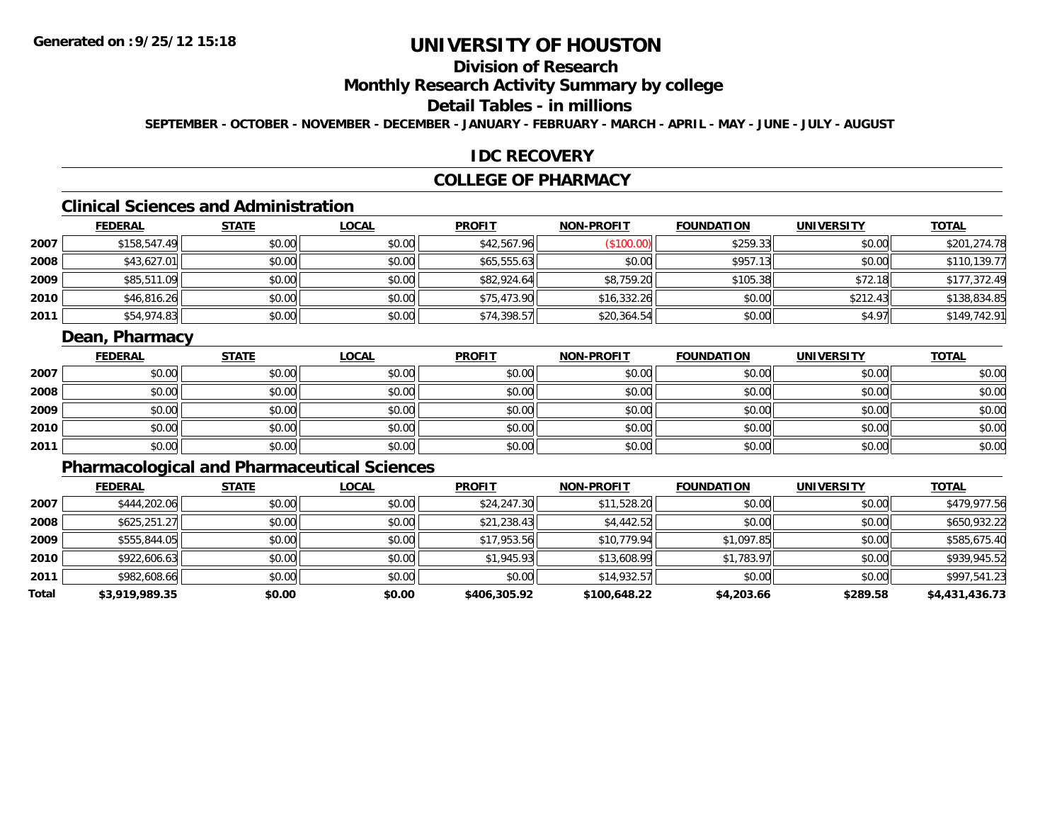# UNIVERSITY OF HOUSTON

## Division of Research

## Monthly Research Activity Summary by college

## Detail Tables - in millions

**SEPTEMBER - OCTOBER - NOVEMBER - DECEMBER - JANUARY - FEBRUARY - MARCH - APRIL - MAY - JUNE - JULY - AUGUST**

## IDC RECOVERY

## COLLEGE OF PHARMACY

### Clinical Sciences and Administration

| | FEDERAL | STATE | LOCAL | PROFIT | NON-PROFIT | FOUNDATION | UNIVERSITY | TOTAL |
|---|---|---|---|---|---|---|---|---|
| 2007 | $158,547.49 | $0.00 | $0.00 | $42,567.96 | ($100.00) | $259.33 | $0.00 | $201,274.78 |
| 2008 | $43,627.01 | $0.00 | $0.00 | $65,555.63 | $0.00 | $957.13 | $0.00 | $110,139.77 |
| 2009 | $85,511.09 | $0.00 | $0.00 | $82,924.64 | $8,759.20 | $105.38 | $72.18 | $177,372.49 |
| 2010 | $46,816.26 | $0.00 | $0.00 | $75,473.90 | $16,332.26 | $0.00 | $212.43 | $138,834.85 |
| 2011 | $54,974.83 | $0.00 | $0.00 | $74,398.57 | $20,364.54 | $0.00 | $4.97 | $149,742.91 |

### Dean, Pharmacy

| | FEDERAL | STATE | LOCAL | PROFIT | NON-PROFIT | FOUNDATION | UNIVERSITY | TOTAL |
|---|---|---|---|---|---|---|---|---|
| 2007 | $0.00 | $0.00 | $0.00 | $0.00 | $0.00 | $0.00 | $0.00 | $0.00 |
| 2008 | $0.00 | $0.00 | $0.00 | $0.00 | $0.00 | $0.00 | $0.00 | $0.00 |
| 2009 | $0.00 | $0.00 | $0.00 | $0.00 | $0.00 | $0.00 | $0.00 | $0.00 |
| 2010 | $0.00 | $0.00 | $0.00 | $0.00 | $0.00 | $0.00 | $0.00 | $0.00 |
| 2011 | $0.00 | $0.00 | $0.00 | $0.00 | $0.00 | $0.00 | $0.00 | $0.00 |

### Pharmacological and Pharmaceutical Sciences

| | FEDERAL | STATE | LOCAL | PROFIT | NON-PROFIT | FOUNDATION | UNIVERSITY | TOTAL |
|---|---|---|---|---|---|---|---|---|
| 2007 | $444,202.06 | $0.00 | $0.00 | $24,247.30 | $11,528.20 | $0.00 | $0.00 | $479,977.56 |
| 2008 | $625,251.27 | $0.00 | $0.00 | $21,238.43 | $4,442.52 | $0.00 | $0.00 | $650,932.22 |
| 2009 | $555,844.05 | $0.00 | $0.00 | $17,953.56 | $10,779.94 | $1,097.85 | $0.00 | $585,675.40 |
| 2010 | $922,606.63 | $0.00 | $0.00 | $1,945.93 | $13,608.99 | $1,783.97 | $0.00 | $939,945.52 |
| 2011 | $982,608.66 | $0.00 | $0.00 | $0.00 | $14,932.57 | $0.00 | $0.00 | $997,541.23 |
| **Total** | **$3,919,989.35** | **$0.00** | **$0.00** | **$406,305.92** | **$100,648.22** | **$4,203.66** | **$289.58** | **$4,431,436.73** |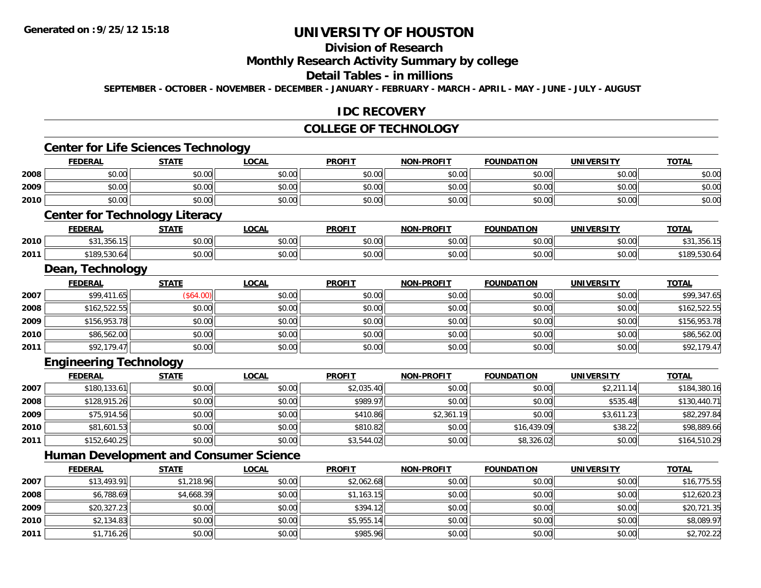# UNIVERSITY OF HOUSTON

## Division of Research

## Monthly Research Activity Summary by college

## Detail Tables - in millions

**SEPTEMBER - OCTOBER - NOVEMBER - DECEMBER - JANUARY - FEBRUARY - MARCH - APRIL - MAY - JUNE - JULY - AUGUST**

## IDC RECOVERY

## COLLEGE OF TECHNOLOGY

### Center for Life Sciences Technology

| | FEDERAL | STATE | LOCAL | PROFIT | NON-PROFIT | FOUNDATION | UNIVERSITY | TOTAL |
|---|---|---|---|---|---|---|---|---|
| 2008 | $0.00 | $0.00 | $0.00 | $0.00 | $0.00 | $0.00 | $0.00 | $0.00 |
| 2009 | $0.00 | $0.00 | $0.00 | $0.00 | $0.00 | $0.00 | $0.00 | $0.00 |
| 2010 | $0.00 | $0.00 | $0.00 | $0.00 | $0.00 | $0.00 | $0.00 | $0.00 |

### Center for Technology Literacy

| | FEDERAL | STATE | LOCAL | PROFIT | NON-PROFIT | FOUNDATION | UNIVERSITY | TOTAL |
|---|---|---|---|---|---|---|---|---|
| 2010 | $31,356.15 | $0.00 | $0.00 | $0.00 | $0.00 | $0.00 | $0.00 | $31,356.15 |
| 2011 | $189,530.64 | $0.00 | $0.00 | $0.00 | $0.00 | $0.00 | $0.00 | $189,530.64 |

### Dean, Technology

| | FEDERAL | STATE | LOCAL | PROFIT | NON-PROFIT | FOUNDATION | UNIVERSITY | TOTAL |
|---|---|---|---|---|---|---|---|---|
| 2007 | $99,411.65 | ($64.00) | $0.00 | $0.00 | $0.00 | $0.00 | $0.00 | $99,347.65 |
| 2008 | $162,522.55 | $0.00 | $0.00 | $0.00 | $0.00 | $0.00 | $0.00 | $162,522.55 |
| 2009 | $156,953.78 | $0.00 | $0.00 | $0.00 | $0.00 | $0.00 | $0.00 | $156,953.78 |
| 2010 | $86,562.00 | $0.00 | $0.00 | $0.00 | $0.00 | $0.00 | $0.00 | $86,562.00 |
| 2011 | $92,179.47 | $0.00 | $0.00 | $0.00 | $0.00 | $0.00 | $0.00 | $92,179.47 |

### Engineering Technology

| | FEDERAL | STATE | LOCAL | PROFIT | NON-PROFIT | FOUNDATION | UNIVERSITY | TOTAL |
|---|---|---|---|---|---|---|---|---|
| 2007 | $180,133.61 | $0.00 | $0.00 | $2,035.40 | $0.00 | $0.00 | $2,211.14 | $184,380.16 |
| 2008 | $128,915.26 | $0.00 | $0.00 | $989.97 | $0.00 | $0.00 | $535.48 | $130,440.71 |
| 2009 | $75,914.56 | $0.00 | $0.00 | $410.86 | $2,361.19 | $0.00 | $3,611.23 | $82,297.84 |
| 2010 | $81,601.53 | $0.00 | $0.00 | $810.82 | $0.00 | $16,439.09 | $38.22 | $98,889.66 |
| 2011 | $152,640.25 | $0.00 | $0.00 | $3,544.02 | $0.00 | $8,326.02 | $0.00 | $164,510.29 |

### Human Development and Consumer Science

| | FEDERAL | STATE | LOCAL | PROFIT | NON-PROFIT | FOUNDATION | UNIVERSITY | TOTAL |
|---|---|---|---|---|---|---|---|---|
| 2007 | $13,493.91 | $1,218.96 | $0.00 | $2,062.68 | $0.00 | $0.00 | $0.00 | $16,775.55 |
| 2008 | $6,788.69 | $4,668.39 | $0.00 | $1,163.15 | $0.00 | $0.00 | $0.00 | $12,620.23 |
| 2009 | $20,327.23 | $0.00 | $0.00 | $394.12 | $0.00 | $0.00 | $0.00 | $20,721.35 |
| 2010 | $2,134.83 | $0.00 | $0.00 | $5,955.14 | $0.00 | $0.00 | $0.00 | $8,089.97 |
| 2011 | $1,716.26 | $0.00 | $0.00 | $985.96 | $0.00 | $0.00 | $0.00 | $2,702.22 |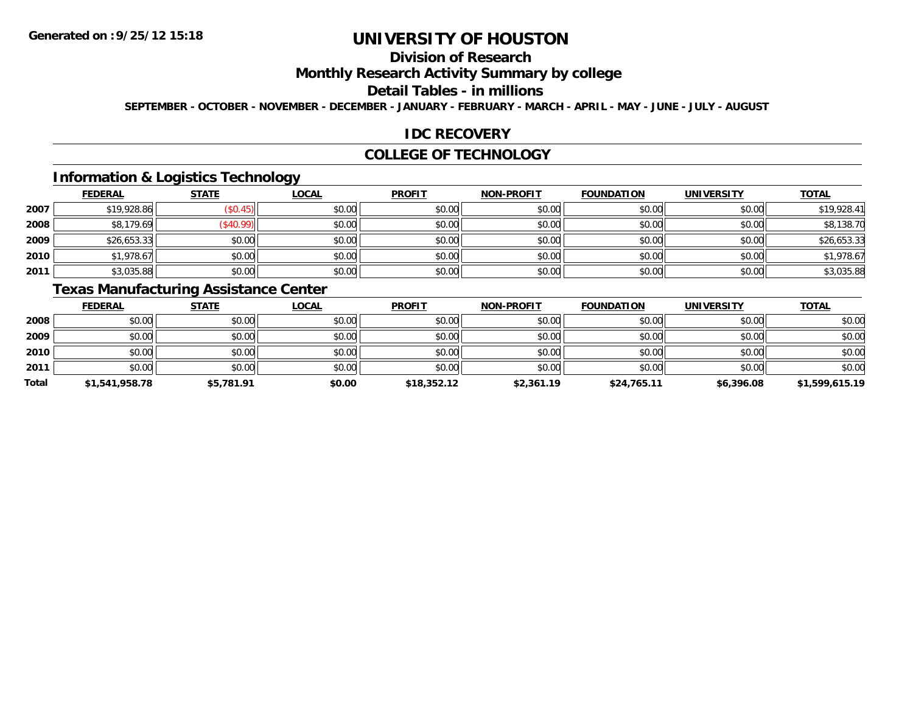# UNIVERSITY OF HOUSTON

## Division of Research

## Monthly Research Activity Summary by college

## Detail Tables - in millions

**SEPTEMBER - OCTOBER - NOVEMBER - DECEMBER - JANUARY - FEBRUARY - MARCH - APRIL - MAY - JUNE - JULY - AUGUST**

## IDC RECOVERY

## COLLEGE OF TECHNOLOGY

### Information & Logistics Technology

| | FEDERAL | STATE | LOCAL | PROFIT | NON-PROFIT | FOUNDATION | UNIVERSITY | TOTAL |
|---|---|---|---|---|---|---|---|---|
| 2007 | $19,928.86 | ($0.45) | $0.00 | $0.00 | $0.00 | $0.00 | $0.00 | $19,928.41 |
| 2008 | $8,179.69 | ($40.99) | $0.00 | $0.00 | $0.00 | $0.00 | $0.00 | $8,138.70 |
| 2009 | $26,653.33 | $0.00 | $0.00 | $0.00 | $0.00 | $0.00 | $0.00 | $26,653.33 |
| 2010 | $1,978.67 | $0.00 | $0.00 | $0.00 | $0.00 | $0.00 | $0.00 | $1,978.67 |
| 2011 | $3,035.88 | $0.00 | $0.00 | $0.00 | $0.00 | $0.00 | $0.00 | $3,035.88 |

### Texas Manufacturing Assistance Center

| | FEDERAL | STATE | LOCAL | PROFIT | NON-PROFIT | FOUNDATION | UNIVERSITY | TOTAL |
|---|---|---|---|---|---|---|---|---|
| 2008 | $0.00 | $0.00 | $0.00 | $0.00 | $0.00 | $0.00 | $0.00 | $0.00 |
| 2009 | $0.00 | $0.00 | $0.00 | $0.00 | $0.00 | $0.00 | $0.00 | $0.00 |
| 2010 | $0.00 | $0.00 | $0.00 | $0.00 | $0.00 | $0.00 | $0.00 | $0.00 |
| 2011 | $0.00 | $0.00 | $0.00 | $0.00 | $0.00 | $0.00 | $0.00 | $0.00 |
| **Total** | **$1,541,958.78** | **$5,781.91** | **$0.00** | **$18,352.12** | **$2,361.19** | **$24,765.11** | **$6,396.08** | **$1,599,615.19** |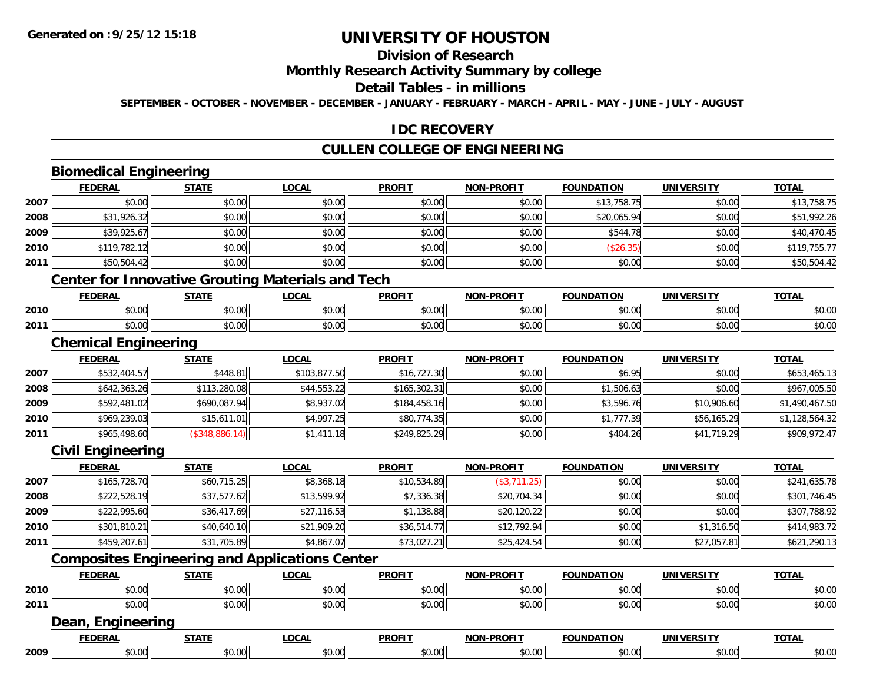# UNIVERSITY OF HOUSTON

## Division of Research

## Monthly Research Activity Summary by college

## Detail Tables - in millions

**SEPTEMBER - OCTOBER - NOVEMBER - DECEMBER - JANUARY - FEBRUARY - MARCH - APRIL - MAY - JUNE - JULY - AUGUST**

## IDC RECOVERY

## CULLEN COLLEGE OF ENGINEERING

### Biomedical Engineering

| | FEDERAL | STATE | LOCAL | PROFIT | NON-PROFIT | FOUNDATION | UNIVERSITY | TOTAL |
|---|---|---|---|---|---|---|---|---|
| 2007 | $0.00 | $0.00 | $0.00 | $0.00 | $0.00 | $13,758.75 | $0.00 | $13,758.75 |
| 2008 | $31,926.32 | $0.00 | $0.00 | $0.00 | $0.00 | $20,065.94 | $0.00 | $51,992.26 |
| 2009 | $39,925.67 | $0.00 | $0.00 | $0.00 | $0.00 | $544.78 | $0.00 | $40,470.45 |
| 2010 | $119,782.12 | $0.00 | $0.00 | $0.00 | $0.00 | ($26.35) | $0.00 | $119,755.77 |
| 2011 | $50,504.42 | $0.00 | $0.00 | $0.00 | $0.00 | $0.00 | $0.00 | $50,504.42 |

### Center for Innovative Grouting Materials and Tech

| | FEDERAL | STATE | LOCAL | PROFIT | NON-PROFIT | FOUNDATION | UNIVERSITY | TOTAL |
|---|---|---|---|---|---|---|---|---|
| 2010 | $0.00 | $0.00 | $0.00 | $0.00 | $0.00 | $0.00 | $0.00 | $0.00 |
| 2011 | $0.00 | $0.00 | $0.00 | $0.00 | $0.00 | $0.00 | $0.00 | $0.00 |

### Chemical Engineering

| | FEDERAL | STATE | LOCAL | PROFIT | NON-PROFIT | FOUNDATION | UNIVERSITY | TOTAL |
|---|---|---|---|---|---|---|---|---|
| 2007 | $532,404.57 | $448.81 | $103,877.50 | $16,727.30 | $0.00 | $6.95 | $0.00 | $653,465.13 |
| 2008 | $642,363.26 | $113,280.08 | $44,553.22 | $165,302.31 | $0.00 | $1,506.63 | $0.00 | $967,005.50 |
| 2009 | $592,481.02 | $690,087.94 | $8,937.02 | $184,458.16 | $0.00 | $3,596.76 | $10,906.60 | $1,490,467.50 |
| 2010 | $969,239.03 | $15,611.01 | $4,997.25 | $80,774.35 | $0.00 | $1,777.39 | $56,165.29 | $1,128,564.32 |
| 2011 | $965,498.60 | ($348,886.14) | $1,411.18 | $249,825.29 | $0.00 | $404.26 | $41,719.29 | $909,972.47 |

### Civil Engineering

| | FEDERAL | STATE | LOCAL | PROFIT | NON-PROFIT | FOUNDATION | UNIVERSITY | TOTAL |
|---|---|---|---|---|---|---|---|---|
| 2007 | $165,728.70 | $60,715.25 | $8,368.18 | $10,534.89 | ($3,711.25) | $0.00 | $0.00 | $241,635.78 |
| 2008 | $222,528.19 | $37,577.62 | $13,599.92 | $7,336.38 | $20,704.34 | $0.00 | $0.00 | $301,746.45 |
| 2009 | $222,995.60 | $36,417.69 | $27,116.53 | $1,138.88 | $20,120.22 | $0.00 | $0.00 | $307,788.92 |
| 2010 | $301,810.21 | $40,640.10 | $21,909.20 | $36,514.77 | $12,792.94 | $0.00 | $1,316.50 | $414,983.72 |
| 2011 | $459,207.61 | $31,705.89 | $4,867.07 | $73,027.21 | $25,424.54 | $0.00 | $27,057.81 | $621,290.13 |

### Composites Engineering and Applications Center

| | FEDERAL | STATE | LOCAL | PROFIT | NON-PROFIT | FOUNDATION | UNIVERSITY | TOTAL |
|---|---|---|---|---|---|---|---|---|
| 2010 | $0.00 | $0.00 | $0.00 | $0.00 | $0.00 | $0.00 | $0.00 | $0.00 |
| 2011 | $0.00 | $0.00 | $0.00 | $0.00 | $0.00 | $0.00 | $0.00 | $0.00 |

### Dean, Engineering

| | FEDERAL | STATE | LOCAL | PROFIT | NON-PROFIT | FOUNDATION | UNIVERSITY | TOTAL |
|---|---|---|---|---|---|---|---|---|
| 2009 | $0.00 | $0.00 | $0.00 | $0.00 | $0.00 | $0.00 | $0.00 | $0.00 |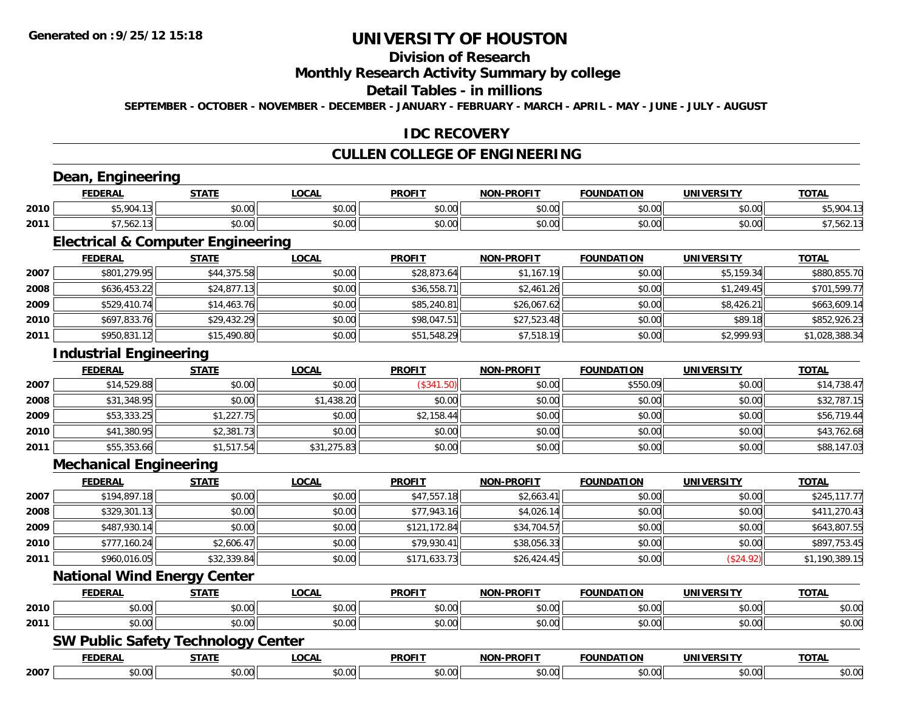**Generated on :9/25/12 15:18**

# UNIVERSITY OF HOUSTON

## Division of Research

## Monthly Research Activity Summary by college

## Detail Tables - in millions

**SEPTEMBER - OCTOBER - NOVEMBER - DECEMBER - JANUARY - FEBRUARY - MARCH - APRIL - MAY - JUNE - JULY - AUGUST**

## IDC RECOVERY

## CULLEN COLLEGE OF ENGINEERING

### Dean, Engineering

| | FEDERAL | STATE | LOCAL | PROFIT | NON-PROFIT | FOUNDATION | UNIVERSITY | TOTAL |
|---|---|---|---|---|---|---|---|---|
| 2010 | $5,904.13 | $0.00 | $0.00 | $0.00 | $0.00 | $0.00 | $0.00 | $5,904.13 |
| 2011 | $7,562.13 | $0.00 | $0.00 | $0.00 | $0.00 | $0.00 | $0.00 | $7,562.13 |

### Electrical & Computer Engineering

| | FEDERAL | STATE | LOCAL | PROFIT | NON-PROFIT | FOUNDATION | UNIVERSITY | TOTAL |
|---|---|---|---|---|---|---|---|---|
| 2007 | $801,279.95 | $44,375.58 | $0.00 | $28,873.64 | $1,167.19 | $0.00 | $5,159.34 | $880,855.70 |
| 2008 | $636,453.22 | $24,877.13 | $0.00 | $36,558.71 | $2,461.26 | $0.00 | $1,249.45 | $701,599.77 |
| 2009 | $529,410.74 | $14,463.76 | $0.00 | $85,240.81 | $26,067.62 | $0.00 | $8,426.21 | $663,609.14 |
| 2010 | $697,833.76 | $29,432.29 | $0.00 | $98,047.51 | $27,523.48 | $0.00 | $89.18 | $852,926.23 |
| 2011 | $950,831.12 | $15,490.80 | $0.00 | $51,548.29 | $7,518.19 | $0.00 | $2,999.93 | $1,028,388.34 |

### Industrial Engineering

| | FEDERAL | STATE | LOCAL | PROFIT | NON-PROFIT | FOUNDATION | UNIVERSITY | TOTAL |
|---|---|---|---|---|---|---|---|---|
| 2007 | $14,529.88 | $0.00 | $0.00 | ($341.50) | $0.00 | $550.09 | $0.00 | $14,738.47 |
| 2008 | $31,348.95 | $0.00 | $1,438.20 | $0.00 | $0.00 | $0.00 | $0.00 | $32,787.15 |
| 2009 | $53,333.25 | $1,227.75 | $0.00 | $2,158.44 | $0.00 | $0.00 | $0.00 | $56,719.44 |
| 2010 | $41,380.95 | $2,381.73 | $0.00 | $0.00 | $0.00 | $0.00 | $0.00 | $43,762.68 |
| 2011 | $55,353.66 | $1,517.54 | $31,275.83 | $0.00 | $0.00 | $0.00 | $0.00 | $88,147.03 |

### Mechanical Engineering

| | FEDERAL | STATE | LOCAL | PROFIT | NON-PROFIT | FOUNDATION | UNIVERSITY | TOTAL |
|---|---|---|---|---|---|---|---|---|
| 2007 | $194,897.18 | $0.00 | $0.00 | $47,557.18 | $2,663.41 | $0.00 | $0.00 | $245,117.77 |
| 2008 | $329,301.13 | $0.00 | $0.00 | $77,943.16 | $4,026.14 | $0.00 | $0.00 | $411,270.43 |
| 2009 | $487,930.14 | $0.00 | $0.00 | $121,172.84 | $34,704.57 | $0.00 | $0.00 | $643,807.55 |
| 2010 | $777,160.24 | $2,606.47 | $0.00 | $79,930.41 | $38,056.33 | $0.00 | $0.00 | $897,753.45 |
| 2011 | $960,016.05 | $32,339.84 | $0.00 | $171,633.73 | $26,424.45 | $0.00 | ($24.92) | $1,190,389.15 |

### National Wind Energy Center

| | FEDERAL | STATE | LOCAL | PROFIT | NON-PROFIT | FOUNDATION | UNIVERSITY | TOTAL |
|---|---|---|---|---|---|---|---|---|
| 2010 | $0.00 | $0.00 | $0.00 | $0.00 | $0.00 | $0.00 | $0.00 | $0.00 |
| 2011 | $0.00 | $0.00 | $0.00 | $0.00 | $0.00 | $0.00 | $0.00 | $0.00 |

### SW Public Safety Technology Center

| | FEDERAL | STATE | LOCAL | PROFIT | NON-PROFIT | FOUNDATION | UNIVERSITY | TOTAL |
|---|---|---|---|---|---|---|---|---|
| 2007 | $0.00 | $0.00 | $0.00 | $0.00 | $0.00 | $0.00 | $0.00 | $0.00 |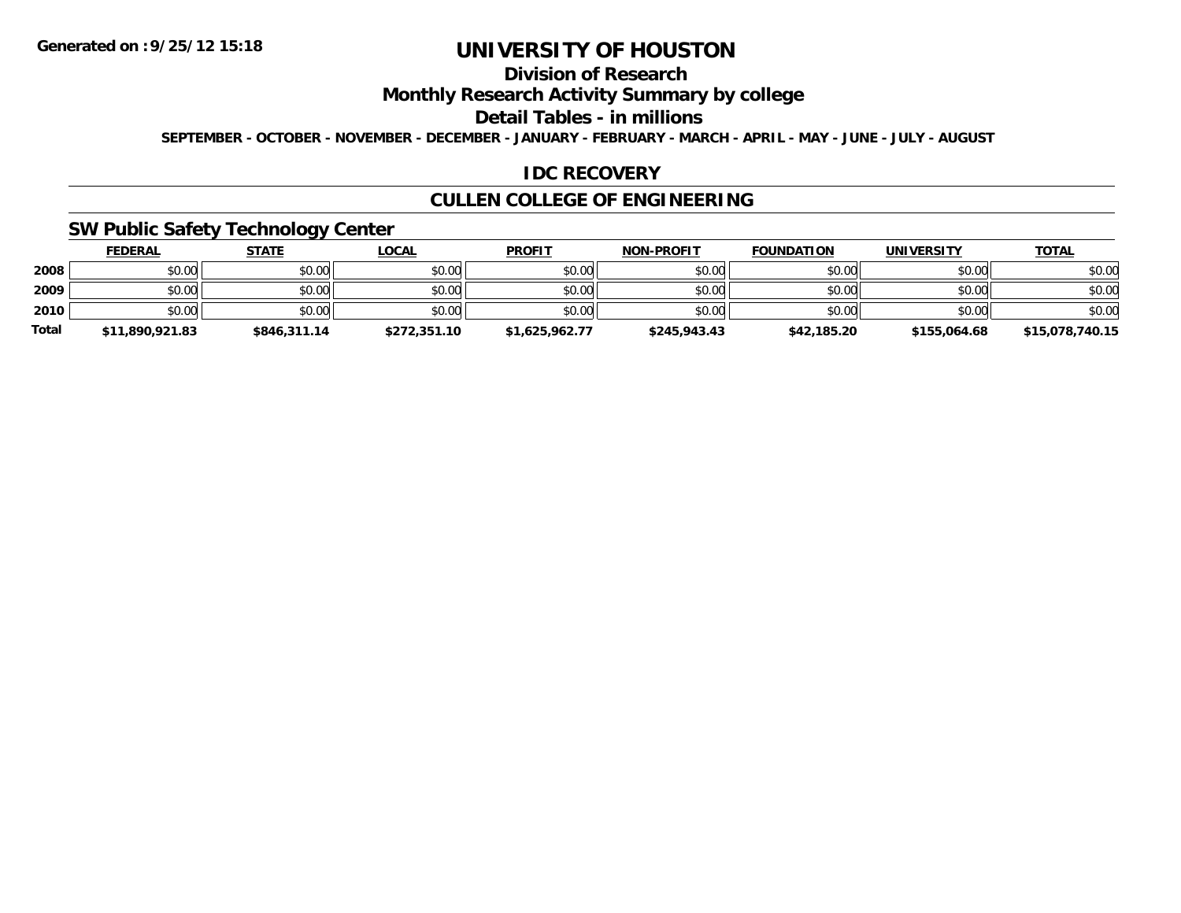**Generated on :9/25/12 15:18**

# UNIVERSITY OF HOUSTON

## Division of Research

## Monthly Research Activity Summary by college

## Detail Tables - in millions

**SEPTEMBER - OCTOBER - NOVEMBER - DECEMBER - JANUARY - FEBRUARY - MARCH - APRIL - MAY - JUNE - JULY - AUGUST**

## IDC RECOVERY

## CULLEN COLLEGE OF ENGINEERING

### SW Public Safety Technology Center

| | FEDERAL | STATE | LOCAL | PROFIT | NON-PROFIT | FOUNDATION | UNIVERSITY | TOTAL |
|---|---|---|---|---|---|---|---|---|
| **2008** | $0.00 | $0.00 | $0.00 | $0.00 | $0.00 | $0.00 | $0.00 | $0.00 |
| **2009** | $0.00 | $0.00 | $0.00 | $0.00 | $0.00 | $0.00 | $0.00 | $0.00 |
| **2010** | $0.00 | $0.00 | $0.00 | $0.00 | $0.00 | $0.00 | $0.00 | $0.00 |
| **Total** | **$11,890,921.83** | **$846,311.14** | **$272,351.10** | **$1,625,962.77** | **$245,943.43** | **$42,185.20** | **$155,064.68** | **$15,078,740.15** |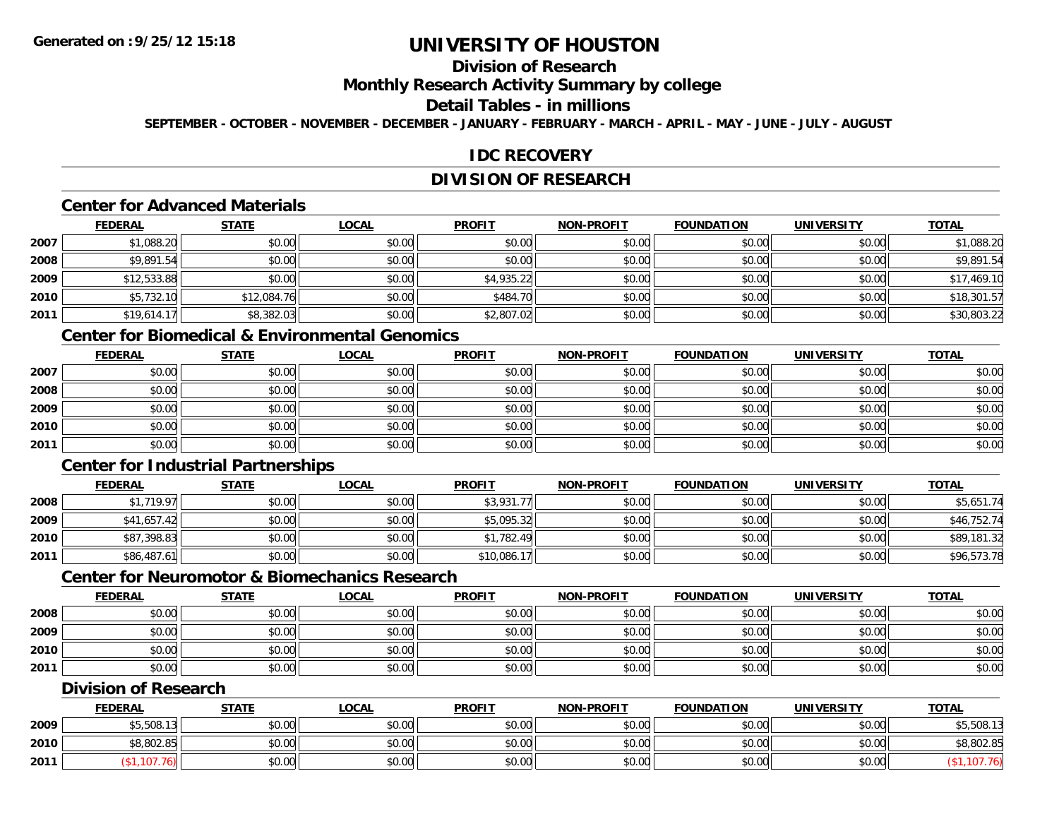# UNIVERSITY OF HOUSTON

## Division of Research

## Monthly Research Activity Summary by college

## Detail Tables - in millions

**SEPTEMBER - OCTOBER - NOVEMBER - DECEMBER - JANUARY - FEBRUARY - MARCH - APRIL - MAY - JUNE - JULY - AUGUST**

## IDC RECOVERY

## DIVISION OF RESEARCH

### Center for Advanced Materials

| | FEDERAL | STATE | LOCAL | PROFIT | NON-PROFIT | FOUNDATION | UNIVERSITY | TOTAL |
|---|---|---|---|---|---|---|---|---|
| 2007 | $1,088.20 | $0.00 | $0.00 | $0.00 | $0.00 | $0.00 | $0.00 | $1,088.20 |
| 2008 | $9,891.54 | $0.00 | $0.00 | $0.00 | $0.00 | $0.00 | $0.00 | $9,891.54 |
| 2009 | $12,533.88 | $0.00 | $0.00 | $4,935.22 | $0.00 | $0.00 | $0.00 | $17,469.10 |
| 2010 | $5,732.10 | $12,084.76 | $0.00 | $484.70 | $0.00 | $0.00 | $0.00 | $18,301.57 |
| 2011 | $19,614.17 | $8,382.03 | $0.00 | $2,807.02 | $0.00 | $0.00 | $0.00 | $30,803.22 |

### Center for Biomedical & Environmental Genomics

| | FEDERAL | STATE | LOCAL | PROFIT | NON-PROFIT | FOUNDATION | UNIVERSITY | TOTAL |
|---|---|---|---|---|---|---|---|---|
| 2007 | $0.00 | $0.00 | $0.00 | $0.00 | $0.00 | $0.00 | $0.00 | $0.00 |
| 2008 | $0.00 | $0.00 | $0.00 | $0.00 | $0.00 | $0.00 | $0.00 | $0.00 |
| 2009 | $0.00 | $0.00 | $0.00 | $0.00 | $0.00 | $0.00 | $0.00 | $0.00 |
| 2010 | $0.00 | $0.00 | $0.00 | $0.00 | $0.00 | $0.00 | $0.00 | $0.00 |
| 2011 | $0.00 | $0.00 | $0.00 | $0.00 | $0.00 | $0.00 | $0.00 | $0.00 |

### Center for Industrial Partnerships

| | FEDERAL | STATE | LOCAL | PROFIT | NON-PROFIT | FOUNDATION | UNIVERSITY | TOTAL |
|---|---|---|---|---|---|---|---|---|
| 2008 | $1,719.97 | $0.00 | $0.00 | $3,931.77 | $0.00 | $0.00 | $0.00 | $5,651.74 |
| 2009 | $41,657.42 | $0.00 | $0.00 | $5,095.32 | $0.00 | $0.00 | $0.00 | $46,752.74 |
| 2010 | $87,398.83 | $0.00 | $0.00 | $1,782.49 | $0.00 | $0.00 | $0.00 | $89,181.32 |
| 2011 | $86,487.61 | $0.00 | $0.00 | $10,086.17 | $0.00 | $0.00 | $0.00 | $96,573.78 |

### Center for Neuromotor & Biomechanics Research

| | FEDERAL | STATE | LOCAL | PROFIT | NON-PROFIT | FOUNDATION | UNIVERSITY | TOTAL |
|---|---|---|---|---|---|---|---|---|
| 2008 | $0.00 | $0.00 | $0.00 | $0.00 | $0.00 | $0.00 | $0.00 | $0.00 |
| 2009 | $0.00 | $0.00 | $0.00 | $0.00 | $0.00 | $0.00 | $0.00 | $0.00 |
| 2010 | $0.00 | $0.00 | $0.00 | $0.00 | $0.00 | $0.00 | $0.00 | $0.00 |
| 2011 | $0.00 | $0.00 | $0.00 | $0.00 | $0.00 | $0.00 | $0.00 | $0.00 |

### Division of Research

| | FEDERAL | STATE | LOCAL | PROFIT | NON-PROFIT | FOUNDATION | UNIVERSITY | TOTAL |
|---|---|---|---|---|---|---|---|---|
| 2009 | $5,508.13 | $0.00 | $0.00 | $0.00 | $0.00 | $0.00 | $0.00 | $5,508.13 |
| 2010 | $8,802.85 | $0.00 | $0.00 | $0.00 | $0.00 | $0.00 | $0.00 | $8,802.85 |
| 2011 | ($1,107.76) | $0.00 | $0.00 | $0.00 | $0.00 | $0.00 | $0.00 | ($1,107.76) |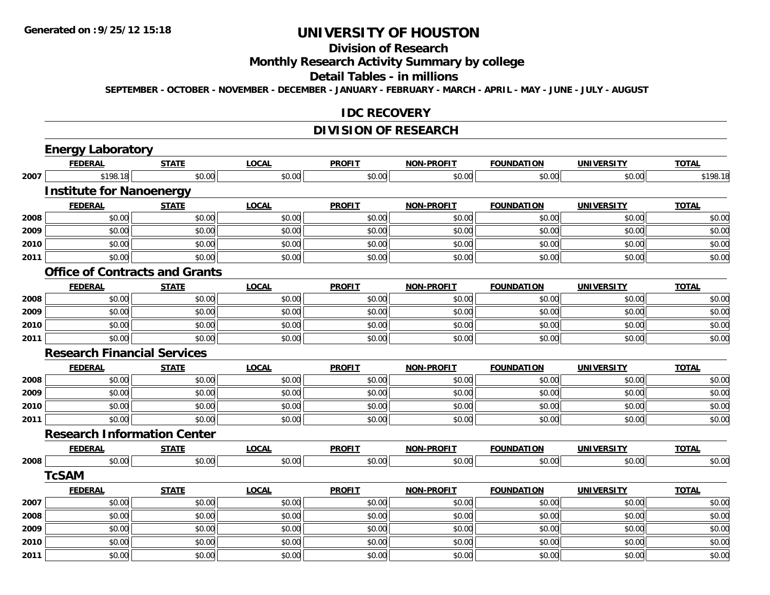# UNIVERSITY OF HOUSTON

## Division of Research

## Monthly Research Activity Summary by college

## Detail Tables - in millions

SEPTEMBER - OCTOBER - NOVEMBER - DECEMBER - JANUARY - FEBRUARY - MARCH - APRIL - MAY - JUNE - JULY - AUGUST

## IDC RECOVERY

## DIVISION OF RESEARCH

### Energy Laboratory

| | FEDERAL | STATE | LOCAL | PROFIT | NON-PROFIT | FOUNDATION | UNIVERSITY | TOTAL |
|---|---|---|---|---|---|---|---|---|
| 2007 | $198.18 | $0.00 | $0.00 | $0.00 | $0.00 | $0.00 | $0.00 | $198.18 |

### Institute for Nanoenergy

| | FEDERAL | STATE | LOCAL | PROFIT | NON-PROFIT | FOUNDATION | UNIVERSITY | TOTAL |
|---|---|---|---|---|---|---|---|---|
| 2008 | $0.00 | $0.00 | $0.00 | $0.00 | $0.00 | $0.00 | $0.00 | $0.00 |
| 2009 | $0.00 | $0.00 | $0.00 | $0.00 | $0.00 | $0.00 | $0.00 | $0.00 |
| 2010 | $0.00 | $0.00 | $0.00 | $0.00 | $0.00 | $0.00 | $0.00 | $0.00 |
| 2011 | $0.00 | $0.00 | $0.00 | $0.00 | $0.00 | $0.00 | $0.00 | $0.00 |

### Office of Contracts and Grants

| | FEDERAL | STATE | LOCAL | PROFIT | NON-PROFIT | FOUNDATION | UNIVERSITY | TOTAL |
|---|---|---|---|---|---|---|---|---|
| 2008 | $0.00 | $0.00 | $0.00 | $0.00 | $0.00 | $0.00 | $0.00 | $0.00 |
| 2009 | $0.00 | $0.00 | $0.00 | $0.00 | $0.00 | $0.00 | $0.00 | $0.00 |
| 2010 | $0.00 | $0.00 | $0.00 | $0.00 | $0.00 | $0.00 | $0.00 | $0.00 |
| 2011 | $0.00 | $0.00 | $0.00 | $0.00 | $0.00 | $0.00 | $0.00 | $0.00 |

### Research Financial Services

| | FEDERAL | STATE | LOCAL | PROFIT | NON-PROFIT | FOUNDATION | UNIVERSITY | TOTAL |
|---|---|---|---|---|---|---|---|---|
| 2008 | $0.00 | $0.00 | $0.00 | $0.00 | $0.00 | $0.00 | $0.00 | $0.00 |
| 2009 | $0.00 | $0.00 | $0.00 | $0.00 | $0.00 | $0.00 | $0.00 | $0.00 |
| 2010 | $0.00 | $0.00 | $0.00 | $0.00 | $0.00 | $0.00 | $0.00 | $0.00 |
| 2011 | $0.00 | $0.00 | $0.00 | $0.00 | $0.00 | $0.00 | $0.00 | $0.00 |

### Research Information Center

| | FEDERAL | STATE | LOCAL | PROFIT | NON-PROFIT | FOUNDATION | UNIVERSITY | TOTAL |
|---|---|---|---|---|---|---|---|---|
| 2008 | $0.00 | $0.00 | $0.00 | $0.00 | $0.00 | $0.00 | $0.00 | $0.00 |

### TcSAM

| | FEDERAL | STATE | LOCAL | PROFIT | NON-PROFIT | FOUNDATION | UNIVERSITY | TOTAL |
|---|---|---|---|---|---|---|---|---|
| 2007 | $0.00 | $0.00 | $0.00 | $0.00 | $0.00 | $0.00 | $0.00 | $0.00 |
| 2008 | $0.00 | $0.00 | $0.00 | $0.00 | $0.00 | $0.00 | $0.00 | $0.00 |
| 2009 | $0.00 | $0.00 | $0.00 | $0.00 | $0.00 | $0.00 | $0.00 | $0.00 |
| 2010 | $0.00 | $0.00 | $0.00 | $0.00 | $0.00 | $0.00 | $0.00 | $0.00 |
| 2011 | $0.00 | $0.00 | $0.00 | $0.00 | $0.00 | $0.00 | $0.00 | $0.00 |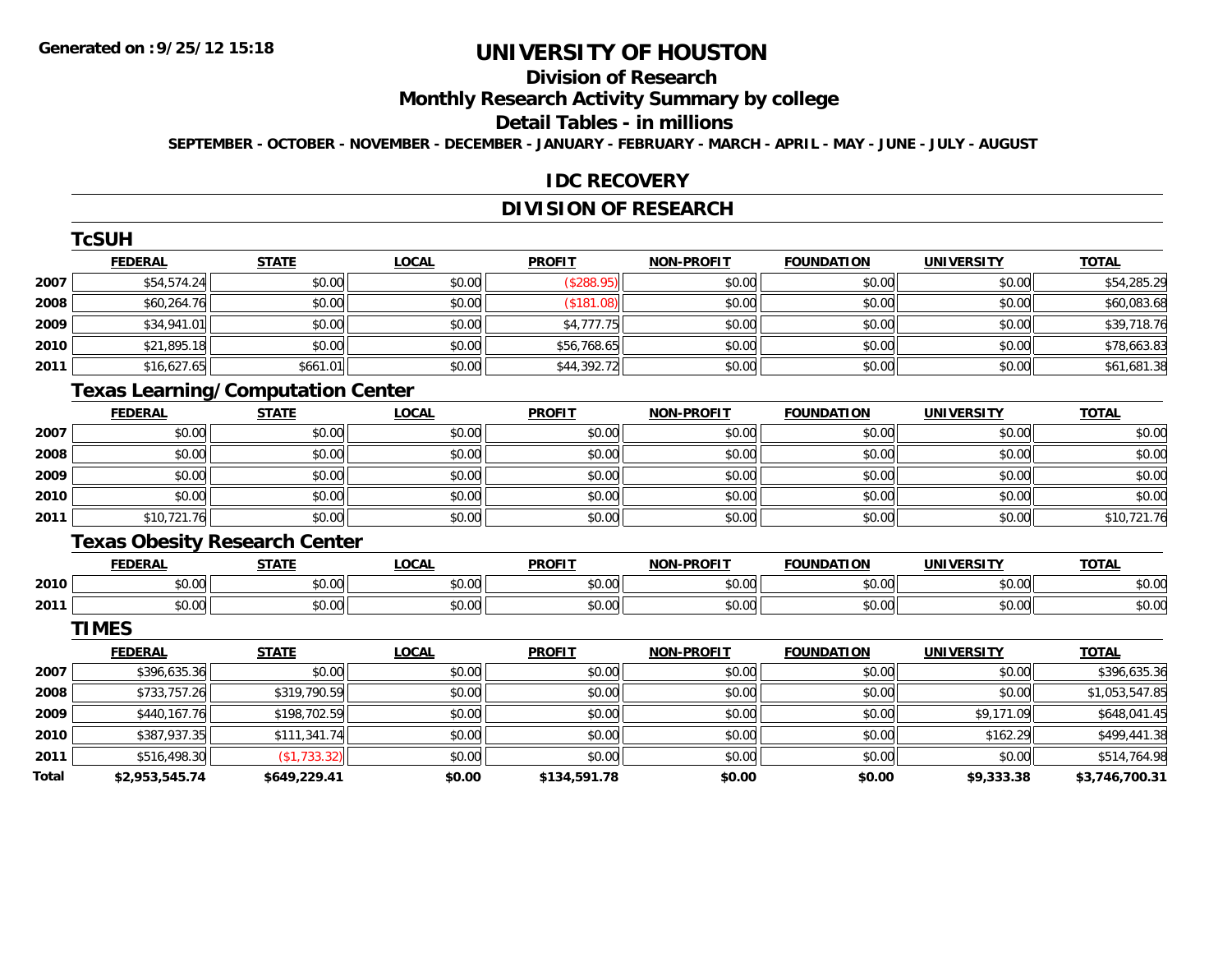# UNIVERSITY OF HOUSTON

## Division of Research

## Monthly Research Activity Summary by college

## Detail Tables - in millions

**SEPTEMBER - OCTOBER - NOVEMBER - DECEMBER - JANUARY - FEBRUARY - MARCH - APRIL - MAY - JUNE - JULY - AUGUST**

Generated on :9/25/12 15:18

## IDC RECOVERY

## DIVISION OF RESEARCH

### TcSUH

| | FEDERAL | STATE | LOCAL | PROFIT | NON-PROFIT | FOUNDATION | UNIVERSITY | TOTAL |
|---|---|---|---|---|---|---|---|---|
| 2007 | $54,574.24 | $0.00 | $0.00 | ($288.95) | $0.00 | $0.00 | $0.00 | $54,285.29 |
| 2008 | $60,264.76 | $0.00 | $0.00 | ($181.08) | $0.00 | $0.00 | $0.00 | $60,083.68 |
| 2009 | $34,941.01 | $0.00 | $0.00 | $4,777.75 | $0.00 | $0.00 | $0.00 | $39,718.76 |
| 2010 | $21,895.18 | $0.00 | $0.00 | $56,768.65 | $0.00 | $0.00 | $0.00 | $78,663.83 |
| 2011 | $16,627.65 | $661.01 | $0.00 | $44,392.72 | $0.00 | $0.00 | $0.00 | $61,681.38 |

### Texas Learning/Computation Center

| | FEDERAL | STATE | LOCAL | PROFIT | NON-PROFIT | FOUNDATION | UNIVERSITY | TOTAL |
|---|---|---|---|---|---|---|---|---|
| 2007 | $0.00 | $0.00 | $0.00 | $0.00 | $0.00 | $0.00 | $0.00 | $0.00 |
| 2008 | $0.00 | $0.00 | $0.00 | $0.00 | $0.00 | $0.00 | $0.00 | $0.00 |
| 2009 | $0.00 | $0.00 | $0.00 | $0.00 | $0.00 | $0.00 | $0.00 | $0.00 |
| 2010 | $0.00 | $0.00 | $0.00 | $0.00 | $0.00 | $0.00 | $0.00 | $0.00 |
| 2011 | $10,721.76 | $0.00 | $0.00 | $0.00 | $0.00 | $0.00 | $0.00 | $10,721.76 |

### Texas Obesity Research Center

| | FEDERAL | STATE | LOCAL | PROFIT | NON-PROFIT | FOUNDATION | UNIVERSITY | TOTAL |
|---|---|---|---|---|---|---|---|---|
| 2010 | $0.00 | $0.00 | $0.00 | $0.00 | $0.00 | $0.00 | $0.00 | $0.00 |
| 2011 | $0.00 | $0.00 | $0.00 | $0.00 | $0.00 | $0.00 | $0.00 | $0.00 |

### TIMES

| | FEDERAL | STATE | LOCAL | PROFIT | NON-PROFIT | FOUNDATION | UNIVERSITY | TOTAL |
|---|---|---|---|---|---|---|---|---|
| 2007 | $396,635.36 | $0.00 | $0.00 | $0.00 | $0.00 | $0.00 | $0.00 | $396,635.36 |
| 2008 | $733,757.26 | $319,790.59 | $0.00 | $0.00 | $0.00 | $0.00 | $0.00 | $1,053,547.85 |
| 2009 | $440,167.76 | $198,702.59 | $0.00 | $0.00 | $0.00 | $0.00 | $9,171.09 | $648,041.45 |
| 2010 | $387,937.35 | $111,341.74 | $0.00 | $0.00 | $0.00 | $0.00 | $162.29 | $499,441.38 |
| 2011 | $516,498.30 | ($1,733.32) | $0.00 | $0.00 | $0.00 | $0.00 | $0.00 | $514,764.98 |
| **Total** | **$2,953,545.74** | **$649,229.41** | **$0.00** | **$134,591.78** | **$0.00** | **$0.00** | **$9,333.38** | **$3,746,700.31** |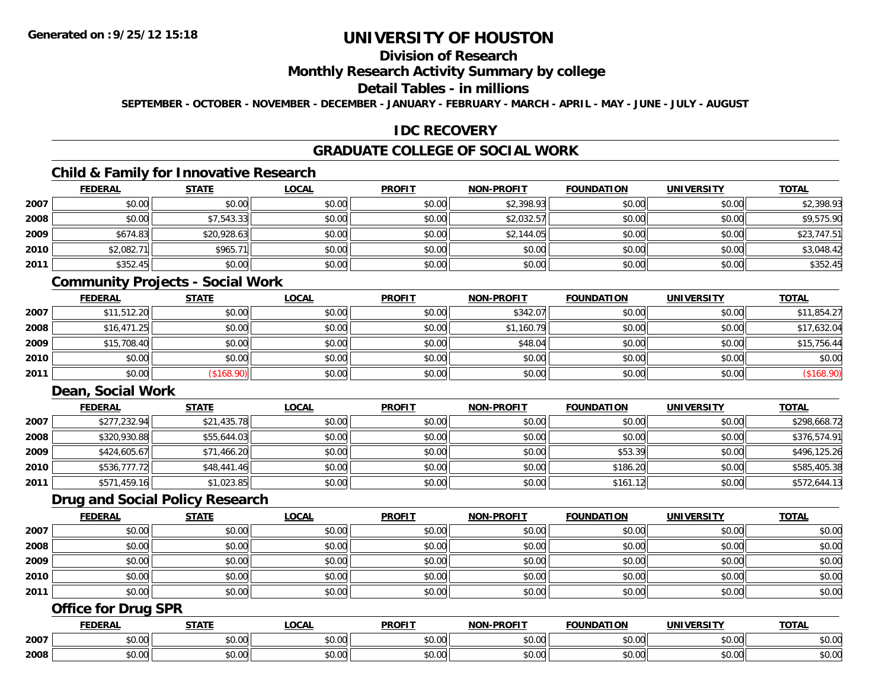**Generated on :9/25/12 15:18**

# UNIVERSITY OF HOUSTON

## Division of Research

## Monthly Research Activity Summary by college

## Detail Tables - in millions

**SEPTEMBER - OCTOBER - NOVEMBER - DECEMBER - JANUARY - FEBRUARY - MARCH - APRIL - MAY - JUNE - JULY - AUGUST**

## IDC RECOVERY

## GRADUATE COLLEGE OF SOCIAL WORK

### Child & Family for Innovative Research

| | FEDERAL | STATE | LOCAL | PROFIT | NON-PROFIT | FOUNDATION | UNIVERSITY | TOTAL |
|---|---|---|---|---|---|---|---|---|
| 2007 | $0.00 | $0.00 | $0.00 | $0.00 | $2,398.93 | $0.00 | $0.00 | $2,398.93 |
| 2008 | $0.00 | $7,543.33 | $0.00 | $0.00 | $2,032.57 | $0.00 | $0.00 | $9,575.90 |
| 2009 | $674.83 | $20,928.63 | $0.00 | $0.00 | $2,144.05 | $0.00 | $0.00 | $23,747.51 |
| 2010 | $2,082.71 | $965.71 | $0.00 | $0.00 | $0.00 | $0.00 | $0.00 | $3,048.42 |
| 2011 | $352.45 | $0.00 | $0.00 | $0.00 | $0.00 | $0.00 | $0.00 | $352.45 |

### Community Projects - Social Work

| | FEDERAL | STATE | LOCAL | PROFIT | NON-PROFIT | FOUNDATION | UNIVERSITY | TOTAL |
|---|---|---|---|---|---|---|---|---|
| 2007 | $11,512.20 | $0.00 | $0.00 | $0.00 | $342.07 | $0.00 | $0.00 | $11,854.27 |
| 2008 | $16,471.25 | $0.00 | $0.00 | $0.00 | $1,160.79 | $0.00 | $0.00 | $17,632.04 |
| 2009 | $15,708.40 | $0.00 | $0.00 | $0.00 | $48.04 | $0.00 | $0.00 | $15,756.44 |
| 2010 | $0.00 | $0.00 | $0.00 | $0.00 | $0.00 | $0.00 | $0.00 | $0.00 |
| 2011 | $0.00 | ($168.90) | $0.00 | $0.00 | $0.00 | $0.00 | $0.00 | ($168.90) |

### Dean, Social Work

| | FEDERAL | STATE | LOCAL | PROFIT | NON-PROFIT | FOUNDATION | UNIVERSITY | TOTAL |
|---|---|---|---|---|---|---|---|---|
| 2007 | $277,232.94 | $21,435.78 | $0.00 | $0.00 | $0.00 | $0.00 | $0.00 | $298,668.72 |
| 2008 | $320,930.88 | $55,644.03 | $0.00 | $0.00 | $0.00 | $0.00 | $0.00 | $376,574.91 |
| 2009 | $424,605.67 | $71,466.20 | $0.00 | $0.00 | $0.00 | $53.39 | $0.00 | $496,125.26 |
| 2010 | $536,777.72 | $48,441.46 | $0.00 | $0.00 | $0.00 | $186.20 | $0.00 | $585,405.38 |
| 2011 | $571,459.16 | $1,023.85 | $0.00 | $0.00 | $0.00 | $161.12 | $0.00 | $572,644.13 |

### Drug and Social Policy Research

| | FEDERAL | STATE | LOCAL | PROFIT | NON-PROFIT | FOUNDATION | UNIVERSITY | TOTAL |
|---|---|---|---|---|---|---|---|---|
| 2007 | $0.00 | $0.00 | $0.00 | $0.00 | $0.00 | $0.00 | $0.00 | $0.00 |
| 2008 | $0.00 | $0.00 | $0.00 | $0.00 | $0.00 | $0.00 | $0.00 | $0.00 |
| 2009 | $0.00 | $0.00 | $0.00 | $0.00 | $0.00 | $0.00 | $0.00 | $0.00 |
| 2010 | $0.00 | $0.00 | $0.00 | $0.00 | $0.00 | $0.00 | $0.00 | $0.00 |
| 2011 | $0.00 | $0.00 | $0.00 | $0.00 | $0.00 | $0.00 | $0.00 | $0.00 |

### Office for Drug SPR

| | FEDERAL | STATE | LOCAL | PROFIT | NON-PROFIT | FOUNDATION | UNIVERSITY | TOTAL |
|---|---|---|---|---|---|---|---|---|
| 2007 | $0.00 | $0.00 | $0.00 | $0.00 | $0.00 | $0.00 | $0.00 | $0.00 |
| 2008 | $0.00 | $0.00 | $0.00 | $0.00 | $0.00 | $0.00 | $0.00 | $0.00 |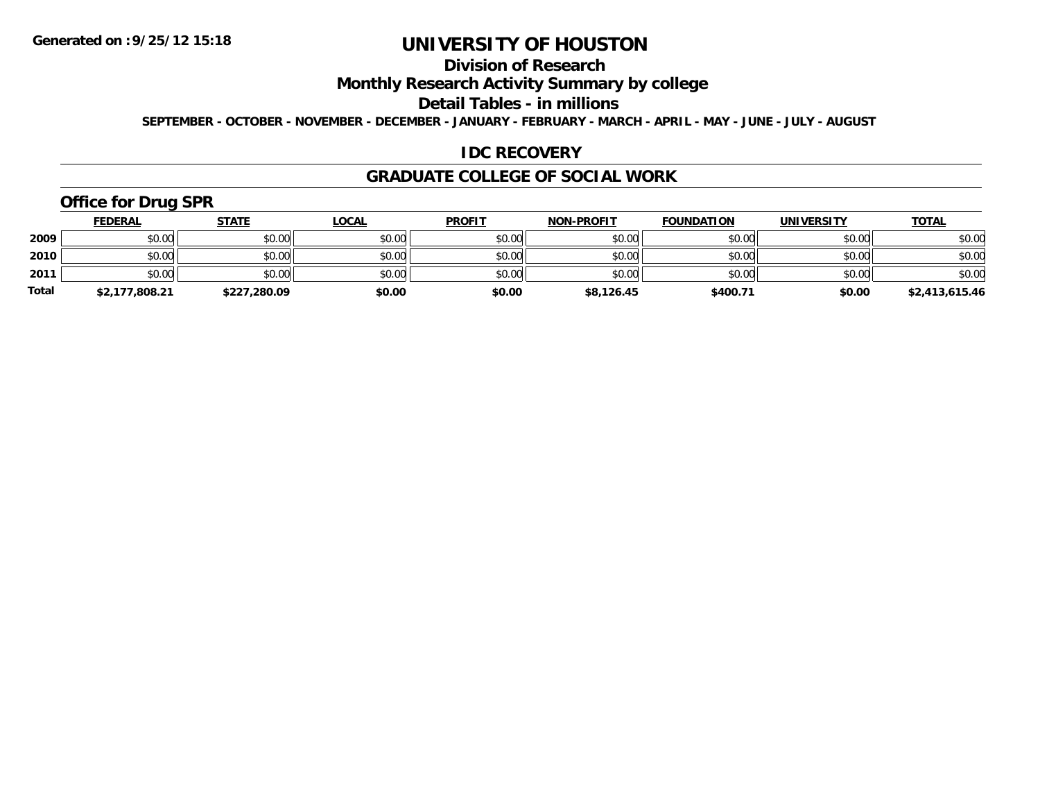**Generated on :9/25/12 15:18**

# UNIVERSITY OF HOUSTON

## Division of Research

## Monthly Research Activity Summary by college

## Detail Tables - in millions

**SEPTEMBER - OCTOBER - NOVEMBER - DECEMBER - JANUARY - FEBRUARY - MARCH - APRIL - MAY - JUNE - JULY - AUGUST**

## IDC RECOVERY

## GRADUATE COLLEGE OF SOCIAL WORK

### Office for Drug SPR

| | FEDERAL | STATE | LOCAL | PROFIT | NON-PROFIT | FOUNDATION | UNIVERSITY | TOTAL |
|---|---|---|---|---|---|---|---|---|
| 2009 | $0.00 | $0.00 | $0.00 | $0.00 | $0.00 | $0.00 | $0.00 | $0.00 |
| 2010 | $0.00 | $0.00 | $0.00 | $0.00 | $0.00 | $0.00 | $0.00 | $0.00 |
| 2011 | $0.00 | $0.00 | $0.00 | $0.00 | $0.00 | $0.00 | $0.00 | $0.00 |
| **Total** | **$2,177,808.21** | **$227,280.09** | **$0.00** | **$0.00** | **$8,126.45** | **$400.71** | **$0.00** | **$2,413,615.46** |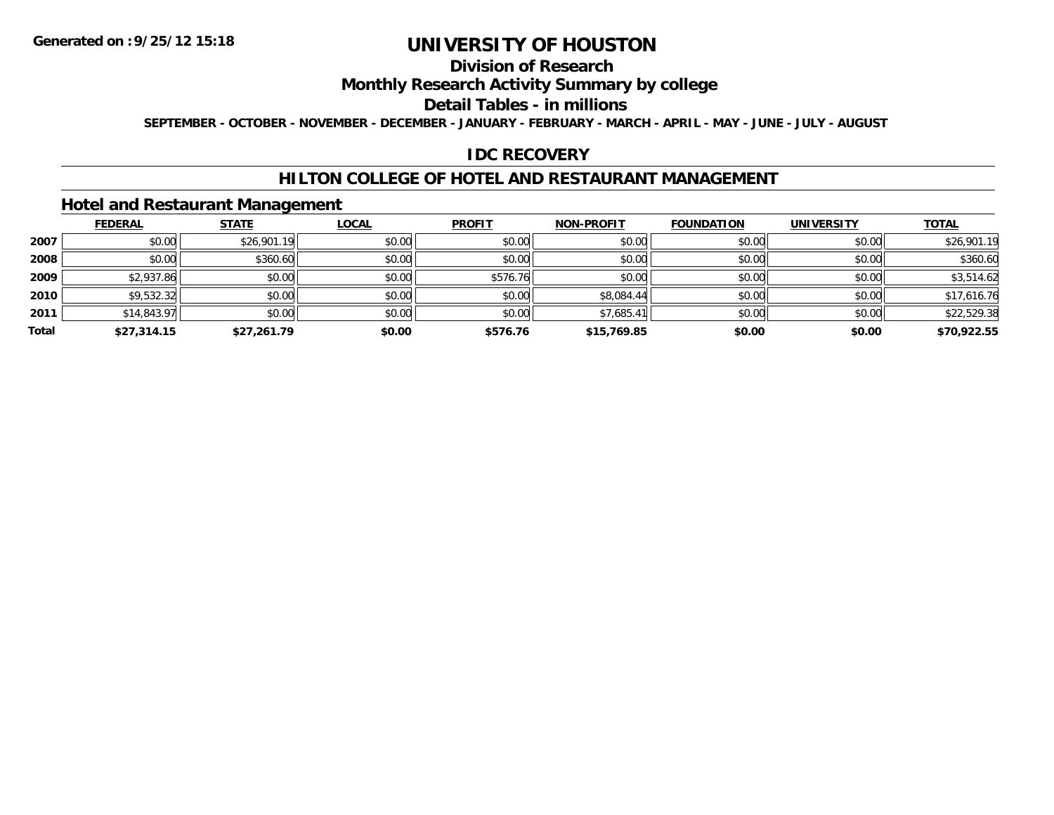# UNIVERSITY OF HOUSTON

## Division of Research

## Monthly Research Activity Summary by college

## Detail Tables - in millions

SEPTEMBER - OCTOBER - NOVEMBER - DECEMBER - JANUARY - FEBRUARY - MARCH - APRIL - MAY - JUNE - JULY - AUGUST

## IDC RECOVERY

## HILTON COLLEGE OF HOTEL AND RESTAURANT MANAGEMENT

### Hotel and Restaurant Management

| | FEDERAL | STATE | LOCAL | PROFIT | NON-PROFIT | FOUNDATION | UNIVERSITY | TOTAL |
|---|---|---|---|---|---|---|---|---|
| 2007 | $0.00 | $26,901.19 | $0.00 | $0.00 | $0.00 | $0.00 | $0.00 | $26,901.19 |
| 2008 | $0.00 | $360.60 | $0.00 | $0.00 | $0.00 | $0.00 | $0.00 | $360.60 |
| 2009 | $2,937.86 | $0.00 | $0.00 | $576.76 | $0.00 | $0.00 | $0.00 | $3,514.62 |
| 2010 | $9,532.32 | $0.00 | $0.00 | $0.00 | $8,084.44 | $0.00 | $0.00 | $17,616.76 |
| 2011 | $14,843.97 | $0.00 | $0.00 | $0.00 | $7,685.41 | $0.00 | $0.00 | $22,529.38 |
| **Total** | **$27,314.15** | **$27,261.79** | **$0.00** | **$576.76** | **$15,769.85** | **$0.00** | **$0.00** | **$70,922.55** |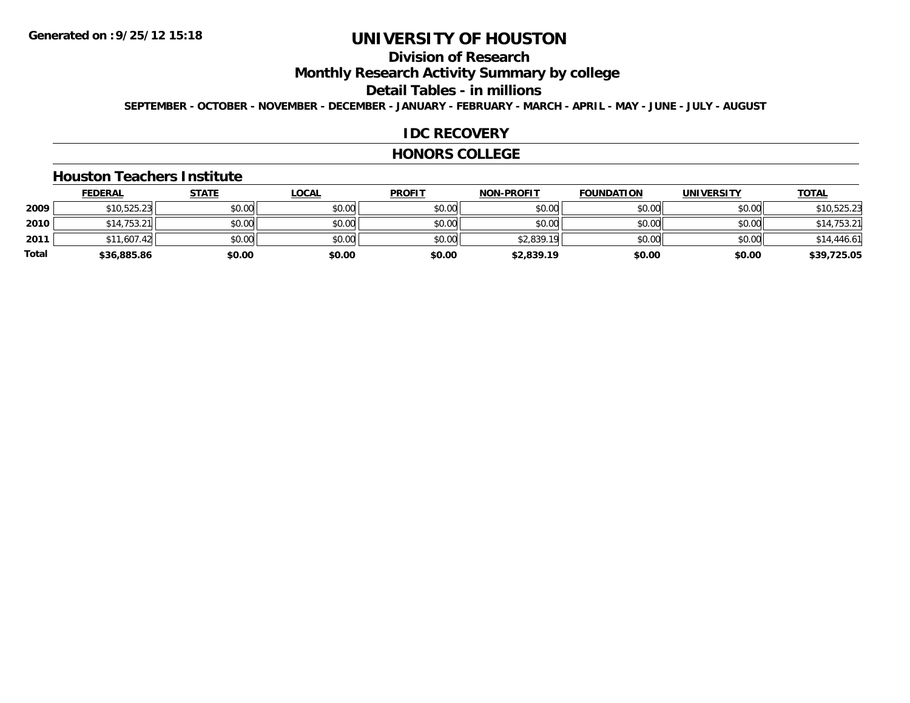**Generated on :9/25/12 15:18**

# UNIVERSITY OF HOUSTON

## Division of Research

## Monthly Research Activity Summary by college

## Detail Tables - in millions

**SEPTEMBER - OCTOBER - NOVEMBER - DECEMBER - JANUARY - FEBRUARY - MARCH - APRIL - MAY - JUNE - JULY - AUGUST**

## IDC RECOVERY

## HONORS COLLEGE

### Houston Teachers Institute

| | FEDERAL | STATE | LOCAL | PROFIT | NON-PROFIT | FOUNDATION | UNIVERSITY | TOTAL |
|---|---|---|---|---|---|---|---|---|
| 2009 | $10,525.23 | $0.00 | $0.00 | $0.00 | $0.00 | $0.00 | $0.00 | $10,525.23 |
| 2010 | $14,753.21 | $0.00 | $0.00 | $0.00 | $0.00 | $0.00 | $0.00 | $14,753.21 |
| 2011 | $11,607.42 | $0.00 | $0.00 | $0.00 | $2,839.19 | $0.00 | $0.00 | $14,446.61 |
| **Total** | **$36,885.86** | **$0.00** | **$0.00** | **$0.00** | **$2,839.19** | **$0.00** | **$0.00** | **$39,725.05** |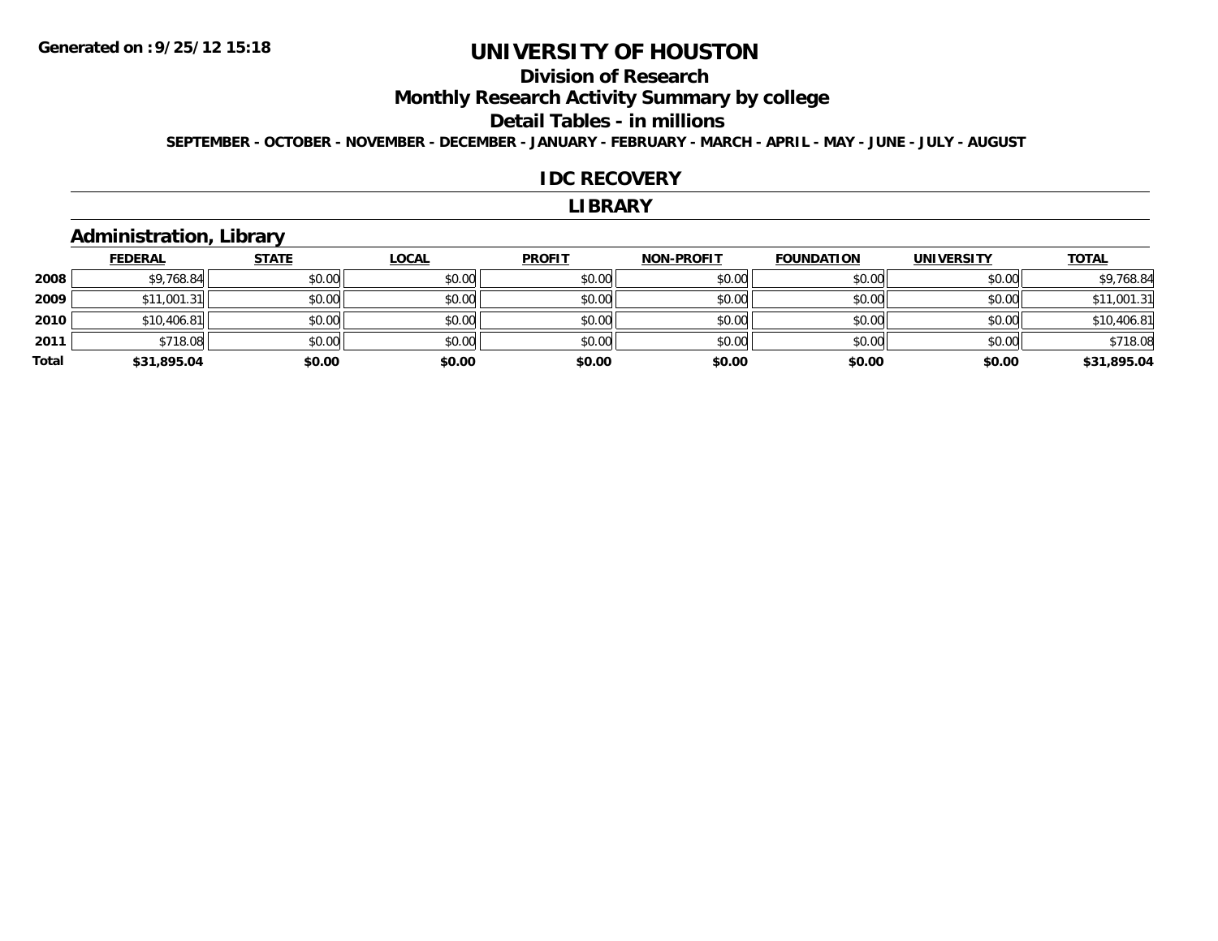# UNIVERSITY OF HOUSTON

## Division of Research

## Monthly Research Activity Summary by college

## Detail Tables - in millions

**SEPTEMBER - OCTOBER - NOVEMBER - DECEMBER - JANUARY - FEBRUARY - MARCH - APRIL - MAY - JUNE - JULY - AUGUST**

## IDC RECOVERY

## LIBRARY

### Administration, Library

| | FEDERAL | STATE | LOCAL | PROFIT | NON-PROFIT | FOUNDATION | UNIVERSITY | TOTAL |
|---|---|---|---|---|---|---|---|---|
| 2008 | $9,768.84 | $0.00 | $0.00 | $0.00 | $0.00 | $0.00 | $0.00 | $9,768.84 |
| 2009 | $11,001.31 | $0.00 | $0.00 | $0.00 | $0.00 | $0.00 | $0.00 | $11,001.31 |
| 2010 | $10,406.81 | $0.00 | $0.00 | $0.00 | $0.00 | $0.00 | $0.00 | $10,406.81 |
| 2011 | $718.08 | $0.00 | $0.00 | $0.00 | $0.00 | $0.00 | $0.00 | $718.08 |
| **Total** | **$31,895.04** | **$0.00** | **$0.00** | **$0.00** | **$0.00** | **$0.00** | **$0.00** | **$31,895.04** |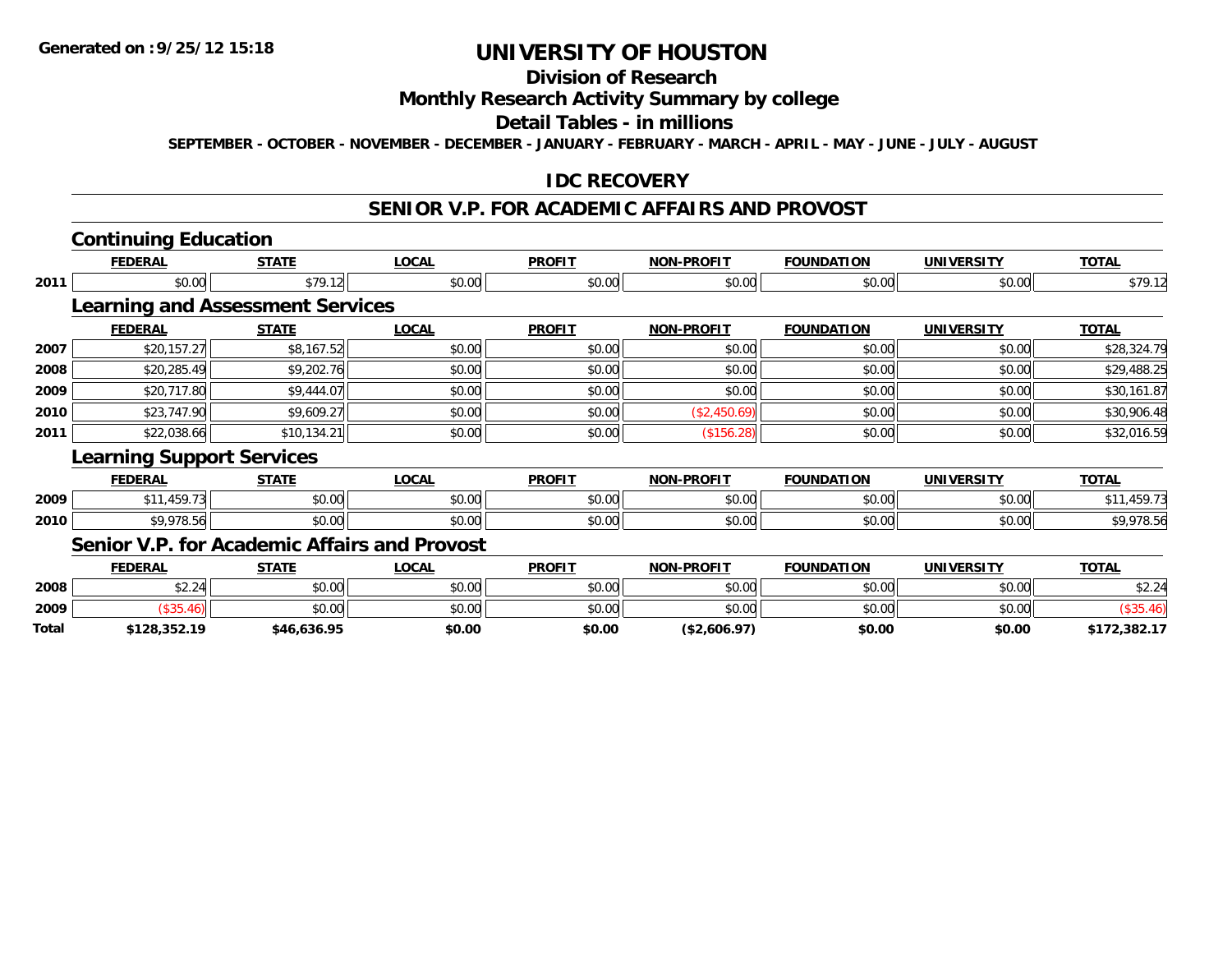**Generated on :9/25/12 15:18**

# UNIVERSITY OF HOUSTON

## Division of Research

## Monthly Research Activity Summary by college

## Detail Tables - in millions

**SEPTEMBER - OCTOBER - NOVEMBER - DECEMBER - JANUARY - FEBRUARY - MARCH - APRIL - MAY - JUNE - JULY - AUGUST**

## IDC RECOVERY

## SENIOR V.P. FOR ACADEMIC AFFAIRS AND PROVOST

### Continuing Education

| | FEDERAL | STATE | LOCAL | PROFIT | NON-PROFIT | FOUNDATION | UNIVERSITY | TOTAL |
|---|---|---|---|---|---|---|---|---|
| 2011 | $0.00 | $79.12 | $0.00 | $0.00 | $0.00 | $0.00 | $0.00 | $79.12 |

### Learning and Assessment Services

| | FEDERAL | STATE | LOCAL | PROFIT | NON-PROFIT | FOUNDATION | UNIVERSITY | TOTAL |
|---|---|---|---|---|---|---|---|---|
| 2007 | $20,157.27 | $8,167.52 | $0.00 | $0.00 | $0.00 | $0.00 | $0.00 | $28,324.79 |
| 2008 | $20,285.49 | $9,202.76 | $0.00 | $0.00 | $0.00 | $0.00 | $0.00 | $29,488.25 |
| 2009 | $20,717.80 | $9,444.07 | $0.00 | $0.00 | $0.00 | $0.00 | $0.00 | $30,161.87 |
| 2010 | $23,747.90 | $9,609.27 | $0.00 | $0.00 | ($2,450.69) | $0.00 | $0.00 | $30,906.48 |
| 2011 | $22,038.66 | $10,134.21 | $0.00 | $0.00 | ($156.28) | $0.00 | $0.00 | $32,016.59 |

### Learning Support Services

| | FEDERAL | STATE | LOCAL | PROFIT | NON-PROFIT | FOUNDATION | UNIVERSITY | TOTAL |
|---|---|---|---|---|---|---|---|---|
| 2009 | $11,459.73 | $0.00 | $0.00 | $0.00 | $0.00 | $0.00 | $0.00 | $11,459.73 |
| 2010 | $9,978.56 | $0.00 | $0.00 | $0.00 | $0.00 | $0.00 | $0.00 | $9,978.56 |

### Senior V.P. for Academic Affairs and Provost

| | FEDERAL | STATE | LOCAL | PROFIT | NON-PROFIT | FOUNDATION | UNIVERSITY | TOTAL |
|---|---|---|---|---|---|---|---|---|
| 2008 | $2.24 | $0.00 | $0.00 | $0.00 | $0.00 | $0.00 | $0.00 | $2.24 |
| 2009 | ($35.46) | $0.00 | $0.00 | $0.00 | $0.00 | $0.00 | $0.00 | ($35.46) |
| **Total** | **$128,352.19** | **$46,636.95** | **$0.00** | **$0.00** | **($2,606.97)** | **$0.00** | **$0.00** | **$172,382.17** |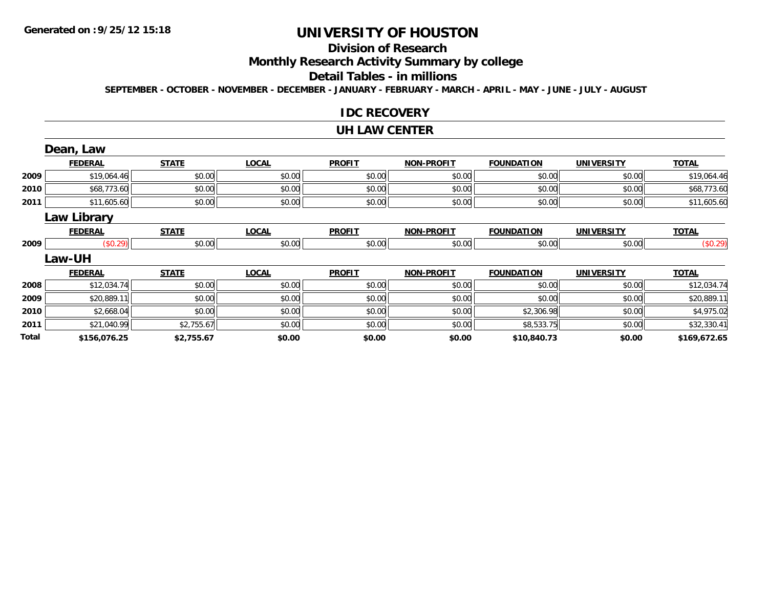**Generated on :9/25/12 15:18**

# UNIVERSITY OF HOUSTON

## Division of Research

## Monthly Research Activity Summary by college

## Detail Tables - in millions

**SEPTEMBER - OCTOBER - NOVEMBER - DECEMBER - JANUARY - FEBRUARY - MARCH - APRIL - MAY - JUNE - JULY - AUGUST**

### IDC RECOVERY

### UH LAW CENTER

#### Dean, Law

| | FEDERAL | STATE | LOCAL | PROFIT | NON-PROFIT | FOUNDATION | UNIVERSITY | TOTAL |
|---|---|---|---|---|---|---|---|---|
| 2009 | $19,064.46 | $0.00 | $0.00 | $0.00 | $0.00 | $0.00 | $0.00 | $19,064.46 |
| 2010 | $68,773.60 | $0.00 | $0.00 | $0.00 | $0.00 | $0.00 | $0.00 | $68,773.60 |
| 2011 | $11,605.60 | $0.00 | $0.00 | $0.00 | $0.00 | $0.00 | $0.00 | $11,605.60 |

#### Law Library

| | FEDERAL | STATE | LOCAL | PROFIT | NON-PROFIT | FOUNDATION | UNIVERSITY | TOTAL |
|---|---|---|---|---|---|---|---|---|
| 2009 | ($0.29) | $0.00 | $0.00 | $0.00 | $0.00 | $0.00 | $0.00 | ($0.29) |

#### Law-UH

| | FEDERAL | STATE | LOCAL | PROFIT | NON-PROFIT | FOUNDATION | UNIVERSITY | TOTAL |
|---|---|---|---|---|---|---|---|---|
| 2008 | $12,034.74 | $0.00 | $0.00 | $0.00 | $0.00 | $0.00 | $0.00 | $12,034.74 |
| 2009 | $20,889.11 | $0.00 | $0.00 | $0.00 | $0.00 | $0.00 | $0.00 | $20,889.11 |
| 2010 | $2,668.04 | $0.00 | $0.00 | $0.00 | $0.00 | $2,306.98 | $0.00 | $4,975.02 |
| 2011 | $21,040.99 | $2,755.67 | $0.00 | $0.00 | $0.00 | $8,533.75 | $0.00 | $32,330.41 |
| **Total** | **$156,076.25** | **$2,755.67** | **$0.00** | **$0.00** | **$0.00** | **$10,840.73** | **$0.00** | **$169,672.65** |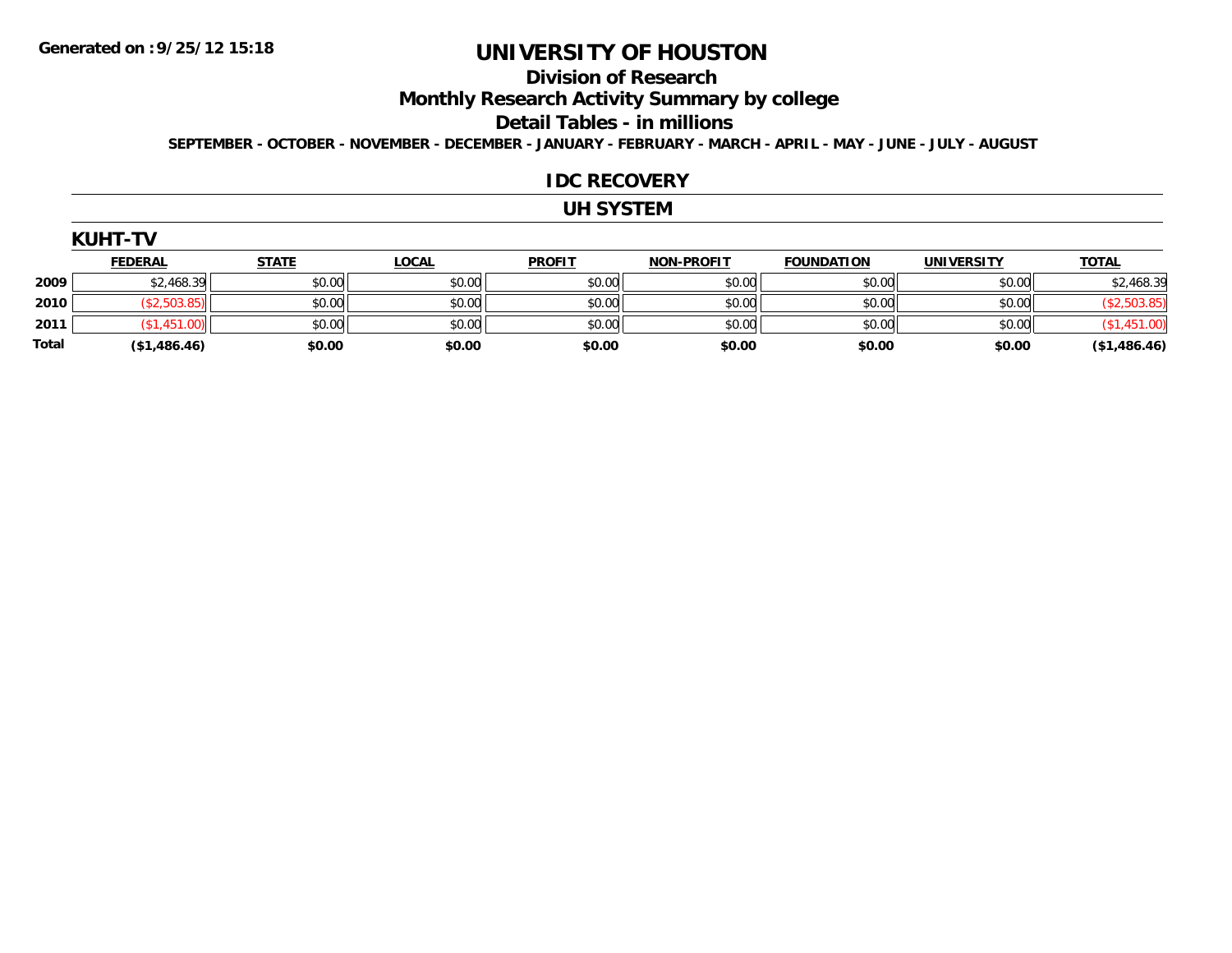Generated on :9/25/12 15:18

# UNIVERSITY OF HOUSTON

## Division of Research

## Monthly Research Activity Summary by college

## Detail Tables - in millions

**SEPTEMBER - OCTOBER - NOVEMBER - DECEMBER - JANUARY - FEBRUARY - MARCH - APRIL - MAY - JUNE - JULY - AUGUST**

## IDC RECOVERY

## UH SYSTEM

### KUHT-TV

| | FEDERAL | STATE | LOCAL | PROFIT | NON-PROFIT | FOUNDATION | UNIVERSITY | TOTAL |
|---|---|---|---|---|---|---|---|---|
| 2009 | $2,468.39 | $0.00 | $0.00 | $0.00 | $0.00 | $0.00 | $0.00 | $2,468.39 |
| 2010 | ($2,503.85) | $0.00 | $0.00 | $0.00 | $0.00 | $0.00 | $0.00 | ($2,503.85) |
| 2011 | ($1,451.00) | $0.00 | $0.00 | $0.00 | $0.00 | $0.00 | $0.00 | ($1,451.00) |
| **Total** | **($1,486.46)** | **$0.00** | **$0.00** | **$0.00** | **$0.00** | **$0.00** | **$0.00** | **($1,486.46)** |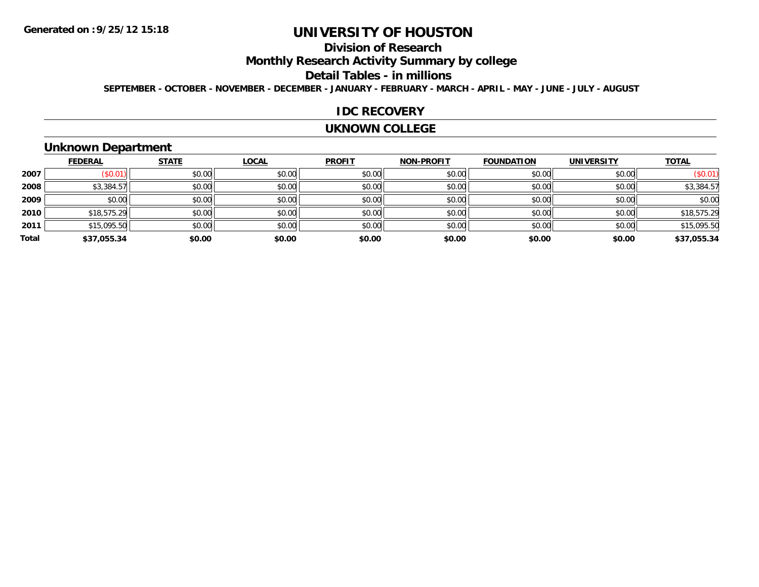Generated on :9/25/12 15:18

# UNIVERSITY OF HOUSTON

## Division of Research

## Monthly Research Activity Summary by college

## Detail Tables - in millions

**SEPTEMBER - OCTOBER - NOVEMBER - DECEMBER - JANUARY - FEBRUARY - MARCH - APRIL - MAY - JUNE - JULY - AUGUST**

## IDC RECOVERY

## UKNOWN COLLEGE

### Unknown Department

| | FEDERAL | STATE | LOCAL | PROFIT | NON-PROFIT | FOUNDATION | UNIVERSITY | TOTAL |
|---|---|---|---|---|---|---|---|---|
| 2007 | ($0.01) | $0.00 | $0.00 | $0.00 | $0.00 | $0.00 | $0.00 | ($0.01) |
| 2008 | $3,384.57 | $0.00 | $0.00 | $0.00 | $0.00 | $0.00 | $0.00 | $3,384.57 |
| 2009 | $0.00 | $0.00 | $0.00 | $0.00 | $0.00 | $0.00 | $0.00 | $0.00 |
| 2010 | $18,575.29 | $0.00 | $0.00 | $0.00 | $0.00 | $0.00 | $0.00 | $18,575.29 |
| 2011 | $15,095.50 | $0.00 | $0.00 | $0.00 | $0.00 | $0.00 | $0.00 | $15,095.50 |
| **Total** | **$37,055.34** | **$0.00** | **$0.00** | **$0.00** | **$0.00** | **$0.00** | **$0.00** | **$37,055.34** |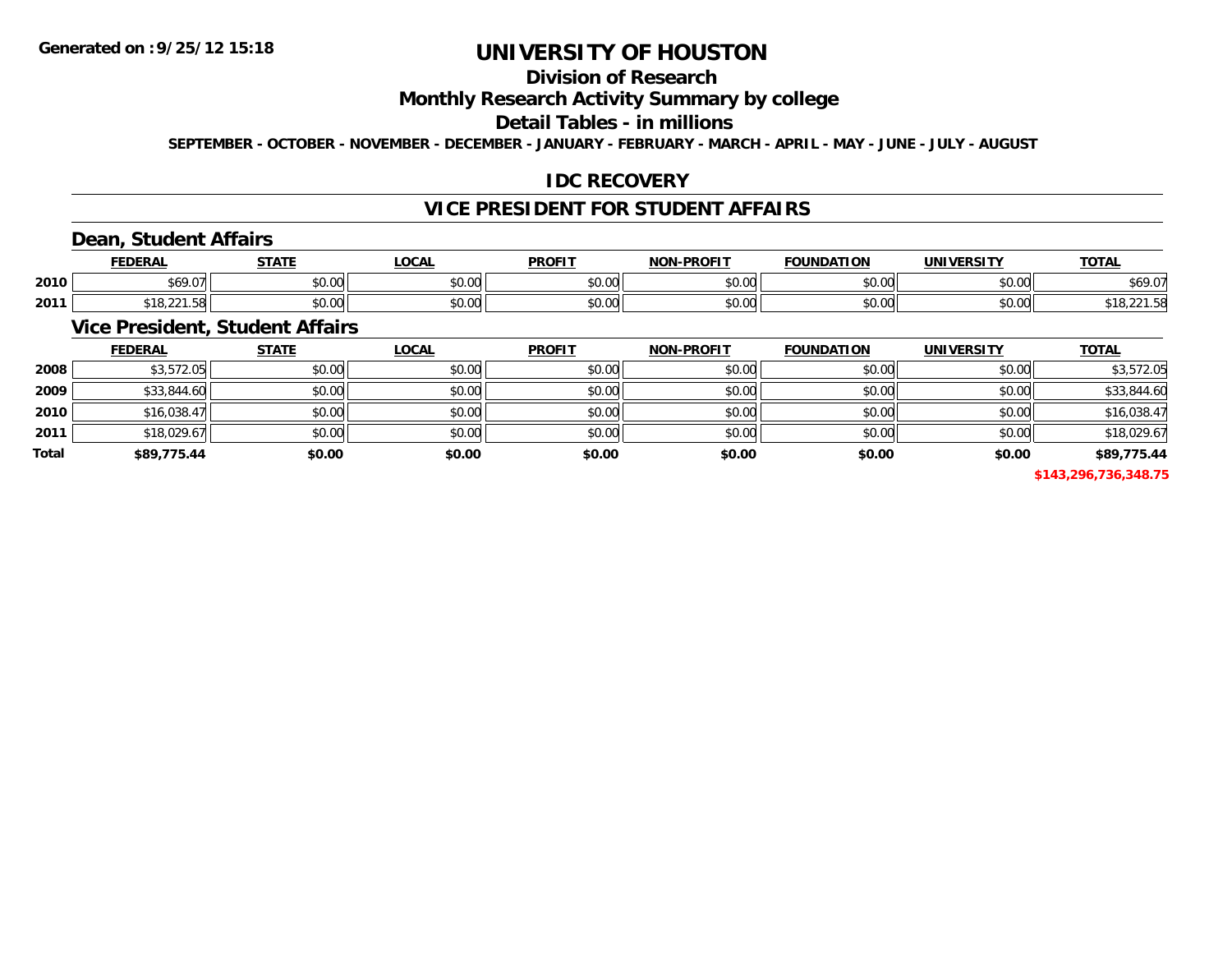**Generated on :9/25/12 15:18**

# UNIVERSITY OF HOUSTON

## Division of Research

## Monthly Research Activity Summary by college

## Detail Tables - in millions

**SEPTEMBER - OCTOBER - NOVEMBER - DECEMBER - JANUARY - FEBRUARY - MARCH - APRIL - MAY - JUNE - JULY - AUGUST**

## IDC RECOVERY

## VICE PRESIDENT FOR STUDENT AFFAIRS

### Dean, Student Affairs

| | FEDERAL | STATE | LOCAL | PROFIT | NON-PROFIT | FOUNDATION | UNIVERSITY | TOTAL |
|---|---|---|---|---|---|---|---|---|
| 2010 | $69.07 | $0.00 | $0.00 | $0.00 | $0.00 | $0.00 | $0.00 | $69.07 |
| 2011 | $18,221.58 | $0.00 | $0.00 | $0.00 | $0.00 | $0.00 | $0.00 | $18,221.58 |

### Vice President, Student Affairs

| | FEDERAL | STATE | LOCAL | PROFIT | NON-PROFIT | FOUNDATION | UNIVERSITY | TOTAL |
|---|---|---|---|---|---|---|---|---|
| 2008 | $3,572.05 | $0.00 | $0.00 | $0.00 | $0.00 | $0.00 | $0.00 | $3,572.05 |
| 2009 | $33,844.60 | $0.00 | $0.00 | $0.00 | $0.00 | $0.00 | $0.00 | $33,844.60 |
| 2010 | $16,038.47 | $0.00 | $0.00 | $0.00 | $0.00 | $0.00 | $0.00 | $16,038.47 |
| 2011 | $18,029.67 | $0.00 | $0.00 | $0.00 | $0.00 | $0.00 | $0.00 | $18,029.67 |
| **Total** | **$89,775.44** | **$0.00** | **$0.00** | **$0.00** | **$0.00** | **$0.00** | **$0.00** | **$89,775.44** |

**$143,296,736,348.75**